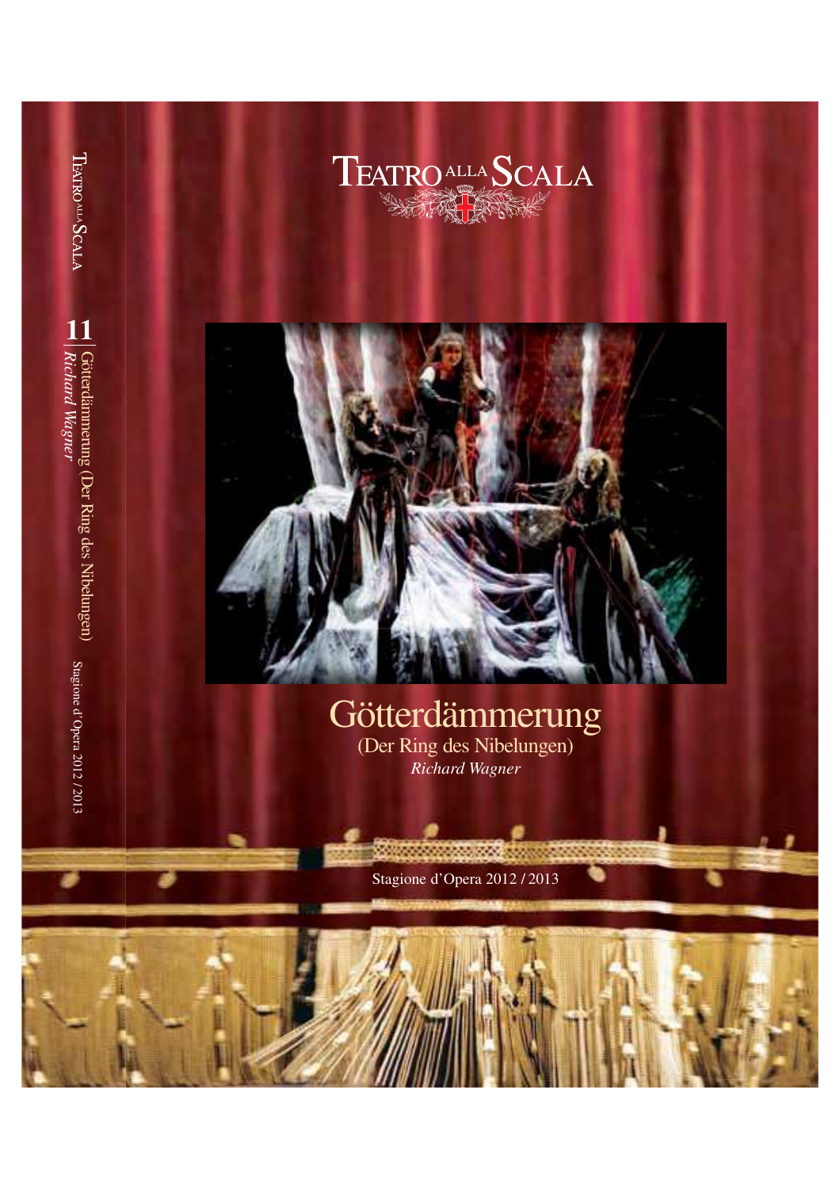# Teatro alla Scala

11 | Götterdämmerung (Der Ring des Nibelungen)
*Richard Wagner*

Stagione d'Opera 2012 / 2013

# Götterdämmerung

(Der Ring des Nibelungen)

*Richard Wagner*

Stagione d'Opera 2012 / 2013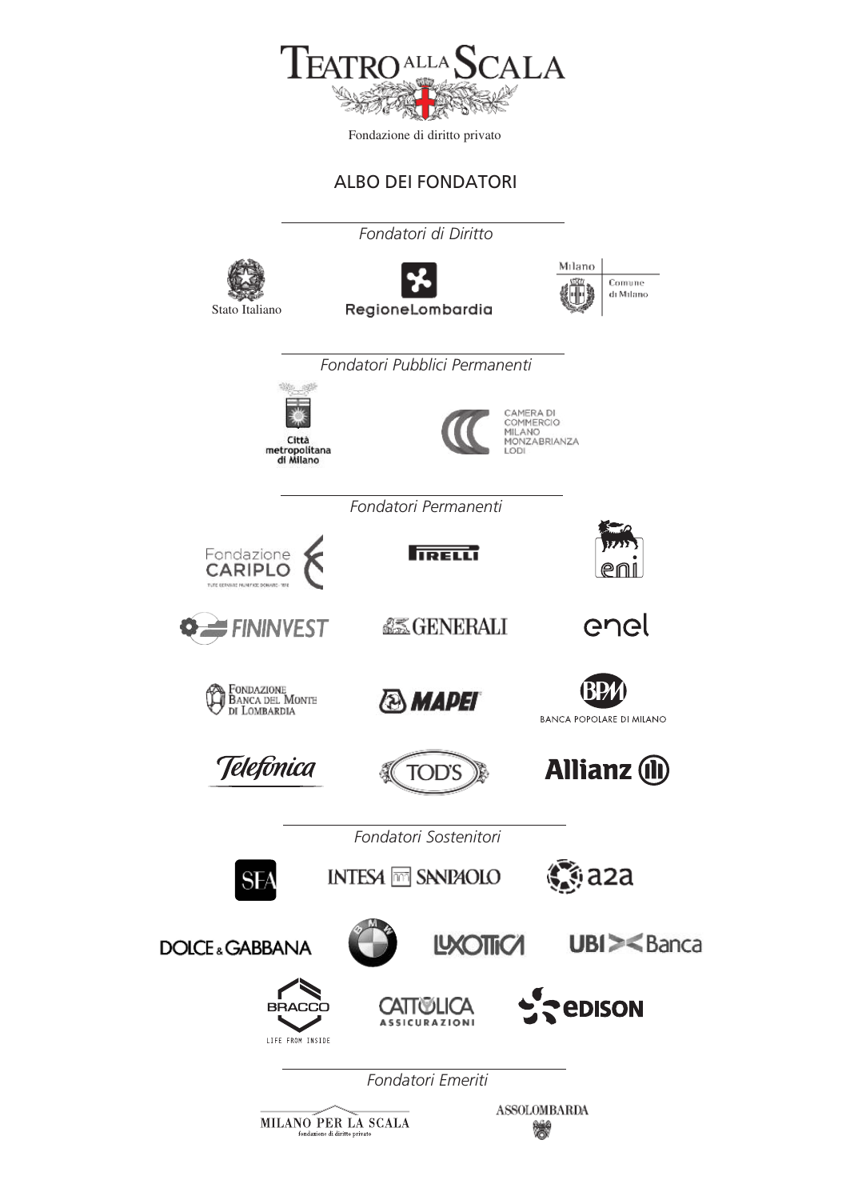# TEATRO ALLA SCALA

Fondazione di diritto privato

## ALBO DEI FONDATORI

*Fondatori di Diritto*

Stato Italiano

RegioneLombardia

Milano Comune di Milano

*Fondatori Pubblici Permanenti*

Città metropolitana di Milano

CAMERA DI COMMERCIO MILANO MONZABRIANZA LODI

*Fondatori Permanenti*

Fondazione CARIPLO

PIRELLI

eni

FININVEST

GENERALI

enel

Fondazione Banca del Monte di Lombardia

MAPEI

BPM BANCA POPOLARE DI MILANO

Telefonica

TOD'S

Allianz

*Fondatori Sostenitori*

SEA

INTESA SANPAOLO

a2a

DOLCE & GABBANA

BMW

LUXOTTICA

UBI Banca

BRACCO LIFE FROM INSIDE

CATTOLICA ASSICURAZIONI

EDISON

*Fondatori Emeriti*

MILANO PER LA SCALA fondazione di diritto privato

ASSOLOMBARDA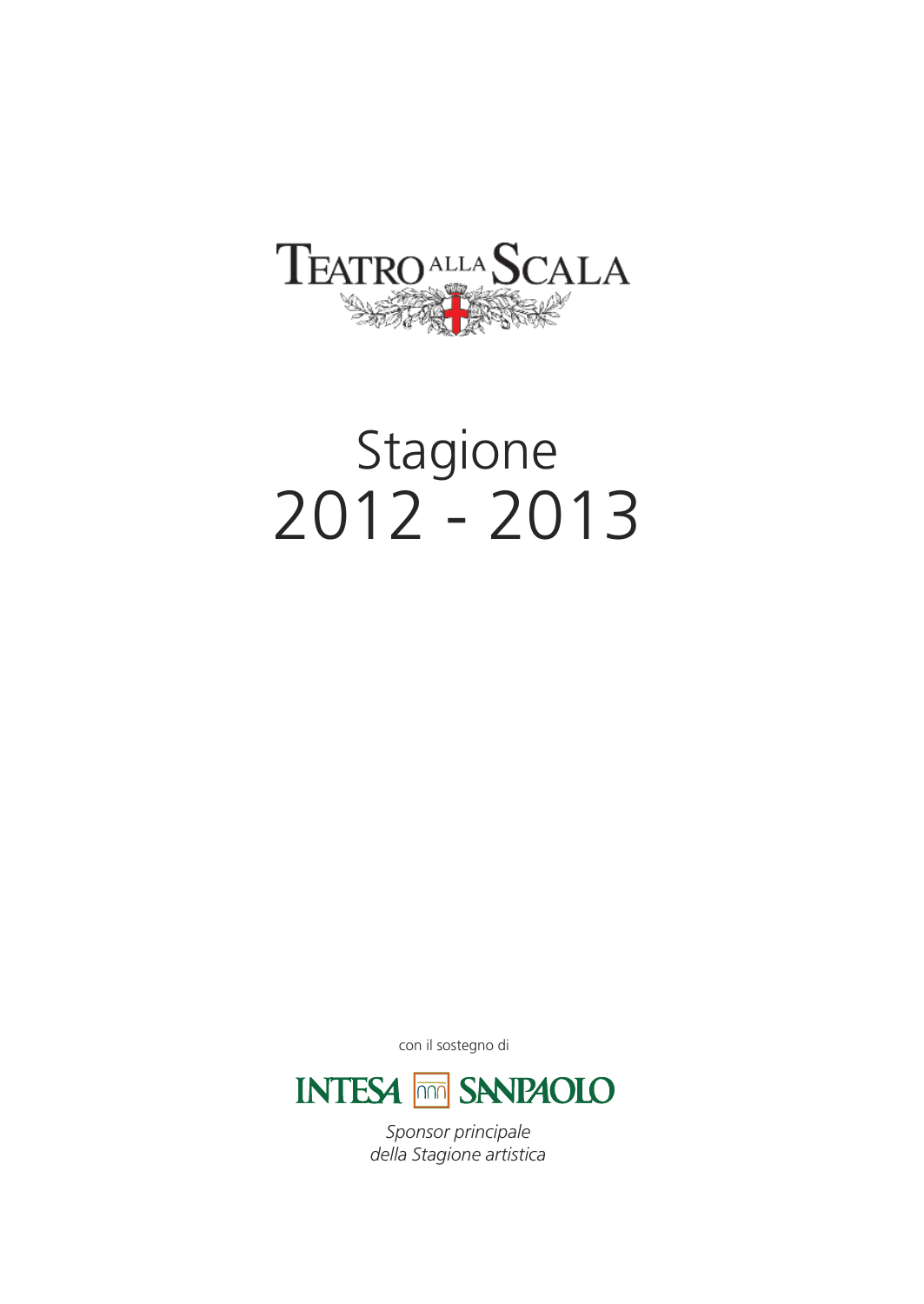# Teatro alla Scala

# Stagione 2012 - 2013

con il sostegno di

INTESA SANPAOLO

*Sponsor principale della Stagione artistica*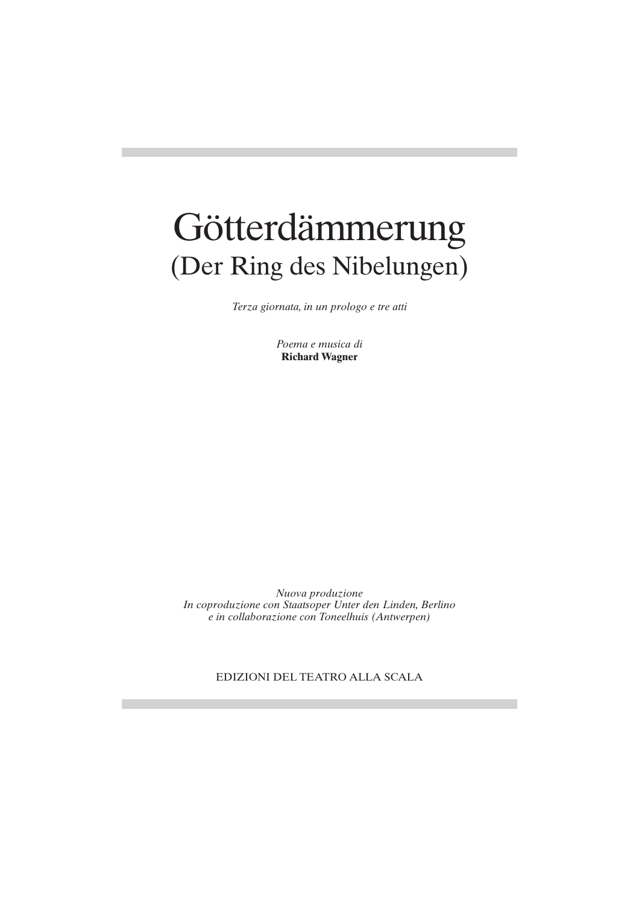# Götterdämmerung
## (Der Ring des Nibelungen)

*Terza giornata, in un prologo e tre atti*

*Poema e musica di*
**Richard Wagner**

*Nuova produzione*
*In coproduzione con Staatsoper Unter den Linden, Berlino*
*e in collaborazione con Toneelhuis (Antwerpen)*

EDIZIONI DEL TEATRO ALLA SCALA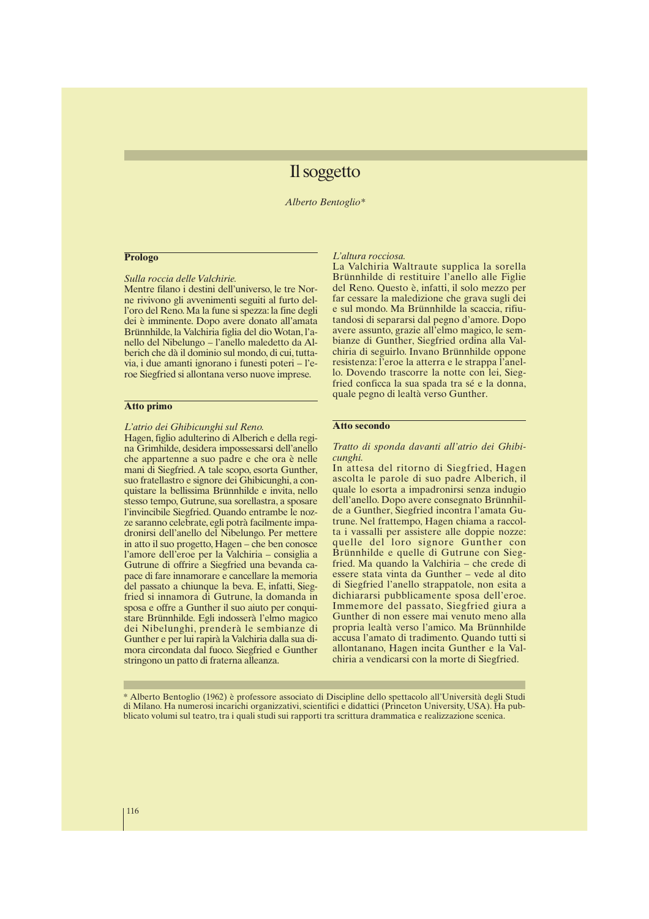# Il soggetto

*Alberto Bentoglio**

## Prologo

*Sulla roccia delle Valchirie.*

Mentre filano i destini dell'universo, le tre Norne rivivono gli avvenimenti seguiti al furto dell'oro del Reno. Ma la fune si spezza: la fine degli dei è imminente. Dopo avere donato all'amata Brünnhilde, la Valchiria figlia del dio Wotan, l'anello del Nibelungo – l'anello maledetto da Alberich che dà il dominio sul mondo, di cui, tuttavia, i due amanti ignorano i funesti poteri – l'eroe Siegfried si allontana verso nuove imprese.

## Atto primo

*L'atrio dei Ghibicunghi sul Reno.*

Hagen, figlio adulterino di Alberich e della regina Grimhilde, desidera impossessarsi dell'anello che appartenne a suo padre e che ora è nelle mani di Siegfried. A tale scopo, esorta Gunther, suo fratellastro e signore dei Ghibicunghi, a conquistare la bellissima Brünnhilde e invita, nello stesso tempo, Gutrune, sua sorellastra, a sposare l'invincibile Siegfried. Quando entrambe le nozze saranno celebrate, egli potrà facilmente impadronirsi dell'anello del Nibelungo. Per mettere in atto il suo progetto, Hagen – che ben conosce l'amore dell'eroe per la Valchiria – consiglia a Gutrune di offrire a Siegfried una bevanda capace di fare innamorare e cancellare la memoria del passato a chiunque la beva. E, infatti, Siegfried si innamora di Gutrune, la domanda in sposa e offre a Gunther il suo aiuto per conquistare Brünnhilde. Egli indosserà l'elmo magico dei Nibelunghi, prenderà le sembianze di Gunther e per lui rapirà la Valchiria dalla sua dimora circondata dal fuoco. Siegfried e Gunther stringono un patto di fraterna alleanza.

*L'altura rocciosa.*

La Valchiria Waltraute supplica la sorella Brünnhilde di restituire l'anello alle Figlie del Reno. Questo è, infatti, il solo mezzo per far cessare la maledizione che grava sugli dei e sul mondo. Ma Brünnhilde la scaccia, rifiutandosi di separarsi dal pegno d'amore. Dopo avere assunto, grazie all'elmo magico, le sembianze di Gunther, Siegfried ordina alla Valchiria di seguirlo. Invano Brünnhilde oppone resistenza: l'eroe la atterra e le strappa l'anello. Dovendo trascorre la notte con lei, Siegfried conficca la sua spada tra sé e la donna, quale pegno di lealtà verso Gunther.

## Atto secondo

*Tratto di sponda davanti all'atrio dei Ghibicunghi.*

In attesa del ritorno di Siegfried, Hagen ascolta le parole di suo padre Alberich, il quale lo esorta a impadronirsi senza indugio dell'anello. Dopo avere consegnato Brünnhilde a Gunther, Siegfried incontra l'amata Gutrune. Nel frattempo, Hagen chiama a raccolta i vassalli per assistere alle doppie nozze: quelle del loro signore Gunther con Brünnhilde e quelle di Gutrune con Siegfried. Ma quando la Valchiria – che crede di essere stata vinta da Gunther – vede al dito di Siegfried l'anello strappatole, non esita a dichiararsi pubblicamente sposa dell'eroe. Immemore del passato, Siegfried giura a Gunther di non essere mai venuto meno alla propria lealtà verso l'amico. Ma Brünnhilde accusa l'amato di tradimento. Quando tutti si allontanano, Hagen incita Gunther e la Valchiria a vendicarsi con la morte di Siegfried.

---

\* Alberto Bentoglio (1962) è professore associato di Discipline dello spettacolo all'Università degli Studi di Milano. Ha numerosi incarichi organizzativi, scientifici e didattici (Princeton University, USA). Ha pubblicato volumi sul teatro, tra i quali studi sui rapporti tra scrittura drammatica e realizzazione scenica.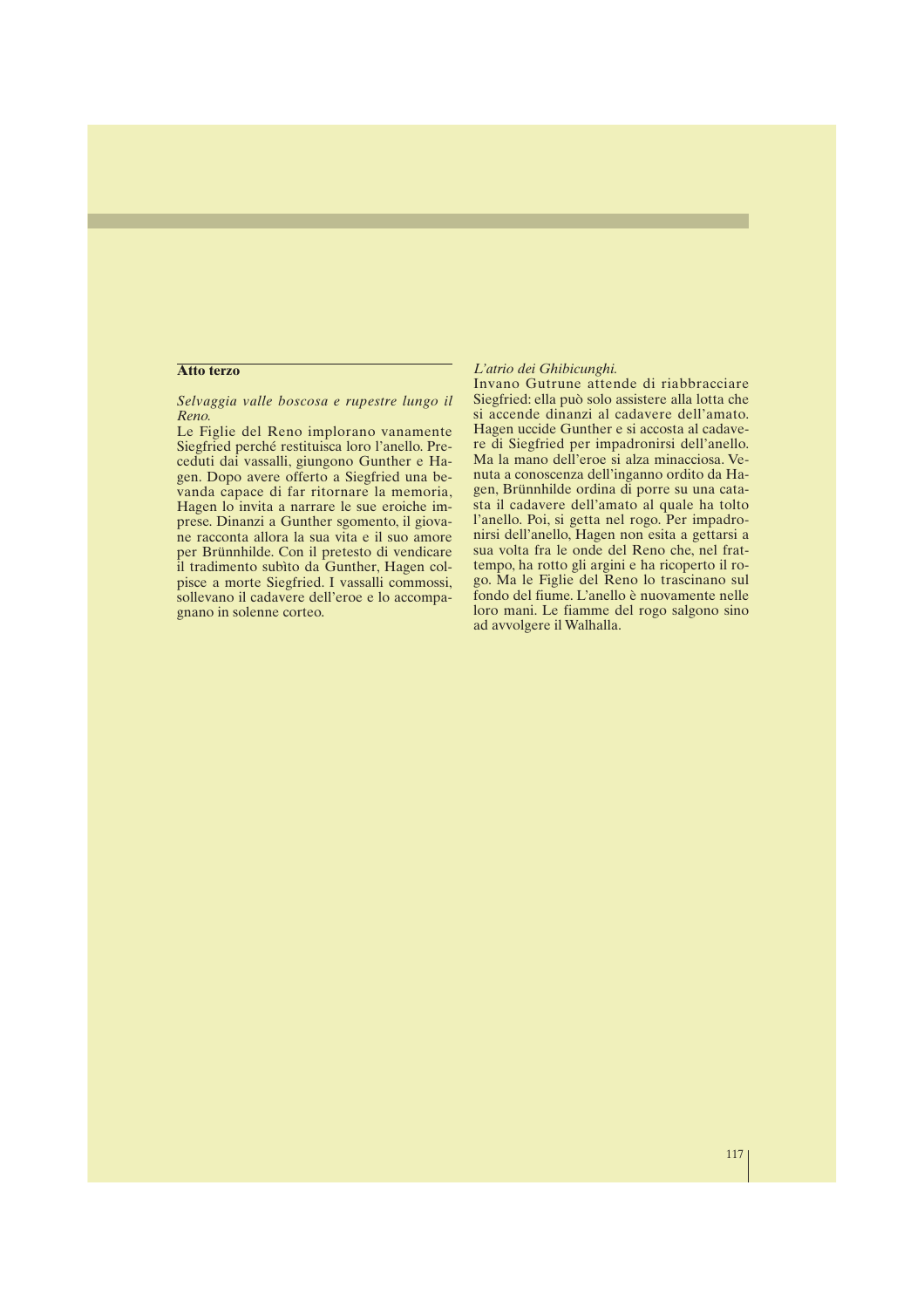## Atto terzo

*Selvaggia valle boscosa e rupestre lungo il Reno.*

Le Figlie del Reno implorano vanamente Siegfried perché restituisca loro l'anello. Preceduti dai vassalli, giungono Gunther e Hagen. Dopo avere offerto a Siegfried una bevanda capace di far ritornare la memoria, Hagen lo invita a narrare le sue eroiche imprese. Dinanzi a Gunther sgomento, il giovane racconta allora la sua vita e il suo amore per Brünnhilde. Con il pretesto di vendicare il tradimento subìto da Gunther, Hagen colpisce a morte Siegfried. I vassalli commossi, sollevano il cadavere dell'eroe e lo accompagnano in solenne corteo.

*L'atrio dei Ghibicunghi.*

Invano Gutrune attende di riabbracciare Siegfried: ella può solo assistere alla lotta che si accende dinanzi al cadavere dell'amato. Hagen uccide Gunther e si accosta al cadavere di Siegfried per impadronirsi dell'anello. Ma la mano dell'eroe si alza minacciosa. Venuta a conoscenza dell'inganno ordito da Hagen, Brünnhilde ordina di porre su una catasta il cadavere dell'amato al quale ha tolto l'anello. Poi, si getta nel rogo. Per impadronirsi dell'anello, Hagen non esita a gettarsi a sua volta fra le onde del Reno che, nel frattempo, ha rotto gli argini e ha ricoperto il rogo. Ma le Figlie del Reno lo trascinano sul fondo del fiume. L'anello è nuovamente nelle loro mani. Le fiamme del rogo salgono sino ad avvolgere il Walhalla.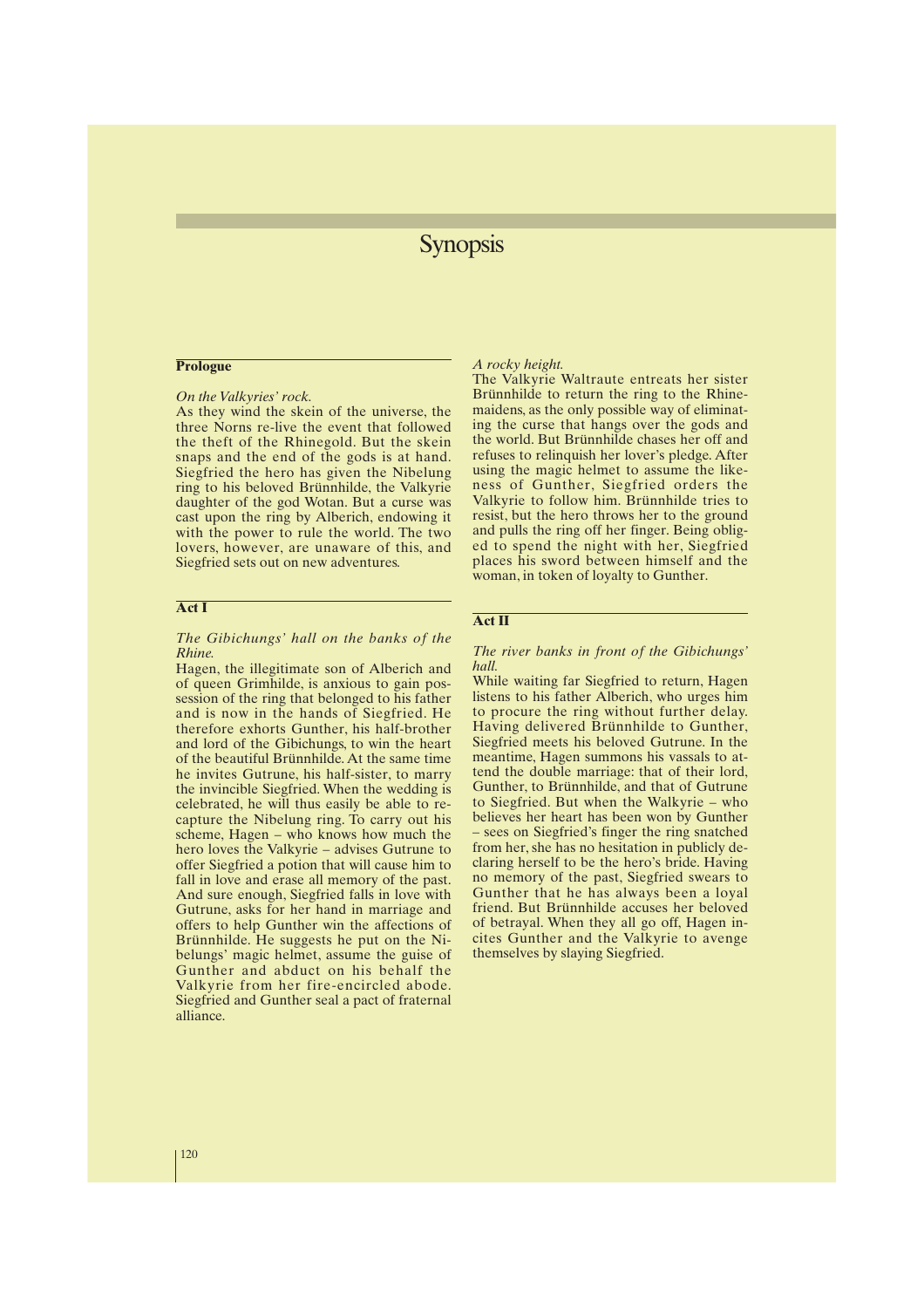# Synopsis

**Prologue**

*On the Valkyries' rock.*

As they wind the skein of the universe, the three Norns re-live the event that followed the theft of the Rhinegold. But the skein snaps and the end of the gods is at hand. Siegfried the hero has given the Nibelung ring to his beloved Brünnhilde, the Valkyrie daughter of the god Wotan. But a curse was cast upon the ring by Alberich, endowing it with the power to rule the world. The two lovers, however, are unaware of this, and Siegfried sets out on new adventures.

**Act I**

*The Gibichungs' hall on the banks of the Rhine.*

Hagen, the illegitimate son of Alberich and of queen Grimhilde, is anxious to gain possession of the ring that belonged to his father and is now in the hands of Siegfried. He therefore exhorts Gunther, his half-brother and lord of the Gibichungs, to win the heart of the beautiful Brünnhilde. At the same time he invites Gutrune, his half-sister, to marry the invincible Siegfried. When the wedding is celebrated, he will thus easily be able to recapture the Nibelung ring. To carry out his scheme, Hagen – who knows how much the hero loves the Valkyrie – advises Gutrune to offer Siegfried a potion that will cause him to fall in love and erase all memory of the past. And sure enough, Siegfried falls in love with Gutrune, asks for her hand in marriage and offers to help Gunther win the affections of Brünnhilde. He suggests he put on the Nibelungs' magic helmet, assume the guise of Gunther and abduct on his behalf the Valkyrie from her fire-encircled abode. Siegfried and Gunther seal a pact of fraternal alliance.

*A rocky height.*

The Valkyrie Waltraute entreats her sister Brünnhilde to return the ring to the Rhinemaidens, as the only possible way of eliminating the curse that hangs over the gods and the world. But Brünnhilde chases her off and refuses to relinquish her lover's pledge. After using the magic helmet to assume the likeness of Gunther, Siegfried orders the Valkyrie to follow him. Brünnhilde tries to resist, but the hero throws her to the ground and pulls the ring off her finger. Being obliged to spend the night with her, Siegfried places his sword between himself and the woman, in token of loyalty to Gunther.

**Act II**

*The river banks in front of the Gibichungs' hall.*

While waiting far Siegfried to return, Hagen listens to his father Alberich, who urges him to procure the ring without further delay. Having delivered Brünnhilde to Gunther, Siegfried meets his beloved Gutrune. In the meantime, Hagen summons his vassals to attend the double marriage: that of their lord, Gunther, to Brünnhilde, and that of Gutrune to Siegfried. But when the Walkyrie – who believes her heart has been won by Gunther – sees on Siegfried's finger the ring snatched from her, she has no hesitation in publicly declaring herself to be the hero's bride. Having no memory of the past, Siegfried swears to Gunther that he has always been a loyal friend. But Brünnhilde accuses her beloved of betrayal. When they all go off, Hagen incites Gunther and the Valkyrie to avenge themselves by slaying Siegfried.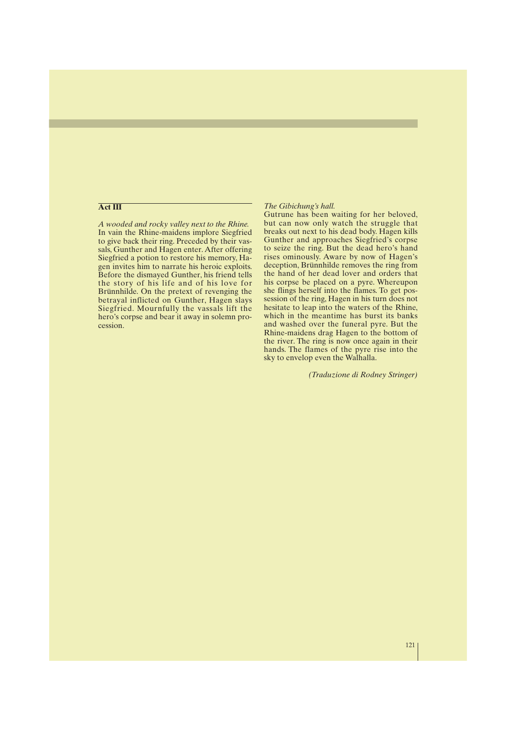## Act III

*A wooded and rocky valley next to the Rhine.*
In vain the Rhine-maidens implore Siegfried to give back their ring. Preceded by their vassals, Gunther and Hagen enter. After offering Siegfried a potion to restore his memory, Hagen invites him to narrate his heroic exploits. Before the dismayed Gunther, his friend tells the story of his life and of his love for Brünnhilde. On the pretext of revenging the betrayal inflicted on Gunther, Hagen slays Siegfried. Mournfully the vassals lift the hero's corpse and bear it away in solemn procession.

*The Gibichung's hall.*
Gutrune has been waiting for her beloved, but can now only watch the struggle that breaks out next to his dead body. Hagen kills Gunther and approaches Siegfried's corpse to seize the ring. But the dead hero's hand rises ominously. Aware by now of Hagen's deception, Brünnhilde removes the ring from the hand of her dead lover and orders that his corpse be placed on a pyre. Whereupon she flings herself into the flames. To get possession of the ring, Hagen in his turn does not hesitate to leap into the waters of the Rhine, which in the meantime has burst its banks and washed over the funeral pyre. But the Rhine-maidens drag Hagen to the bottom of the river. The ring is now once again in their hands. The flames of the pyre rise into the sky to envelop even the Walhalla.

*(Traduzione di Rodney Stringer)*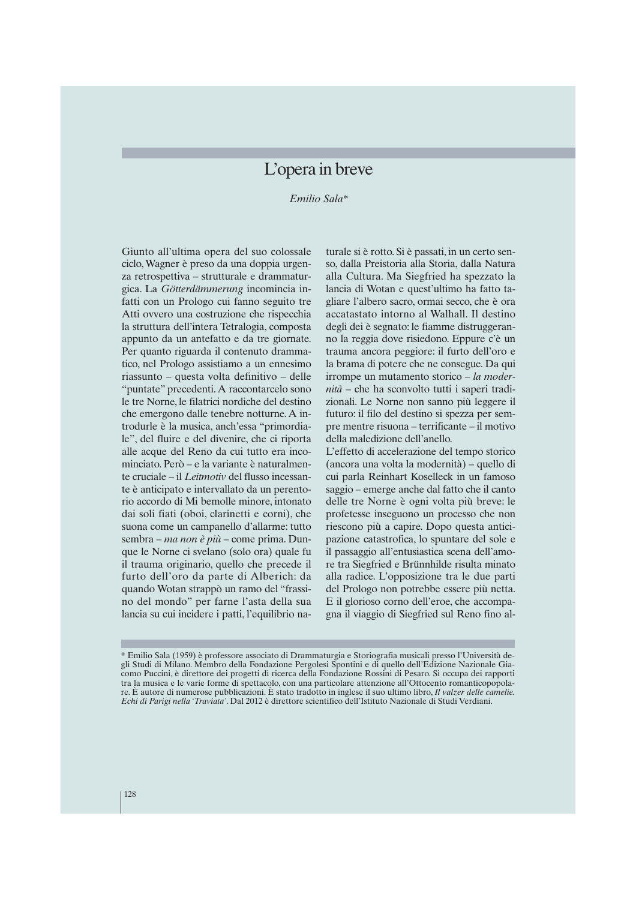# L'opera in breve

*Emilio Sala**

Giunto all'ultima opera del suo colossale ciclo, Wagner è preso da una doppia urgenza retrospettiva – strutturale e drammaturgica. La *Götterdämmerung* incomincia infatti con un Prologo cui fanno seguito tre Atti ovvero una costruzione che rispecchia la struttura dell'intera Tetralogia, composta appunto da un antefatto e da tre giornate. Per quanto riguarda il contenuto drammatico, nel Prologo assistiamo a un ennesimo riassunto – questa volta definitivo – delle "puntate" precedenti. A raccontarcelo sono le tre Norne, le filatrici nordiche del destino che emergono dalle tenebre notturne. A introdurle è la musica, anch'essa "primordiale", del fluire e del divenire, che ci riporta alle acque del Reno da cui tutto era incominciato. Però – e la variante è naturalmente cruciale – il *Leitmotiv* del flusso incessante è anticipato e intervallato da un perentorio accordo di Mi bemolle minore, intonato dai soli fiati (oboi, clarinetti e corni), che suona come un campanello d'allarme: tutto sembra – *ma non è più* – come prima. Dunque le Norne ci svelano (solo ora) quale fu il trauma originario, quello che precede il furto dell'oro da parte di Alberich: da quando Wotan strappò un ramo del "frassino del mondo" per farne l'asta della sua lancia su cui incidere i patti, l'equilibrio naturale si è rotto. Si è passati, in un certo senso, dalla Preistoria alla Storia, dalla Natura alla Cultura. Ma Siegfried ha spezzato la lancia di Wotan e quest'ultimo ha fatto tagliare l'albero sacro, ormai secco, che è ora accatastato intorno al Walhall. Il destino degli dei è segnato: le fiamme distruggeranno la reggia dove risiedono. Eppure c'è un trauma ancora peggiore: il furto dell'oro e la brama di potere che ne consegue. Da qui irrompe un mutamento storico – *la modernità* – che ha sconvolto tutti i saperi tradizionali. Le Norne non sanno più leggere il futuro: il filo del destino si spezza per sempre mentre risuona – terrificante – il motivo della maledizione dell'anello.

L'effetto di accelerazione del tempo storico (ancora una volta la modernità) – quello di cui parla Reinhart Koselleck in un famoso saggio – emerge anche dal fatto che il canto delle tre Norne è ogni volta più breve: le profetesse inseguono un processo che non riescono più a capire. Dopo questa anticipazione catastrofica, lo spuntare del sole e il passaggio all'entusiastica scena dell'amore tra Siegfried e Brünnhilde risulta minato alla radice. L'opposizione tra le due parti del Prologo non potrebbe essere più netta. E il glorioso corno dell'eroe, che accompagna il viaggio di Siegfried sul Reno fino al-

---

\* Emilio Sala (1959) è professore associato di Drammaturgia e Storiografia musicali presso l'Università degli Studi di Milano. Membro della Fondazione Pergolesi Spontini e di quello dell'Edizione Nazionale Giacomo Puccini, è direttore dei progetti di ricerca della Fondazione Rossini di Pesaro. Si occupa dei rapporti tra la musica e le varie forme di spettacolo, con una particolare attenzione all'Ottocento romanticopopolare. È autore di numerose pubblicazioni. È stato tradotto in inglese il suo ultimo libro, *Il valzer delle camelie. Echi di Parigi nella 'Traviata'*. Dal 2012 è direttore scientifico dell'Istituto Nazionale di Studi Verdiani.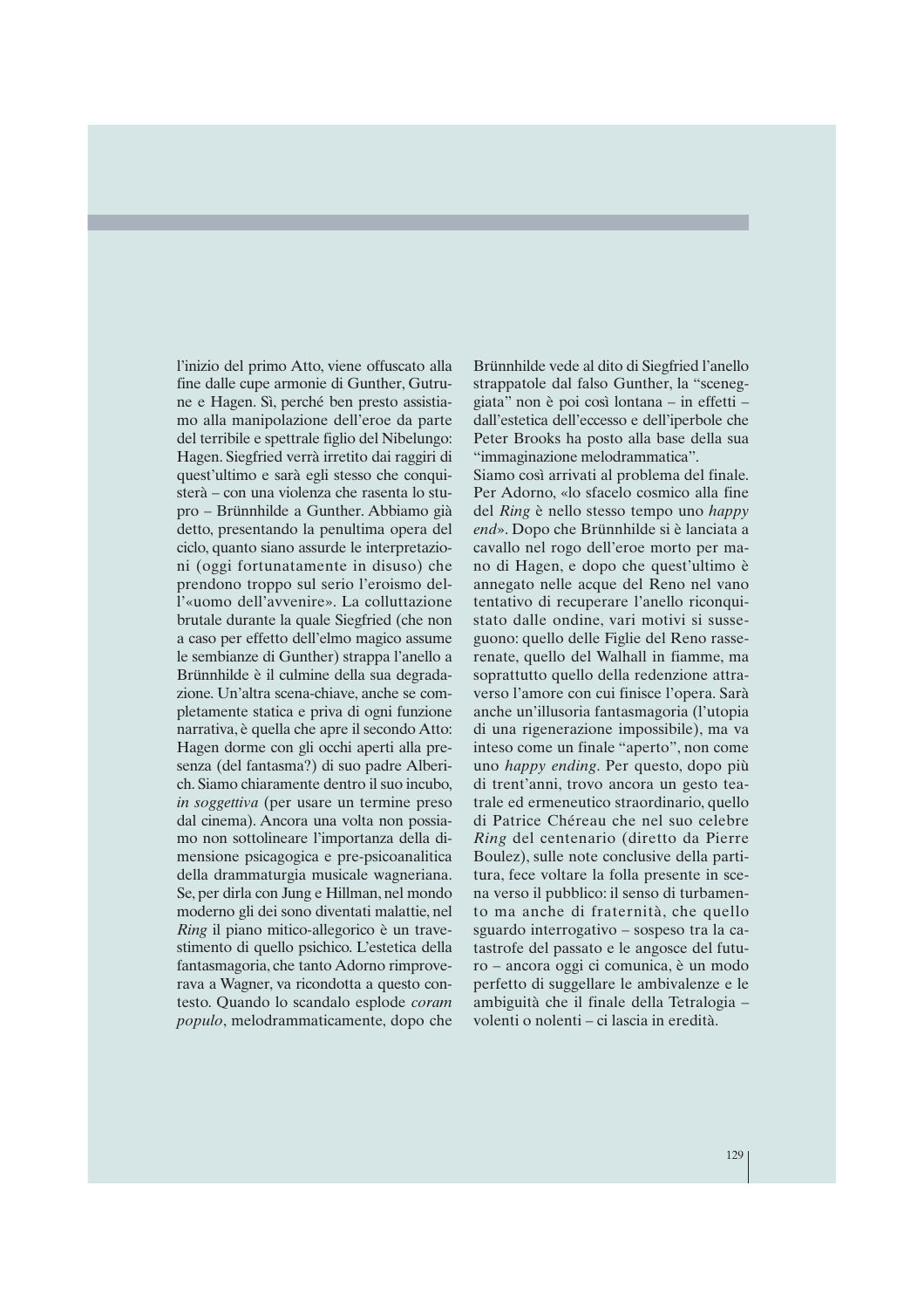l'inizio del primo Atto, viene offuscato alla fine dalle cupe armonie di Gunther, Gutrune e Hagen. Sì, perché ben presto assistiamo alla manipolazione dell'eroe da parte del terribile e spettrale figlio del Nibelungo: Hagen. Siegfried verrà irretito dai raggiri di quest'ultimo e sarà egli stesso che conquisterà – con una violenza che rasenta lo stupro – Brünnhilde a Gunther. Abbiamo già detto, presentando la penultima opera del ciclo, quanto siano assurde le interpretazioni (oggi fortunatamente in disuso) che prendono troppo sul serio l'eroismo dell'«uomo dell'avvenire». La colluttazione brutale durante la quale Siegfried (che non a caso per effetto dell'elmo magico assume le sembianze di Gunther) strappa l'anello a Brünnhilde è il culmine della sua degradazione. Un'altra scena-chiave, anche se completamente statica e priva di ogni funzione narrativa, è quella che apre il secondo Atto: Hagen dorme con gli occhi aperti alla presenza (del fantasma?) di suo padre Alberich. Siamo chiaramente dentro il suo incubo, *in soggettiva* (per usare un termine preso dal cinema). Ancora una volta non possiamo non sottolineare l'importanza della dimensione psicagogica e pre-psicoanalitica della drammaturgia musicale wagneriana. Se, per dirla con Jung e Hillman, nel mondo moderno gli dei sono diventati malattie, nel *Ring* il piano mitico-allegorico è un travestimento di quello psichico. L'estetica della fantasmagoria, che tanto Adorno rimproverava a Wagner, va ricondotta a questo contesto. Quando lo scandalo esplode *coram populo*, melodrammaticamente, dopo che Brünnhilde vede al dito di Siegfried l'anello strappatole dal falso Gunther, la "sceneggiata" non è poi così lontana – in effetti – dall'estetica dell'eccesso e dell'iperbole che Peter Brooks ha posto alla base della sua "immaginazione melodrammatica".

Siamo così arrivati al problema del finale. Per Adorno, «lo sfacelo cosmico alla fine del *Ring* è nello stesso tempo uno *happy end*». Dopo che Brünnhilde si è lanciata a cavallo nel rogo dell'eroe morto per mano di Hagen, e dopo che quest'ultimo è annegato nelle acque del Reno nel vano tentativo di recuperare l'anello riconquistato dalle ondine, vari motivi si susseguono: quello delle Figlie del Reno rasserenate, quello del Walhall in fiamme, ma soprattutto quello della redenzione attraverso l'amore con cui finisce l'opera. Sarà anche un'illusoria fantasmagoria (l'utopia di una rigenerazione impossibile), ma va inteso come un finale "aperto", non come uno *happy ending*. Per questo, dopo più di trent'anni, trovo ancora un gesto teatrale ed ermeneutico straordinario, quello di Patrice Chéreau che nel suo celebre *Ring* del centenario (diretto da Pierre Boulez), sulle note conclusive della partitura, fece voltare la folla presente in scena verso il pubblico: il senso di turbamento ma anche di fraternità, che quello sguardo interrogativo – sospeso tra la catastrofe del passato e le angosce del futuro – ancora oggi ci comunica, è un modo perfetto di suggellare le ambivalenze e le ambiguità che il finale della Tetralogia – volenti o nolenti – ci lascia in eredità.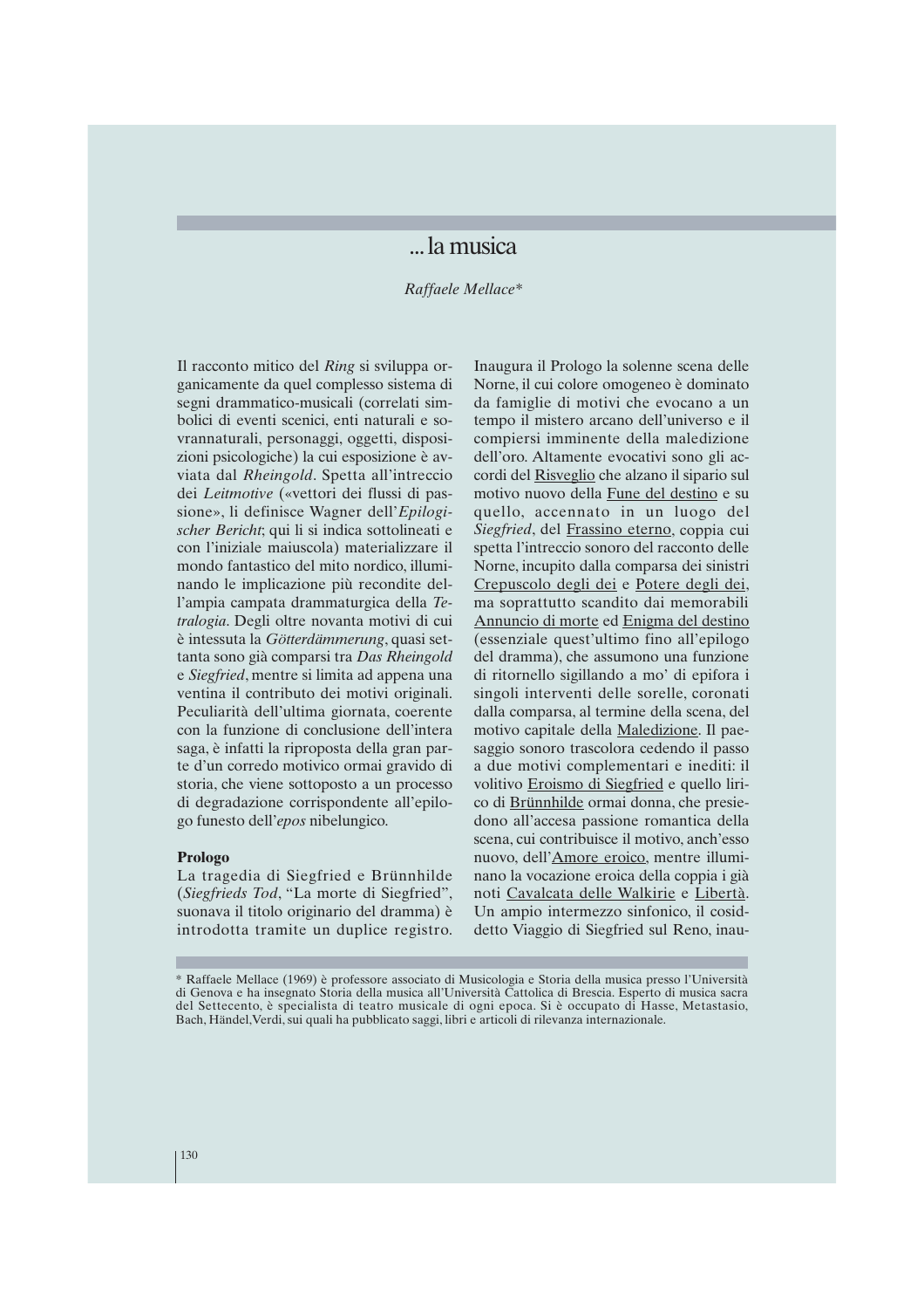# ... la musica

*Raffaele Mellace\**

Il racconto mitico del *Ring* si sviluppa organicamente da quel complesso sistema di segni drammatico-musicali (correlati simbolici di eventi scenici, enti naturali e sovrannaturali, personaggi, oggetti, disposizioni psicologiche) la cui esposizione è avviata dal *Rheingold*. Spetta all'intreccio dei *Leitmotive* («vettori dei flussi di passione», li definisce Wagner dell'*Epilogischer Bericht*; qui li si indica sottolineati e con l'iniziale maiuscola) materializzare il mondo fantastico del mito nordico, illuminando le implicazione più recondite dell'ampia campata drammaturgica della *Tetralogia*. Degli oltre novanta motivi di cui è intessuta la *Götterdämmerung*, quasi settanta sono già comparsi tra *Das Rheingold* e *Siegfried*, mentre si limita ad appena una ventina il contributo dei motivi originali. Peculiarità dell'ultima giornata, coerente con la funzione di conclusione dell'intera saga, è infatti la riproposta della gran parte d'un corredo motivico ormai gravido di storia, che viene sottoposto a un processo di degradazione corrispondente all'epilogo funesto dell'*epos* nibelungico.

**Prologo**

La tragedia di Siegfried e Brünnhilde (*Siegfrieds Tod*, "La morte di Siegfried", suonava il titolo originario del dramma) è introdotta tramite un duplice registro. Inaugura il Prologo la solenne scena delle Norne, il cui colore omogeneo è dominato da famiglie di motivi che evocano a un tempo il mistero arcano dell'universo e il compiersi imminente della maledizione dell'oro. Altamente evocativi sono gli accordi del Risveglio che alzano il sipario sul motivo nuovo della Fune del destino e su quello, accennato in un luogo del *Siegfried*, del Frassino eterno, coppia cui spetta l'intreccio sonoro del racconto delle Norne, incupito dalla comparsa dei sinistri Crepuscolo degli dei e Potere degli dei, ma soprattutto scandito dai memorabili Annuncio di morte ed Enigma del destino (essenziale quest'ultimo fino all'epilogo del dramma), che assumono una funzione di ritornello sigillando a mo' di epifora i singoli interventi delle sorelle, coronati dalla comparsa, al termine della scena, del motivo capitale della Maledizione. Il paesaggio sonoro trascolora cedendo il passo a due motivi complementari e inediti: il volitivo Eroismo di Siegfried e quello lirico di Brünnhilde ormai donna, che presiedono all'accesa passione romantica della scena, cui contribuisce il motivo, anch'esso nuovo, dell'Amore eroico, mentre illuminano la vocazione eroica della coppia i già noti Cavalcata delle Walkirie e Libertà. Un ampio intermezzo sinfonico, il cosiddetto Viaggio di Siegfried sul Reno, inau-

---

\* Raffaele Mellace (1969) è professore associato di Musicologia e Storia della musica presso l'Università di Genova e ha insegnato Storia della musica all'Università Cattolica di Brescia. Esperto di musica sacra del Settecento, è specialista di teatro musicale di ogni epoca. Si è occupato di Hasse, Metastasio, Bach, Händel,Verdi, sui quali ha pubblicato saggi, libri e articoli di rilevanza internazionale.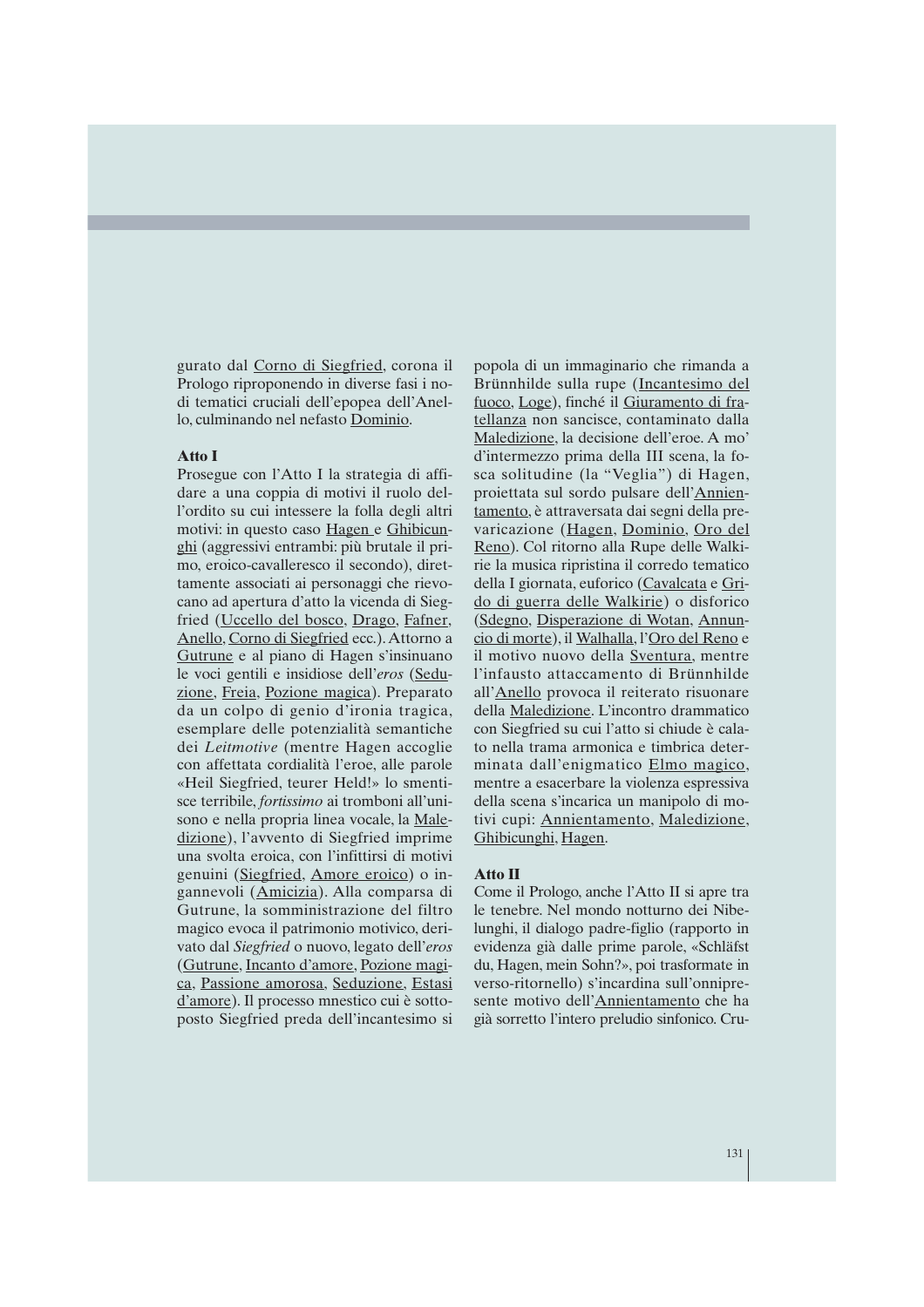gurato dal <u>Corno di Siegfried</u>, corona il Prologo riproponendo in diverse fasi i nodi tematici cruciali dell'epopea dell'Anello, culminando nel nefasto <u>Dominio</u>.

**Atto I**

Prosegue con l'Atto I la strategia di affidare a una coppia di motivi il ruolo dell'ordito su cui intessere la folla degli altri motivi: in questo caso <u>Hagen</u> e <u>Ghibicunghi</u> (aggressivi entrambi: più brutale il primo, eroico-cavalleresco il secondo), direttamente associati ai personaggi che rievocano ad apertura d'atto la vicenda di Siegfried (<u>Uccello del bosco</u>, <u>Drago</u>, <u>Fafner</u>, <u>Anello</u>, <u>Corno di Siegfried</u> ecc.). Attorno a <u>Gutrune</u> e al piano di Hagen s'insinuano le voci gentili e insidiose dell'*eros* (<u>Seduzione</u>, <u>Freia</u>, <u>Pozione magica</u>). Preparato da un colpo di genio d'ironia tragica, esemplare delle potenzialità semantiche dei *Leitmotive* (mentre Hagen accoglie con affettata cordialità l'eroe, alle parole «Heil Siegfried, teurer Held!» lo smentisce terribile, *fortissimo* ai tromboni all'unisono e nella propria linea vocale, la <u>Maledizione</u>), l'avvento di Siegfried imprime una svolta eroica, con l'infittirsi di motivi genuini (<u>Siegfried</u>, <u>Amore eroico</u>) o ingannevoli (<u>Amicizia</u>). Alla comparsa di Gutrune, la somministrazione del filtro magico evoca il patrimonio motivico, derivato dal *Siegfried* o nuovo, legato dell'*eros* (<u>Gutrune</u>, <u>Incanto d'amore</u>, <u>Pozione magica</u>, <u>Passione amorosa</u>, <u>Seduzione</u>, <u>Estasi d'amore</u>). Il processo mnestico cui è sottoposto Siegfried preda dell'incantesimo si popola di un immaginario che rimanda a Brünnhilde sulla rupe (<u>Incantesimo del fuoco</u>, <u>Loge</u>), finché il <u>Giuramento di fratellanza</u> non sancisce, contaminato dalla <u>Maledizione</u>, la decisione dell'eroe. A mo' d'intermezzo prima della III scena, la fosca solitudine (la "Veglia") di Hagen, proiettata sul sordo pulsare dell'<u>Annientamento</u>, è attraversata dai segni della prevaricazione (<u>Hagen</u>, <u>Dominio</u>, <u>Oro del Reno</u>). Col ritorno alla Rupe delle Walkirie la musica ripristina il corredo tematico della I giornata, euforico (<u>Cavalcata</u> e <u>Grido di guerra delle Walkirie</u>) o disforico (<u>Sdegno</u>, <u>Disperazione di Wotan</u>, <u>Annuncio di morte</u>), il <u>Walhalla</u>, l'<u>Oro del Reno</u> e il motivo nuovo della <u>Sventura</u>, mentre l'infausto attaccamento di Brünnhilde all'<u>Anello</u> provoca il reiterato risuonare della <u>Maledizione</u>. L'incontro drammatico con Siegfried su cui l'atto si chiude è calato nella trama armonica e timbrica determinata dall'enigmatico <u>Elmo magico</u>, mentre a esacerbare la violenza espressiva della scena s'incarica un manipolo di motivi cupi: <u>Annientamento</u>, <u>Maledizione</u>, <u>Ghibicunghi</u>, <u>Hagen</u>.

**Atto II**

Come il Prologo, anche l'Atto II si apre tra le tenebre. Nel mondo notturno dei Nibelunghi, il dialogo padre-figlio (rapporto in evidenza già dalle prime parole, «Schläfst du, Hagen, mein Sohn?», poi trasformate in verso-ritornello) s'incardina sull'onnipresente motivo dell'<u>Annientamento</u> che ha già sorretto l'intero preludio sinfonico. Cru-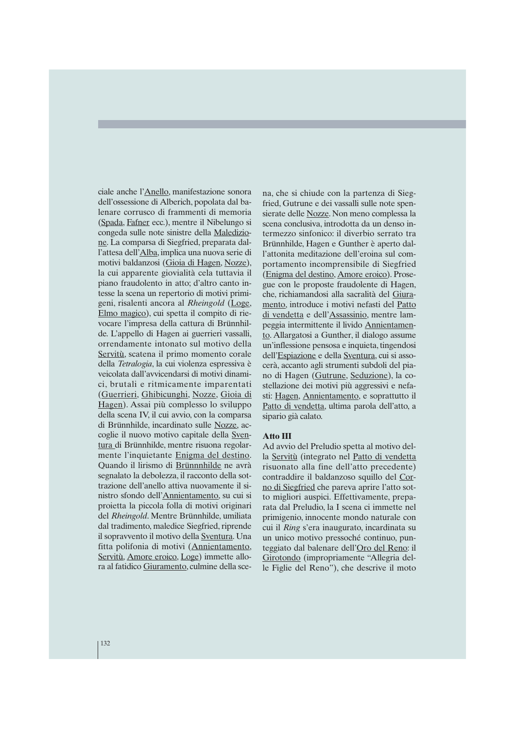ciale anche l'Anello, manifestazione sonora dell'ossessione di Alberich, popolata dal balenare corrusco di frammenti di memoria (Spada, Fafner ecc.), mentre il Nibelungo si congeda sulle note sinistre della Maledizione. La comparsa di Siegfried, preparata dall'attesa dell'Alba, implica una nuova serie di motivi baldanzosi (Gioia di Hagen, Nozze), la cui apparente giovialità cela tuttavia il piano fraudolento in atto; d'altro canto intesse la scena un repertorio di motivi primigeni, risalenti ancora al *Rheingold* (Loge, Elmo magico), cui spetta il compito di rievocare l'impresa della cattura di Brünnhilde. L'appello di Hagen ai guerrieri vassalli, orrendamente intonato sul motivo della Servitù, scatena il primo momento corale della *Tetralogia*, la cui violenza espressiva è veicolata dall'avvicendarsi di motivi dinamici, brutali e ritmicamente imparentati (Guerrieri, Ghibicunghi, Nozze, Gioia di Hagen). Assai più complesso lo sviluppo della scena IV, il cui avvio, con la comparsa di Brünnhilde, incardinato sulle Nozze, accoglie il nuovo motivo capitale della Sventura di Brünnhilde, mentre risuona regolarmente l'inquietante Enigma del destino. Quando il lirismo di Brünnnhilde ne avrà segnalato la debolezza, il racconto della sottrazione dell'anello attiva nuovamente il sinistro sfondo dell'Annientamento, su cui si proietta la piccola folla di motivi originari del *Rheingold*. Mentre Brünnhilde, umiliata dal tradimento, maledice Siegfried, riprende il sopravvento il motivo della Sventura. Una fitta polifonia di motivi (Annientamento, Servitù, Amore eroico, Loge) immette allora al fatidico Giuramento, culmine della scena, che si chiude con la partenza di Siegfried, Gutrune e dei vassalli sulle note spensierate delle Nozze. Non meno complessa la scena conclusiva, introdotta da un denso intermezzo sinfonico: il diverbio serrato tra Brünnhilde, Hagen e Gunther è aperto dall'attonita meditazione dell'eroina sul comportamento incomprensibile di Siegfried (Enigma del destino, Amore eroico). Prosegue con le proposte fraudolente di Hagen, che, richiamandosi alla sacralità del Giuramento, introduce i motivi nefasti del Patto di vendetta e dell'Assassinio, mentre lampeggia intermittente il livido Annientamento. Allargatosi a Gunther, il dialogo assume un'inflessione pensosa e inquieta, tingendosi dell'Espiazione e della Sventura, cui si assocerà, accanto agli strumenti subdoli del piano di Hagen (Gutrune, Seduzione), la costellazione dei motivi più aggressivi e nefasti: Hagen, Annientamento, e soprattutto il Patto di vendetta, ultima parola dell'atto, a sipario già calato.

**Atto III**

Ad avvio del Preludio spetta al motivo della Servitù (integrato nel Patto di vendetta risuonato alla fine dell'atto precedente) contraddire il baldanzoso squillo del Corno di Siegfried che pareva aprire l'atto sotto migliori auspici. Effettivamente, preparata dal Preludio, la I scena ci immette nel primigenio, innocente mondo naturale con cui il *Ring* s'era inaugurato, incardinata su un unico motivo pressoché continuo, punteggiato dal balenare dell'Oro del Reno: il Girotondo (impropriamente "Allegria delle Figlie del Reno"), che descrive il moto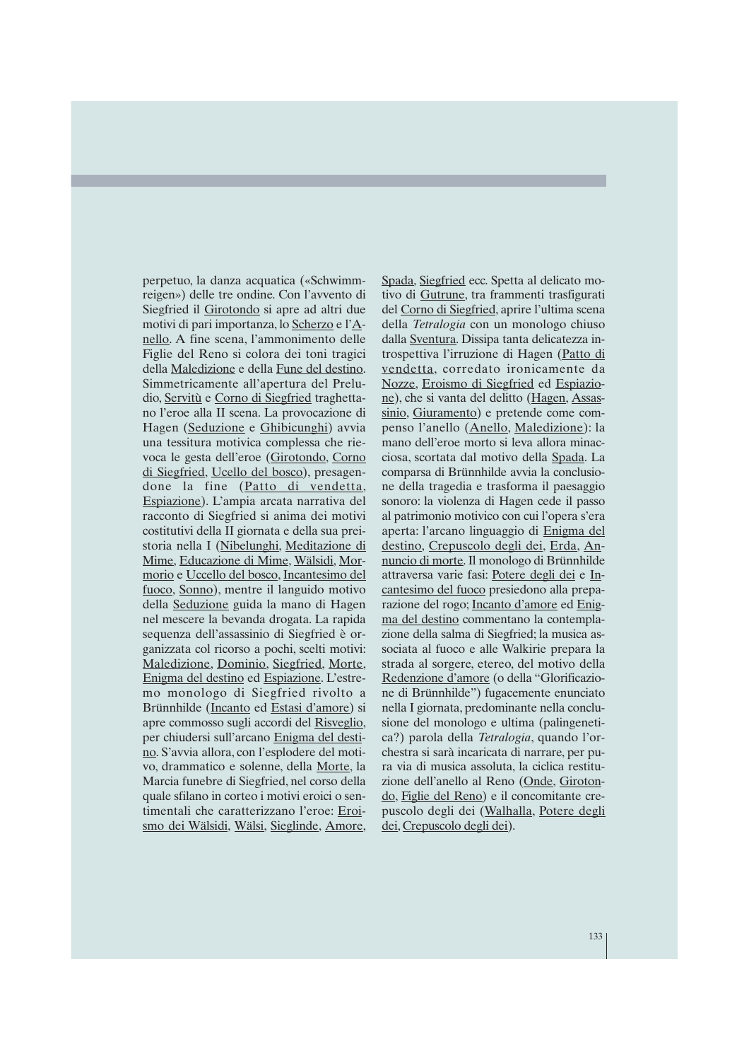perpetuo, la danza acquatica («Schwimmreigen») delle tre ondine. Con l'avvento di Siegfried il Girotondo si apre ad altri due motivi di pari importanza, lo Scherzo e l'Anello. A fine scena, l'ammonimento delle Figlie del Reno si colora dei toni tragici della Maledizione e della Fune del destino. Simmetricamente all'apertura del Preludio, Servitù e Corno di Siegfried traghettano l'eroe alla II scena. La provocazione di Hagen (Seduzione e Ghibicunghi) avvia una tessitura motivica complessa che rievoca le gesta dell'eroe (Girotondo, Corno di Siegfried, Ucello del bosco), presagendone la fine (Patto di vendetta, Espiazione). L'ampia arcata narrativa del racconto di Siegfried si anima dei motivi costitutivi della II giornata e della sua preistoria nella I (Nibelunghi, Meditazione di Mime, Educazione di Mime, Wälsidi, Mormorio e Uccello del bosco, Incantesimo del fuoco, Sonno), mentre il languido motivo della Seduzione guida la mano di Hagen nel mescere la bevanda drogata. La rapida sequenza dell'assassinio di Siegfried è organizzata col ricorso a pochi, scelti motivi: Maledizione, Dominio, Siegfried, Morte, Enigma del destino ed Espiazione. L'estremo monologo di Siegfried rivolto a Brünnhilde (Incanto ed Estasi d'amore) si apre commosso sugli accordi del Risveglio, per chiudersi sull'arcano Enigma del destino. S'avvia allora, con l'esplodere del motivo, drammatico e solenne, della Morte, la Marcia funebre di Siegfried, nel corso della quale sfilano in corteo i motivi eroici o sentimentali che caratterizzano l'eroe: Eroismo dei Wälsidi, Wälsi, Sieglinde, Amore, Spada, Siegfried ecc. Spetta al delicato motivo di Gutrune, tra frammenti trasfigurati del Corno di Siegfried, aprire l'ultima scena della *Tetralogia* con un monologo chiuso dalla Sventura. Dissipa tanta delicatezza introspettiva l'irruzione di Hagen (Patto di vendetta, corredato ironicamente da Nozze, Eroismo di Siegfried ed Espiazione), che si vanta del delitto (Hagen, Assassinio, Giuramento) e pretende come compenso l'anello (Anello, Maledizione): la mano dell'eroe morto si leva allora minacciosa, scortata dal motivo della Spada. La comparsa di Brünnhilde avvia la conclusione della tragedia e trasforma il paesaggio sonoro: la violenza di Hagen cede il passo al patrimonio motivico con cui l'opera s'era aperta: l'arcano linguaggio di Enigma del destino, Crepuscolo degli dei, Erda, Annuncio di morte. Il monologo di Brünnhilde attraversa varie fasi: Potere degli dei e Incantesimo del fuoco presiedono alla preparazione del rogo; Incanto d'amore ed Enigma del destino commentano la contemplazione della salma di Siegfried; la musica associata al fuoco e alle Walkirie prepara la strada al sorgere, etereo, del motivo della Redenzione d'amore (o della "Glorificazione di Brünnhilde") fugacemente enunciato nella I giornata, predominante nella conclusione del monologo e ultima (palingenetica?) parola della *Tetralogia*, quando l'orchestra si sarà incaricata di narrare, per pura via di musica assoluta, la ciclica restituzione dell'anello al Reno (Onde, Girotondo, Figlie del Reno) e il concomitante crepuscolo degli dei (Walhalla, Potere degli dei, Crepuscolo degli dei).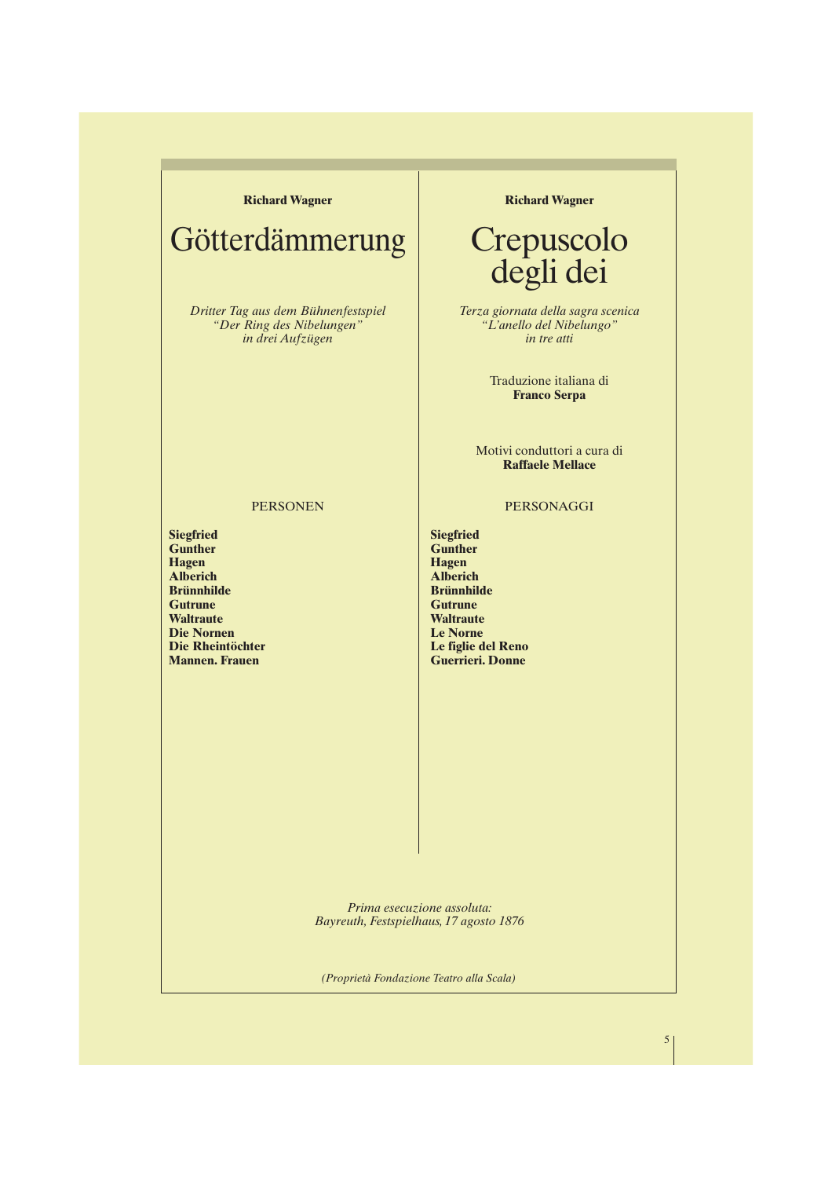**Richard Wagner**

# Götterdämmerung

*Dritter Tag aus dem Bühnenfestspiel*
*"Der Ring des Nibelungen"*
*in drei Aufzügen*

PERSONEN

**Siegfried**
**Gunther**
**Hagen**
**Alberich**
**Brünnhilde**
**Gutrune**
**Waltraute**
**Die Nornen**
**Die Rheintöchter**
**Mannen. Frauen**

**Richard Wagner**

# Crepuscolo degli dei

*Terza giornata della sagra scenica*
*"L'anello del Nibelungo"*
*in tre atti*

Traduzione italiana di
**Franco Serpa**

Motivi conduttori a cura di
**Raffaele Mellace**

PERSONAGGI

**Siegfried**
**Gunther**
**Hagen**
**Alberich**
**Brünnhilde**
**Gutrune**
**Waltraute**
**Le Norne**
**Le figlie del Reno**
**Guerrieri. Donne**

*Prima esecuzione assoluta:*
*Bayreuth, Festspielhaus, 17 agosto 1876*

*(Proprietà Fondazione Teatro alla Scala)*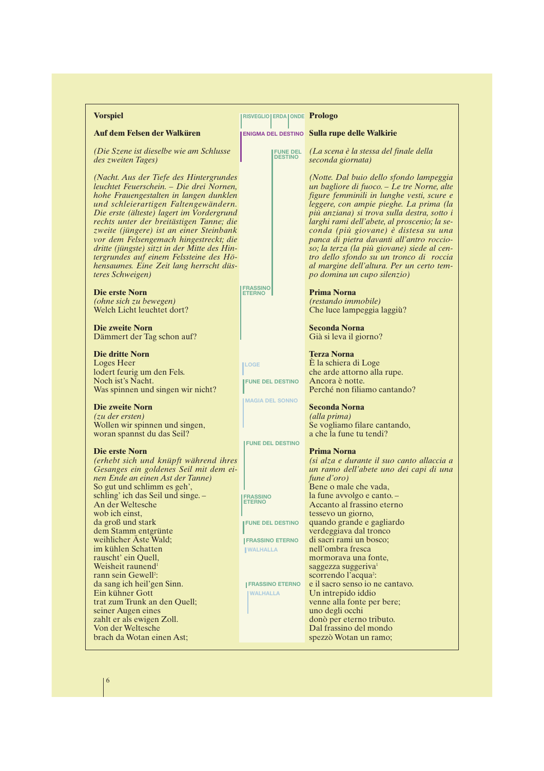**Vorspiel**

**Auf dem Felsen der Walküren**

*(Die Szene ist dieselbe wie am Schlusse des zweiten Tages)*

*(Nacht. Aus der Tiefe des Hintergrundes leuchtet Feuerschein. – Die drei Nornen, hohe Frauengestalten in langen dunklen und schleierartigen Faltengewändern. Die erste (älteste) lagert im Vordergrund rechts unter der breitästigen Tanne; die zweite (jüngere) ist an einer Steinbank vor dem Felsengemach hingestreckt; die dritte (jüngste) sitzt in der Mitte des Hintergrundes auf einem Felssteine des Höhensaumes. Eine Zeit lang herrscht düsteres Schweigen)*

**Die erste Norn**
*(ohne sich zu bewegen)*
Welch Licht leuchtet dort?

**Die zweite Norn**
Dämmert der Tag schon auf?

**Die dritte Norn**
Loges Heer
lodert feurig um den Fels.
Noch ist's Nacht.
Was spinnen und singen wir nicht?

**Die zweite Norn**
*(zu der ersten)*
Wollen wir spinnen und singen,
woran spannst du das Seil?

**Die erste Norn**
*(erhebt sich und knüpft während ihres Gesanges ein goldenes Seil mit dem einen Ende an einen Ast der Tanne)*
So gut und schlimm es geh',
schling' ich das Seil und singe. –
An der Weltesche
wob ich einst,
da groß und stark
dem Stamm entgrünte
weihlicher Äste Wald;
im kühlen Schatten
rauscht' ein Quell,
Weisheit raunend[1]
rann sein Gewell[2]:
da sang ich heil'gen Sinn.
Ein kühner Gott
trat zum Trunk an den Quell;
seiner Augen eines
zahlt er als ewigen Zoll.
Von der Weltesche
brach da Wotan einen Ast;

---

RISVEGLIO | ERDA | ONDE
ENIGMA DEL DESTINO
FUNE DEL DESTINO
FRASSINO ETERNO
LOGE
FUNE DEL DESTINO
MAGIA DEL SONNO
FUNE DEL DESTINO
FRASSINO ETERNO
FUNE DEL DESTINO
FRASSINO ETERNO
WALHALLA
FRASSINO ETERNO
WALHALLA

---

**Prologo**

**Sulla rupe delle Walkirie**

*(La scena è la stessa del finale della seconda giornata)*

*(Notte. Dal buio dello sfondo lampeggia un bagliore di fuoco. – Le tre Norne, alte figure femminili in lunghe vesti, scure e leggere, con ampie pieghe. La prima (la più anziana) si trova sulla destra, sotto i larghi rami dell'abete, al proscenio; la seconda (più giovane) è distesa su una panca di pietra davanti all'antro roccioso; la terza (la più giovane) siede al centro dello sfondo su un tronco di roccia al margine dell'altura. Per un certo tempo domina un cupo silenzio)*

**Prima Norna**
*(restando immobile)*
Che luce lampeggia laggiù?

**Seconda Norna**
Già si leva il giorno?

**Terza Norna**
È la schiera di Loge
che arde attorno alla rupe.
Ancora è notte.
Perché non filiamo cantando?

**Seconda Norna**
*(alla prima)*
Se vogliamo filare cantando,
a che la fune tu tendi?

**Prima Norna**
*(si alza e durante il suo canto allaccia a un ramo dell'abete uno dei capi di una fune d'oro)*
Bene o male che vada,
la fune avvolgo e canto. –
Accanto al frassino eterno
tessevo un giorno,
quando grande e gagliardo
verdeggiava dal tronco
di sacri rami un bosco;
nell'ombra fresca
mormorava una fonte,
saggezza suggeriva[1]
scorrendo l'acqua[2]:
e il sacro senso io ne cantavo.
Un intrepido iddio
venne alla fonte per bere;
uno degli occhi
donò per eterno tributo.
Dal frassino del mondo
spezzò Wotan un ramo;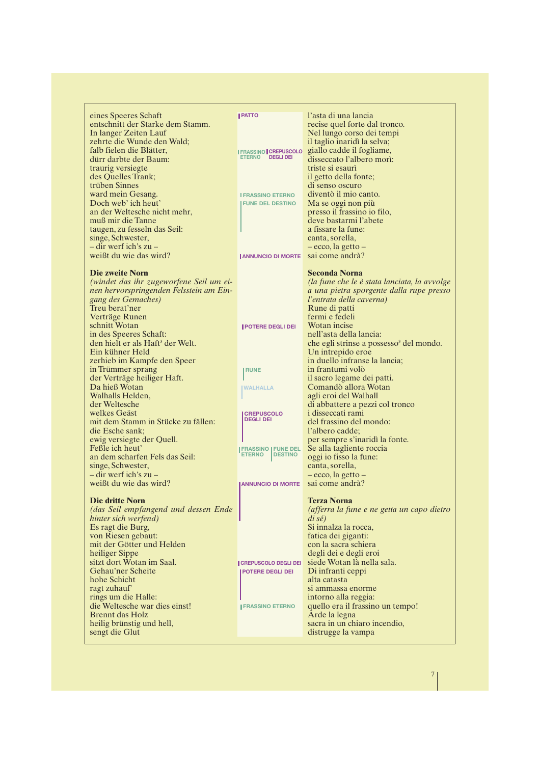| German | Leitmotive | Italiano |
|---|---|---|
| eines Speeres Schaft<br>entschnitt der Starke dem Stamm.<br>In langer Zeiten Lauf<br>zehrte die Wunde den Wald;<br>falb fielen die Blätter,<br>dürr darbte der Baum:<br>traurig versiegte<br>des Quelles Trank;<br>trüben Sinnes<br>ward mein Gesang.<br>Doch web' ich heut'<br>an der Weltesche nicht mehr,<br>muß mir die Tanne<br>taugen, zu fesseln das Seil:<br>singe, Schwester,<br>– dir werf ich's zu –<br>weißt du wie das wird? | PATTO<br>FRASSINO ETERNO / CREPUSCOLO DEGLI DEI<br>FRASSINO ETERNO<br>FUNE DEL DESTINO<br>ANNUNCIO DI MORTE | l'asta di una lancia<br>recise quel forte dal tronco.<br>Nel lungo corso dei tempi<br>il taglio inaridì la selva;<br>giallo cadde il fogliame,<br>disseccato l'albero morì:<br>triste si esaurì<br>il getto della fonte;<br>di senso oscuro<br>diventò il mio canto.<br>Ma se oggi non più<br>presso il frassino io filo,<br>deve bastarmi l'abete<br>a fissare la fune:<br>canta, sorella,<br>– ecco, la getto –<br>sai come andrà? |
| **Die zweite Norn**<br>*(windet das ihr zugeworfene Seil um einen hervorspringenden Felsstein am Eingang des Gemaches)*<br>Treu berat'ner<br>Verträge Runen<br>schnitt Wotan<br>in des Speeres Schaft:<br>den hielt er als Haft[3] der Welt.<br>Ein kühner Held<br>zerhieb im Kampfe den Speer<br>in Trümmer sprang<br>der Verträge heiliger Haft.<br>Da hieß Wotan<br>Walhalls Helden,<br>der Weltesche<br>welkes Geäst<br>mit dem Stamm in Stücke zu fällen:<br>die Esche sank;<br>ewig versiegte der Quell.<br>Feßle ich heut'<br>an dem scharfen Fels das Seil:<br>singe, Schwester,<br>– dir werf ich's zu –<br>weißt du wie das wird? | POTERE DEGLI DEI<br>RUNE<br>WALHALLA<br>CREPUSCOLO DEGLI DEI<br>FRASSINO ETERNO / FUNE DEL DESTINO<br>ANNUNCIO DI MORTE | **Seconda Norna**<br>*(la fune che le è stata lanciata, la avvolge a una pietra sporgente dalla rupe presso l'entrata della caverna)*<br>Rune di patti<br>fermi e fedeli<br>Wotan incise<br>nell'asta della lancia:<br>che egli strinse a possesso[3] del mondo.<br>Un intrepido eroe<br>in duello infranse la lancia;<br>in frantumi volò<br>il sacro legame dei patti.<br>Comandò allora Wotan<br>agli eroi del Walhall<br>di abbattere a pezzi col tronco<br>i disseccati rami<br>del frassino del mondo:<br>l'albero cadde;<br>per sempre s'inaridì la fonte.<br>Se alla tagliente roccia<br>oggi io fisso la fune:<br>canta, sorella,<br>– ecco, la getto –<br>sai come andrà? |
| **Die dritte Norn**<br>*(das Seil empfangend und dessen Ende hinter sich werfend)*<br>Es ragt die Burg,<br>von Riesen gebaut:<br>mit der Götter und Helden<br>heiliger Sippe<br>sitzt dort Wotan im Saal.<br>Gehau'ner Scheite<br>hohe Schicht<br>ragt zuhauf'<br>rings um die Halle:<br>die Weltesche war dies einst!<br>Brennt das Holz<br>heilig brünstig und hell,<br>sengt die Glut | CREPUSCOLO DEGLI DEI<br>POTERE DEGLI DEI<br>FRASSINO ETERNO | **Terza Norna**<br>*(afferra la fune e ne getta un capo dietro di sé)*<br>Si innalza la rocca,<br>fatica dei giganti:<br>con la sacra schiera<br>degli dei e degli eroi<br>siede Wotan là nella sala.<br>Di infranti ceppi<br>alta catasta<br>si ammassa enorme<br>intorno alla reggia:<br>quello era il frassino un tempo!<br>Arde la legna<br>sacra in un chiaro incendio,<br>distrugge la vampa |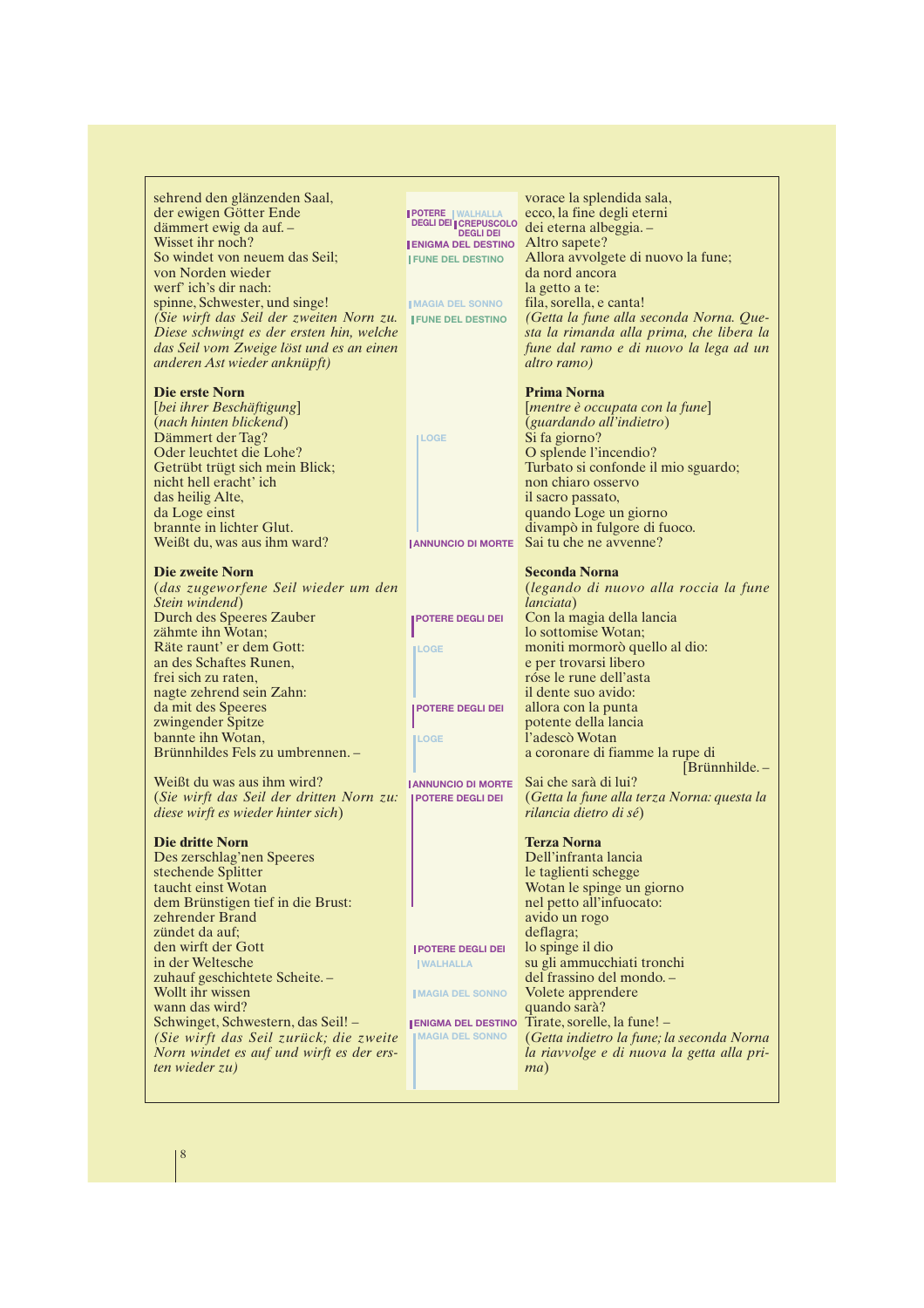sehrend den glänzenden Saal,
der ewigen Götter Ende
dämmert ewig da auf. –
Wisset ihr noch?
So windet von neuem das Seil;
von Norden wieder
werf' ich's dir nach:
spinne, Schwester, und singe!
*(Sie wirft das Seil der zweiten Norn zu. Diese schwingt es der ersten hin, welche das Seil vom Zweige löst und es an einen anderen Ast wieder anknüpft)*

**Die erste Norn**
[*bei ihrer Beschäftigung*]
(*nach hinten blickend*)
Dämmert der Tag?
Oder leuchtet die Lohe?
Getrübt trügt sich mein Blick;
nicht hell eracht' ich
das heilig Alte,
da Loge einst
brannte in lichter Glut.
Weißt du, was aus ihm ward?

**Die zweite Norn**
(*das zugeworfene Seil wieder um den Stein windend*)
Durch des Speeres Zauber
zähmte ihn Wotan;
Räte raunt' er dem Gott:
an des Schaftes Runen,
frei sich zu raten,
nagte zehrend sein Zahn:
da mit des Speeres
zwingender Spitze
bannte ihn Wotan,
Brünnhildes Fels zu umbrennen. –

Weißt du was aus ihm wird?
(*Sie wirft das Seil der dritten Norn zu: diese wirft es wieder hinter sich*)

**Die dritte Norn**
Des zerschlag'nen Speeres
stechende Splitter
taucht einst Wotan
dem Brünstigen tief in die Brust:
zehrender Brand
zündet da auf;
den wirft der Gott
in der Weltesche
zuhauf geschichtete Scheite. –
Wollt ihr wissen
wann das wird?
Schwinget, Schwestern, das Seil! –
*(Sie wirft das Seil zurück; die zweite Norn windet es auf und wirft es der ersten wieder zu)*

---

POTERE DEGLI DEI · WALHALLA · CREPUSCOLO DEGLI DEI · ENIGMA DEL DESTINO · FUNE DEL DESTINO · MAGIA DEL SONNO · FUNE DEL DESTINO · LOGE · ANNUNCIO DI MORTE · POTERE DEGLI DEI · LOGE · POTERE DEGLI DEI · LOGE · ANNUNCIO DI MORTE · POTERE DEGLI DEI · POTERE DEGLI DEI · WALHALLA · MAGIA DEL SONNO · ENIGMA DEL DESTINO · MAGIA DEL SONNO

---

vorace la splendida sala,
ecco, la fine degli eterni
dei eterna albeggia. –
Altro sapete?
Allora avvolgete di nuovo la fune;
da nord ancora
la getto a te:
fila, sorella, e canta!
*(Getta la fune alla seconda Norna. Questa la rimanda alla prima, che libera la fune dal ramo e di nuovo la lega ad un altro ramo)*

**Prima Norna**
[*mentre è occupata con la fune*]
(*guardando all'indietro*)
Si fa giorno?
O splende l'incendio?
Turbato si confonde il mio sguardo;
non chiaro osservo
il sacro passato,
quando Loge un giorno
divampò in fulgore di fuoco.
Sai tu che ne avvenne?

**Seconda Norna**
(*legando di nuovo alla roccia la fune lanciata*)
Con la magia della lancia
lo sottomise Wotan;
moniti mormorò quello al dio:
e per trovarsi libero
róse le rune dell'asta
il dente suo avido:
allora con la punta
potente della lancia
l'adescò Wotan
a coronare di fiamme la rupe di [Brünnhilde. –

Sai che sarà di lui?
(*Getta la fune alla terza Norna: questa la rilancia dietro di sé*)

**Terza Norna**
Dell'infranta lancia
le taglienti schegge
Wotan le spinge un giorno
nel petto all'infuocato:
avido un rogo
deflagra;
lo spinge il dio
su gli ammucchiati tronchi
del frassino del mondo. –
Volete apprendere
quando sarà?
Tirate, sorelle, la fune! –
(*Getta indietro la fune; la seconda Norna la riavvolge e di nuova la getta alla prima*)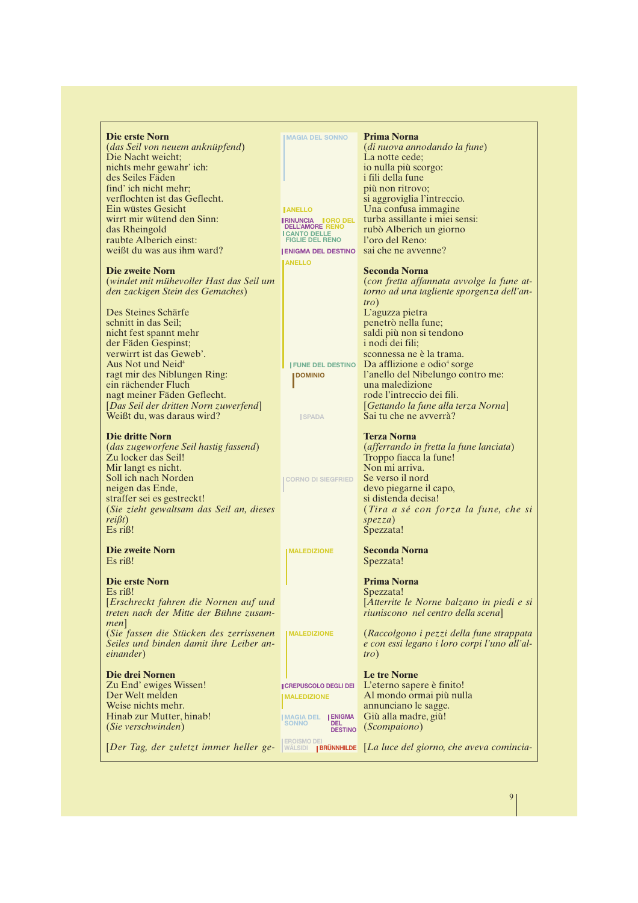**Die erste Norn**
(*das Seil von neuem anknüpfend*)
Die Nacht weicht;
nichts mehr gewahr' ich:
des Seiles Fäden
find' ich nicht mehr;
verflochten ist das Geflecht.
Ein wüstes Gesicht
wirrt mir wütend den Sinn:
das Rheingold
raubte Alberich einst:
weißt du was aus ihm ward?

**Die zweite Norn**
(*windet mit mühevoller Hast das Seil um den zackigen Stein des Gemaches*)

Des Steines Schärfe
schnitt in das Seil;
nicht fest spannt mehr
der Fäden Gespinst;
verwirrt ist das Geweb'.
Aus Not und Neid[4]
ragt mir des Niblungen Ring:
ein rächender Fluch
nagt meiner Fäden Geflecht.
[*Das Seil der dritten Norn zuwerfend*]
Weißt du, was daraus wird?

**Die dritte Norn**
(*das zugeworfene Seil hastig fassend*)
Zu locker das Seil!
Mir langt es nicht.
Soll ich nach Norden
neigen das Ende,
straffer sei es gestreckt!
(*Sie zieht gewaltsam das Seil an, dieses reißt*)
Es riß!

**Die zweite Norn**
Es riß!

**Die erste Norn**
Es riß!
[*Erschreckt fahren die Nornen auf und treten nach der Mitte der Bühne zusammen*]
(*Sie fassen die Stücken des zerrissenen Seiles und binden damit ihre Leiber aneinander*)

**Die drei Nornen**
Zu End' ewiges Wissen!
Der Welt melden
Weise nichts mehr.
Hinab zur Mutter, hinab!
(*Sie verschwinden*)

[*Der Tag, der zuletzt immer heller ge-*

MAGIA DEL SONNO | ANELLO | RINUNCIA DELL'AMORE | ORO DEL RENO | CANTO DELLE FIGLIE DEL RENO | ENIGMA DEL DESTINO | ANELLO | FUNE DEL DESTINO | DOMINIO | SPADA | CORNO DI SIEGFRIED | MALEDIZIONE | MALEDIZIONE | CREPUSCOLO DEGLI DEI | MALEDIZIONE | MAGIA DEL SONNO | ENIGMA DEL DESTINO | EROISMO DEI WÄLSIDI | BRÜNNHILDE

**Prima Norna**
(*di nuova annodando la fune*)
La notte cede;
io nulla più scorgo:
i fili della fune
più non ritrovo;
si aggroviglia l'intreccio.
Una confusa immagine
turba assillante i miei sensi:
rubò Alberich un giorno
l'oro del Reno:
sai che ne avvenne?

**Seconda Norna**
(*con fretta affannata avvolge la fune attorno ad una tagliente sporgenza dell'antro*)
L'aguzza pietra
penetrò nella fune;
saldi più non si tendono
i nodi dei fili;
sconnessa ne è la trama.
Da afflizione e odio[4] sorge
l'anello del Nibelungo contro me:
una maledizione
rode l'intreccio dei fili.
[*Gettando la fune alla terza Norna*]
Sai tu che ne avverrà?

**Terza Norna**
(*afferrando in fretta la fune lanciata*)
Troppo fiacca la fune!
Non mi arriva.
Se verso il nord
devo piegarne il capo,
si distenda decisa!
(*Tira a sé con forza la fune, che si spezza*)
Spezzata!

**Seconda Norna**
Spezzata!

**Prima Norna**
Spezzata!
[*Atterrite le Norne balzano in piedi e si riuniscono nel centro della scena*]
(*Raccolgono i pezzi della fune strappata e con essi legano i loro corpi l'uno all'altro*)

**Le tre Norne**
L'eterno sapere è finito!
Al mondo ormai più nulla
annunciano le sagge.
Giù alla madre, giù!
(*Scompaiono*)

[*La luce del giorno, che aveva comincia-*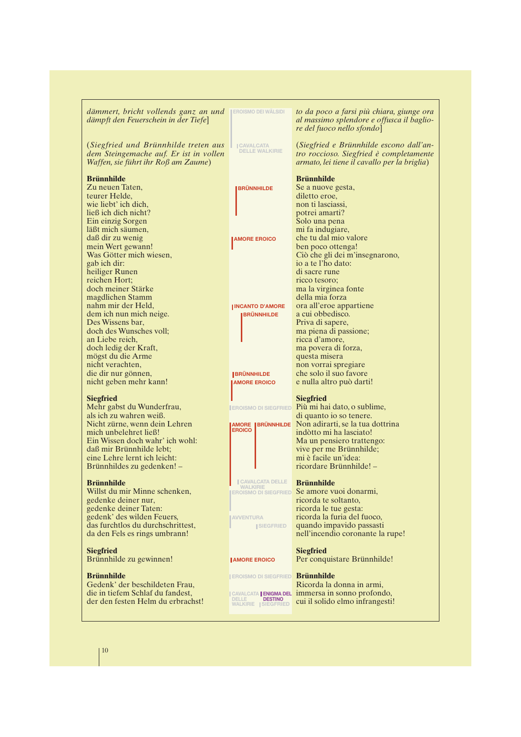*dämmert, bricht vollends ganz an und dämpft den Feuerschein in der Tiefe*]

(*Siegfried und Brünnhilde treten aus dem Steingemache auf. Er ist in vollen Waffen, sie führt ihr Roß am Zaume*)

**Brünnhilde**
Zu neuen Taten,
teurer Helde,
wie liebt' ich dich,
ließ ich dich nicht?
Ein einzig Sorgen
läßt mich säumen,
daß dir zu wenig
mein Wert gewann!
Was Götter mich wiesen,
gab ich dir:
heiliger Runen
reichen Hort;
doch meiner Stärke
magdlichen Stamm
nahm mir der Held,
dem ich nun mich neige.
Des Wissens bar,
doch des Wunsches voll;
an Liebe reich,
doch ledig der Kraft,
mögst du die Arme
nicht verachten,
die dir nur gönnen,
nicht geben mehr kann!

**Siegfried**
Mehr gabst du Wunderfrau,
als ich zu wahren weiß.
Nicht zürne, wenn dein Lehren
mich unbelehret ließ!
Ein Wissen doch wahr' ich wohl:
daß mir Brünnhilde lebt;
eine Lehre lernt ich leicht:
Brünnhildes zu gedenken! –

**Brünnhilde**
Willst du mir Minne schenken,
gedenke deiner nur,
gedenke deiner Taten:
gedenk' des wilden Feuers,
das furchtlos du durchschrittest,
da den Fels es rings umbrann!

**Siegfried**
Brünnhilde zu gewinnen!

**Brünnhilde**
Gedenk' der beschildeten Frau,
die in tiefem Schlaf du fandest,
der den festen Helm du erbrachst!

---

EROISMO DEI WÄLSIDI | CAVALCATA DELLE WALKIRIE | BRÜNNHILDE | AMORE EROICO | INCANTO D'AMORE | BRÜNNHILDE | BRÜNNHILDE | AMORE EROICO | EROISMO DI SIEGFRIED | AMORE EROICO | BRÜNNHILDE | CAVALCATA DELLE WALKIRIE | EROISMO DI SIEGFRIED | AVVENTURA | SIEGFRIED | AMORE EROICO | EROISMO DI SIEGFRIED | CAVALCATA DELLE WALKIRIE | ENIGMA DEL DESTINO | SIEGFRIED

---

*to da poco a farsi più chiara, giunge ora al massimo splendore e offusca il bagliore del fuoco nello sfondo*]

(*Siegfried e Brünnhilde escono dall'antro roccioso. Siegfried è completamente armato, lei tiene il cavallo per la briglia*)

**Brünnhilde**
Se a nuove gesta,
diletto eroe,
non ti lasciassi,
potrei amarti?
Solo una pena
mi fa indugiare,
che tu dal mio valore
ben poco ottenga!
Ciò che gli dei m'insegnarono,
io a te l'ho dato:
di sacre rune
ricco tesoro;
ma la virginea fonte
della mia forza
ora all'eroe appartiene
a cui obbedisco.
Priva di sapere,
ma piena di passione;
ricca d'amore,
ma povera di forza,
questa misera
non vorrai spregiare
che solo il suo favore
e nulla altro può darti!

**Siegfried**
Più mi hai dato, o sublime,
di quanto io so tenere.
Non adirarti, se la tua dottrina
indòtto mi ha lasciato!
Ma un pensiero trattengo:
vive per me Brünnhilde;
mi è facile un'idea:
ricordare Brünnhilde! –

**Brünnhilde**
Se amore vuoi donarmi,
ricorda te soltanto,
ricorda le tue gesta:
ricorda la furia del fuoco,
quando impavido passasti
nell'incendio coronante la rupe!

**Siegfried**
Per conquistare Brünnhilde!

**Brünnhilde**
Ricorda la donna in armi,
immersa in sonno profondo,
cui il solido elmo infrangesti!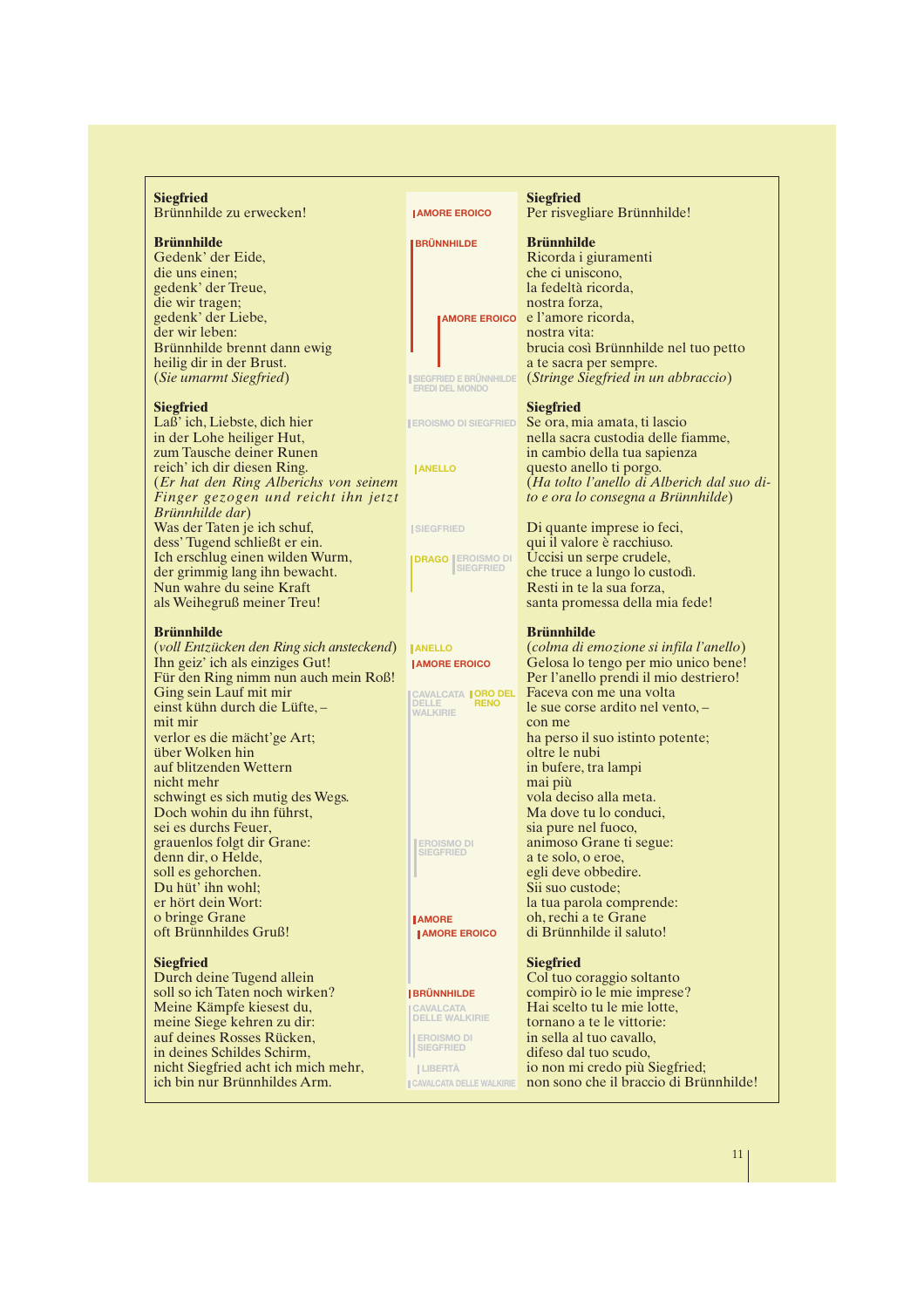| German | Leitmotive | Italiano |
|---|---|---|
| **Siegfried**<br>Brünnhilde zu erwecken! | AMORE EROICO | **Siegfried**<br>Per risvegliare Brünnhilde! |
| **Brünnhilde**<br>Gedenk' der Eide,<br>die uns einen;<br>gedenk' der Treue,<br>die wir tragen;<br>gedenk' der Liebe,<br>der wir leben:<br>Brünnhilde brennt dann ewig<br>heilig dir in der Brust.<br>(*Sie umarmt Siegfried*) | BRÜNNHILDE<br>AMORE EROICO<br>SIEGFRIED E BRÜNNHILDE EREDI DEL MONDO | **Brünnhilde**<br>Ricorda i giuramenti<br>che ci uniscono,<br>la fedeltà ricorda,<br>nostra forza,<br>e l'amore ricorda,<br>nostra vita:<br>brucia così Brünnhilde nel tuo petto<br>a te sacra per sempre.<br>(*Stringe Siegfried in un abbraccio*) |
| **Siegfried**<br>Laß' ich, Liebste, dich hier<br>in der Lohe heiliger Hut,<br>zum Tausche deiner Runen<br>reich' ich dir diesen Ring.<br>(*Er hat den Ring Alberichs von seinem Finger gezogen und reicht ihn jetzt Brünnhilde dar*)<br>Was der Taten je ich schuf,<br>dess' Tugend schließt er ein.<br>Ich erschlug einen wilden Wurm,<br>der grimmig lang ihn bewacht.<br>Nun wahre du seine Kraft<br>als Weihegruß meiner Treu! | EROISMO DI SIEGFRIED<br>ANELLO<br>SIEGFRIED<br>DRAGO / EROISMO DI SIEGFRIED | **Siegfried**<br>Se ora, mia amata, ti lascio<br>nella sacra custodia delle fiamme,<br>in cambio della tua sapienza<br>questo anello ti porgo.<br>(*Ha tolto l'anello di Alberich dal suo dito e ora lo consegna a Brünnhilde*)<br>Di quante imprese io feci,<br>qui il valore è racchiuso.<br>Uccisi un serpe crudele,<br>che truce a lungo lo custodì.<br>Resti in te la sua forza,<br>santa promessa della mia fede! |
| **Brünnhilde**<br>(*voll Entzücken den Ring sich ansteckend*)<br>Ihn geiz' ich als einziges Gut!<br>Für den Ring nimm nun auch mein Roß!<br>Ging sein Lauf mit mir<br>einst kühn durch die Lüfte, –<br>mit mir<br>verlor es die mächt'ge Art;<br>über Wolken hin<br>auf blitzenden Wettern<br>nicht mehr<br>schwingt es sich mutig des Wegs.<br>Doch wohin du ihn führst,<br>sei es durchs Feuer,<br>grauenlos folgt dir Grane:<br>denn dir, o Helde,<br>soll es gehorchen.<br>Du hüt' ihn wohl;<br>er hört dein Wort:<br>o bringe Grane<br>oft Brünnhildes Gruß! | ANELLO<br>AMORE EROICO<br>CAVALCATA DELLE WALKIRIE / ORO DEL RENO<br>EROISMO DI SIEGFRIED<br>AMORE<br>AMORE EROICO | **Brünnhilde**<br>(*colma di emozione si infila l'anello*)<br>Gelosa lo tengo per mio unico bene!<br>Per l'anello prendi il mio destriero!<br>Faceva con me una volta<br>le sue corse ardito nel vento, –<br>con me<br>ha perso il suo istinto potente;<br>oltre le nubi<br>in bufere, tra lampi<br>mai più<br>vola deciso alla meta.<br>Ma dove tu lo conduci,<br>sia pure nel fuoco,<br>animoso Grane ti segue:<br>a te solo, o eroe,<br>egli deve obbedire.<br>Sii suo custode;<br>la tua parola comprende:<br>oh, rechi a te Grane<br>di Brünnhilde il saluto! |
| **Siegfried**<br>Durch deine Tugend allein<br>soll so ich Taten noch wirken?<br>Meine Kämpfe kiesest du,<br>meine Siege kehren zu dir:<br>auf deines Rosses Rücken,<br>in deines Schildes Schirm,<br>nicht Siegfried acht ich mich mehr,<br>ich bin nur Brünnhildes Arm. | BRÜNNHILDE<br>CAVALCATA DELLE WALKIRIE<br>EROISMO DI SIEGFRIED<br>LIBERTÀ<br>CAVALCATA DELLE WALKIRIE | **Siegfried**<br>Col tuo coraggio soltanto<br>compirò io le mie imprese?<br>Hai scelto tu le mie lotte,<br>tornano a te le vittorie:<br>in sella al tuo cavallo,<br>difeso dal tuo scudo,<br>io non mi credo più Siegfried;<br>non sono che il braccio di Brünnhilde! |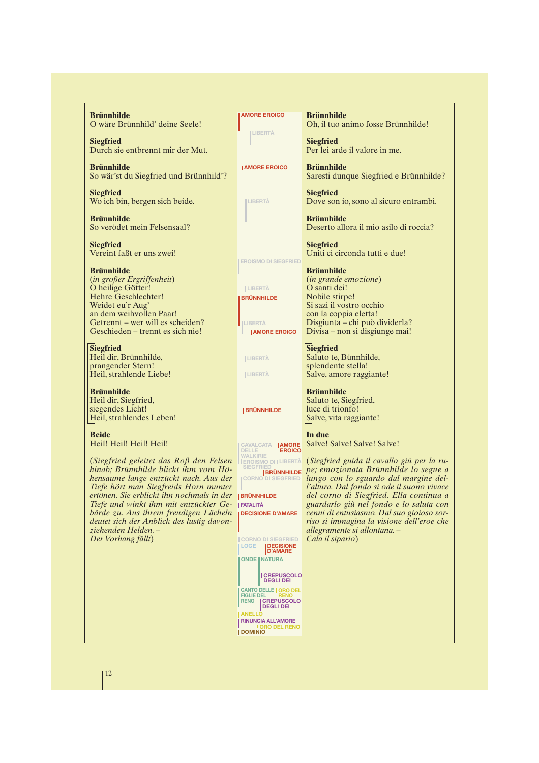**Brünnhilde**
O wäre Brünnhild' deine Seele!

**Siegfried**
Durch sie entbrennt mir der Mut.

**Brünnhilde**
So wär'st du Siegfried und Brünnhild'?

**Siegfried**
Wo ich bin, bergen sich beide.

**Brünnhilde**
So verödet mein Felsensaal?

**Siegfried**
Vereint faßt er uns zwei!

**Brünnhilde**
(*in großer Ergriffenheit*)
O heilige Götter!
Hehre Geschlechter!
Weidet eu'r Aug'
an dem weihvollen Paar!
Getrennt – wer will es scheiden?
Geschieden – trennt es sich nie!

**Siegfried**
Heil dir, Brünnhilde,
prangender Stern!
Heil, strahlende Liebe!

**Brünnhilde**
Heil dir, Siegfried,
siegendes Licht!
Heil, strahlendes Leben!

**Beide**
Heil! Heil! Heil! Heil!

(*Siegfried geleitet das Roß den Felsen hinab; Brünnhilde blickt ihm vom Hö­hensaume lange entzückt nach. Aus der Tiefe hört man Siegfreids Horn munter ertönen. Sie erblickt ihn nochmals in der Tiefe und winkt ihm mit entzückter Ge­bärde zu. Aus ihrem freudigen Lächeln deutet sich der Anblick des lustig davon­ziehenden Helden. –*
*Der Vorhang fällt*)

---

AMORE EROICO
LIBERTÀ
AMORE EROICO
LIBERTÀ
EROISMO DI SIEGFRIED
LIBERTÀ
BRÜNNHILDE
LIBERTÀ
AMORE EROICO
LIBERTÀ
LIBERTÀ
BRÜNNHILDE
CAVALCATA DELLE WALKIRIE
AMORE EROICO
EROISMO DI SIEGFRIED
LIBERTÀ
BRÜNNHILDE
CORNO DI SIEGFRIED
BRÜNNHILDE
FATALITÀ
DECISIONE D'AMARE
CORNO DI SIEGFRIED
LOGE
DECISIONE D'AMARE
ONDE
NATURA
CREPUSCOLO DEGLI DEI
CANTO DELLE FIGLIE DEL RENO
ORO DEL RENO
CREPUSCOLO DEGLI DEI
ANELLO
RINUNCIA ALL'AMORE
ORO DEL RENO
DOMINIO

---

**Brünnhilde**
Oh, il tuo animo fosse Brünnhilde!

**Siegfried**
Per lei arde il valore in me.

**Brünnhilde**
Saresti dunque Siegfried e Brünnhilde?

**Siegfried**
Dove son io, sono al sicuro entrambi.

**Brünnhilde**
Deserto allora il mio asilo di roccia?

**Siegfried**
Uniti ci circonda tutti e due!

**Brünnhilde**
(*in grande emozione*)
O santi dei!
Nobile stirpe!
Si sazi il vostro occhio
con la coppia eletta!
Disgiunta – chi può dividerla?
Divisa – non si disgiunge mai!

**Siegfried**
Saluto te, Bünnhilde,
splendente stella!
Salve, amore raggiante!

**Brünnhilde**
Saluto te, Siegfried,
luce di trionfo!
Salve, vita raggiante!

**In due**
Salve! Salve! Salve! Salve!

(*Siegfried guida il cavallo giù per la ru­pe; emozionata Brünnhilde lo segue a lungo con lo sguardo dal margine del­l'altura. Dal fondo si ode il suono vivace del corno di Siegfried. Ella continua a guardarlo giù nel fondo e lo saluta con cenni di entusiasmo. Dal suo gioioso sor­riso si immagina la visione dell'eroe che allegramente si allontana. –*
*Cala il sipario*)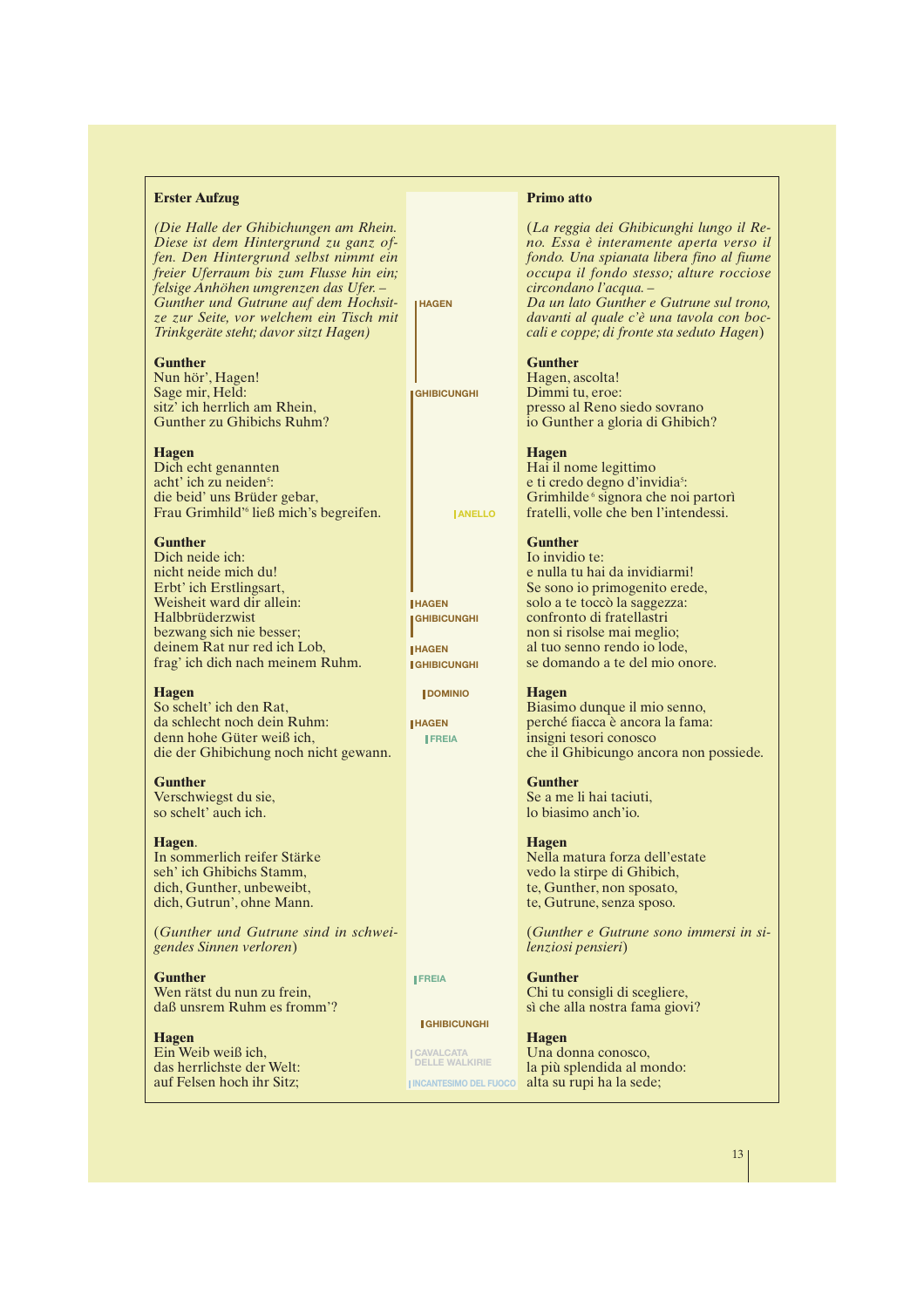**Erster Aufzug**

*(Die Halle der Ghibichungen am Rhein. Diese ist dem Hintergrund zu ganz offen. Den Hintergrund selbst nimmt ein freier Uferraum bis zum Flusse hin ein; felsige Anhöhen umgrenzen das Ufer. – Gunther und Gutrune auf dem Hochsitze zur Seite, vor welchem ein Tisch mit Trinkgeräte steht; davor sitzt Hagen)*

**Gunther**
Nun hör', Hagen!
Sage mir, Held:
sitz' ich herrlich am Rhein,
Gunther zu Ghibichs Ruhm?

**Hagen**
Dich echt genannten
acht' ich zu neiden[5]:
die beid' uns Brüder gebar,
Frau Grimhild'[6] ließ mich's begreifen.

**Gunther**
Dich neide ich:
nicht neide mich du!
Erbt' ich Erstlingsart,
Weisheit ward dir allein:
Halbbrüderzwist
bezwang sich nie besser;
deinem Rat nur red ich Lob,
frag' ich dich nach meinem Ruhm.

**Hagen**
So schelt' ich den Rat,
da schlecht noch dein Ruhm:
denn hohe Güter weiß ich,
die der Ghibichung noch nicht gewann.

**Gunther**
Verschwiegst du sie,
so schelt' auch ich.

**Hagen**.
In sommerlich reifer Stärke
seh' ich Ghibichs Stamm,
dich, Gunther, unbeweibt,
dich, Gutrun', ohne Mann.

*(Gunther und Gutrune sind in schweigendes Sinnen verloren)*

**Gunther**
Wen rätst du nun zu frein,
daß unsrem Ruhm es fromm'?

**Hagen**
Ein Weib weiß ich,
das herrlichste der Welt:
auf Felsen hoch ihr Sitz;

HAGEN – GHIBICUNGHI – ANELLO – HAGEN – GHIBICUNGHI – HAGEN – GHIBICUNGHI – DOMINIO – HAGEN – FREIA – FREIA – GHIBICUNGHI – CAVALCATA DELLE WALKIRIE – INCANTESIMO DEL FUOCO

**Primo atto**

(*La reggia dei Ghibicunghi lungo il Reno. Essa è interamente aperta verso il fondo. Una spianata libera fino al fiume occupa il fondo stesso; alture rocciose circondano l'acqua. –
Da un lato Gunther e Gutrune sul trono, davanti al quale c'è una tavola con boccali e coppe; di fronte sta seduto Hagen*)

**Gunther**
Hagen, ascolta!
Dimmi tu, eroe:
presso al Reno siedo sovrano
io Gunther a gloria di Ghibich?

**Hagen**
Hai il nome legittimo
e ti credo degno d'invidia[5]:
Grimhilde[6] signora che noi partorì
fratelli, volle che ben l'intendessi.

**Gunther**
Io invidio te:
e nulla tu hai da invidiarmi!
Se sono io primogenito erede,
solo a te toccò la saggezza:
confronto di fratellastri
non si risolse mai meglio;
al tuo senno rendo io lode,
se domando a te del mio onore.

**Hagen**
Biasimo dunque il mio senno,
perché fiacca è ancora la fama:
insigni tesori conosco
che il Ghibicungo ancora non possiede.

**Gunther**
Se a me li hai taciuti,
lo biasimo anch'io.

**Hagen**
Nella matura forza dell'estate
vedo la stirpe di Ghibich,
te, Gunther, non sposato,
te, Gutrune, senza sposo.

(*Gunther e Gutrune sono immersi in silenziosi pensieri*)

**Gunther**
Chi tu consigli di scegliere,
sì che alla nostra fama giovi?

**Hagen**
Una donna conosco,
la più splendida al mondo:
alta su rupi ha la sede;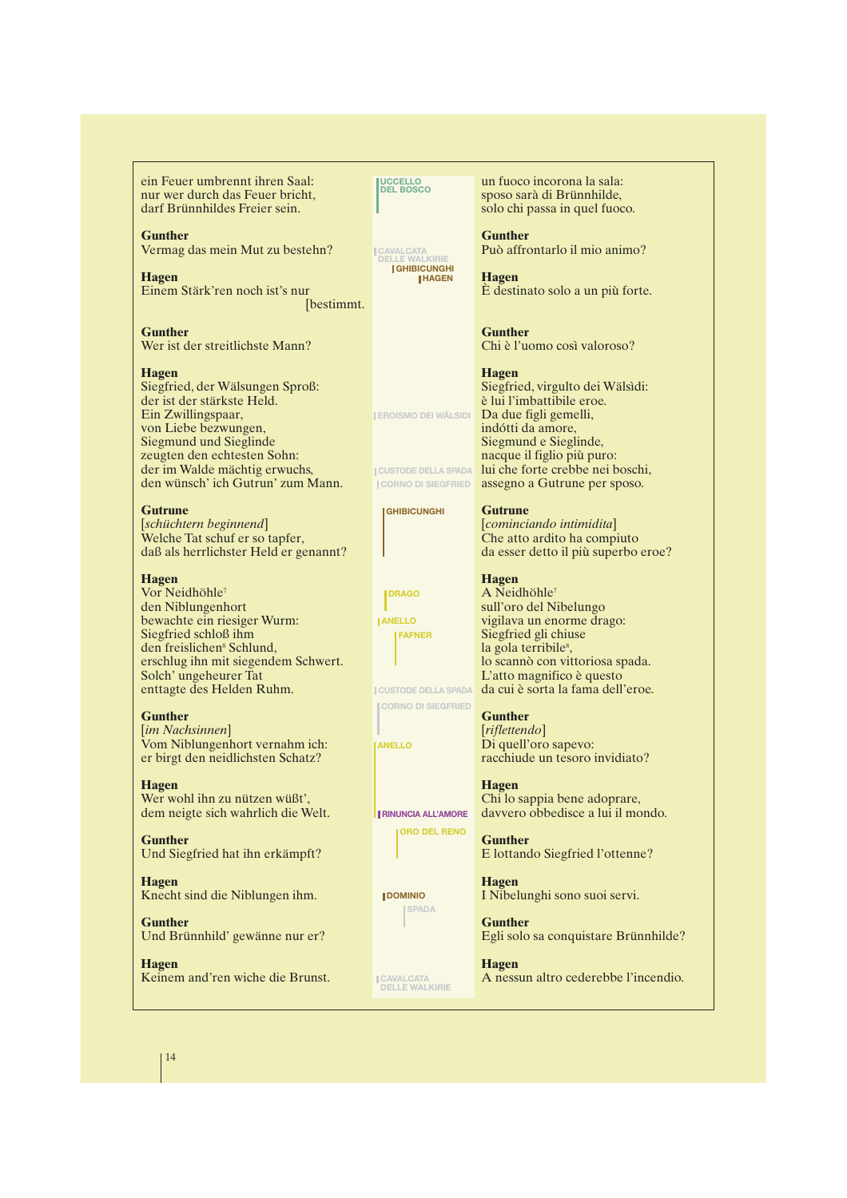ein Feuer umbrennt ihren Saal:
nur wer durch das Feuer bricht,
darf Brünnhildes Freier sein.

**Gunther**
Vermag das mein Mut zu bestehn?

**Hagen**
Einem Stärk'ren noch ist's nur [bestimmt.

**Gunther**
Wer ist der streitlichste Mann?

**Hagen**
Siegfried, der Wälsungen Sproß:
der ist der stärkste Held.
Ein Zwillingspaar,
von Liebe bezwungen,
Siegmund und Sieglinde
zeugten den echtesten Sohn:
der im Walde mächtig erwuchs,
den wünsch' ich Gutrun' zum Mann.

**Gutrune**
[*schüchtern beginnend*]
Welche Tat schuf er so tapfer,
daß als herrlichster Held er genannt?

**Hagen**
Vor Neidhöhle[7]
den Niblungenhort
bewachte ein riesiger Wurm:
Siegfried schloß ihm
den freislichen[8] Schlund,
erschlug ihn mit siegendem Schwert.
Solch' ungeheurer Tat
enttagte des Helden Ruhm.

**Gunther**
[*im Nachsinnen*]
Vom Niblungenhort vernahm ich:
er birgt den neidlichsten Schatz?

**Hagen**
Wer wohl ihn zu nützen wüßt',
dem neigte sich wahrlich die Welt.

**Gunther**
Und Siegfried hat ihn erkämpft?

**Hagen**
Knecht sind die Niblungen ihm.

**Gunther**
Und Brünnhild' gewänne nur er?

**Hagen**
Keinem and'ren wiche die Brunst.

---

UCCELLO DEL BOSCO
CAVALCATA DELLE WALKIRIE
GHIBICUNGHI
HAGEN
EROISMO DEI WÄLSIDI
CUSTODE DELLA SPADA
CORNO DI SIEGFRIED
GHIBICUNGHI
DRAGO
ANELLO
FAFNER
CUSTODE DELLA SPADA
CORNO DI SIEGFRIED
ANELLO
RINUNCIA ALL'AMORE
ORO DEL RENO
DOMINIO
SPADA
CAVALCATA DELLE WALKIRIE

---

un fuoco incorona la sala:
sposo sarà di Brünnhilde,
solo chi passa in quel fuoco.

**Gunther**
Può affrontarlo il mio animo?

**Hagen**
È destinato solo a un più forte.

**Gunther**
Chi è l'uomo così valoroso?

**Hagen**
Siegfried, virgulto dei Wälsidi:
è lui l'imbattibile eroe.
Da due figli gemelli,
indótti da amore,
Siegmund e Sieglinde,
nacque il figlio più puro:
lui che forte crebbe nei boschi,
assegno a Gutrune per sposo.

**Gutrune**
[*cominciando intimidita*]
Che atto ardito ha compiuto
da esser detto il più superbo eroe?

**Hagen**
A Neidhöhle[7]
sull'oro del Nibelungo
vigilava un enorme drago:
Siegfried gli chiuse
la gola terribile[8],
lo scannò con vittoriosa spada.
L'atto magnifico è questo
da cui è sorta la fama dell'eroe.

**Gunther**
[*riflettendo*]
Di quell'oro sapevo:
racchiude un tesoro invidiato?

**Hagen**
Chi lo sappia bene adoprare,
davvero obbedisce a lui il mondo.

**Gunther**
E lottando Siegfried l'ottenne?

**Hagen**
I Nibelunghi sono suoi servi.

**Gunther**
Egli solo sa conquistare Brünnhilde?

**Hagen**
A nessun altro cederebbe l'incendio.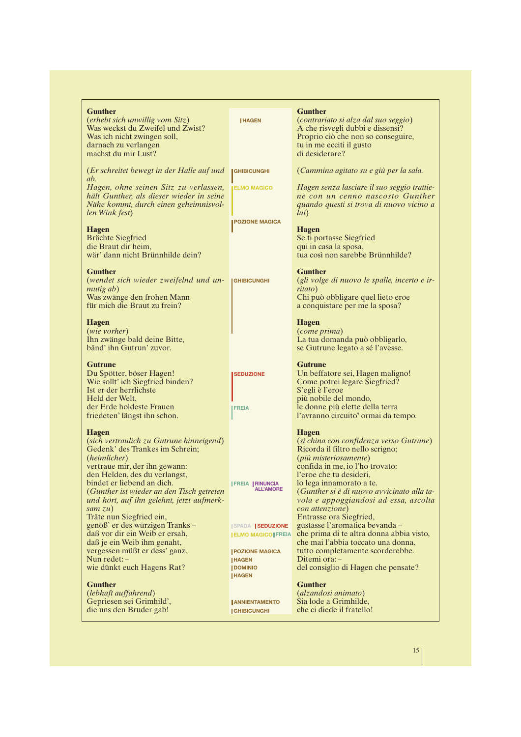**Gunther**
(*erhebt sich unwillig vom Sitz*)
Was weckst du Zweifel und Zwist?
Was ich nicht zwingen soll,
darnach zu verlangen
machst du mir Lust?

(*Er schreitet bewegt in der Halle auf und ab.*
*Hagen, ohne seinen Sitz zu verlassen, hält Gunther, als dieser wieder in seine Nähe kommt, durch einen geheimnisvollen Wink fest*)

**Hagen**
Brächte Siegfried
die Braut dir heim,
wär' dann nicht Brünnhilde dein?

**Gunther**
(*wendet sich wieder zweifelnd und unmutig ab*)
Was zwänge den frohen Mann
für mich die Braut zu frein?

**Hagen**
(*wie vorher*)
Ihn zwänge bald deine Bitte,
bänd' ihn Gutrun' zuvor.

**Gutrune**
Du Spötter, böser Hagen!
Wie sollt' ich Siegfried binden?
Ist er der herrlichste
Held der Welt,
der Erde holdeste Frauen
friedeten[9] längst ihn schon.

**Hagen**
(*sich vertraulich zu Gutrune hinneigend*)
Gedenk' des Trankes im Schrein;
(*heimlicher*)
vertraue mir, der ihn gewann:
den Helden, des du verlangst,
bindet er liebend an dich.
(*Gunther ist wieder an den Tisch getreten und hört, auf ihn gelehnt, jetzt aufmerksam zu*)
Träte nun Siegfried ein,
genöß' er des würzigen Trankes –
daß vor dir ein Weib er ersah,
daß je ein Weib ihm genaht,
vergessen müßt' er dess' ganz.
Nun redet: –
wie dünkt euch Hagens Rat?

**Gunther**
(*lebhaft auffahrend*)
Gepriesen sei Grimhild',
die uns den Bruder gab!

---

HAGEN
GHIBICUNGHI
ELMO MAGICO
POZIONE MAGICA
GHIBICUNGHI
SEDUZIONE
FREIA
FREIA | RINUNCIA ALL'AMORE
SPADA | SEDUZIONE
ELMO MAGICO | FREIA
POZIONE MAGICA
HAGEN
DOMINIO
HAGEN
ANNIENTAMENTO
GHIBICUNGHI

---

**Gunther**
(*contrariato si alza dal suo seggio*)
A che risvegli dubbi e dissensi?
Proprio ciò che non so conseguire,
tu in me ecciti il gusto
di desiderare?

(*Cammina agitato su e giù per la sala.*
*Hagen senza lasciare il suo seggio trattiene con un cenno nascosto Gunther quando questi si trova di nuovo vicino a lui*)

**Hagen**
Se ti portasse Siegfried
qui in casa la sposa,
tua così non sarebbe Brünnhilde?

**Gunther**
(*gli volge di nuovo le spalle, incerto e irritato*)
Chi può obbligare quel lieto eroe
a conquistare per me la sposa?

**Hagen**
(*come prima*)
La tua domanda può obbligarlo,
se Gutrune legato a sé l'avesse.

**Gutrune**
Un beffatore sei, Hagen maligno!
Come potrei legare Siegfried?
S'egli è l'eroe
più nobile del mondo,
le donne più elette della terra
l'avranno circuito[9] ormai da tempo.

**Hagen**
(*si china con confidenza verso Gutrune*)
Ricorda il filtro nello scrigno;
(*più misteriosamente*)
confida in me, io l'ho trovato:
l'eroe che tu desideri,
lo lega innamorato a te.
(*Gunther si è di nuovo avvicinato alla tavola e appoggiandosi ad essa, ascolta con attenzione*)
Entrasse ora Siegfried,
gustasse l'aromatica bevanda –
che prima di te altra donna abbia visto,
che mai l'abbia toccato una donna,
tutto completamente scorderebbe.
Ditemi ora: –
del consiglio di Hagen che pensate?

**Gunther**
(*alzandosi animato*)
Sia lode a Grimhilde,
che ci diede il fratello!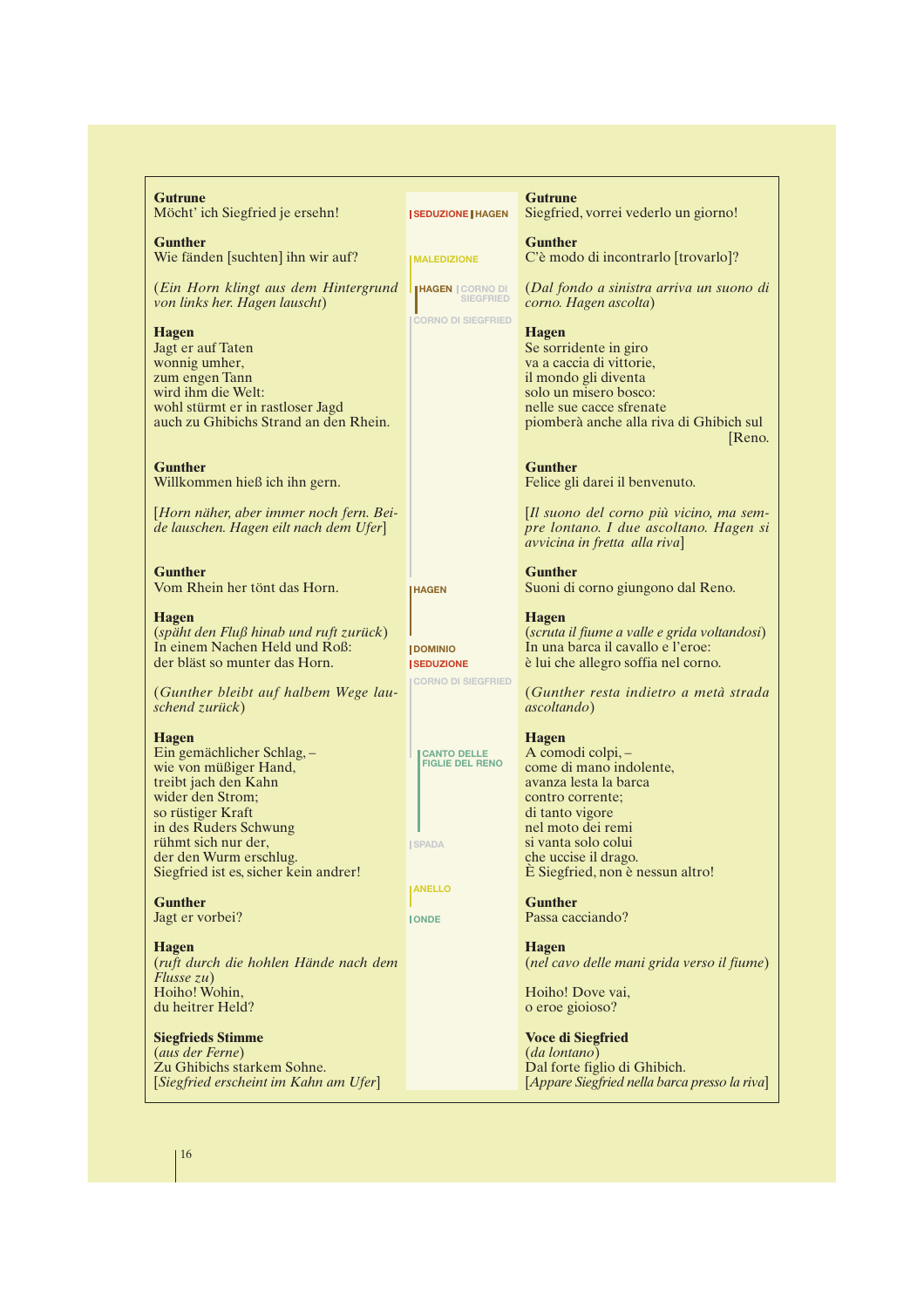**Gutrune**
Möcht' ich Siegfried je ersehn!

SEDUZIONE | HAGEN

**Gutrune**
Siegfried, vorrei vederlo un giorno!

**Gunther**
Wie fänden [suchten] ihn wir auf?

MALEDIZIONE

**Gunther**
C'è modo di incontrarlo [trovarlo]?

(*Ein Horn klingt aus dem Hintergrund von links her. Hagen lauscht*)

HAGEN | CORNO DI SIEGFRIED

(*Dal fondo a sinistra arriva un suono di corno. Hagen ascolta*)

CORNO DI SIEGFRIED

**Hagen**
Jagt er auf Taten
wonnig umher,
zum engen Tann
wird ihm die Welt:
wohl stürmt er in rastloser Jagd
auch zu Ghibichs Strand an den Rhein.

**Hagen**
Se sorridente in giro
va a caccia di vittorie,
il mondo gli diventa
solo un misero bosco:
nelle sue cacce sfrenate
piomberà anche alla riva di Ghibich sul [Reno.

**Gunther**
Willkommen hieß ich ihn gern.

**Gunther**
Felice gli darei il benvenuto.

[*Horn näher, aber immer noch fern. Beide lauschen. Hagen eilt nach dem Ufer*]

[*Il suono del corno più vicino, ma sempre lontano. I due ascoltano. Hagen si avvicina in fretta alla riva*]

**Gunther**
Vom Rhein her tönt das Horn.

HAGEN

**Gunther**
Suoni di corno giungono dal Reno.

**Hagen**
(*späht den Fluß hinab und ruft zurück*)
In einem Nachen Held und Roß:
der bläst so munter das Horn.

DOMINIO
SEDUZIONE

**Hagen**
(*scruta il fiume a valle e grida voltandosi*)
In una barca il cavallo e l'eroe:
è lui che allegro soffia nel corno.

CORNO DI SIEGFRIED

(*Gunther bleibt auf halbem Wege lauschend zurück*)

(*Gunther resta indietro a metà strada ascoltando*)

**Hagen**
Ein gemächlicher Schlag, –
wie von müßiger Hand,
treibt jach den Kahn
wider den Strom;
so rüstiger Kraft
in des Ruders Schwung
rühmt sich nur der,
der den Wurm erschlug.
Siegfried ist es, sicher kein andrer!

CANTO DELLE FIGLIE DEL RENO

SPADA

**Hagen**
A comodi colpi, –
come di mano indolente,
avanza lesta la barca
contro corrente;
di tanto vigore
nel moto dei remi
si vanta solo colui
che uccise il drago.
È Siegfried, non è nessun altro!

ANELLO

**Gunther**
Jagt er vorbei?

ONDE

**Gunther**
Passa cacciando?

**Hagen**
(*ruft durch die hohlen Hände nach dem Flusse zu*)
Hoiho! Wohin,
du heitrer Held?

**Hagen**
(*nel cavo delle mani grida verso il fiume*)

Hoiho! Dove vai,
o eroe gioioso?

**Siegfrieds Stimme**
(*aus der Ferne*)
Zu Ghibichs starkem Sohne.
[*Siegfried erscheint im Kahn am Ufer*]

**Voce di Siegfried**
(*da lontano*)
Dal forte figlio di Ghibich.
[*Appare Siegfried nella barca presso la riva*]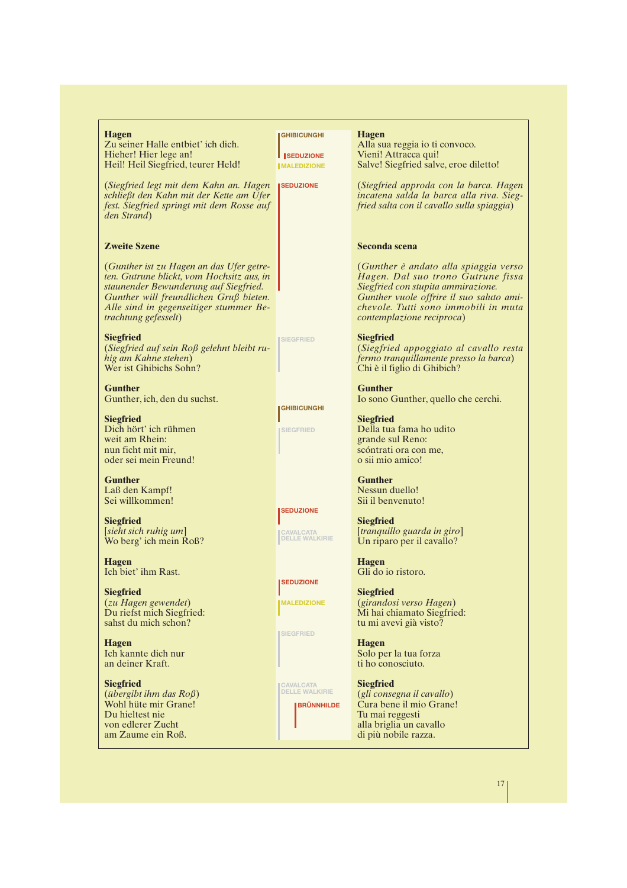**Hagen**
Zu seiner Halle entbiet' ich dich.
Hieher! Hier lege an!
Heil! Heil Siegfried, teurer Held!

(*Siegfried legt mit dem Kahn an. Hagen schließt den Kahn mit der Kette am Ufer fest. Siegfried springt mit dem Rosse auf den Strand*)

## Zweite Szene

(*Gunther ist zu Hagen an das Ufer getreten. Gutrune blickt, vom Hochsitz aus, in staunender Bewunderung auf Siegfried. Gunther will freundlichen Gruß bieten. Alle sind in gegenseitiger stummer Betrachtung gefesselt*)

**Siegfried**
(*Siegfried auf sein Roß gelehnt bleibt ruhig am Kahne stehen*)
Wer ist Ghibichs Sohn?

**Gunther**
Gunther, ich, den du suchst.

**Siegfried**
Dich hört' ich rühmen
weit am Rhein:
nun ficht mit mir,
oder sei mein Freund!

**Gunther**
Laß den Kampf!
Sei willkommen!

**Siegfried**
[*sieht sich ruhig um*]
Wo berg' ich mein Roß?

**Hagen**
Ich biet' ihm Rast.

**Siegfried**
(*zu Hagen gewendet*)
Du riefst mich Siegfried:
sahst du mich schon?

**Hagen**
Ich kannte dich nur
an deiner Kraft.

**Siegfried**
(*übergibt ihm das Roß*)
Wohl hüte mir Grane!
Du hieltest nie
von edlerer Zucht
am Zaume ein Roß.

---

GHIBICUNGHI
SEDUZIONE
MALEDIZIONE
SEDUZIONE
SIEGFRIED
GHIBICUNGHI
SIEGFRIED
SEDUZIONE
CAVALCATA DELLE WALKIRIE
SEDUZIONE
MALEDIZIONE
SIEGFRIED
CAVALCATA DELLE WALKIRIE
BRÜNNHILDE

---

**Hagen**
Alla sua reggia io ti convoco.
Vieni! Attracca qui!
Salve! Siegfried salve, eroe diletto!

(*Siegfried approda con la barca. Hagen incatena salda la barca alla riva. Siegfried salta con il cavallo sulla spiaggia*)

## Seconda scena

(*Gunther è andato alla spiaggia verso Hagen. Dal suo trono Gutrune fissa Siegfried con stupita ammirazione. Gunther vuole offrire il suo saluto amichevole. Tutti sono immobili in muta contemplazione reciproca*)

**Siegfried**
(*Siegfried appoggiato al cavallo resta fermo tranquillamente presso la barca*)
Chi è il figlio di Ghibich?

**Gunther**
Io sono Gunther, quello che cerchi.

**Siegfried**
Della tua fama ho udito
grande sul Reno:
scóntrati ora con me,
o sii mio amico!

**Gunther**
Nessun duello!
Sii il benvenuto!

**Siegfried**
[*tranquillo guarda in giro*]
Un riparo per il cavallo?

**Hagen**
Gli do io ristoro.

**Siegfried**
(*girandosi verso Hagen*)
Mi hai chiamato Siegfried:
tu mi avevi già visto?

**Hagen**
Solo per la tua forza
ti ho conosciuto.

**Siegfried**
(*gli consegna il cavallo*)
Cura bene il mio Grane!
Tu mai reggesti
alla briglia un cavallo
di più nobile razza.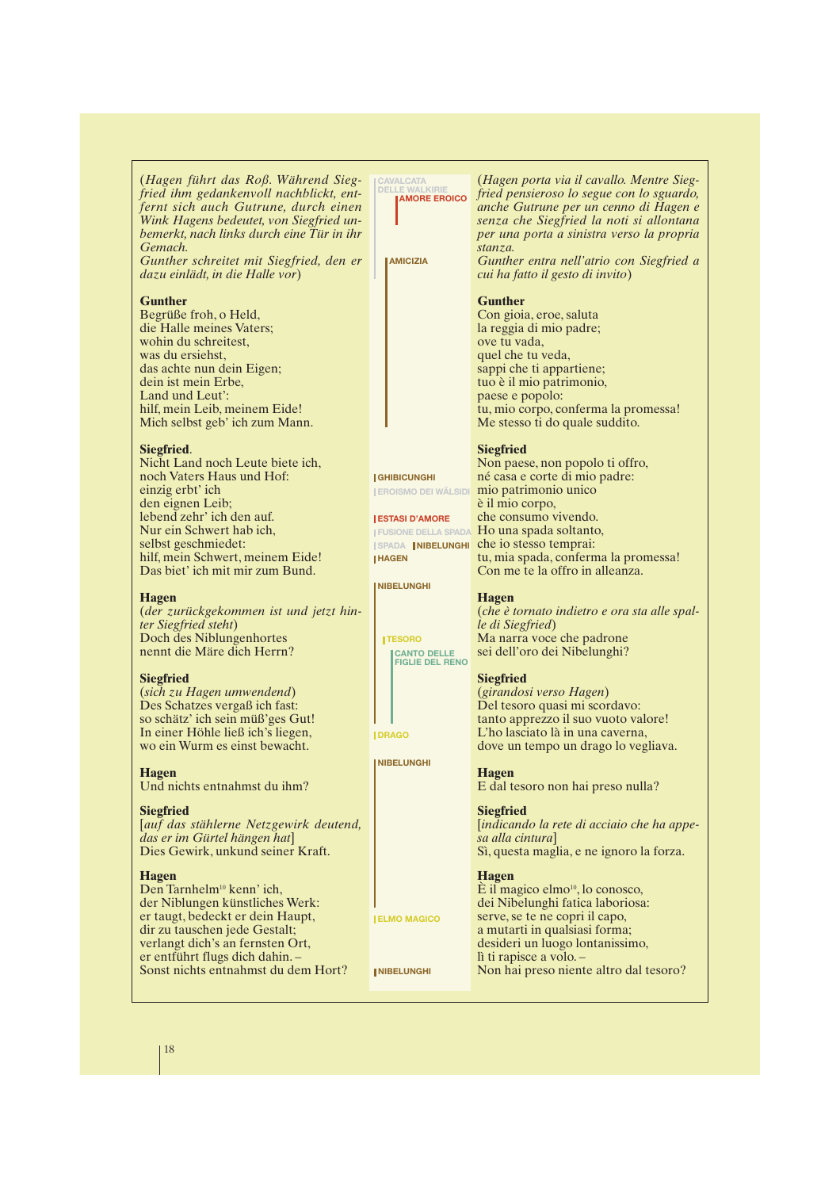(*Hagen führt das Roß. Während Siegfried ihm gedankenvoll nachblickt, entfernt sich auch Gutrune, durch einen Wink Hagens bedeutet, von Siegfried unbemerkt, nach links durch eine Tür in ihr Gemach.*
*Gunther schreitet mit Siegfried, den er dazu einlädt, in die Halle vor*)

CAVALCATA DELLE WALKIRIE
AMORE EROICO

(*Hagen porta via il cavallo. Mentre Siegfried pensieroso lo segue con lo sguardo, anche Gutrune per un cenno di Hagen e senza che Siegfried la noti si allontana per una porta a sinistra verso la propria stanza.*
*Gunther entra nell'atrio con Siegfried a cui ha fatto il gesto di invito*)

AMICIZIA

**Gunther**
Begrüße froh, o Held,
die Halle meines Vaters;
wohin du schreitest,
was du ersiehst,
das achte nun dein Eigen;
dein ist mein Erbe,
Land und Leut':
hilf, mein Leib, meinem Eide!
Mich selbst geb' ich zum Mann.

**Gunther**
Con gioia, eroe, saluta
la reggia di mio padre;
ove tu vada,
quel che tu veda,
sappi che ti appartiene;
tuo è il mio patrimonio,
paese e popolo:
tu, mio corpo, conferma la promessa!
Me stesso ti do quale suddito.

**Siegfried**.
Nicht Land noch Leute biete ich,
noch Vaters Haus und Hof:
einzig erbt' ich
den eignen Leib;
lebend zehr' ich den auf.
Nur ein Schwert hab ich,
selbst geschmiedet:
hilf, mein Schwert, meinem Eide!
Das biet' ich mit mir zum Bund.

GHIBICUNGHI
EROISMO DEI WÄLSIDI
ESTASI D'AMORE
FUSIONE DELLA SPADA
SPADA NIBELUNGHI
HAGEN

**Siegfried**
Non paese, non popolo ti offro,
né casa e corte di mio padre:
mio patrimonio unico
è il mio corpo,
che consumo vivendo.
Ho una spada soltanto,
che io stesso temprai:
tu, mia spada, conferma la promessa!
Con me te la offro in alleanza.

NIBELUNGHI

**Hagen**
(*der zurückgekommen ist und jetzt hinter Siegfried steht*)
Doch des Niblungenhortes
nennt die Märe dich Herrn?

TESORO
CANTO DELLE FIGLIE DEL RENO

**Hagen**
(*che è tornato indietro e ora sta alle spalle di Siegfried*)
Ma narra voce che padrone
sei dell'oro dei Nibelunghi?

**Siegfried**
(*sich zu Hagen umwendend*)
Des Schatzes vergaß ich fast:
so schätz' ich sein müß'ges Gut!
In einer Höhle ließ ich's liegen,
wo ein Wurm es einst bewacht.

DRAGO

**Siegfried**
(*girandosi verso Hagen*)
Del tesoro quasi mi scordavo:
tanto apprezzo il suo vuoto valore!
L'ho lasciato là in una caverna,
dove un tempo un drago lo vegliava.

NIBELUNGHI

**Hagen**
Und nichts entnahmst du ihm?

**Hagen**
E dal tesoro non hai preso nulla?

**Siegfried**
[*auf das stählerne Netzgewirk deutend, das er im Gürtel hängen hat*]
Dies Gewirk, unkund seiner Kraft.

**Siegfried**
[*indicando la rete di acciaio che ha appesa alla cintura*]
Sì, questa maglia, e ne ignoro la forza.

**Hagen**
Den Tarnhelm[10] kenn' ich,
der Niblungen künstliches Werk:
er taugt, bedeckt er dein Haupt,
dir zu tauschen jede Gestalt;
verlangt dich's an fernsten Ort,
er entführt flugs dich dahin. –
Sonst nichts entnahmst du dem Hort?

ELMO MAGICO
NIBELUNGHI

**Hagen**
È il magico elmo[10], lo conosco,
dei Nibelunghi fatica laboriosa:
serve, se te ne copri il capo,
a mutarti in qualsiasi forma;
desideri un luogo lontanissimo,
lì ti rapisce a volo. –
Non hai preso niente altro dal tesoro?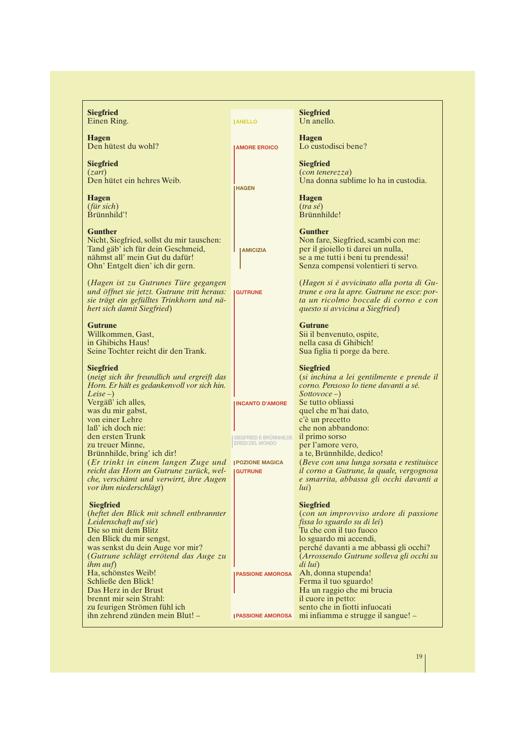| German | Leitmotiv | Italiano |
|---|---|---|
| **Siegfried**<br>Einen Ring. | ANELLO | **Siegfried**<br>Un anello. |
| **Hagen**<br>Den hütest du wohl? | AMORE EROICO | **Hagen**<br>Lo custodisci bene? |
| **Siegfried**<br>(*zart*)<br>Den hütet ein hehres Weib. | HAGEN | **Siegfried**<br>(*con tenerezza*)<br>Una donna sublime lo ha in custodia. |
| **Hagen**<br>(*für sich*)<br>Brünnhild'! | | **Hagen**<br>(*tra sé*)<br>Brünnhilde! |
| **Gunther**<br>Nicht, Siegfried, sollst du mir tauschen:<br>Tand gäb' ich für dein Geschmeid,<br>nähmst all' mein Gut du dafür!<br>Ohn' Entgelt dien' ich dir gern. | AMICIZIA | **Gunther**<br>Non fare, Siegfried, scambi con me:<br>per il gioiello ti darei un nulla,<br>se a me tutti i beni tu prendessi!<br>Senza compensi volentieri ti servo. |
| (*Hagen ist zu Gutrunes Türe gegangen und öffnet sie jetzt. Gutrune tritt heraus: sie trägt ein gefülltes Trinkhorn und nähert sich damit Siegfried*) | GUTRUNE | (*Hagen si è avvicinato alla porta di Gutrune e ora la apre. Gutrune ne esce: porta un ricolmo boccale di corno e con questo si avvicina a Siegfried*) |
| **Gutrune**<br>Willkommen, Gast,<br>in Ghibichs Haus!<br>Seine Tochter reicht dir den Trank. | | **Gutrune**<br>Sii il benvenuto, ospite,<br>nella casa di Ghibich!<br>Sua figlia ti porge da bere. |
| **Siegfried**<br>(*neigt sich ihr freundlich und ergreift das Horn. Er hält es gedankenvoll vor sich hin. Leise –*)<br>Vergäß' ich alles,<br>was du mir gabst,<br>von einer Lehre<br>laß' ich doch nie:<br>den ersten Trunk<br>zu treuer Minne,<br>Brünnhilde, bring' ich dir!<br>(*Er trinkt in einem langen Zuge und reicht das Horn an Gutrune zurück, welche, verschämt und verwirrt, ihre Augen vor ihm niederschlägt*) | INCANTO D'AMORE<br>SIEGFRIED E BRÜNNHILDE EREDI DEL MONDO<br>POZIONE MAGICA<br>GUTRUNE | **Siegfried**<br>(*si inchina a lei gentilmente e prende il corno. Pensoso lo tiene davanti a sé. Sottovoce –*)<br>Se tutto obliassi<br>quel che m'hai dato,<br>c'è un precetto<br>che non abbandono:<br>il primo sorso<br>per l'amore vero,<br>a te, Brünnhilde, dedico!<br>(*Beve con una lunga sorsata e restituisce il corno a Gutrune, la quale, vergognosa e smarrita, abbassa gli occhi davanti a lui*) |
| **Siegfried**<br>(*heftet den Blick mit schnell entbrannter Leidenschaft auf sie*)<br>Die so mit dem Blitz<br>den Blick du mir sengst,<br>was senkst du dein Auge vor mir?<br>(*Gutrune schlägt errötend das Auge zu ihm auf*)<br>Ha, schönstes Weib!<br>Schließe den Blick!<br>Das Herz in der Brust<br>brennt mir sein Strahl:<br>zu feurigen Strömen fühl ich<br>ihn zehrend zünden mein Blut! – | PASSIONE AMOROSA<br>PASSIONE AMOROSA | **Siegfried**<br>(*con un improvviso ardore di passione fissa lo sguardo su di lei*)<br>Tu che con il tuo fuoco<br>lo sguardo mi accendi,<br>perché davanti a me abbassi gli occhi?<br>(*Arrossendo Gutrune solleva gli occhi su di lui*)<br>Ah, donna stupenda!<br>Ferma il tuo sguardo!<br>Ha un raggio che mi brucia<br>il cuore in petto:<br>sento che in fiotti infuocati<br>mi infiamma e strugge il sangue! – |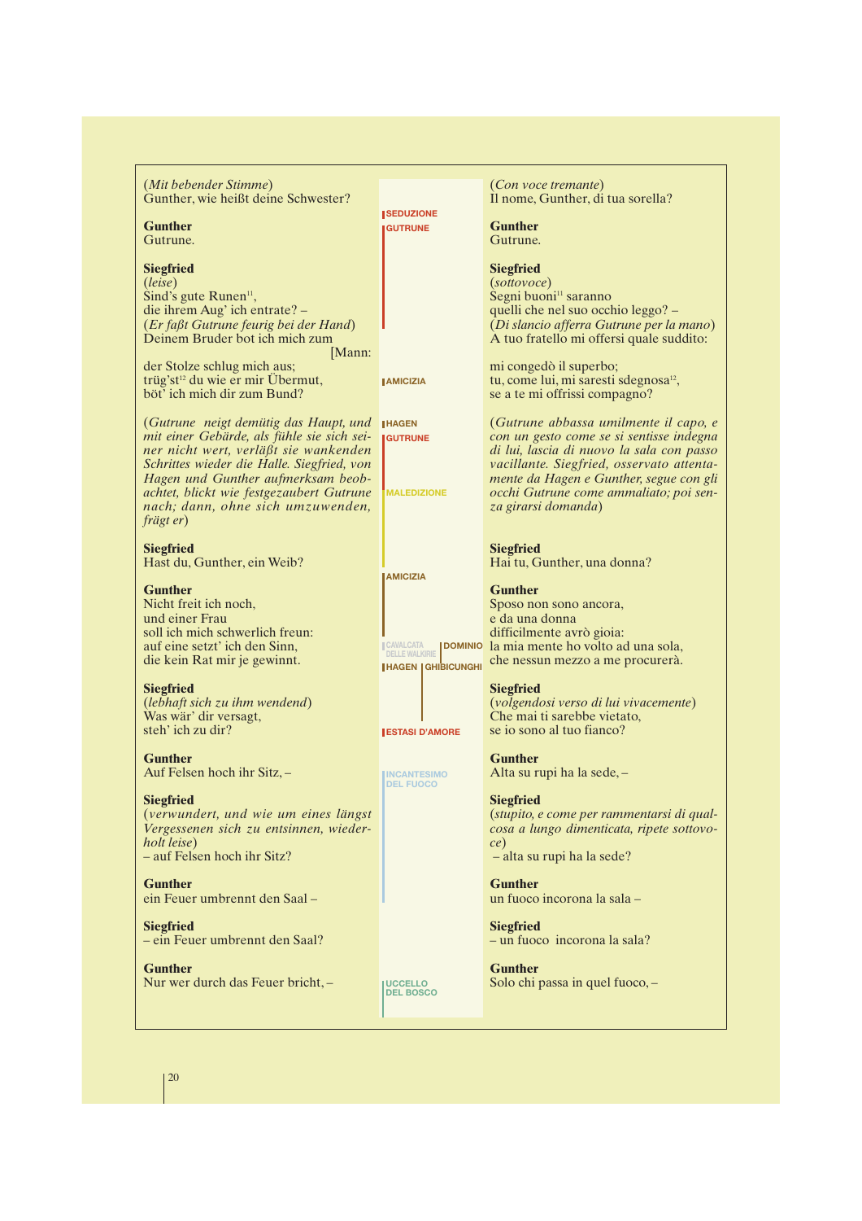(*Mit bebender Stimme*)
Gunther, wie heißt deine Schwester?

**Gunther**
Gutrune.

**Siegfried**
(*leise*)
Sind's gute Runen[11],
die ihrem Aug' ich entrate? –
(*Er faßt Gutrune feurig bei der Hand*)
Deinem Bruder bot ich mich zum [Mann:
der Stolze schlug mich aus;
trüg'st[12] du wie er mir Übermut,
böt' ich mich dir zum Bund?

(*Gutrune neigt demütig das Haupt, und mit einer Gebärde, als fühle sie sich seiner nicht wert, verläßt sie wankenden Schrittes wieder die Halle. Siegfried, von Hagen und Gunther aufmerksam beobachtet, blickt wie festgezaubert Gutrune nach; dann, ohne sich umzuwenden, frägt er*)

**Siegfried**
Hast du, Gunther, ein Weib?

**Gunther**
Nicht freit ich noch,
und einer Frau
soll ich mich schwerlich freun:
auf eine setzt' ich den Sinn,
die kein Rat mir je gewinnt.

**Siegfried**
(*lebhaft sich zu ihm wendend*)
Was wär' dir versagt,
steh' ich zu dir?

**Gunther**
Auf Felsen hoch ihr Sitz, –

**Siegfried**
(*verwundert, und wie um eines längst Vergessenen sich zu entsinnen, wiederholt leise*)
– auf Felsen hoch ihr Sitz?

**Gunther**
ein Feuer umbrennt den Saal –

**Siegfried**
– ein Feuer umbrennt den Saal?

**Gunther**
Nur wer durch das Feuer bricht, –

SEDUZIONE
GUTRUNE
AMICIZIA
HAGEN
GUTRUNE
MALEDIZIONE
AMICIZIA
CAVALCATA DELLE WALKIRIE
DOMINIO
HAGEN
GHIBICUNGHI
ESTASI D'AMORE
INCANTESIMO DEL FUOCO
UCCELLO DEL BOSCO

(*Con voce tremante*)
Il nome, Gunther, di tua sorella?

**Gunther**
Gutrune.

**Siegfried**
(*sottovoce*)
Segni buoni[11] saranno
quelli che nel suo occhio leggo? –
(*Di slancio afferra Gutrune per la mano*)
A tuo fratello mi offersi quale suddito:

mi congedò il superbo;
tu, come lui, mi saresti sdegnosa[12],
se a te mi offrissi compagno?

(*Gutrune abbassa umilmente il capo, e con un gesto come se si sentisse indegna di lui, lascia di nuovo la sala con passo vacillante. Siegfried, osservato attentamente da Hagen e Gunther, segue con gli occhi Gutrune come ammaliato; poi senza girarsi domanda*)

**Siegfried**
Hai tu, Gunther, una donna?

**Gunther**
Sposo non sono ancora,
e da una donna
difficilmente avrò gioia:
la mia mente ho volto ad una sola,
che nessun mezzo a me procurerà.

**Siegfried**
(*volgendosi verso di lui vivacemente*)
Che mai ti sarebbe vietato,
se io sono al tuo fianco?

**Gunther**
Alta su rupi ha la sede, –

**Siegfried**
(*stupito, e come per rammentarsi di qualcosa a lungo dimenticata, ripete sottovoce*)
– alta su rupi ha la sede?

**Gunther**
un fuoco incorona la sala –

**Siegfried**
– un fuoco incorona la sala?

**Gunther**
Solo chi passa in quel fuoco, –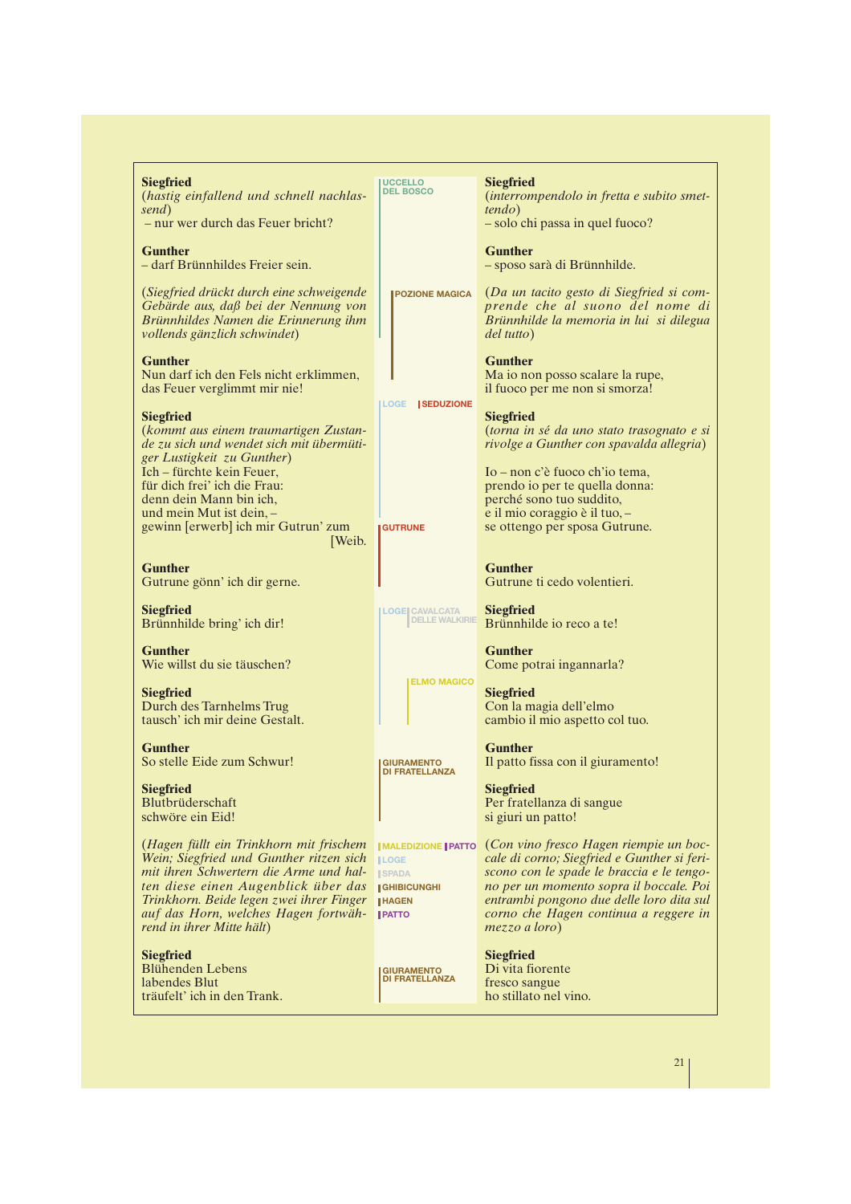| | | |
|---|---|---|
| **Siegfried**<br>*(hastig einfallend und schnell nachlassend)*<br>– nur wer durch das Feuer bricht? | UCCELLO DEL BOSCO | **Siegfried**<br>*(interrompendolo in fretta e subito smettendo)*<br>– solo chi passa in quel fuoco? |
| **Gunther**<br>– darf Brünnhildes Freier sein. | | **Gunther**<br>– sposo sarà di Brünnhilde. |
| *(Siegfried drückt durch eine schweigende Gebärde aus, daß bei der Nennung von Brünnhildes Namen die Erinnerung ihm vollends gänzlich schwindet)* | POZIONE MAGICA | *(Da un tacito gesto di Siegfried si comprende che al suono del nome di Brünnhilde la memoria in lui si dilegua del tutto)* |
| **Gunther**<br>Nun darf ich den Fels nicht erklimmen,<br>das Feuer verglimmt mir nie! | | **Gunther**<br>Ma io non posso scalare la rupe,<br>il fuoco per me non si smorza! |
| **Siegfried**<br>*(kommt aus einem traumartigen Zustande zu sich und wendet sich mit übermütiger Lustigkeit zu Gunther)*<br>Ich – fürchte kein Feuer,<br>für dich frei' ich die Frau:<br>denn dein Mann bin ich,<br>und mein Mut ist dein, –<br>gewinn [erwerb] ich mir Gutrun' zum [Weib. | LOGE / SEDUZIONE<br><br>GUTRUNE | **Siegfried**<br>*(torna in sé da uno stato trasognato e si rivolge a Gunther con spavalda allegria)*<br>Io – non c'è fuoco ch'io tema,<br>prendo io per te quella donna:<br>perché sono tuo suddito,<br>e il mio coraggio è il tuo, –<br>se ottengo per sposa Gutrune. |
| **Gunther**<br>Gutrune gönn' ich dir gerne. | | **Gunther**<br>Gutrune ti cedo volentieri. |
| **Siegfried**<br>Brünnhilde bring' ich dir! | LOGE / CAVALCATA DELLE WALKIRIE | **Siegfried**<br>Brünnhilde io reco a te! |
| **Gunther**<br>Wie willst du sie täuschen? | | **Gunther**<br>Come potrai ingannarla? |
| **Siegfried**<br>Durch des Tarnhelms Trug<br>tausch' ich mir deine Gestalt. | ELMO MAGICO | **Siegfried**<br>Con la magia dell'elmo<br>cambio il mio aspetto col tuo. |
| **Gunther**<br>So stelle Eide zum Schwur! | GIURAMENTO DI FRATELLANZA | **Gunther**<br>Il patto fissa con il giuramento! |
| **Siegfried**<br>Blutbrüderschaft<br>schwöre ein Eid! | | **Siegfried**<br>Per fratellanza di sangue<br>si giuri un patto! |
| *(Hagen füllt ein Trinkhorn mit frischem Wein; Siegfried und Gunther ritzen sich mit ihren Schwertern die Arme und halten diese einen Augenblick über das Trinkhorn. Beide legen zwei ihrer Finger auf das Horn, welches Hagen fortwährend in ihrer Mitte hält)* | MALEDIZIONE / PATTO<br>LOGE<br>SPADA<br>GHIBICUNGHI<br>HAGEN<br>PATTO | *(Con vino fresco Hagen riempie un boccale di corno; Siegfried e Gunther si feriscono con le spade le braccia e le tengono per un momento sopra il boccale. Poi entrambi pongono due delle loro dita sul corno che Hagen continua a reggere in mezzo a loro)* |
| **Siegfried**<br>Blühenden Lebens<br>labendes Blut<br>träufelt' ich in den Trank. | GIURAMENTO DI FRATELLANZA | **Siegfried**<br>Di vita fiorente<br>fresco sangue<br>ho stillato nel vino. |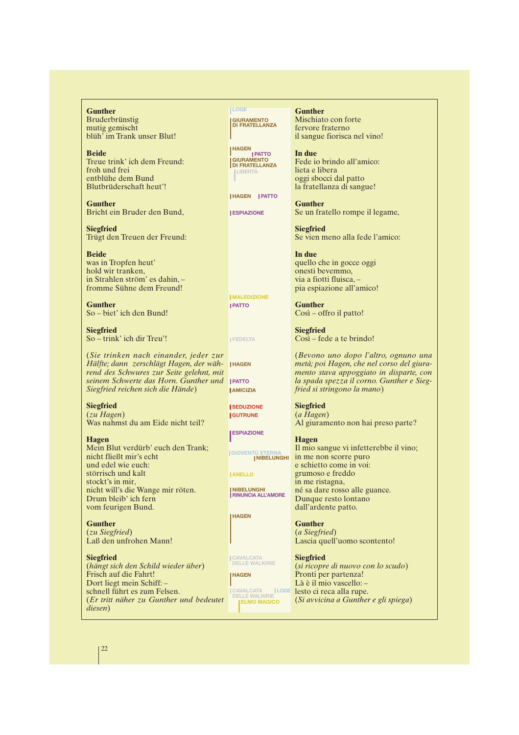| Tedesco | Leitmotive | Italiano |
|---|---|---|
| **Gunther**<br>Bruderbrünstig<br>mutig gemischt<br>blüh' im Trank unser Blut! | LOGE<br>GIURAMENTO DI FRATELLANZA | **Gunther**<br>Mischiato con forte<br>fervore fraterno<br>il sangue fiorisca nel vino! |
| **Beide**<br>Treue trink' ich dem Freund:<br>froh und frei<br>entblühe dem Bund<br>Blutbrüderschaft heut'! | HAGEN<br>PATTO<br>GIURAMENTO DI FRATELLANZA<br>LIBERTÀ<br>HAGEN<br>PATTO | **In due**<br>Fede io brindo all'amico:<br>lieta e libera<br>oggi sbocci dal patto<br>la fratellanza di sangue! |
| **Gunther**<br>Bricht ein Bruder den Bund, | ESPIAZIONE | **Gunther**<br>Se un fratello rompe il legame, |
| **Siegfried**<br>Trügt den Treuen der Freund: | | **Siegfried**<br>Se vien meno alla fede l'amico: |
| **Beide**<br>was in Tropfen heut'<br>hold wir tranken,<br>in Strahlen ström' es dahin, –<br>fromme Sühne dem Freund! | MALEDIZIONE | **In due**<br>quello che in gocce oggi<br>onesti bevemmo,<br>via a fiotti fluisca, –<br>pia espiazione all'amico! |
| **Gunther**<br>So – biet' ich den Bund! | PATTO | **Gunther**<br>Così – offro il patto! |
| **Siegfried**<br>So – trink' ich dir Treu'! | FEDELTÀ | **Siegfried**<br>Così – fede a te brindo! |
| (*Sie trinken nach einander, jeder zur Hälfte; dann zerschlägt Hagen, der während des Schwures zur Seite gelehnt, mit seinem Schwerte das Horn. Gunther und Siegfried reichen sich die Hände*) | HAGEN<br>PATTO<br>AMICIZIA | (*Bevono uno dopo l'altro, ognuno una metà; poi Hagen, che nel corso del giuramento stava appoggiato in disparte, con la spada spezza il corno. Gunther e Siegfried si stringono la mano*) |
| **Siegfried**<br>(*zu Hagen*)<br>Was nahmst du am Eide nicht teil? | SEDUZIONE<br>GUTRUNE | **Siegfried**<br>(*a Hagen*)<br>Al giuramento non hai preso parte? |
| **Hagen**<br>Mein Blut verdürb' euch den Trank;<br>nicht fließt mir's echt<br>und edel wie euch:<br>störrisch und kalt<br>stockt's in mir,<br>nicht will's die Wange mir röten.<br>Drum bleib' ich fern<br>vom feurigen Bund. | ESPIAZIONE<br>GIOVENTÙ ETERNA<br>NIBELUNGHI<br>ANELLO<br>NIBELUNGHI<br>RINUNCIA ALL'AMORE | **Hagen**<br>Il mio sangue vi infetterebbe il vino;<br>in me non scorre puro<br>e schietto come in voi:<br>grumoso e freddo<br>in me ristagna,<br>né sa dare rosso alle guance.<br>Dunque resto lontano<br>dall'ardente patto. |
| **Gunther**<br>(*zu Siegfried*)<br>Laß den unfrohen Mann! | HAGEN | **Gunther**<br>(*a Siegfried*)<br>Lascia quell'uomo scontento! |
| **Siegfried**<br>(*hängt sich den Schild wieder über*)<br>Frisch auf die Fahrt!<br>Dort liegt mein Schiff: –<br>schnell führt es zum Felsen.<br>(*Er tritt näher zu Gunther und bedeutet diesen*) | CAVALCATA DELLE WALKIRIE<br>HAGEN<br>CAVALCATA DELLE WALKIRIE<br>LOGE<br>ELMO MAGICO | **Siegfried**<br>(*si ricopre di nuovo con lo scudo*)<br>Pronti per partenza!<br>Là è il mio vascello: –<br>lesto ci reca alla rupe.<br>(*Si avvicina a Gunther e gli spiega*) |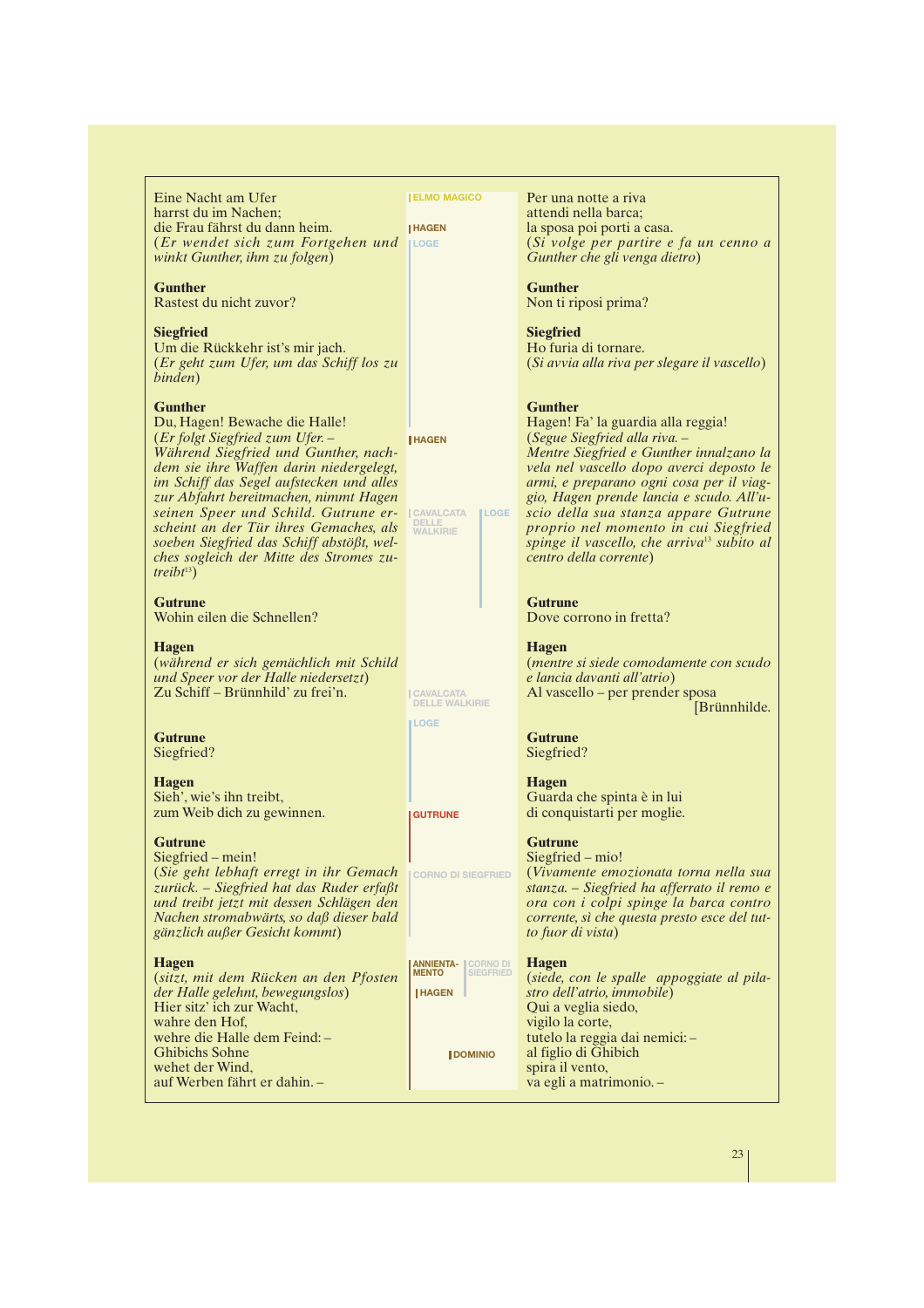Eine Nacht am Ufer
harrst du im Nachen;
die Frau fährst du dann heim.
(*Er wendet sich zum Fortgehen und winkt Gunther, ihm zu folgen*)

ELMO MAGICO
HAGEN
LOGE

Per una notte a riva
attendi nella barca;
la sposa poi porti a casa.
(*Si volge per partire e fa un cenno a Gunther che gli venga dietro*)

**Gunther**
Rastest du nicht zuvor?

**Gunther**
Non ti riposi prima?

**Siegfried**
Um die Rückkehr ist's mir jach.
(*Er geht zum Ufer, um das Schiff los zu binden*)

**Siegfried**
Ho furia di tornare.
(*Si avvia alla riva per slegare il vascello*)

**Gunther**
Du, Hagen! Bewache die Halle!
(*Er folgt Siegfried zum Ufer. – Während Siegfried und Gunther, nachdem sie ihre Waffen darin niedergelegt, im Schiff das Segel aufstecken und alles zur Abfahrt bereitmachen, nimmt Hagen seinen Speer und Schild. Gutrune erscheint an der Tür ihres Gemaches, als soeben Siegfried das Schiff abstößt, welches sogleich der Mitte des Stromes zutreibt*[13])

HAGEN
CAVALCATA DELLE WALKIRIE
LOGE

**Gunther**
Hagen! Fa' la guardia alla reggia!
(*Segue Siegfried alla riva. – Mentre Siegfried e Gunther innalzano la vela nel vascello dopo averci deposto le armi, e preparano ogni cosa per il viaggio, Hagen prende lancia e scudo. All'uscio della sua stanza appare Gutrune proprio nel momento in cui Siegfried spinge il vascello, che arriva*[13] *subito al centro della corrente*)

**Gutrune**
Wohin eilen die Schnellen?

**Gutrune**
Dove corrono in fretta?

**Hagen**
(*während er sich gemächlich mit Schild und Speer vor der Halle niedersetzt*)
Zu Schiff – Brünnhild' zu frei'n.

CAVALCATA DELLE WALKIRIE
LOGE

**Hagen**
(*mentre si siede comodamente con scudo e lancia davanti all'atrio*)
Al vascello – per prender sposa
[Brünnhilde.

**Gutrune**
Siegfried?

**Gutrune**
Siegfried?

**Hagen**
Sieh', wie's ihn treibt,
zum Weib dich zu gewinnen.

GUTRUNE

**Hagen**
Guarda che spinta è in lui
di conquistarti per moglie.

**Gutrune**
Siegfried – mein!
(*Sie geht lebhaft erregt in ihr Gemach zurück. – Siegfried hat das Ruder erfaßt und treibt jetzt mit dessen Schlägen den Nachen stromabwärts, so daß dieser bald gänzlich außer Gesicht kommt*)

CORNO DI SIEGFRIED

**Gutrune**
Siegfried – mio!
(*Vivamente emozionata torna nella sua stanza. – Siegfried ha afferrato il remo e ora con i colpi spinge la barca contro corrente, sì che questa presto esce del tutto fuor di vista*)

**Hagen**
(*sitzt, mit dem Rücken an den Pfosten der Halle gelehnt, bewegungslos*)
Hier sitz' ich zur Wacht,
wahre den Hof,
wehre die Halle dem Feind: –
Ghibichs Sohne
wehet der Wind,
auf Werben fährt er dahin. –

ANNIENTAMENTO
CORNO DI SIEGFRIED
HAGEN
DOMINIO

**Hagen**
(*siede, con le spalle appoggiate al pilastro dell'atrio, immobile*)
Qui a veglia siedo,
vigilo la corte,
tutelo la reggia dai nemici: –
al figlio di Ghibich
spira il vento,
va egli a matrimonio. –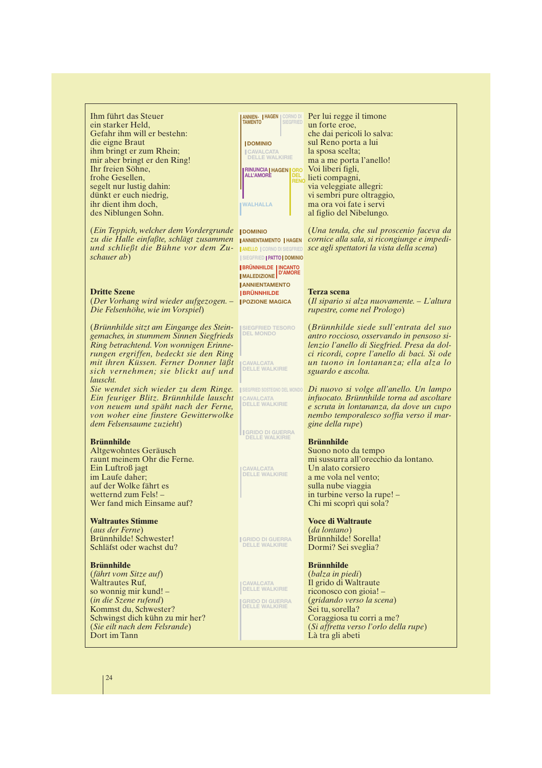Ihm führt das Steuer
ein starker Held,
Gefahr ihm will er bestehn:
die eigne Braut
ihm bringt er zum Rhein;
mir aber bringt er den Ring!
Ihr freien Söhne,
frohe Gesellen,
segelt nur lustig dahin:
dünkt er euch niedrig,
ihr dient ihm doch,
des Niblungen Sohn.

(*Ein Teppich, welcher dem Vordergrunde zu die Halle einfaßte, schlägt zusammen und schließt die Bühne vor dem Zuschauer ab*)

**Dritte Szene**
(*Der Vorhang wird wieder aufgezogen. – Die Felsenhöhe, wie im Vorspiel*)

(*Brünnhilde sitzt am Eingange des Steingemaches, in stummem Sinnen Siegfrieds Ring betrachtend. Von wonnigen Erinnerungen ergriffen, bedeckt sie den Ring mit ihren Küssen. Ferner Donner läßt sich vernehmen; sie blickt auf und lauscht.*
*Sie wendet sich wieder zu dem Ringe. Ein feuriger Blitz. Brünnhilde lauscht von neuem und späht nach der Ferne, von woher eine finstere Gewitterwolke dem Felsensaume zuzieht*)

**Brünnhilde**
Altgewohntes Geräusch
raunt meinem Ohr die Ferne.
Ein Luftroß jagt
im Laufe daher;
auf der Wolke fährt es
wetternd zum Fels! –
Wer fand mich Einsame auf?

**Waltrautes Stimme**
(*aus der Ferne*)
Brünnhilde! Schwester!
Schläfst oder wachst du?

**Brünnhilde**
(*fährt vom Sitze auf*)
Waltrautes Ruf,
so wonnig mir kund! –
(*in die Szene rufend*)
Kommst du, Schwester?
Schwingst dich kühn zu mir her?
(*Sie eilt nach dem Felsrande*)
Dort im Tann

ANNIENTAMENTO | HAGEN | CORNO DI SIEGFRIED
DOMINIO
CAVALCATA DELLE WALKIRIE
RINUNCIA ALL'AMORE | HAGEN | ORO DEL RENO
WALHALLA
DOMINIO
ANNIENTAMENTO | HAGEN
ANELLO | CORNO DI SIEGFRIED
SIEGFRIED | PATTO | DOMINIO
BRÜNNHILDE | INCANTO D'AMORE
MALEDIZIONE
ANNIENTAMENTO
BRÜNNHILDE
POZIONE MAGICA
SIEGFRIED TESORO DEL MONDO
CAVALCATA DELLE WALKIRIE
SIEGFRIED SOSTEGNO DEL MONDO
CAVALCATA DELLE WALKIRIE
GRIDO DI GUERRA DELLE WALKIRIE
CAVALCATA DELLE WALKIRIE
GRIDO DI GUERRA DELLE WALKIRIE
CAVALCATA DELLE WALKIRIE
GRIDO DI GUERRA DELLE WALKIRIE

Per lui regge il timone
un forte eroe,
che dai pericoli lo salva:
sul Reno porta a lui
la sposa scelta;
ma a me porta l'anello!
Voi liberi figli,
lieti compagni,
via veleggiate allegri:
vi sembri pure oltraggio,
ma ora voi fate i servi
al figlio del Nibelungo.

(*Una tenda, che sul proscenio faceva da cornice alla sala, si ricongiunge e impedisce agli spettatori la vista della scena*)

**Terza scena**
(*Il sipario si alza nuovamente. – L'altura rupestre, come nel Prologo*)

(*Brünnhilde siede sull'entrata del suo antro roccioso, osservando in pensoso silenzio l'anello di Siegfried. Presa da dolci ricordi, copre l'anello di baci. Si ode un tuono in lontananza; ella alza lo sguardo e ascolta.*
*Di nuovo si volge all'anello. Un lampo infuocato. Brünnhilde torna ad ascoltare e scruta in lontananza, da dove un cupo nembo temporalesco soffia verso il margine della rupe*)

**Brünnhilde**
Suono noto da tempo
mi sussurra all'orecchio da lontano.
Un alato corsiero
a me vola nel vento;
sulla nube viaggia
in turbine verso la rupe! –
Chi mi scoprì qui sola?

**Voce di Waltraute**
(*da lontano*)
Brünnhilde! Sorella!
Dormi? Sei sveglia?

**Brünnhilde**
(*balza in piedi*)
Il grido di Waltraute
riconosco con gioia! –
(*gridando verso la scena*)
Sei tu, sorella?
Coraggiosa tu corri a me?
(*Si affretta verso l'orlo della rupe*)
Là tra gli abeti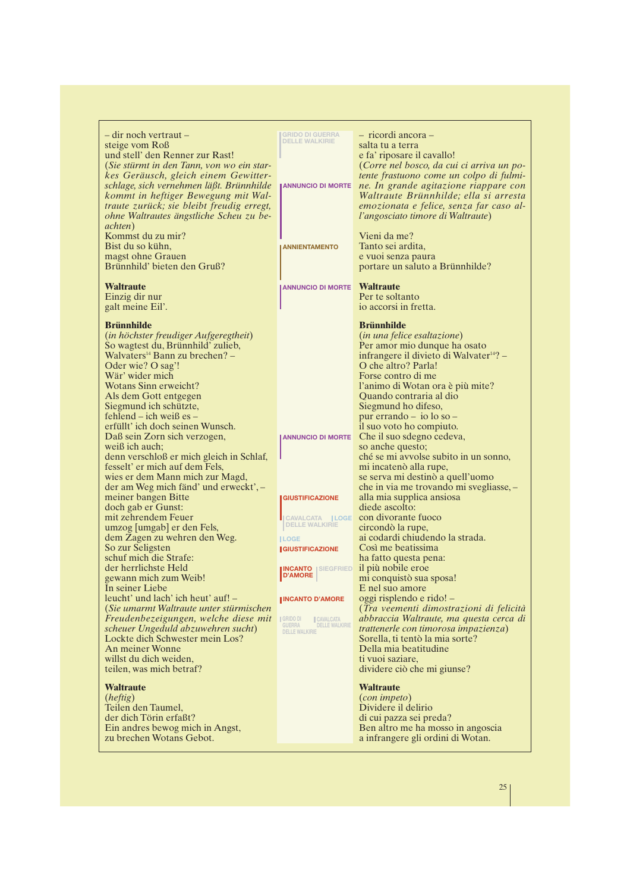| | | |
|---|---|---|
| – dir noch vertraut –<br>steige vom Roß<br>und stell' den Renner zur Rast!<br>(*Sie stürmt in den Tann, von wo ein starkes Geräusch, gleich einem Gewitterschlage, sich vernehmen läßt. Brünnhilde kommt in heftiger Bewegung mit Waltraute zurück; sie bleibt freudig erregt, ohne Waltrautes ängstliche Scheu zu beachten*)<br>Kommst du zu mir?<br>Bist du so kühn,<br>magst ohne Grauen<br>Brünnhild' bieten den Gruß? | GRIDO DI GUERRA DELLE WALKIRIE<br>ANNUNCIO DI MORTE<br>ANNIENTAMENTO | – ricordi ancora –<br>salta tu a terra<br>e fa' riposare il cavallo!<br>(*Corre nel bosco, da cui ci arriva un potente frastuono come un colpo di fulmine. In grande agitazione riappare con Waltraute Brünnhilde; ella si arresta emozionata e felice, senza far caso all'angosciato timore di Waltraute*)<br>Vieni da me?<br>Tanto sei ardita,<br>e vuoi senza paura<br>portare un saluto a Brünnhilde? |
| **Waltraute**<br>Einzig dir nur<br>galt meine Eil'. | ANNUNCIO DI MORTE | **Waltraute**<br>Per te soltanto<br>io accorsi in fretta. |
| **Brünnhilde**<br>(*in höchster freudiger Aufgeregtheit*)<br>So wagtest du, Brünnhild' zulieb,<br>Walvaters[14] Bann zu brechen? –<br>Oder wie? O sag'!<br>Wär' wider mich<br>Wotans Sinn erweicht?<br>Als dem Gott entgegen<br>Siegmund ich schützte,<br>fehlend – ich weiß es –<br>erfüllt' ich doch seinen Wunsch.<br>Daß sein Zorn sich verzogen,<br>weiß ich auch;<br>denn verschloß er mich gleich in Schlaf,<br>fesselt' er mich auf dem Fels,<br>wies er dem Mann mich zur Magd,<br>der am Weg mich fänd' und erweckt', –<br>meiner bangen Bitte<br>doch gab er Gunst:<br>mit zehrendem Feuer<br>umzog [umgab] er den Fels,<br>dem Zagen zu wehren den Weg.<br>So zur Seligsten<br>schuf mich die Strafe:<br>der herrlichste Held<br>gewann mich zum Weib!<br>In seiner Liebe<br>leucht' und lach' ich heut' auf! –<br>(*Sie umarmt Waltraute unter stürmischen Freudenbezeigungen, welche diese mit scheuer Ungeduld abzuwehren sucht*)<br>Lockte dich Schwester mein Los?<br>An meiner Wonne<br>willst du dich weiden,<br>teilen, was mich betraf? | ANNUNCIO DI MORTE<br>GIUSTIFICAZIONE<br>CAVALCATA DELLE WALKIRIE / LOGE<br>LOGE<br>GIUSTIFICAZIONE<br>INCANTO D'AMORE / SIEGFRIED<br>INCANTO D'AMORE<br>GRIDO DI GUERRA DELLE WALKIRIE / CAVALCATA DELLE WALKIRIE | **Brünnhilde**<br>(*in una felice esaltazione*)<br>Per amor mio dunque ha osato<br>infrangere il divieto di Walvater[14]? –<br>O che altro? Parla!<br>Forse contro di me<br>l'animo di Wotan ora è più mite?<br>Quando contraria al dio<br>Siegmund ho difeso,<br>pur errando – io lo so –<br>il suo voto ho compiuto.<br>Che il suo sdegno cedeva,<br>so anche questo;<br>ché se mi avvolse subito in un sonno,<br>mi incatenò alla rupe,<br>se serva mi destinò a quell'uomo<br>che in via me trovando mi svegliasse, –<br>alla mia supplica ansiosa<br>diede ascolto:<br>con divorante fuoco<br>circondò la rupe,<br>ai codardi chiudendo la strada.<br>Così me beatissima<br>ha fatto questa pena:<br>il più nobile eroe<br>mi conquistò sua sposa!<br>E nel suo amore<br>oggi risplendo e rido! –<br>(*Tra veementi dimostrazioni di felicità abbraccia Waltraute, ma questa cerca di trattenerle con timorosa impazienza*)<br>Sorella, ti tentò la mia sorte?<br>Della mia beatitudine<br>ti vuoi saziare,<br>dividere ciò che mi giunse? |
| **Waltraute**<br>(*heftig*)<br>Teilen den Taumel,<br>der dich Törin erfaßt?<br>Ein andres bewog mich in Angst,<br>zu brechen Wotans Gebot. | | **Waltraute**<br>(*con impeto*)<br>Dividere il delirio<br>di cui pazza sei preda?<br>Ben altro me ha mosso in angoscia<br>a infrangere gli ordini di Wotan. |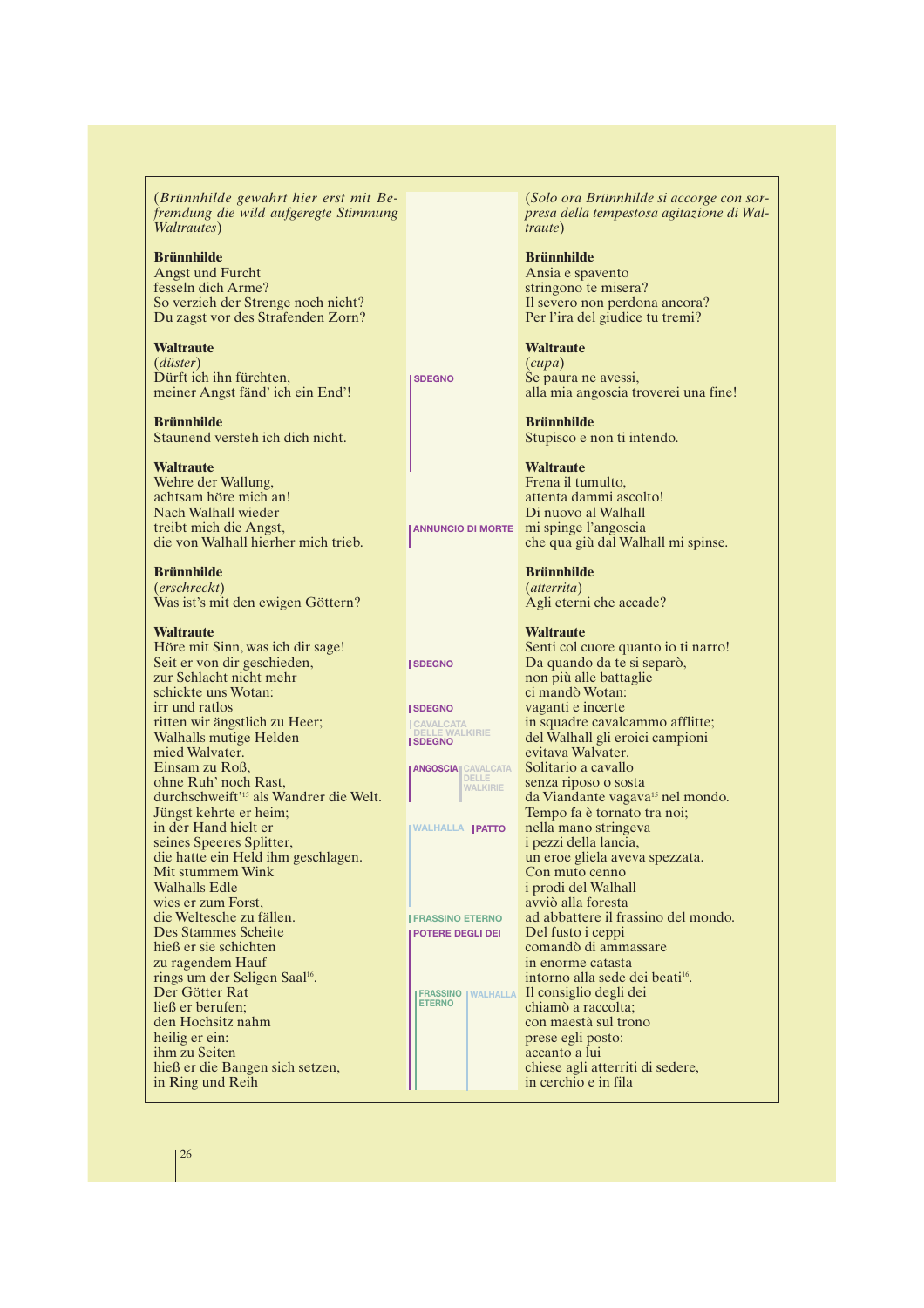(*Brünnhilde gewahrt hier erst mit Befremdung die wild aufgeregte Stimmung Waltrautes*)

**Brünnhilde**
Angst und Furcht
fesseln dich Arme?
So verzieh der Strenge noch nicht?
Du zagst vor des Strafenden Zorn?

**Waltraute**
(*düster*)
Dürft ich ihn fürchten,
meiner Angst fänd' ich ein End'!

**Brünnhilde**
Staunend versteh ich dich nicht.

**Waltraute**
Wehre der Wallung,
achtsam höre mich an!
Nach Walhall wieder
treibt mich die Angst,
die von Walhall hierher mich trieb.

**Brünnhilde**
(*erschreckt*)
Was ist's mit den ewigen Göttern?

**Waltraute**
Höre mit Sinn, was ich dir sage!
Seit er von dir geschieden,
zur Schlacht nicht mehr
schickte uns Wotan:
irr und ratlos
ritten wir ängstlich zu Heer;
Walhalls mutige Helden
mied Walvater.
Einsam zu Roß,
ohne Ruh' noch Rast,
durchschweift'[15] als Wandrer die Welt.
Jüngst kehrte er heim;
in der Hand hielt er
seines Speeres Splitter,
die hatte ein Held ihm geschlagen.
Mit stummem Wink
Walhalls Edle
wies er zum Forst,
die Weltesche zu fällen.
Des Stammes Scheite
hieß er sie schichten
zu ragendem Hauf
rings um der Seligen Saal[16].
Der Götter Rat
ließ er berufen;
den Hochsitz nahm
heilig er ein:
ihm zu Seiten
hieß er die Bangen sich setzen,
in Ring und Reih

---

SDEGNO — ANNUNCIO DI MORTE — SDEGNO — SDEGNO — CAVALCATA DELLE WALKIRIE — SDEGNO — ANGOSCIA — CAVALCATA DELLE WALKIRIE — WALHALLA — PATTO — FRASSINO ETERNO — POTERE DEGLI DEI — FRASSINO ETERNO — WALHALLA

---

(*Solo ora Brünnhilde si accorge con sorpresa della tempestosa agitazione di Waltraute*)

**Brünnhilde**
Ansia e spavento
stringono te misera?
Il severo non perdona ancora?
Per l'ira del giudice tu tremi?

**Waltraute**
(*cupa*)
Se paura ne avessi,
alla mia angoscia troverei una fine!

**Brünnhilde**
Stupisco e non ti intendo.

**Waltraute**
Frena il tumulto,
attenta dammi ascolto!
Di nuovo al Walhall
mi spinge l'angoscia
che qua giù dal Walhall mi spinse.

**Brünnhilde**
(*atterrita*)
Agli eterni che accade?

**Waltraute**
Senti col cuore quanto io ti narro!
Da quando da te si separò,
non più alle battaglie
ci mandò Wotan:
vaganti e incerte
in squadre cavalcammo afflitte;
del Walhall gli eroici campioni
evitava Walvater.
Solitario a cavallo
senza riposo o sosta
da Viandante vagava[15] nel mondo.
Tempo fa è tornato tra noi;
nella mano stringeva
i pezzi della lancia,
un eroe gliela aveva spezzata.
Con muto cenno
i prodi del Walhall
avviò alla foresta
ad abbattere il frassino del mondo.
Del fusto i ceppi
comandò di ammassare
in enorme catasta
intorno alla sede dei beati[16].
Il consiglio degli dei
chiamò a raccolta;
con maestà sul trono
prese egli posto:
accanto a lui
chiese agli atterriti di sedere,
in cerchio e in fila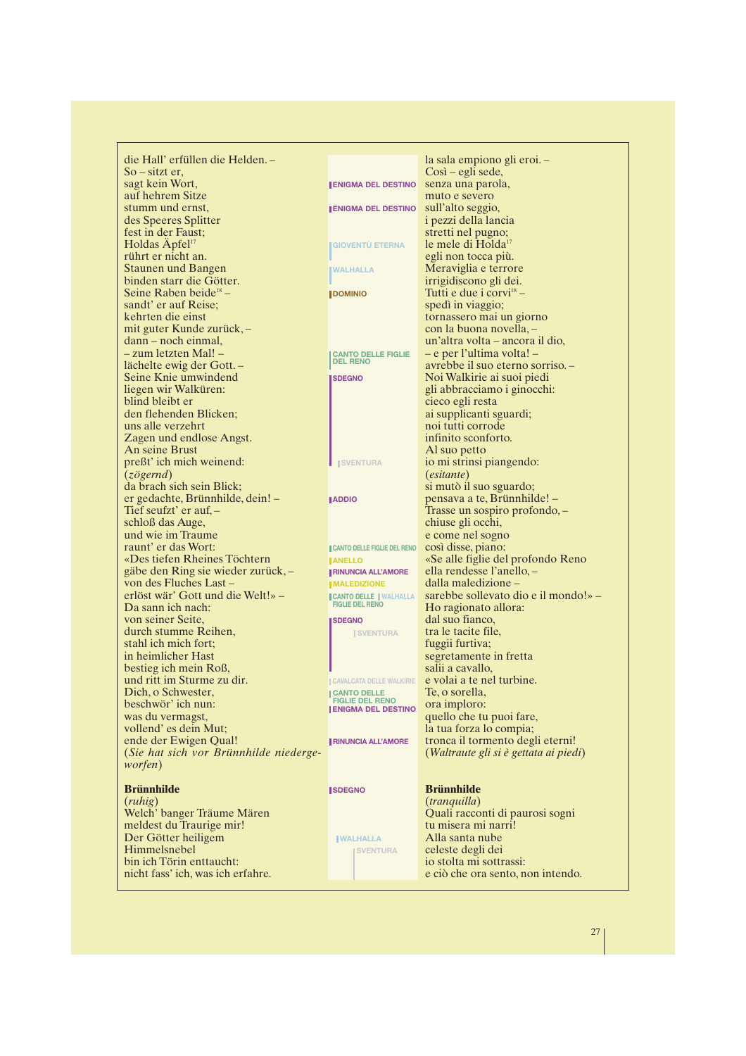| | | |
|---|---|---|
| die Hall' erfüllen die Helden. – | | la sala empiono gli eroi. – |
| So – sitzt er, | | Così – egli sede, |
| sagt kein Wort, | ENIGMA DEL DESTINO | senza una parola, |
| auf hehrem Sitze | | muto e severo |
| stumm und ernst, | ENIGMA DEL DESTINO | sull'alto seggio, |
| des Speeres Splitter | | i pezzi della lancia |
| fest in der Faust; | | stretti nel pugno; |
| Holdas Äpfel[17] | GIOVENTÙ ETERNA | le mele di Holda[17] |
| rührt er nicht an. | | egli non tocca più. |
| Staunen und Bangen | WALHALLA | Meraviglia e terrore |
| binden starr die Götter. | | irrigidiscono gli dei. |
| Seine Raben beide[18] – | DOMINIO | Tutti e due i corvi[18] – |
| sandt' er auf Reise; | | spedì in viaggio; |
| kehrten die einst | | tornassero mai un giorno |
| mit guter Kunde zurück, – | | con la buona novella, – |
| dann – noch einmal, | | un'altra volta – ancora il dio, |
| – zum letzten Mal! – | CANTO DELLE FIGLIE DEL RENO | – e per l'ultima volta! – |
| lächelte ewig der Gott. – | | avrebbe il suo eterno sorriso. – |
| Seine Knie umwindend | SDEGNO | Noi Walkirie ai suoi piedi |
| liegen wir Walküren: | | gli abbracciamo i ginocchi: |
| blind bleibt er | | cieco egli resta |
| den flehenden Blicken; | | ai supplicanti sguardi; |
| uns alle verzehrt | | noi tutti corrode |
| Zagen und endlose Angst. | | infinito sconforto. |
| An seine Brust | | Al suo petto |
| preßt' ich mich weinend: | SVENTURA | io mi strinsi piangendo: |
| (*zögernd*) | | (*esitante*) |
| da brach sich sein Blick; | | si mutò il suo sguardo; |
| er gedachte, Brünnhilde, dein! – | ADDIO | pensava a te, Brünnhilde! – |
| Tief seufzt' er auf, – | | Trasse un sospiro profondo, – |
| schloß das Auge, | | chiuse gli occhi, |
| und wie im Traume | | e come nel sogno |
| raunt' er das Wort: | CANTO DELLE FIGLIE DEL RENO | così disse, piano: |
| «Des tiefen Rheines Töchtern | ANELLO | «Se alle figlie del profondo Reno |
| gäbe den Ring sie wieder zurück, – | RINUNCIA ALL'AMORE | ella rendesse l'anello, – |
| von des Fluches Last – | MALEDIZIONE | dalla maledizione – |
| erlöst wär' Gott und die Welt!» – | CANTO DELLE FIGLIE DEL RENO / WALHALLA | sarebbe sollevato dio e il mondo!» – |
| Da sann ich nach: | | Ho ragionato allora: |
| von seiner Seite, | SDEGNO | dal suo fianco, |
| durch stumme Reihen, | SVENTURA | tra le tacite file, |
| stahl ich mich fort; | | fuggii furtiva; |
| in heimlicher Hast | | segretamente in fretta |
| bestieg ich mein Roß, | | salii a cavallo, |
| und ritt im Sturme zu dir. | CAVALCATA DELLE WALKIRIE | e volai a te nel turbine. |
| Dich, o Schwester, | CANTO DELLE FIGLIE DEL RENO | Te, o sorella, |
| beschwör' ich nun: | ENIGMA DEL DESTINO | ora imploro: |
| was du vermagst, | | quello che tu puoi fare, |
| vollend' es dein Mut; | | la tua forza lo compia; |
| ende der Ewigen Qual! | RINUNCIA ALL'AMORE | tronca il tormento degli eterni! |
| (*Sie hat sich vor Brünnhilde niedergeworfen*) | | (*Waltraute gli si è gettata ai piedi*) |
| | | |
| **Brünnhilde** | SDEGNO | **Brünnhilde** |
| (*ruhig*) | | (*tranquilla*) |
| Welch' banger Träume Mären | | Quali racconti di paurosi sogni |
| meldest du Traurige mir! | | tu misera mi narri! |
| Der Götter heiligem | WALHALLA | Alla santa nube |
| Himmelsnebel | SVENTURA | celeste degli dei |
| bin ich Törin enttaucht: | | io stolta mi sottrassi: |
| nicht fass' ich, was ich erfahre. | | e ciò che ora sento, non intendo. |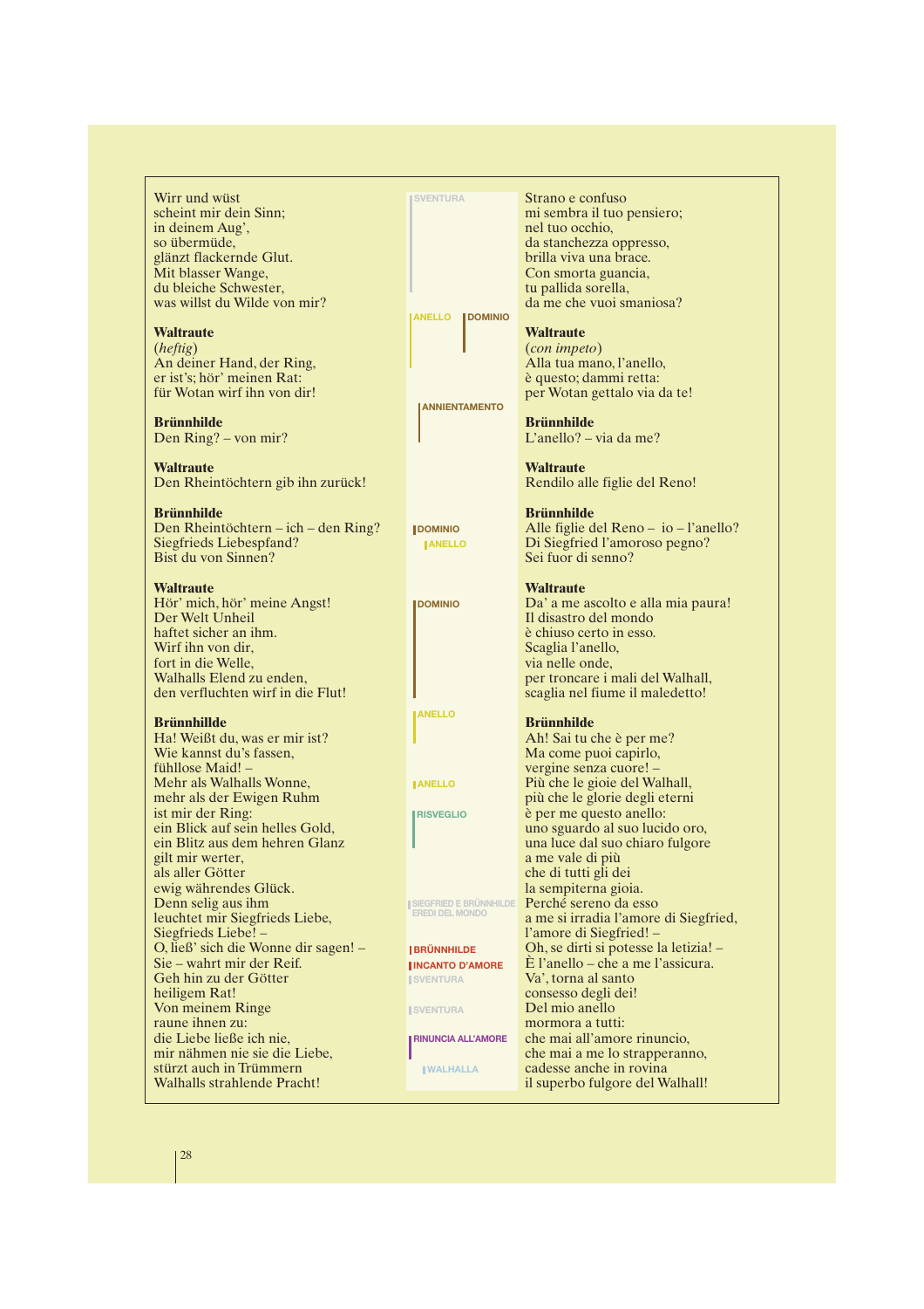| | | |
|---|---|---|
| Wirr und wüst<br>scheint mir dein Sinn;<br>in deinem Aug',<br>so übermüde,<br>glänzt flackernde Glut.<br>Mit blasser Wange,<br>du bleiche Schwester,<br>was willst du Wilde von mir? | SVENTURA | Strano e confuso<br>mi sembra il tuo pensiero;<br>nel tuo occhio,<br>da stanchezza oppresso,<br>brilla viva una brace.<br>Con smorta guancia,<br>tu pallida sorella,<br>da me che vuoi smaniosa? |
| **Waltraute**<br>(*heftig*)<br>An deiner Hand, der Ring,<br>er ist's; hör' meinen Rat:<br>für Wotan wirf ihn von dir! | ANELLO · DOMINIO | **Waltraute**<br>(*con impeto*)<br>Alla tua mano, l'anello,<br>è questo; dammi retta:<br>per Wotan gettalo via da te! |
| **Brünnhilde**<br>Den Ring? – von mir? | ANNIENTAMENTO | **Brünnhilde**<br>L'anello? – via da me? |
| **Waltraute**<br>Den Rheintöchtern gib ihn zurück! | | **Waltraute**<br>Rendilo alle figlie del Reno! |
| **Brünnhilde**<br>Den Rheintöchtern – ich – den Ring?<br>Siegfrieds Liebespfand?<br>Bist du von Sinnen? | DOMINIO<br>ANELLO | **Brünnhilde**<br>Alle figlie del Reno – io – l'anello?<br>Di Siegfried l'amoroso pegno?<br>Sei fuor di senno? |
| **Waltraute**<br>Hör' mich, hör' meine Angst!<br>Der Welt Unheil<br>haftet sicher an ihm.<br>Wirf ihn von dir,<br>fort in die Welle,<br>Walhalls Elend zu enden,<br>den verfluchten wirf in die Flut! | DOMINIO | **Waltraute**<br>Da' a me ascolto e alla mia paura!<br>Il disastro del mondo<br>è chiuso certo in esso.<br>Scaglia l'anello,<br>via nelle onde,<br>per troncare i mali del Walhall,<br>scaglia nel fiume il maledetto! |
| **Brünnhilde**<br>Ha! Weißt du, was er mir ist?<br>Wie kannst du's fassen,<br>fühllose Maid! –<br>Mehr als Walhalls Wonne,<br>mehr als der Ewigen Ruhm<br>ist mir der Ring:<br>ein Blick auf sein helles Gold,<br>ein Blitz aus dem hehren Glanz<br>gilt mir werter,<br>als aller Götter<br>ewig währendes Glück.<br>Denn selig aus ihm<br>leuchtet mir Siegfrieds Liebe,<br>Siegfrieds Liebe! –<br>O, ließ' sich die Wonne dir sagen! –<br>Sie – wahrt mir der Reif.<br>Geh hin zu der Götter<br>heiligem Rat!<br>Von meinem Ringe<br>raune ihnen zu:<br>die Liebe ließe ich nie,<br>mir nähmen nie sie die Liebe,<br>stürzt auch in Trümmern<br>Walhalls strahlende Pracht! | ANELLO<br>ANELLO<br>RISVEGLIO<br>SIEGFRIED E BRÜNNHILDE EREDI DEL MONDO<br>BRÜNNHILDE<br>INCANTO D'AMORE<br>SVENTURA<br>SVENTURA<br>RINUNCIA ALL'AMORE<br>WALHALLA | **Brünnhilde**<br>Ah! Sai tu che è per me?<br>Ma come puoi capirlo,<br>vergine senza cuore! –<br>Più che le gioie del Walhall,<br>più che le glorie degli eterni<br>è per me questo anello:<br>uno sguardo al suo lucido oro,<br>una luce dal suo chiaro fulgore<br>a me vale di più<br>che di tutti gli dei<br>la sempiterna gioia.<br>Perché sereno da esso<br>a me si irradia l'amore di Siegfried,<br>l'amore di Siegfried! –<br>Oh, se dirti si potesse la letizia! –<br>È l'anello – che a me l'assicura.<br>Va', torna al santo<br>consesso degli dei!<br>Del mio anello<br>mormora a tutti:<br>che mai all'amore rinuncio,<br>che mai a me lo strapperanno,<br>cadesse anche in rovina<br>il superbo fulgore del Walhall! |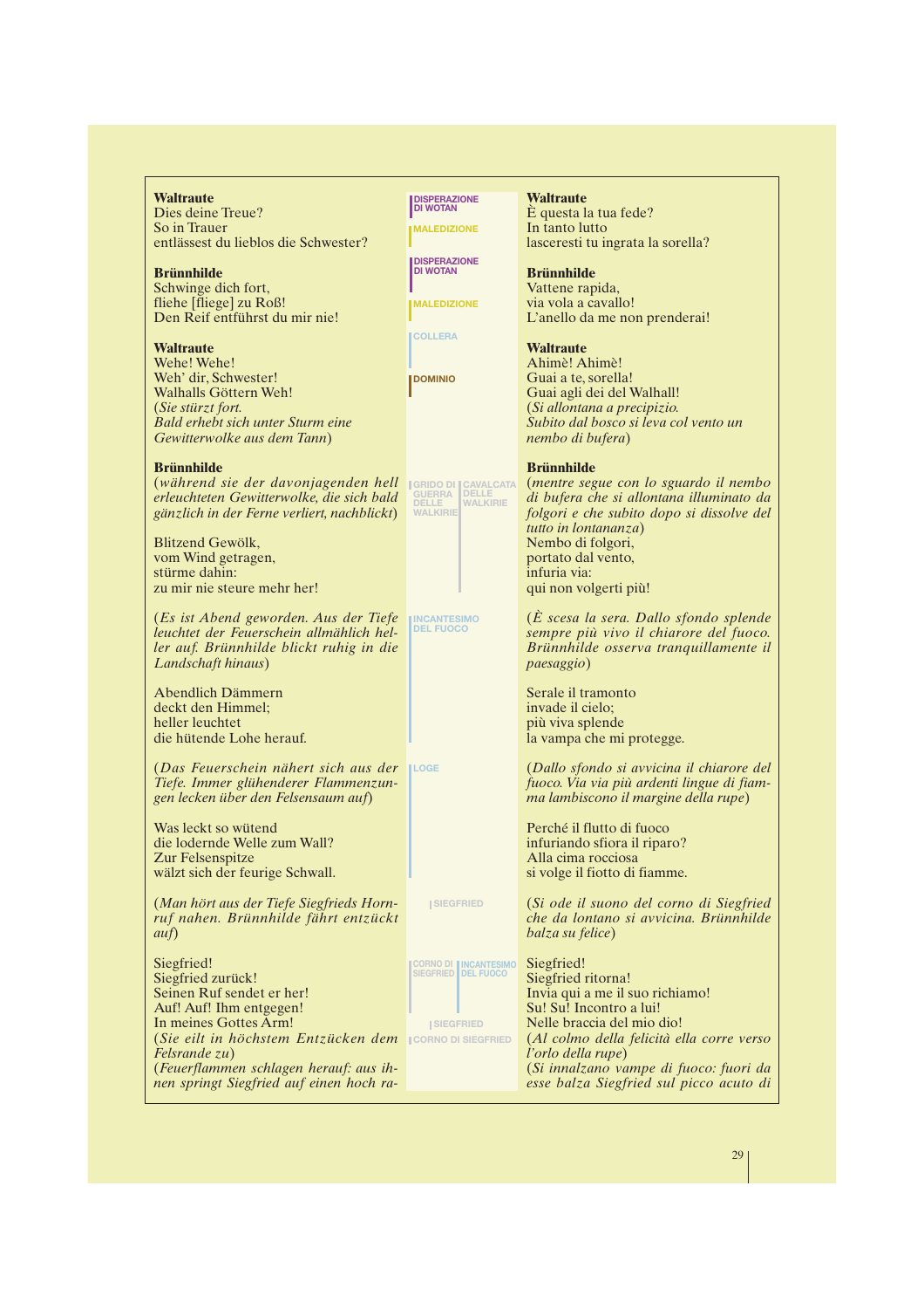**Waltraute**
Dies deine Treue?
So in Trauer
entlässest du lieblos die Schwester?

**Brünnhilde**
Schwinge dich fort,
fliehe [fliege] zu Roß!
Den Reif entführst du mir nie!

**Waltraute**
Wehe! Wehe!
Weh' dir, Schwester!
Walhalls Göttern Weh!
(*Sie stürzt fort.*
*Bald erhebt sich unter Sturm eine Gewitterwolke aus dem Tann*)

**Brünnhilde**
(*während sie der davonjagenden hell erleuchteten Gewitterwolke, die sich bald gänzlich in der Ferne verliert, nachblickt*)

Blitzend Gewölk,
vom Wind getragen,
stürme dahin:
zu mir nie steure mehr her!

(*Es ist Abend geworden. Aus der Tiefe leuchtet der Feuerschein allmählich heller auf. Brünnhilde blickt ruhig in die Landschaft hinaus*)

Abendlich Dämmern
deckt den Himmel;
heller leuchtet
die hütende Lohe herauf.

(*Das Feuerschein nähert sich aus der Tiefe. Immer glühenderer Flammenzungen lecken über den Felsensaum auf*)

Was leckt so wütend
die lodernde Welle zum Wall?
Zur Felsenspitze
wälzt sich der feurige Schwall.

(*Man hört aus der Tiefe Siegfrieds Hornruf nahen. Brünnhilde fährt entzückt auf*)

Siegfried!
Siegfried zurück!
Seinen Ruf sendet er her!
Auf! Auf! Ihm entgegen!
In meines Gottes Arm!
(*Sie eilt in höchstem Entzücken dem Felsrande zu*)
(*Feuerflammen schlagen herauf: aus ihnen springt Siegfried auf einen hoch ra-*

---

DISPERAZIONE DI WOTAN
MALEDIZIONE
DISPERAZIONE DI WOTAN
MALEDIZIONE
COLLERA
DOMINIO
GRIDO DI GUERRA DELLE WALKIRIE | CAVALCATA DELLE WALKIRIE
INCANTESIMO DEL FUOCO
LOGE
SIEGFRIED
CORNO DI SIEGFRIED | INCANTESIMO DEL FUOCO
SIEGFRIED
CORNO DI SIEGFRIED

---

**Waltraute**
È questa la tua fede?
In tanto lutto
lasceresti tu ingrata la sorella?

**Brünnhilde**
Vattene rapida,
via vola a cavallo!
L'anello da me non prenderai!

**Waltraute**
Ahimè! Ahimè!
Guai a te, sorella!
Guai agli dei del Walhall!
(*Si allontana a precipizio.*
*Subito dal bosco si leva col vento un nembo di bufera*)

**Brünnhilde**
(*mentre segue con lo sguardo il nembo di bufera che si allontana illuminato da folgori e che subito dopo si dissolve del tutto in lontananza*)
Nembo di folgori,
portato dal vento,
infuria via:
qui non volgerti più!

(*È scesa la sera. Dallo sfondo splende sempre più vivo il chiarore del fuoco. Brünnhilde osserva tranquillamente il paesaggio*)

Serale il tramonto
invade il cielo;
più viva splende
la vampa che mi protegge.

(*Dallo sfondo si avvicina il chiarore del fuoco. Via via più ardenti lingue di fiamma lambiscono il margine della rupe*)

Perché il flutto di fuoco
infuriando sfiora il riparo?
Alla cima rocciosa
si volge il fiotto di fiamme.

(*Si ode il suono del corno di Siegfried che da lontano si avvicina. Brünnhilde balza su felice*)

Siegfried!
Siegfried ritorna!
Invia qui a me il suo richiamo!
Su! Su! Incontro a lui!
Nelle braccia del mio dio!
(*Al colmo della felicità ella corre verso l'orlo della rupe*)
(*Si innalzano vampe di fuoco: fuori da esse balza Siegfried sul picco acuto di*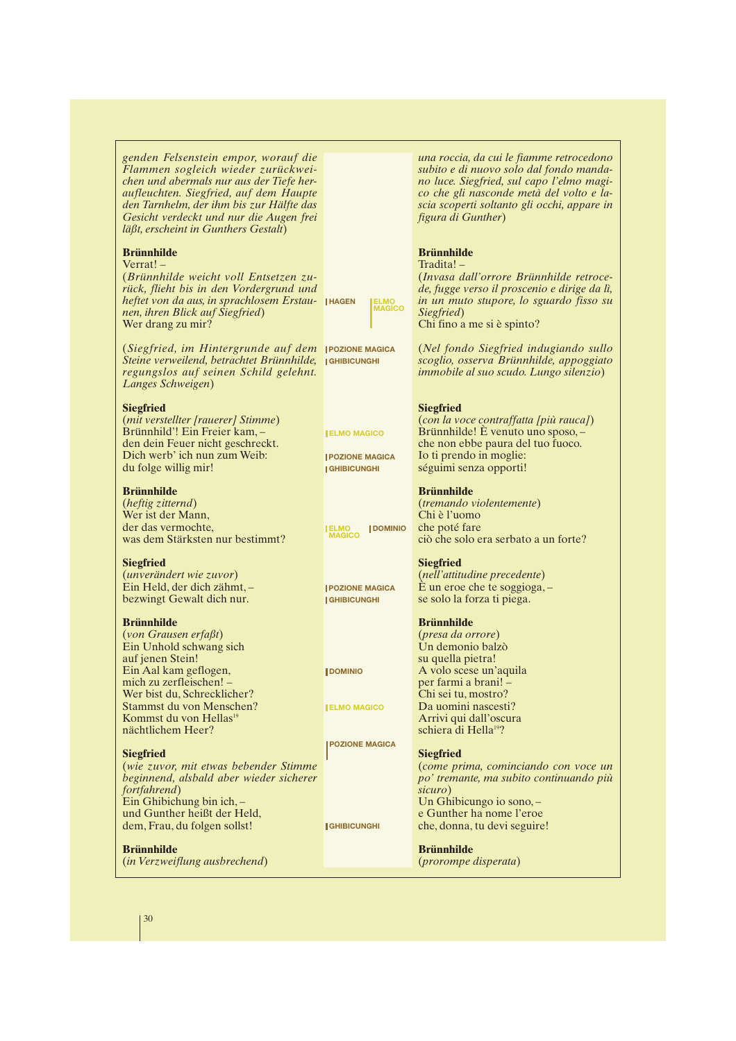*genden Felsenstein empor, worauf die Flammen sogleich wieder zurückweichen und abermals nur aus der Tiefe heraufleuchten. Siegfried, auf dem Haupte den Tarnhelm, der ihm bis zur Hälfte das Gesicht verdeckt und nur die Augen frei läßt, erscheint in Gunthers Gestalt*)

*una roccia, da cui le fiamme retrocedono subito e di nuovo solo dal fondo mandano luce. Siegfried, sul capo l'elmo magico che gli nasconde metà del volto e lascia scoperti soltanto gli occhi, appare in figura di Gunther*)

**Brünnhilde**
Verrat! –
(*Brünnhilde weicht voll Entsetzen zurück, flieht bis in den Vordergrund und heftet von da aus, in sprachlosem Erstaunen, ihren Blick auf Siegfried*)
Wer drang zu mir?

**Brünnhilde**
Tradita! –
(*Invasa dall'orrore Brünnhilde retrocede, fugge verso il proscenio e dirige da lì, in un muto stupore, lo sguardo fisso su Siegfried*)
Chi fino a me si è spinto?

HAGEN | ELMO MAGICO

(*Siegfried, im Hintergrunde auf dem Steine verweilend, betrachtet Brünnhilde, regungslos auf seinen Schild gelehnt. Langes Schweigen*)

(*Nel fondo Siegfried indugiando sullo scoglio, osserva Brünnhilde, appoggiato immobile al suo scudo. Lungo silenzio*)

POZIONE MAGICA | GHIBICUNGHI

**Siegfried**
(*mit verstellter [rauerer] Stimme*)
Brünnhild'! Ein Freier kam, –
den dein Feuer nicht geschreckt.
Dich werb' ich nun zum Weib:
du folge willig mir!

**Siegfried**
(*con la voce contraffatta [più rauca]*)
Brünnhilde! È venuto uno sposo, –
che non ebbe paura del tuo fuoco.
Io ti prendo in moglie:
séguimi senza opporti!

ELMO MAGICO | POZIONE MAGICA | GHIBICUNGHI

**Brünnhilde**
(*heftig zitternd*)
Wer ist der Mann,
der das vermochte,
was dem Stärksten nur bestimmt?

**Brünnhilde**
(*tremando violentemente*)
Chi è l'uomo
che poté fare
ciò che solo era serbato a un forte?

ELMO MAGICO | DOMINIO

**Siegfried**
(*unverändert wie zuvor*)
Ein Held, der dich zähmt, –
bezwingt Gewalt dich nur.

**Siegfried**
(*nell'attitudine precedente*)
È un eroe che te soggioga, –
se solo la forza ti piega.

POZIONE MAGICA | GHIBICUNGHI

**Brünnhilde**
(*von Grausen erfaßt*)
Ein Unhold schwang sich
auf jenen Stein!
Ein Aal kam geflogen,
mich zu zerfleischen! –
Wer bist du, Schrecklicher?
Stammst du von Menschen?
Kommst du von Hellas[19]
nächtlichem Heer?

**Brünnhilde**
(*presa da orrore*)
Un demonio balzò
su quella pietra!
A volo scese un'aquila
per farmi a brani! –
Chi sei tu, mostro?
Da uomini nascesti?
Arrivi qui dall'oscura
schiera di Hella[19]?

DOMINIO | ELMO MAGICO | POZIONE MAGICA

**Siegfried**
(*wie zuvor, mit etwas bebender Stimme beginnend, alsbald aber wieder sicherer fortfahrend*)
Ein Ghibichung bin ich, –
und Gunther heißt der Held,
dem, Frau, du folgen sollst!

**Siegfried**
(*come prima, cominciando con voce un po' tremante, ma subito continuando più sicuro*)
Un Ghibicungo io sono, –
e Gunther ha nome l'eroe
che, donna, tu devi seguire!

GHIBICUNGHI

**Brünnhilde**
(*in Verzweiflung ausbrechend*)

**Brünnhilde**
(*prorompe disperata*)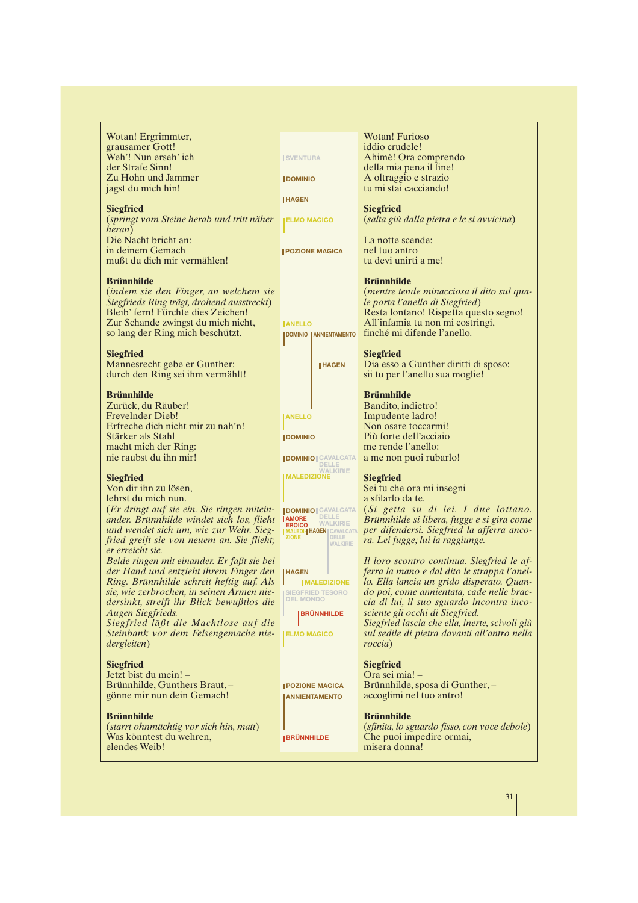Wotan! Ergrimmter,
grausamer Gott!
Weh'! Nun erseh' ich
der Strafe Sinn!
Zu Hohn und Jammer
jagst du mich hin!

**Siegfried**
*(springt vom Steine herab und tritt näher heran)*
Die Nacht bricht an:
in deinem Gemach
mußt du dich mir vermählen!

**Brünnhilde**
*(indem sie den Finger, an welchem sie Siegfrieds Ring trägt, drohend ausstreckt)*
Bleib' fern! Fürchte dies Zeichen!
Zur Schande zwingst du mich nicht,
so lang der Ring mich beschützt.

**Siegfried**
Mannesrecht gebe er Gunther:
durch den Ring sei ihm vermählt!

**Brünnhilde**
Zurück, du Räuber!
Frevelnder Dieb!
Erfreche dich nicht mir zu nah'n!
Stärker als Stahl
macht mich der Ring:
nie raubst du ihn mir!

**Siegfried**
Von dir ihn zu lösen,
lehrst du mich nun.
*(Er dringt auf sie ein. Sie ringen miteinander. Brünnhilde windet sich los, flieht und wendet sich um, wie zur Wehr. Siegfried greift sie von neuem an. Sie flieht; er erreicht sie.*
*Beide ringen mit einander. Er faßt sie bei der Hand und entzieht ihrem Finger den Ring. Brünnhilde schreit heftig auf. Als sie, wie zerbrochen, in seinen Armen niedersinkt, streift ihr Blick bewußtlos die Augen Siegfrieds.*
*Siegfried läßt die Machtlose auf die Steinbank vor dem Felsengemache niedergleiten)*

**Siegfried**
Jetzt bist du mein! –
Brünnhilde, Gunthers Braut, –
gönne mir nun dein Gemach!

**Brünnhilde**
*(starrt ohnmächtig vor sich hin, matt)*
Was könntest du wehren,
elendes Weib!

---

SVENTURA
DOMINIO
HAGEN
ELMO MAGICO
POZIONE MAGICA
ANELLO
DOMINIO | ANNIENTAMENTO
HAGEN
ANELLO
DOMINIO
DOMINIO | CAVALCATA DELLE WALKIRIE
MALEDIZIONE
DOMINIO | CAVALCATA DELLE WALKIRIE
AMORE EROICO
MALEDIZIONE | HAGEN | CAVALCATA DELLE WALKIRIE
HAGEN
MALEDIZIONE
SIEGFRIED TESORO DEL MONDO
BRÜNNHILDE
ELMO MAGICO
POZIONE MAGICA
ANNIENTAMENTO
BRÜNNHILDE

---

Wotan! Furioso
iddio crudele!
Ahimè! Ora comprendo
della mia pena il fine!
A oltraggio e strazio
tu mi stai cacciando!

**Siegfried**
*(salta giù dalla pietra e le si avvicina)*
La notte scende:
nel tuo antro
tu devi unirti a me!

**Brünnhilde**
*(mentre tende minacciosa il dito sul quale porta l'anello di Siegfried)*
Resta lontano! Rispetta questo segno!
All'infamia tu non mi costringi,
finché mi difende l'anello.

**Siegfried**
Dia esso a Gunther diritti di sposo:
sii tu per l'anello sua moglie!

**Brünnhilde**
Bandito, indietro!
Impudente ladro!
Non osare toccarmi!
Più forte dell'acciaio
me rende l'anello:
a me non puoi rubarlo!

**Siegfried**
Sei tu che ora mi insegni
a sfilarlo da te.
*(Si getta su di lei. I due lottano. Brünnhilde si libera, fugge e si gira come per difendersi. Siegfried la afferra ancora. Lei fugge; lui la raggiunge.*
*Il loro scontro continua. Siegfried le afferra la mano e dal dito le strappa l'anello. Ella lancia un grido disperato. Quando poi, come annientata, cade nelle braccia di lui, il suo sguardo incontra incosciente gli occhi di Siegfried.*
*Siegfried lascia che ella, inerte, scivoli giù sul sedile di pietra davanti all'antro nella roccia)*

**Siegfried**
Ora sei mia! –
Brünnhilde, sposa di Gunther, –
accoglimi nel tuo antro!

**Brünnhilde**
*(sfinita, lo sguardo fisso, con voce debole)*
Che puoi impedire ormai,
misera donna!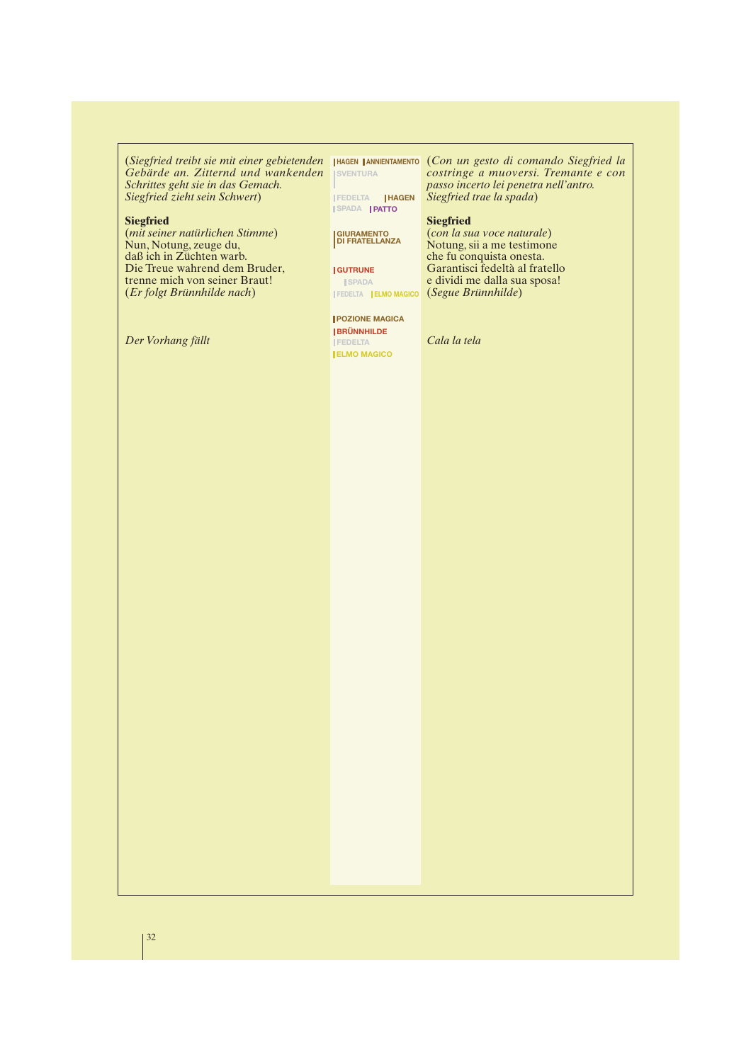(*Siegfried treibt sie mit einer gebietenden Gebärde an. Zitternd und wankenden Schrittes geht sie in das Gemach. Siegfried zieht sein Schwert*)

**Siegfried**
(*mit seiner natürlichen Stimme*)
Nun, Notung, zeuge du,
daß ich in Züchten warb.
Die Treue wahrend dem Bruder,
trenne mich von seiner Braut!
(*Er folgt Brünnhilde nach*)

*Der Vorhang fällt*

HAGEN | ANNIENTAMENTO
SVENTURA
FEDELTA | HAGEN
SPADA | PATTO
GIURAMENTO DI FRATELLANZA
GUTRUNE
SPADA
FEDELTA | ELMO MAGICO
POZIONE MAGICA
BRÜNNHILDE
FEDELTA
ELMO MAGICO

(*Con un gesto di comando Siegfried la costringe a muoversi. Tremante e con passo incerto lei penetra nell'antro. Siegfried trae la spada*)

**Siegfried**
(*con la sua voce naturale*)
Notung, sii a me testimone
che fu conquista onesta.
Garantisci fedeltà al fratello
e dividi me dalla sua sposa!
(*Segue Brünnhilde*)

*Cala la tela*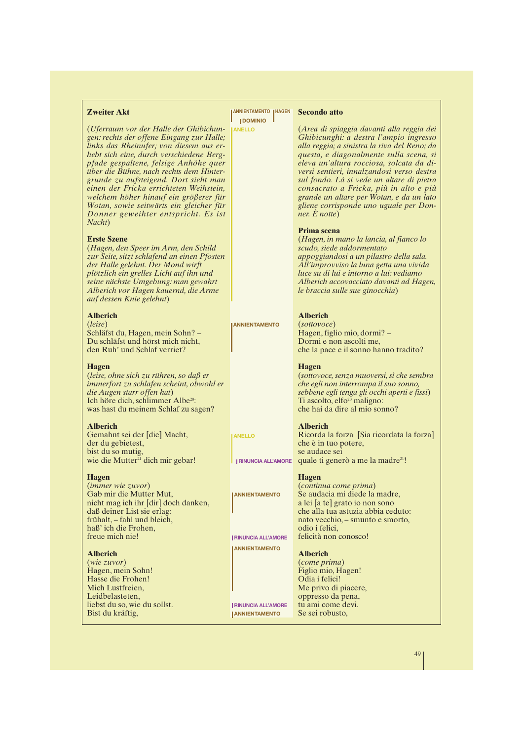## Zweiter Akt

(*Uferraum vor der Halle der Ghibichungen: rechts der offene Eingang zur Halle; links das Rheinufer; von diesem aus erhebt sich eine, durch verschiedene Bergpfade gespaltene, felsige Anhöhe quer über die Bühne, nach rechts dem Hintergrunde zu aufsteigend. Dort sieht man einen der Fricka errichteten Weihstein, welchem höher hinauf ein größerer für Wotan, sowie seitwärts ein gleicher für Donner geweihter entspricht. Es ist Nacht*)

### Erste Szene

(*Hagen, den Speer im Arm, den Schild zur Seite, sitzt schlafend an einen Pfosten der Halle gelehnt. Der Mond wirft plötzlich ein grelles Licht auf ihn und seine nächste Umgebung: man gewahrt Alberich vor Hagen kauernd, die Arme auf dessen Knie gelehnt*)

**Alberich**
(*leise*)
Schläfst du, Hagen, mein Sohn? –
Du schläfst und hörst mich nicht,
den Ruh' und Schlaf verriet?

**Hagen**
(*leise, ohne sich zu rühren, so daß er immerfort zu schlafen scheint, obwohl er die Augen starr offen hat*)
Ich höre dich, schlimmer Albe[20]:
was hast du meinem Schlaf zu sagen?

**Alberich**
Gemahnt sei der [die] Macht,
der du gebietest,
bist du so mutig,
wie die Mutter[21] dich mir gebar!

**Hagen**
(*immer wie zuvor*)
Gab mir die Mutter Mut,
nicht mag ich ihr [dir] doch danken,
daß deiner List sie erlag:
frühalt, – fahl und bleich,
haß' ich die Frohen,
freue mich nie!

**Alberich**
(*wie zuvor*)
Hagen, mein Sohn!
Hasse die Frohen!
Mich Lustfreien,
Leidbelasteten,
liebst du so, wie du sollst.
Bist du kräftig,

---

ANNIENTAMENTO – HAGEN – DOMINIO – ANELLO – ANNIENTAMENTO – ANELLO – RINUNCIA ALL'AMORE – ANNIENTAMENTO – RINUNCIA ALL'AMORE – ANNIENTAMENTO – RINUNCIA ALL'AMORE – ANNIENTAMENTO

---

## Secondo atto

(*Area di spiaggia davanti alla reggia dei Ghibicunghi: a destra l'ampio ingresso alla reggia; a sinistra la riva del Reno; da questa, e diagonalmente sulla scena, si eleva un'altura rocciosa, solcata da diversi sentieri, innalzandosi verso destra sul fondo. Là si vede un altare di pietra consacrato a Fricka, più in alto e più grande un altare per Wotan, e da un lato gliene corrisponde uno uguale per Donner. È notte*)

### Prima scena

(*Hagen, in mano la lancia, al fianco lo scudo, siede addormentato appoggiandosi a un pilastro della sala. All'improvviso la luna getta una vivida luce su di lui e intorno a lui: vediamo Alberich accovacciato davanti ad Hagen, le braccia sulle sue ginocchia*)

**Alberich**
(*sottovoce*)
Hagen, figlio mio, dormi? –
Dormi e non ascolti me,
che la pace e il sonno hanno tradito?

**Hagen**
(*sottovoce, senza muoversi, sì che sembra che egli non interrompa il suo sonno, sebbene egli tenga gli occhi aperti e fissi*)
Ti ascolto, elfo[20] maligno:
che hai da dire al mio sonno?

**Alberich**
Ricorda la forza [Sia ricordata la forza]
che è in tuo potere,
se audace sei
quale ti generò a me la madre[21]!

**Hagen**
(*continua come prima*)
Se audacia mi diede la madre,
a lei [a te] grato io non sono
che alla tua astuzia abbia ceduto:
nato vecchio, – smunto e smorto,
odio i felici,
felicità non conosco!

**Alberich**
(*come prima*)
Figlio mio, Hagen!
Odia i felici!
Me privo di piacere,
oppresso da pena,
tu ami come devi.
Se sei robusto,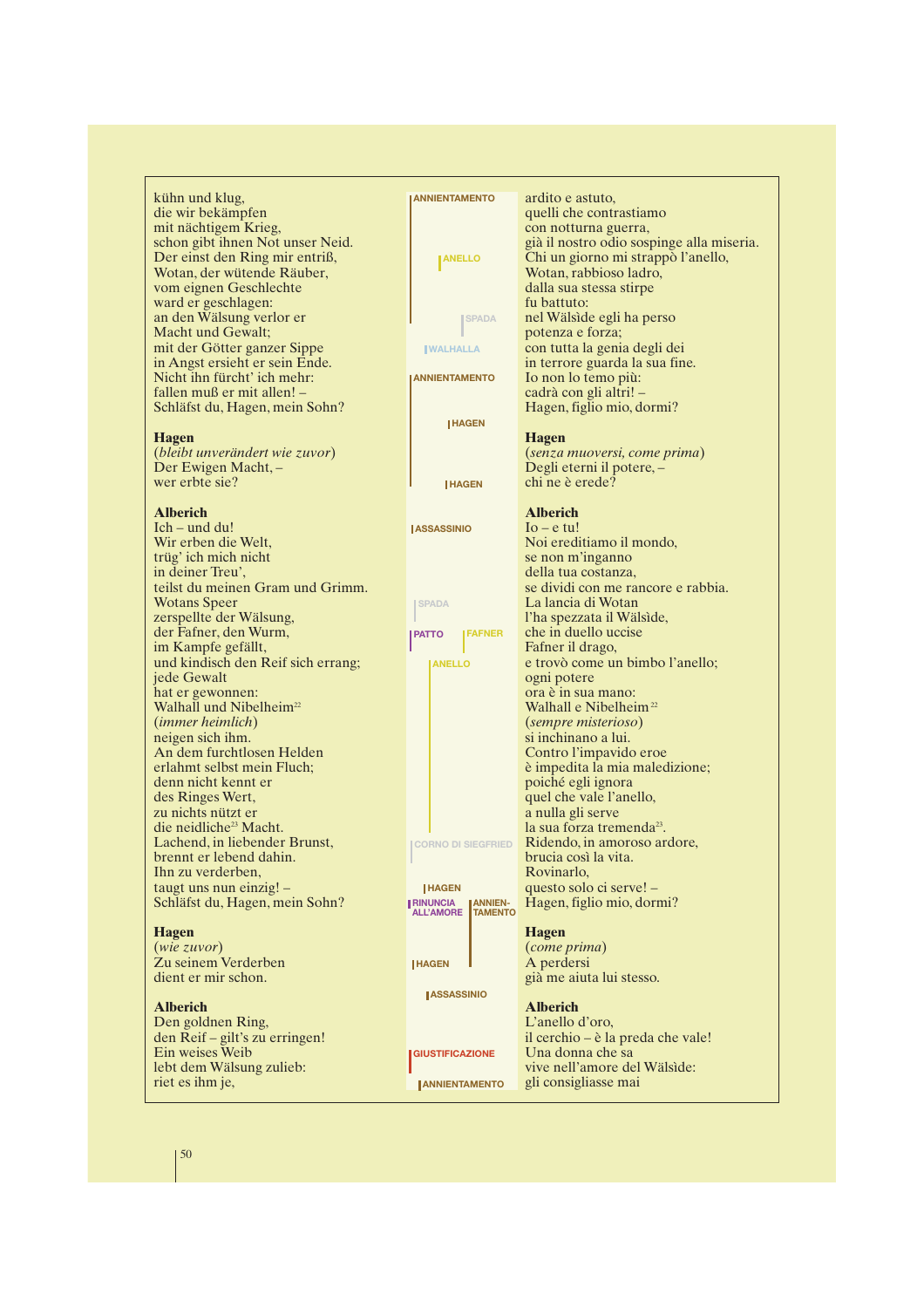| | | |
|---|---|---|
| kühn und klug,<br>die wir bekämpfen<br>mit nächtigem Krieg,<br>schon gibt ihnen Not unser Neid.<br>Der einst den Ring mir entriß,<br>Wotan, der wütende Räuber,<br>vom eignen Geschlechte<br>ward er geschlagen:<br>an den Wälsung verlor er<br>Macht und Gewalt;<br>mit der Götter ganzer Sippe<br>in Angst ersieht er sein Ende.<br>Nicht ihn fürcht' ich mehr:<br>fallen muß er mit allen! –<br>Schläfst du, Hagen, mein Sohn? | ANNIENTAMENTO<br>ANELLO<br>SPADA<br>WALHALLA<br>ANNIENTAMENTO<br>HAGEN | ardito e astuto,<br>quelli che contrastiamo<br>con notturna guerra,<br>già il nostro odio sospinge alla miseria.<br>Chi un giorno mi strappò l'anello,<br>Wotan, rabbioso ladro,<br>dalla sua stessa stirpe<br>fu battuto:<br>nel Wälside egli ha perso<br>potenza e forza;<br>con tutta la genia degli dei<br>in terrore guarda la sua fine.<br>Io non lo temo più:<br>cadrà con gli altri! –<br>Hagen, figlio mio, dormi? |
| **Hagen**<br>(*bleibt unverändert wie zuvor*)<br>Der Ewigen Macht, –<br>wer erbte sie? | HAGEN | **Hagen**<br>(*senza muoversi, come prima*)<br>Degli eterni il potere, –<br>chi ne è erede? |
| **Alberich**<br>Ich – und du!<br>Wir erben die Welt,<br>trüg' ich mich nicht<br>in deiner Treu',<br>teilst du meinen Gram und Grimm.<br>Wotans Speer<br>zerspellte der Wälsung,<br>der Fafner, den Wurm,<br>im Kampfe gefällt,<br>und kindisch den Reif sich errang;<br>jede Gewalt<br>hat er gewonnen:<br>Walhall und Nibelheim[22]<br>(*immer heimlich*)<br>neigen sich ihm.<br>An dem furchtlosen Helden<br>erlahmt selbst mein Fluch;<br>denn nicht kennt er<br>des Ringes Wert,<br>zu nichts nützt er<br>die neidliche[23] Macht.<br>Lachend, in liebender Brunst,<br>brennt er lebend dahin.<br>Ihn zu verderben,<br>taugt uns nun einzig! –<br>Schläfst du, Hagen, mein Sohn? | ASSASSINIO<br>SPADA<br>PATTO / FAFNER<br>ANELLO<br>CORNO DI SIEGFRIED<br>HAGEN<br>RINUNCIA ALL'AMORE / ANNIENTAMENTO | **Alberich**<br>Io – e tu!<br>Noi ereditiamo il mondo,<br>se non m'inganno<br>della tua costanza,<br>se dividi con me rancore e rabbia.<br>La lancia di Wotan<br>l'ha spezzata il Wälside,<br>che in duello uccise<br>Fafner il drago,<br>e trovò come un bimbo l'anello;<br>ogni potere<br>ora è in sua mano:<br>Walhall e Nibelheim[22]<br>(*sempre misterioso*)<br>si inchinano a lui.<br>Contro l'impavido eroe<br>è impedita la mia maledizione;<br>poiché egli ignora<br>quel che vale l'anello,<br>a nulla gli serve<br>la sua forza tremenda[23].<br>Ridendo, in amoroso ardore,<br>brucia così la vita.<br>Rovinarlo,<br>questo solo ci serve! –<br>Hagen, figlio mio, dormi? |
| **Hagen**<br>(*wie zuvor*)<br>Zu seinem Verderben<br>dient er mir schon. | HAGEN | **Hagen**<br>(*come prima*)<br>A perdersi<br>già me aiuta lui stesso. |
| **Alberich**<br>Den goldnen Ring,<br>den Reif – gilt's zu erringen!<br>Ein weises Weib<br>lebt dem Wälsung zulieb:<br>riet es ihm je, | ASSASSINIO<br>GIUSTIFICAZIONE<br>ANNIENTAMENTO | **Alberich**<br>L'anello d'oro,<br>il cerchio – è la preda che vale!<br>Una donna che sa<br>vive nell'amore del Wälside:<br>gli consigliasse mai |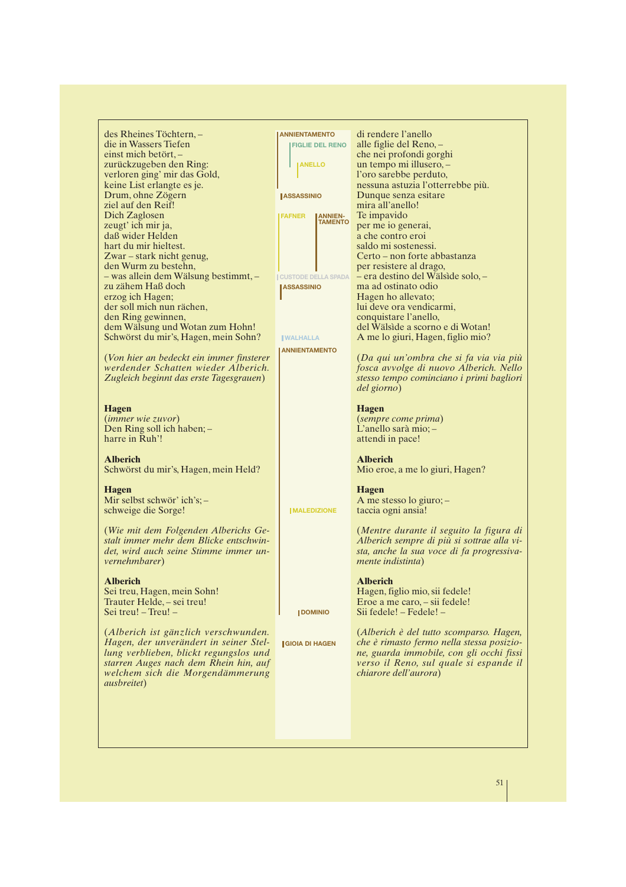des Rheines Töchtern, –
die in Wassers Tiefen
einst mich betört, –
zurückzugeben den Ring:
verloren ging' mir das Gold,
keine List erlangte es je.
Drum, ohne Zögern
ziel auf den Reif!
Dich Zaglosen
zeugt' ich mir ja,
daß wider Helden
hart du mir hieltest.
Zwar – stark nicht genug,
den Wurm zu bestehn,
– was allein dem Wälsung bestimmt, –
zu zähem Haß doch
erzog ich Hagen;
der soll mich nun rächen,
den Ring gewinnen,
dem Wälsung und Wotan zum Hohn!
Schwörst du mir's, Hagen, mein Sohn?

(*Von hier an bedeckt ein immer finsterer werdender Schatten wieder Alberich. Zugleich beginnt das erste Tagesgrauen*)

**Hagen**
(*immer wie zuvor*)
Den Ring soll ich haben; –
harre in Ruh'!

**Alberich**
Schwörst du mir's, Hagen, mein Held?

**Hagen**
Mir selbst schwör' ich's; –
schweige die Sorge!

(*Wie mit dem Folgenden Alberichs Gestalt immer mehr dem Blicke entschwindet, wird auch seine Stimme immer unvernehmbarer*)

**Alberich**
Sei treu, Hagen, mein Sohn!
Trauter Helde, – sei treu!
Sei treu! – Treu! –

(*Alberich ist gänzlich verschwunden. Hagen, der unverändert in seiner Stellung verblieben, blickt regungslos und starren Auges nach dem Rhein hin, auf welchem sich die Morgendämmerung ausbreitet*)

ANNIENTAMENTO
FIGLIE DEL RENO
ANELLO
ASSASSINIO
FAFNER
ANNIENTAMENTO
CUSTODE DELLA SPADA
ASSASSINIO
WALHALLA
ANNIENTAMENTO
MALEDIZIONE
DOMINIO
GIOIA DI HAGEN

di rendere l'anello
alle figlie del Reno, –
che nei profondi gorghi
un tempo mi illusero, –
l'oro sarebbe perduto,
nessuna astuzia l'otterrebbe più.
Dunque senza esitare
mira all'anello!
Te impavido
per me io generai,
a che contro eroi
saldo mi sostenessi.
Certo – non forte abbastanza
per resistere al drago,
– era destino del Wälsìde solo, –
ma ad ostinato odio
Hagen ho allevato;
lui deve ora vendicarmi,
conquistare l'anello,
del Wälsìde a scorno e di Wotan!
A me lo giuri, Hagen, figlio mio?

(*Da qui un'ombra che si fa via via più fosca avvolge di nuovo Alberich. Nello stesso tempo cominciano i primi bagliori del giorno*)

**Hagen**
(*sempre come prima*)
L'anello sarà mio; –
attendi in pace!

**Alberich**
Mio eroe, a me lo giuri, Hagen?

**Hagen**
A me stesso lo giuro; –
taccia ogni ansia!

(*Mentre durante il seguito la figura di Alberich sempre di più si sottrae alla vista, anche la sua voce di fa progressivamente indistinta*)

**Alberich**
Hagen, figlio mio, sii fedele!
Eroe a me caro, – sii fedele!
Sii fedele! – Fedele! –

(*Alberich è del tutto scomparso. Hagen, che è rimasto fermo nella stessa posizione, guarda immobile, con gli occhi fissi verso il Reno, sul quale si espande il chiarore dell'aurora*)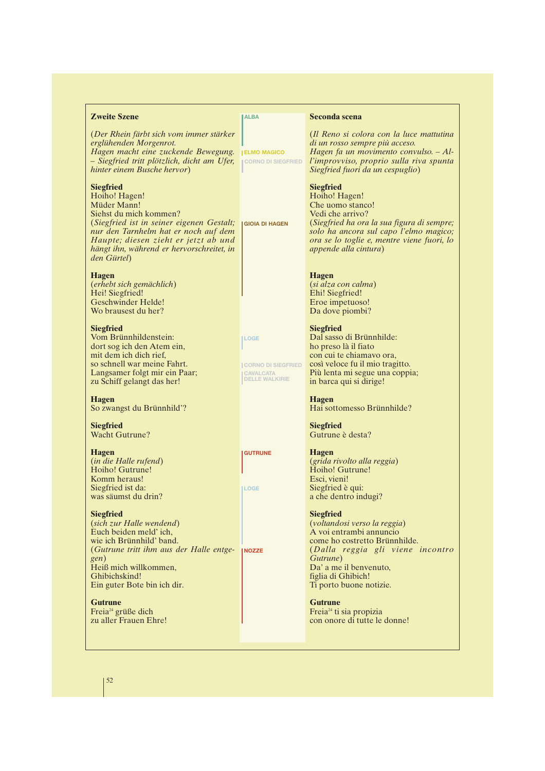**Zweite Szene**

*(Der Rhein färbt sich vom immer stärker erglühenden Morgenrot.*
*Hagen macht eine zuckende Bewegung. – Siegfried tritt plötzlich, dicht am Ufer, hinter einem Busche hervor)*

**Siegfried**
Hoiho! Hagen!
Müder Mann!
Siehst du mich kommen?
*(Siegfried ist in seiner eigenen Gestalt; nur den Tarnhelm hat er noch auf dem Haupte; diesen zieht er jetzt ab und hängt ihn, während er hervorschreitet, in den Gürtel)*

**Hagen**
*(erhebt sich gemächlich)*
Hei! Siegfried!
Geschwinder Helde!
Wo brausest du her?

**Siegfried**
Vom Brünnhildenstein:
dort sog ich den Atem ein,
mit dem ich dich rief,
so schnell war meine Fahrt.
Langsamer folgt mir ein Paar;
zu Schiff gelangt das her!

**Hagen**
So zwangst du Brünnhild'?

**Siegfried**
Wacht Gutrune?

**Hagen**
*(in die Halle rufend)*
Hoiho! Gutrune!
Komm heraus!
Siegfried ist da:
was säumst du drin?

**Siegfried**
*(sich zur Halle wendend)*
Euch beiden meld' ich,
wie ich Brünnhild' band.
*(Gutrune tritt ihm aus der Halle entgegen)*
Heiß mich willkommen,
Ghibichskind!
Ein guter Bote bin ich dir.

**Gutrune**
Freia[24] grüße dich
zu aller Frauen Ehre!

---

ALBA · ELMO MAGICO · CORNO DI SIEGFRIED · GIOIA DI HAGEN · LOGE · CORNO DI SIEGFRIED · CAVALCATA DELLE WALKIRIE · GUTRUNE · LOGE · NOZZE

---

**Seconda scena**

*(Il Reno si colora con la luce mattutina di un rosso sempre più acceso.*
*Hagen fa un movimento convulso. – All'improvviso, proprio sulla riva spunta Siegfried fuori da un cespuglio)*

**Siegfried**
Hoiho! Hagen!
Che uomo stanco!
Vedi che arrivo?
*(Siegfried ha ora la sua figura di sempre; solo ha ancora sul capo l'elmo magico; ora se lo toglie e, mentre viene fuori, lo appende alla cintura)*

**Hagen**
*(si alza con calma)*
Ehi! Siegfried!
Eroe impetuoso!
Da dove piombi?

**Siegfried**
Dal sasso di Brünnhilde:
ho preso là il fiato
con cui te chiamavo ora,
così veloce fu il mio tragitto.
Più lenta mi segue una coppia;
in barca qui si dirige!

**Hagen**
Hai sottomesso Brünnhilde?

**Siegfried**
Gutrune è desta?

**Hagen**
*(grida rivolto alla reggia)*
Hoiho! Gutrune!
Esci, vieni!
Siegfried è qui:
a che dentro indugi?

**Siegfried**
*(voltandosi verso la reggia)*
A voi entrambi annuncio
come ho costretto Brünnhilde.
*(Dalla reggia gli viene incontro Gutrune)*
Da' a me il benvenuto,
figlia di Ghibich!
Ti porto buone notizie.

**Gutrune**
Freia[24] ti sia propizia
con onore di tutte le donne!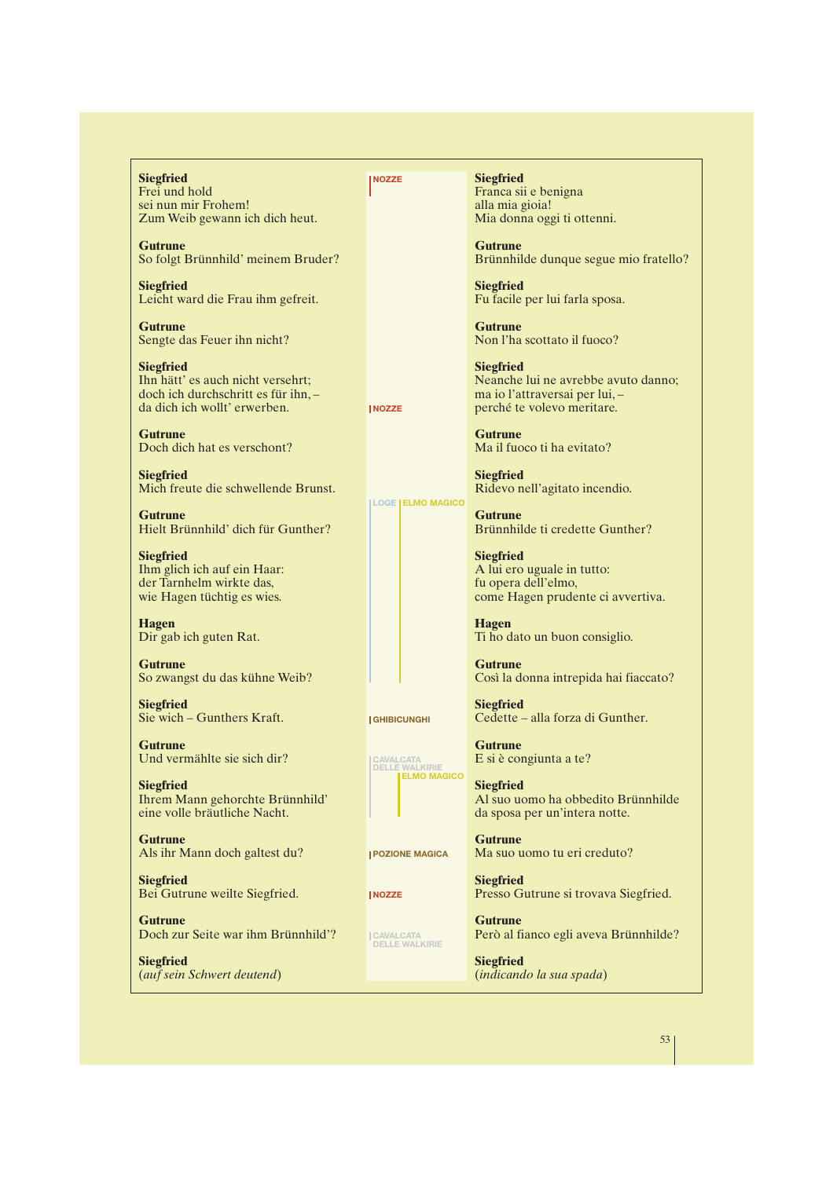**Siegfried**
Frei und hold
sei nun mir Frohem!
Zum Weib gewann ich dich heut.

**Gutrune**
So folgt Brünnhild' meinem Bruder?

**Siegfried**
Leicht ward die Frau ihm gefreit.

**Gutrune**
Sengte das Feuer ihn nicht?

**Siegfried**
Ihn hätt' es auch nicht versehrt;
doch ich durchschritt es für ihn, –
da dich ich wollt' erwerben.

**Gutrune**
Doch dich hat es verschont?

**Siegfried**
Mich freute die schwellende Brunst.

**Gutrune**
Hielt Brünnhild' dich für Gunther?

**Siegfried**
Ihm glich ich auf ein Haar:
der Tarnhelm wirkte das,
wie Hagen tüchtig es wies.

**Hagen**
Dir gab ich guten Rat.

**Gutrune**
So zwangst du das kühne Weib?

**Siegfried**
Sie wich – Gunthers Kraft.

**Gutrune**
Und vermählte sie sich dir?

**Siegfried**
Ihrem Mann gehorchte Brünnhild'
eine volle bräutliche Nacht.

**Gutrune**
Als ihr Mann doch galtest du?

**Siegfried**
Bei Gutrune weilte Siegfried.

**Gutrune**
Doch zur Seite war ihm Brünnhild'?

**Siegfried**
(*auf sein Schwert deutend*)

NOZZE

NOZZE

LOGE | ELMO MAGICO

GHIBICUNGHI

CAVALCATA DELLE WALKIRIE | ELMO MAGICO

POZIONE MAGICA

NOZZE

CAVALCATA DELLE WALKIRIE

**Siegfried**
Franca sii e benigna
alla mia gioia!
Mia donna oggi ti ottenni.

**Gutrune**
Brünnhilde dunque segue mio fratello?

**Siegfried**
Fu facile per lui farla sposa.

**Gutrune**
Non l'ha scottato il fuoco?

**Siegfried**
Neanche lui ne avrebbe avuto danno;
ma io l'attraversai per lui, –
perché te volevo meritare.

**Gutrune**
Ma il fuoco ti ha evitato?

**Siegfried**
Ridevo nell'agitato incendio.

**Gutrune**
Brünnhilde ti credette Gunther?

**Siegfried**
A lui ero uguale in tutto:
fu opera dell'elmo,
come Hagen prudente ci avvertiva.

**Hagen**
Ti ho dato un buon consiglio.

**Gutrune**
Così la donna intrepida hai fiaccato?

**Siegfried**
Cedette – alla forza di Gunther.

**Gutrune**
E si è congiunta a te?

**Siegfried**
Al suo uomo ha obbedito Brünnhilde
da sposa per un'intera notte.

**Gutrune**
Ma suo uomo tu eri creduto?

**Siegfried**
Presso Gutrune si trovava Siegfried.

**Gutrune**
Però al fianco egli aveva Brünnhilde?

**Siegfried**
(*indicando la sua spada*)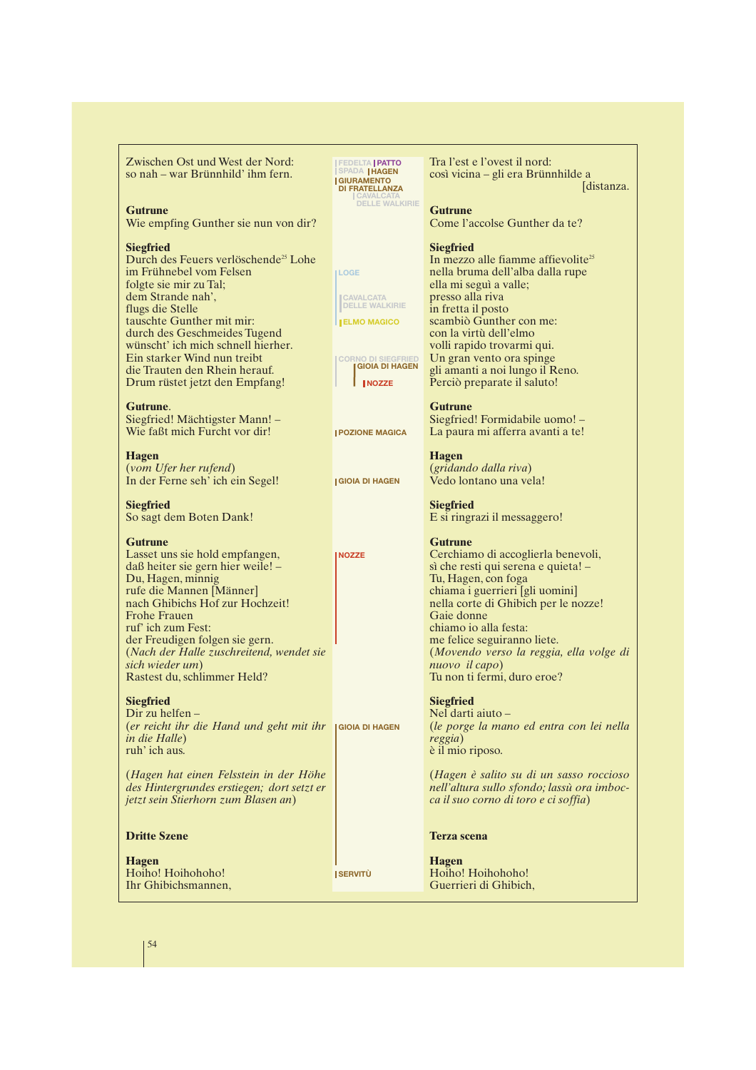Zwischen Ost und West der Nord:
so nah – war Brünnhild' ihm fern.

**Gutrune**
Wie empfing Gunther sie nun von dir?

**Siegfried**
Durch des Feuers verlöschende[25] Lohe
im Frühnebel vom Felsen
folgte sie mir zu Tal;
dem Strande nah',
flugs die Stelle
tauschte Gunther mit mir:
durch des Geschmeides Tugend
wünscht' ich mich schnell hierher.
Ein starker Wind nun treibt
die Trauten den Rhein herauf.
Drum rüstet jetzt den Empfang!

**Gutrune**.
Siegfried! Mächtigster Mann! –
Wie faßt mich Furcht vor dir!

**Hagen**
(*vom Ufer her rufend*)
In der Ferne seh' ich ein Segel!

**Siegfried**
So sagt dem Boten Dank!

**Gutrune**
Lasset uns sie hold empfangen,
daß heiter sie gern hier weile! –
Du, Hagen, minnig
rufe die Mannen [Männer]
nach Ghibichs Hof zur Hochzeit!
Frohe Frauen
ruf' ich zum Fest:
der Freudigen folgen sie gern.
(*Nach der Halle zuschreitend, wendet sie sich wieder um*)
Rastest du, schlimmer Held?

**Siegfried**
Dir zu helfen –
(*er reicht ihr die Hand und geht mit ihr in die Halle*)
ruh' ich aus.

(*Hagen hat einen Felsstein in der Höhe des Hintergrundes erstiegen; dort setzt er jetzt sein Stierhorn zum Blasen an*)

**Dritte Szene**

**Hagen**
Hoiho! Hoihohoho!
Ihr Ghibichsmannen,

---

FEDELTÀ | PATTO | SPADA | HAGEN | GIURAMENTO DI FRATELLANZA | CAVALCATA DELLE WALKIRIE

LOGE

CAVALCATA DELLE WALKIRIE

ELMO MAGICO

CORNO DI SIEGFRIED | GIOIA DI HAGEN | NOZZE

POZIONE MAGICA

GIOIA DI HAGEN

NOZZE

GIOIA DI HAGEN

SERVITÙ

---

Tra l'est e l'ovest il nord:
così vicina – gli era Brünnhilde a [distanza.

**Gutrune**
Come l'accolse Gunther da te?

**Siegfried**
In mezzo alle fiamme affievolite[25]
nella bruma dell'alba dalla rupe
ella mi seguì a valle;
presso alla riva
in fretta il posto
scambiò Gunther con me:
con la virtù dell'elmo
volli rapido trovarmi qui.
Un gran vento ora spinge
gli amanti a noi lungo il Reno.
Perciò preparate il saluto!

**Gutrune**
Siegfried! Formidabile uomo! –
La paura mi afferra avanti a te!

**Hagen**
(*gridando dalla riva*)
Vedo lontano una vela!

**Siegfried**
E si ringrazi il messaggero!

**Gutrune**
Cerchiamo di accoglierla benevoli,
sì che resti qui serena e quieta! –
Tu, Hagen, con foga
chiama i guerrieri [gli uomini]
nella corte di Ghibich per le nozze!
Gaie donne
chiamo io alla festa:
me felice seguiranno liete.
(*Movendo verso la reggia, ella volge di nuovo il capo*)
Tu non ti fermi, duro eroe?

**Siegfried**
Nel darti aiuto –
(*le porge la mano ed entra con lei nella reggia*)
è il mio riposo.

(*Hagen è salito su di un sasso roccioso nell'altura sullo sfondo; lassù ora imbocca il suo corno di toro e ci soffia*)

**Terza scena**

**Hagen**
Hoiho! Hoihohoho!
Guerrieri di Ghibich,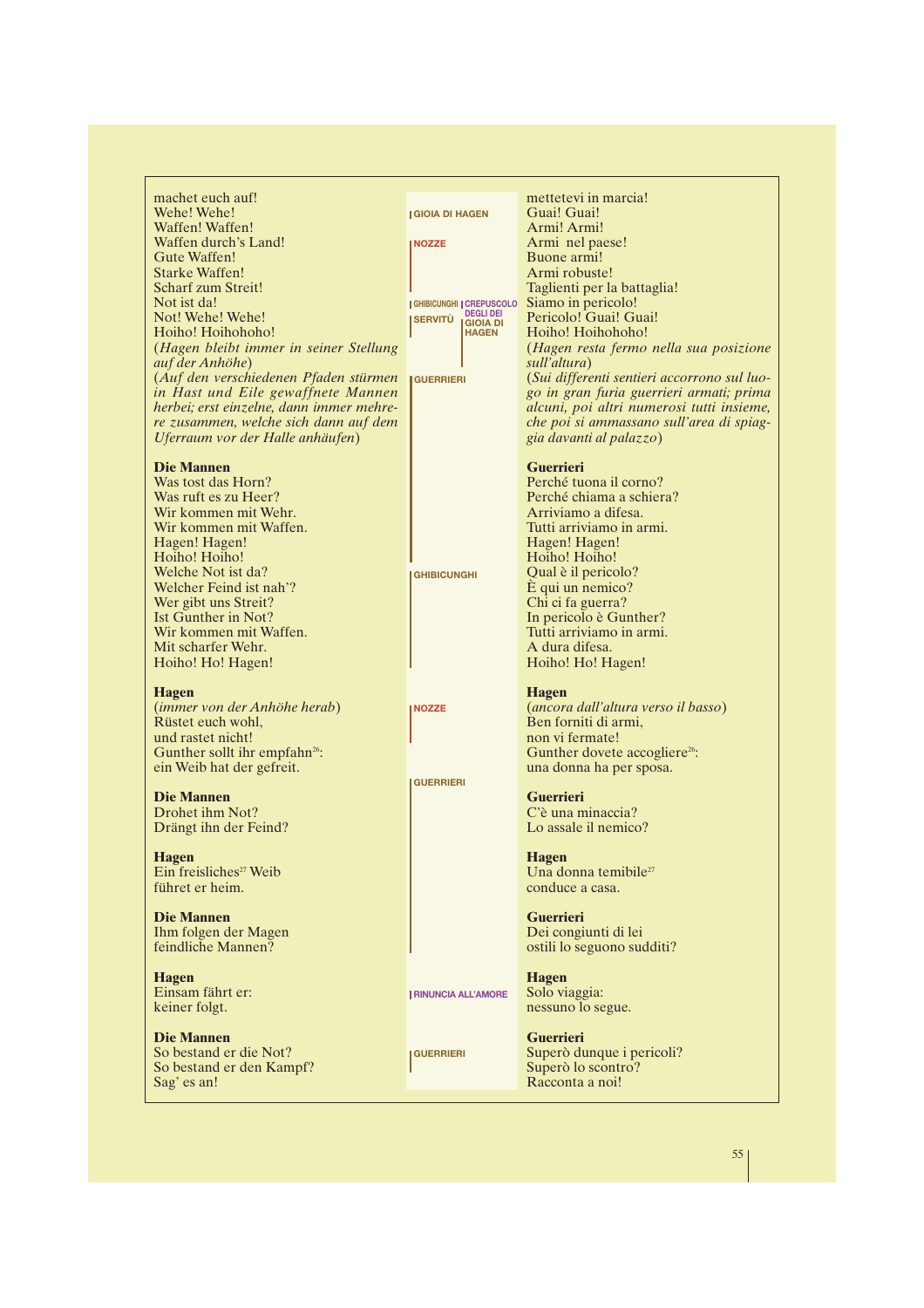| | | |
|---|---|---|
| machet euch auf! | | mettetevi in marcia! |
| Wehe! Wehe! | GIOIA DI HAGEN | Guai! Guai! |
| Waffen! Waffen! | | Armi! Armi! |
| Waffen durch's Land! | NOZZE | Armi nel paese! |
| Gute Waffen! | | Buone armi! |
| Starke Waffen! | | Armi robuste! |
| Scharf zum Streit! | | Taglienti per la battaglia! |
| Not ist da! | GHIBICUNGHI / CREPUSCOLO DEGLI DEI | Siamo in pericolo! |
| Not! Wehe! Wehe! | SERVITÙ / GIOIA DI HAGEN | Pericolo! Guai! Guai! |
| Hoiho! Hoihohoho! | | Hoiho! Hoihohoho! |
| (*Hagen bleibt immer in seiner Stellung auf der Anhöhe*) | | (*Hagen resta fermo nella sua posizione sull'altura*) |
| (*Auf den verschiedenen Pfaden stürmen in Hast und Eile gewaffnete Mannen herbei; erst einzelne, dann immer mehrere zusammen, welche sich dann auf dem Uferraum vor der Halle anhäufen*) | GUERRIERI | (*Sui differenti sentieri accorrono sul luogo in gran furia guerrieri armati; prima alcuni, poi altri numerosi tutti insieme, che poi si ammassano sull'area di spiaggia davanti al palazzo*) |
| **Die Mannen** | | **Guerrieri** |
| Was tost das Horn? | | Perché tuona il corno? |
| Was ruft es zu Heer? | | Perché chiama a schiera? |
| Wir kommen mit Wehr. | | Arriviamo a difesa. |
| Wir kommen mit Waffen. | | Tutti arriviamo in armi. |
| Hagen! Hagen! | | Hagen! Hagen! |
| Hoiho! Hoiho! | | Hoiho! Hoiho! |
| Welche Not ist da? | GHIBICUNGHI | Qual è il pericolo? |
| Welcher Feind ist nah'? | | È qui un nemico? |
| Wer gibt uns Streit? | | Chi ci fa guerra? |
| Ist Gunther in Not? | | In pericolo è Gunther? |
| Wir kommen mit Waffen. | | Tutti arriviamo in armi. |
| Mit scharfer Wehr. | | A dura difesa. |
| Hoiho! Ho! Hagen! | | Hoiho! Ho! Hagen! |
| **Hagen** | | **Hagen** |
| (*immer von der Anhöhe herab*) | NOZZE | (*ancora dall'altura verso il basso*) |
| Rüstet euch wohl, | | Ben forniti di armi, |
| und rastet nicht! | | non vi fermate! |
| Gunther sollt ihr empfahn[26]: | | Gunther dovete accogliere[26]: |
| ein Weib hat der gefreit. | GUERRIERI | una donna ha per sposa. |
| **Die Mannen** | | **Guerrieri** |
| Drohet ihm Not? | | C'è una minaccia? |
| Drängt ihn der Feind? | | Lo assale il nemico? |
| **Hagen** | | **Hagen** |
| Ein freisliches[27] Weib | | Una donna temibile[27] |
| führet er heim. | | conduce a casa. |
| **Die Mannen** | | **Guerrieri** |
| Ihm folgen der Magen | | Dei congiunti di lei |
| feindliche Mannen? | | ostili lo seguono sudditi? |
| **Hagen** | | **Hagen** |
| Einsam fährt er: | RINUNCIA ALL'AMORE | Solo viaggia: |
| keiner folgt. | | nessuno lo segue. |
| **Die Mannen** | | **Guerrieri** |
| So bestand er die Not? | GUERRIERI | Superò dunque i pericoli? |
| So bestand er den Kampf? | | Superò lo scontro? |
| Sag' es an! | | Racconta a noi! |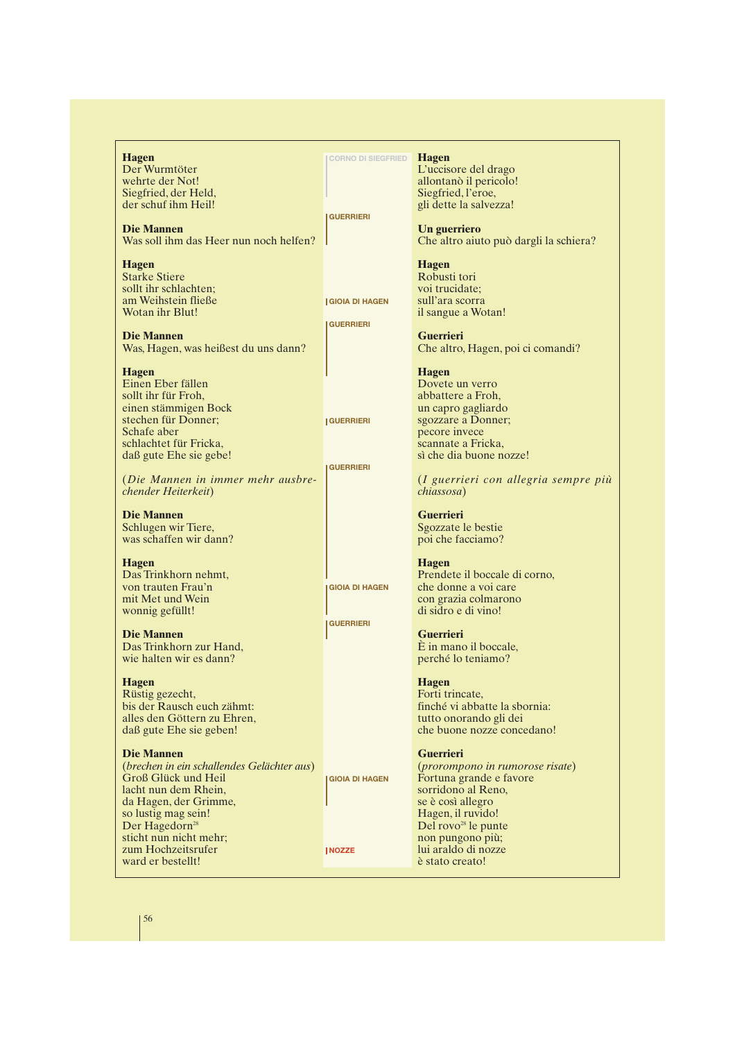| Tedesco | Leitmotiv | Italiano |
|---|---|---|
| **Hagen**<br>Der Wurmtöter<br>wehrte der Not!<br>Siegfried, der Held,<br>der schuf ihm Heil! | CORNO DI SIEGFRIED | **Hagen**<br>L'uccisore del drago<br>allontanò il pericolo!<br>Siegfried, l'eroe,<br>gli dette la salvezza! |
| **Die Mannen**<br>Was soll ihm das Heer nun noch helfen? | GUERRIERI | **Un guerriero**<br>Che altro aiuto può dargli la schiera? |
| **Hagen**<br>Starke Stiere<br>sollt ihr schlachten;<br>am Weihstein fließe<br>Wotan ihr Blut! | GIOIA DI HAGEN | **Hagen**<br>Robusti tori<br>voi trucidate;<br>sull'ara scorra<br>il sangue a Wotan! |
| **Die Mannen**<br>Was, Hagen, was heißest du uns dann? | GUERRIERI | **Guerrieri**<br>Che altro, Hagen, poi ci comandi? |
| **Hagen**<br>Einen Eber fällen<br>sollt ihr für Froh,<br>einen stämmigen Bock<br>stechen für Donner;<br>Schafe aber<br>schlachtet für Fricka,<br>daß gute Ehe sie gebe! | GUERRIERI | **Hagen**<br>Dovete un verro<br>abbattere a Froh,<br>un capro gagliardo<br>sgozzare a Donner;<br>pecore invece<br>scannate a Fricka,<br>sì che dia buone nozze! |
| (*Die Mannen in immer mehr ausbrechender Heiterkeit*) | GUERRIERI | (*I guerrieri con allegria sempre più chiassosa*) |
| **Die Mannen**<br>Schlugen wir Tiere,<br>was schaffen wir dann? | | **Guerrieri**<br>Sgozzate le bestie<br>poi che facciamo? |
| **Hagen**<br>Das Trinkhorn nehmt,<br>von trauten Frau'n<br>mit Met und Wein<br>wonnig gefüllt! | GIOIA DI HAGEN | **Hagen**<br>Prendete il boccale di corno,<br>che donne a voi care<br>con grazia colmarono<br>di sidro e di vino! |
| **Die Mannen**<br>Das Trinkhorn zur Hand,<br>wie halten wir es dann? | GUERRIERI | **Guerrieri**<br>È in mano il boccale,<br>perché lo teniamo? |
| **Hagen**<br>Rüstig gezecht,<br>bis der Rausch euch zähmt:<br>alles den Göttern zu Ehren,<br>daß gute Ehe sie geben! | | **Hagen**<br>Forti trincate,<br>finché vi abbatte la sbornia:<br>tutto onorando gli dei<br>che buone nozze concedano! |
| **Die Mannen**<br>(*brechen in ein schallendes Gelächter aus*)<br>Groß Glück und Heil<br>lacht nun dem Rhein,<br>da Hagen, der Grimme,<br>so lustig mag sein!<br>Der Hagedorn[28]<br>sticht nun nicht mehr;<br>zum Hochzeitsrufer<br>ward er bestellt! | GIOIA DI HAGEN<br><br>NOZZE | **Guerrieri**<br>(*prorompono in rumorose risate*)<br>Fortuna grande e favore<br>sorridono al Reno,<br>se è così allegro<br>Hagen, il ruvido!<br>Del rovo[28] le punte<br>non pungono più;<br>lui araldo di nozze<br>è stato creato! |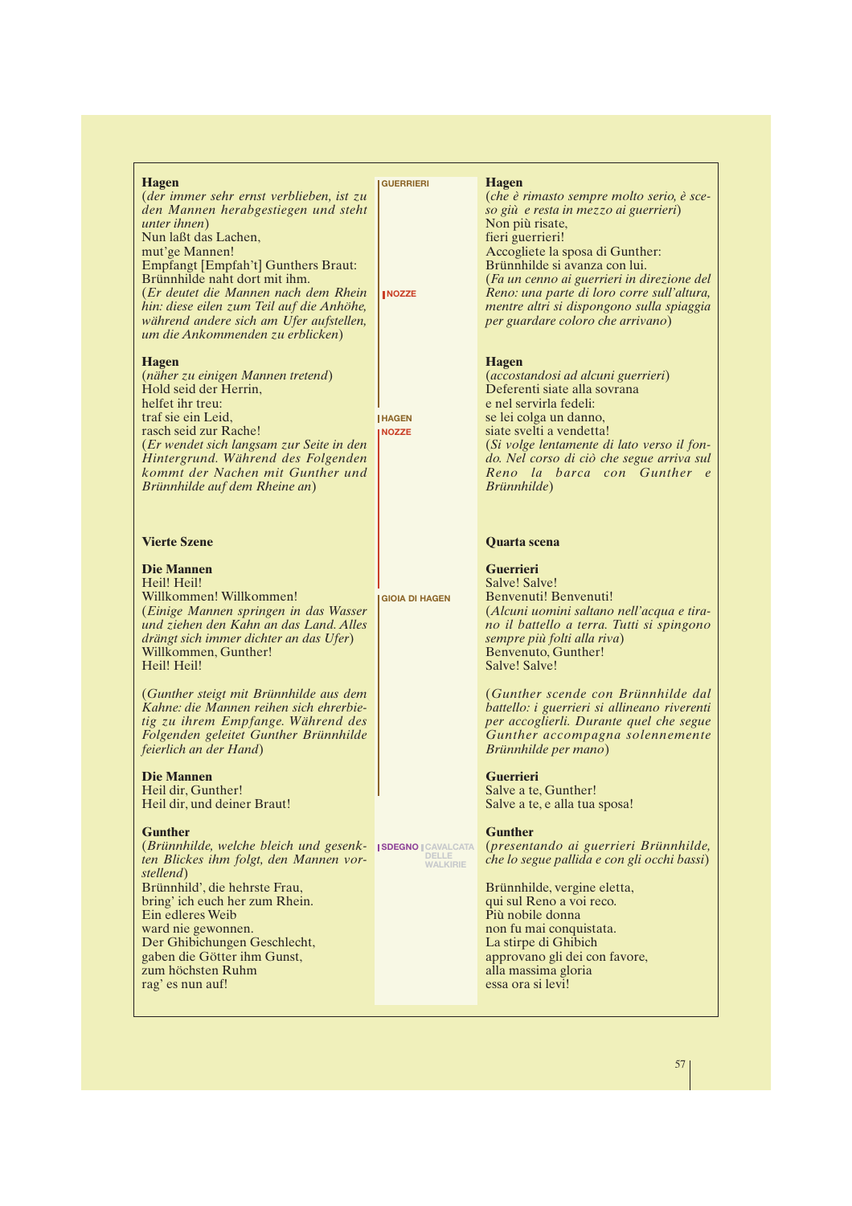**Hagen**
(*der immer sehr ernst verblieben, ist zu den Mannen herabgestiegen und steht unter ihnen*)
Nun laßt das Lachen,
mut'ge Mannen!
Empfangt [Empfah't] Gunthers Braut:
Brünnhilde naht dort mit ihm.
(*Er deutet die Mannen nach dem Rhein hin: diese eilen zum Teil auf die Anhöhe, während andere sich am Ufer aufstellen, um die Ankommenden zu erblicken*)

**Hagen**
(*näher zu einigen Mannen tretend*)
Hold seid der Herrin,
helfet ihr treu:
traf sie ein Leid,
rasch seid zur Rache!
(*Er wendet sich langsam zur Seite in den Hintergrund. Während des Folgenden kommt der Nachen mit Gunther und Brünnhilde auf dem Rheine an*)

**Vierte Szene**

**Die Mannen**
Heil! Heil!
Willkommen! Willkommen!
(*Einige Mannen springen in das Wasser und ziehen den Kahn an das Land. Alles drängt sich immer dichter an das Ufer*)
Willkommen, Gunther!
Heil! Heil!

(*Gunther steigt mit Brünnhilde aus dem Kahne: die Mannen reihen sich ehrerbietig zu ihrem Empfange. Während des Folgenden geleitet Gunther Brünnhilde feierlich an der Hand*)

**Die Mannen**
Heil dir, Gunther!
Heil dir, und deiner Braut!

**Gunther**
(*Brünnhilde, welche bleich und gesenkten Blickes ihm folgt, den Mannen vorstellend*)
Brünnhild', die hehrste Frau,
bring' ich euch her zum Rhein.
Ein edleres Weib
ward nie gewonnen.
Der Ghibichungen Geschlecht,
gaben die Götter ihm Gunst,
zum höchsten Ruhm
rag' es nun auf!

GUERRIERI · NOZZE · HAGEN · NOZZE · GIOIA DI HAGEN · SDEGNO · CAVALCATA DELLE WALKIRIE

**Hagen**
(*che è rimasto sempre molto serio, è sceso giù e resta in mezzo ai guerrieri*)
Non più risate,
fieri guerrieri!
Accogliete la sposa di Gunther:
Brünnhilde si avanza con lui.
(*Fa un cenno ai guerrieri in direzione del Reno: una parte di loro corre sull'altura, mentre altri si dispongono sulla spiaggia per guardare coloro che arrivano*)

**Hagen**
(*accostandosi ad alcuni guerrieri*)
Deferenti siate alla sovrana
e nel servirla fedeli:
se lei colga un danno,
siate svelti a vendetta!
(*Si volge lentamente di lato verso il fondo. Nel corso di ciò che segue arriva sul Reno la barca con Gunther e Brünnhilde*)

**Quarta scena**

**Guerrieri**
Salve! Salve!
Benvenuti! Benvenuti!
(*Alcuni uomini saltano nell'acqua e tirano il battello a terra. Tutti si spingono sempre più folti alla riva*)
Benvenuto, Gunther!
Salve! Salve!

(*Gunther scende con Brünnhilde dal battello: i guerrieri si allineano riverenti per accoglierli. Durante quel che segue Gunther accompagna solennemente Brünnhilde per mano*)

**Guerrieri**
Salve a te, Gunther!
Salve a te, e alla tua sposa!

**Gunther**
(*presentando ai guerrieri Brünnhilde, che lo segue pallida e con gli occhi bassi*)

Brünnhilde, vergine eletta,
qui sul Reno a voi reco.
Più nobile donna
non fu mai conquistata.
La stirpe di Ghibich
approvano gli dei con favore,
alla massima gloria
essa ora si levi!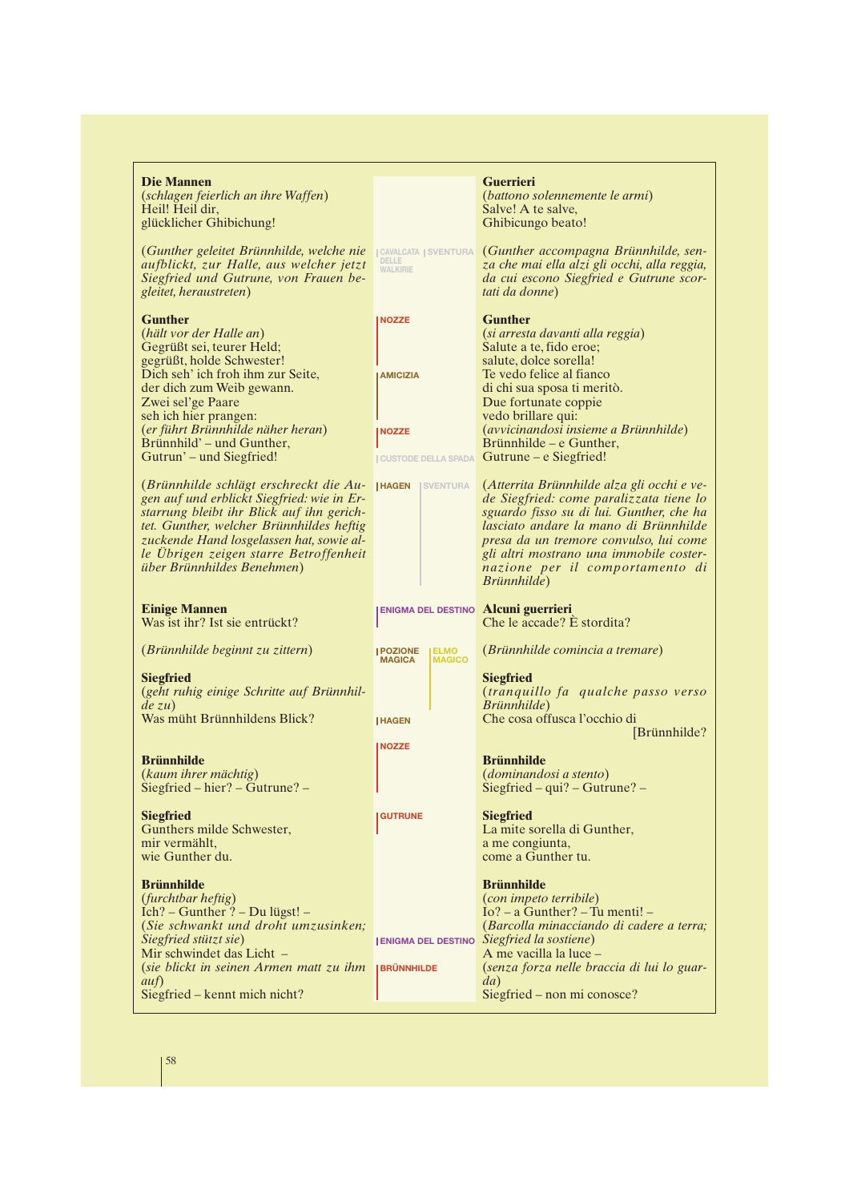| Die Mannen | | Guerrieri |
|---|---|---|
| **Die Mannen**<br>(*schlagen feierlich an ihre Waffen*)<br>Heil! Heil dir,<br>glücklicher Ghibichung! | | **Guerrieri**<br>(*battono solennemente le armi*)<br>Salve! A te salve,<br>Ghibicungo beato! |
| (*Gunther geleitet Brünnhilde, welche nie aufblickt, zur Halle, aus welcher jetzt Siegfried und Gutrune, von Frauen begleitet, heraustreten*) | CAVALCATA DELLE WALKIRIE / SVENTURA | (*Gunther accompagna Brünnhilde, senza che mai ella alzi gli occhi, alla reggia, da cui escono Siegfried e Gutrune scortati da donne*) |
| **Gunther**<br>(*hält vor der Halle an*)<br>Gegrüßt sei, teurer Held;<br>gegrüßt, holde Schwester!<br>Dich seh' ich froh ihm zur Seite,<br>der dich zum Weib gewann.<br>Zwei sel'ge Paare<br>seh ich hier prangen:<br>(*er führt Brünnhilde näher heran*)<br>Brünnhild' – und Gunther,<br>Gutrun' – und Siegfried! | NOZZE<br>AMICIZIA<br>NOZZE<br>CUSTODE DELLA SPADA | **Gunther**<br>(*si arresta davanti alla reggia*)<br>Salute a te, fido eroe;<br>salute, dolce sorella!<br>Te vedo felice al fianco<br>di chi sua sposa ti meritò.<br>Due fortunate coppie<br>vedo brillare qui:<br>(*avvicinandosi insieme a Brünnhilde*)<br>Brünnhilde – e Gunther,<br>Gutrune – e Siegfried! |
| (*Brünnhilde schlägt erschreckt die Augen auf und erblickt Siegfried: wie in Erstarrung bleibt ihr Blick auf ihn gerichtet. Gunther, welcher Brünnhildes heftig zuckende Hand losgelassen hat, sowie alle Übrigen zeigen starre Betroffenheit über Brünnhildes Benehmen*) | HAGEN / SVENTURA | (*Atterrita Brünnhilde alza gli occhi e vede Siegfried: come paralizzata tiene lo sguardo fisso su di lui. Gunther, che ha lasciato andare la mano di Brünnhilde presa da un tremore convulso, lui come gli altri mostrano una immobile costernazione per il comportamento di Brünnhilde*) |
| **Einige Mannen**<br>Was ist ihr? Ist sie entrückt? | ENIGMA DEL DESTINO | **Alcuni guerrieri**<br>Che le accade? È stordita? |
| (*Brünnhilde beginnt zu zittern*) | POZIONE MAGICA / ELMO MAGICO | (*Brünnhilde comincia a tremare*) |
| **Siegfried**<br>(*geht ruhig einige Schritte auf Brünnhilde zu*)<br>Was müht Brünnhildens Blick? | HAGEN | **Siegfried**<br>(*tranquillo fa qualche passo verso Brünnhilde*)<br>Che cosa offusca l'occhio di [Brünnhilde? |
| **Brünnhilde**<br>(*kaum ihrer mächtig*)<br>Siegfried – hier? – Gutrune? – | NOZZE | **Brünnhilde**<br>(*dominandosi a stento*)<br>Siegfried – qui? – Gutrune? – |
| **Siegfried**<br>Gunthers milde Schwester,<br>mir vermählt,<br>wie Gunther du. | GUTRUNE | **Siegfried**<br>La mite sorella di Gunther,<br>a me congiunta,<br>come a Gunther tu. |
| **Brünnhilde**<br>(*furchtbar heftig*)<br>Ich? – Gunther ? – Du lügst! –<br>(*Sie schwankt und droht umzusinken; Siegfried stützt sie*)<br>Mir schwindet das Licht –<br>(*sie blickt in seinen Armen matt zu ihm auf*)<br>Siegfried – kennt mich nicht? | ENIGMA DEL DESTINO<br>BRÜNNHILDE | **Brünnhilde**<br>(*con impeto terribile*)<br>Io? – a Gunther? – Tu menti! –<br>(*Barcolla minacciando di cadere a terra; Siegfried la sostiene*)<br>A me vacilla la luce –<br>(*senza forza nelle braccia di lui lo guarda*)<br>Siegfried – non mi conosce? |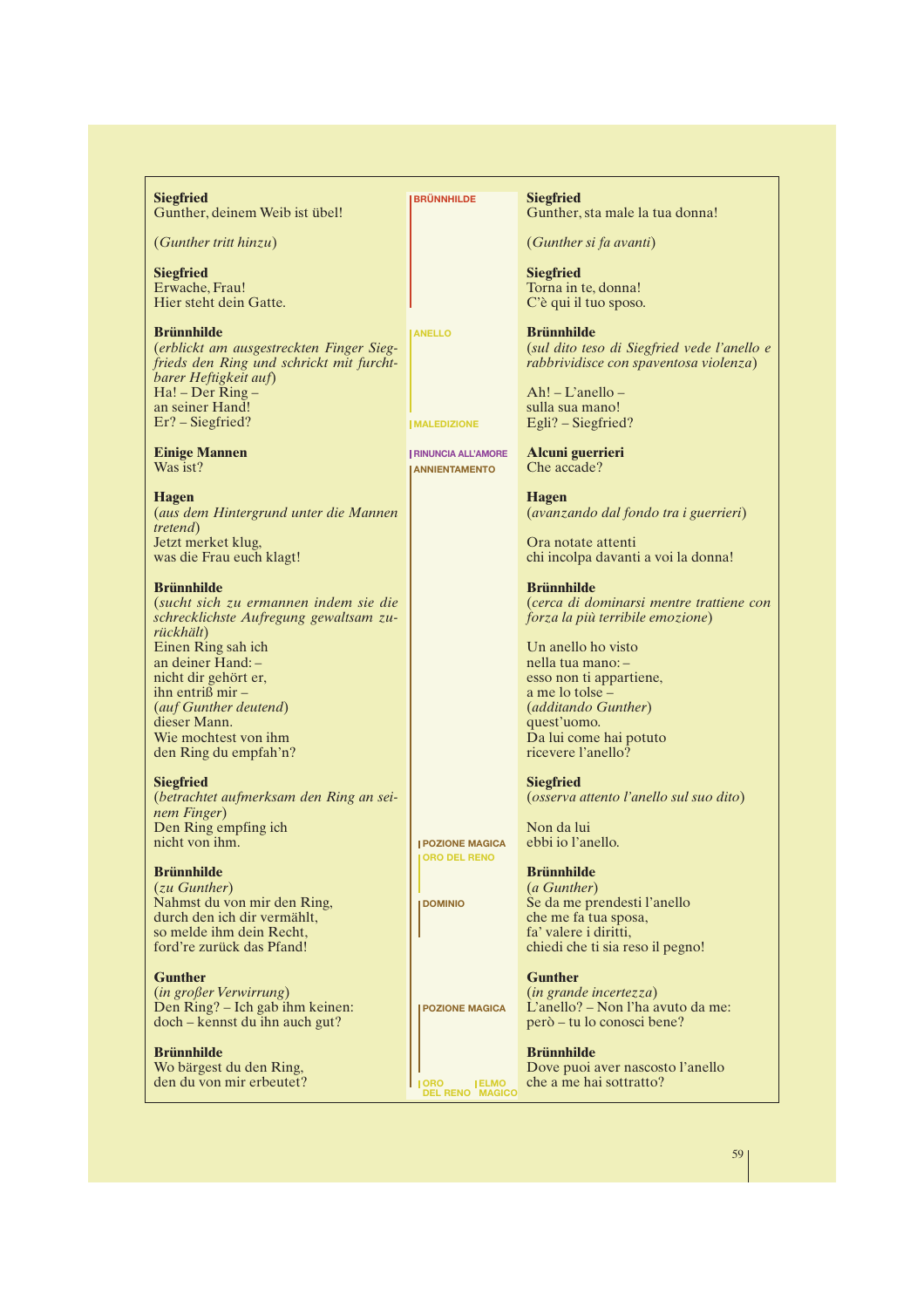| | | |
|---|---|---|
| **Siegfried**<br>Gunther, deinem Weib ist übel! | BRÜNNHILDE | **Siegfried**<br>Gunther, sta male la tua donna! |
| (*Gunther tritt hinzu*) | | (*Gunther si fa avanti*) |
| **Siegfried**<br>Erwache, Frau!<br>Hier steht dein Gatte. | | **Siegfried**<br>Torna in te, donna!<br>C'è qui il tuo sposo. |
| **Brünnhilde**<br>(*erblickt am ausgestreckten Finger Siegfrieds den Ring und schrickt mit furchtbarer Heftigkeit auf*)<br>Ha! – Der Ring –<br>an seiner Hand!<br>Er? – Siegfried? | ANELLO<br><br>MALEDIZIONE | **Brünnhilde**<br>(*sul dito teso di Siegfried vede l'anello e rabbrividisce con spaventosa violenza*)<br><br>Ah! – L'anello –<br>sulla sua mano!<br>Egli? – Siegfried? |
| **Einige Mannen**<br>Was ist? | RINUNCIA ALL'AMORE<br>ANNIENTAMENTO | **Alcuni guerrieri**<br>Che accade? |
| **Hagen**<br>(*aus dem Hintergrund unter die Mannen tretend*)<br>Jetzt merket klug,<br>was die Frau euch klagt! | | **Hagen**<br>(*avanzando dal fondo tra i guerrieri*)<br><br>Ora notate attenti<br>chi incolpa davanti a voi la donna! |
| **Brünnhilde**<br>(*sucht sich zu ermannen indem sie die schrecklichste Aufregung gewaltsam zurückhält*)<br>Einen Ring sah ich<br>an deiner Hand: –<br>nicht dir gehört er,<br>ihn entriß mir –<br>(*auf Gunther deutend*)<br>dieser Mann.<br>Wie mochtest von ihm<br>den Ring du empfah'n? | | **Brünnhilde**<br>(*cerca di dominarsi mentre trattiene con forza la più terribile emozione*)<br><br>Un anello ho visto<br>nella tua mano: –<br>esso non ti appartiene,<br>a me lo tolse –<br>(*additando Gunther*)<br>quest'uomo.<br>Da lui come hai potuto<br>ricevere l'anello? |
| **Siegfried**<br>(*betrachtet aufmerksam den Ring an seinem Finger*)<br>Den Ring empfing ich<br>nicht von ihm. | POZIONE MAGICA<br>ORO DEL RENO | **Siegfried**<br>(*osserva attento l'anello sul suo dito*)<br><br>Non da lui<br>ebbi io l'anello. |
| **Brünnhilde**<br>(*zu Gunther*)<br>Nahmst du von mir den Ring,<br>durch den ich dir vermählt,<br>so melde ihm dein Recht,<br>ford're zurück das Pfand! | DOMINIO | **Brünnhilde**<br>(*a Gunther*)<br>Se da me prendesti l'anello<br>che me fa tua sposa,<br>fa' valere i diritti,<br>chiedi che ti sia reso il pegno! |
| **Gunther**<br>(*in großer Verwirrung*)<br>Den Ring? – Ich gab ihm keinen:<br>doch – kennst du ihn auch gut? | POZIONE MAGICA | **Gunther**<br>(*in grande incertezza*)<br>L'anello? – Non l'ha avuto da me:<br>però – tu lo conosci bene? |
| **Brünnhilde**<br>Wo bärgest du den Ring,<br>den du von mir erbeutet? | ORO DEL RENO &nbsp; ELMO MAGICO | **Brünnhilde**<br>Dove puoi aver nascosto l'anello<br>che a me hai sottratto? |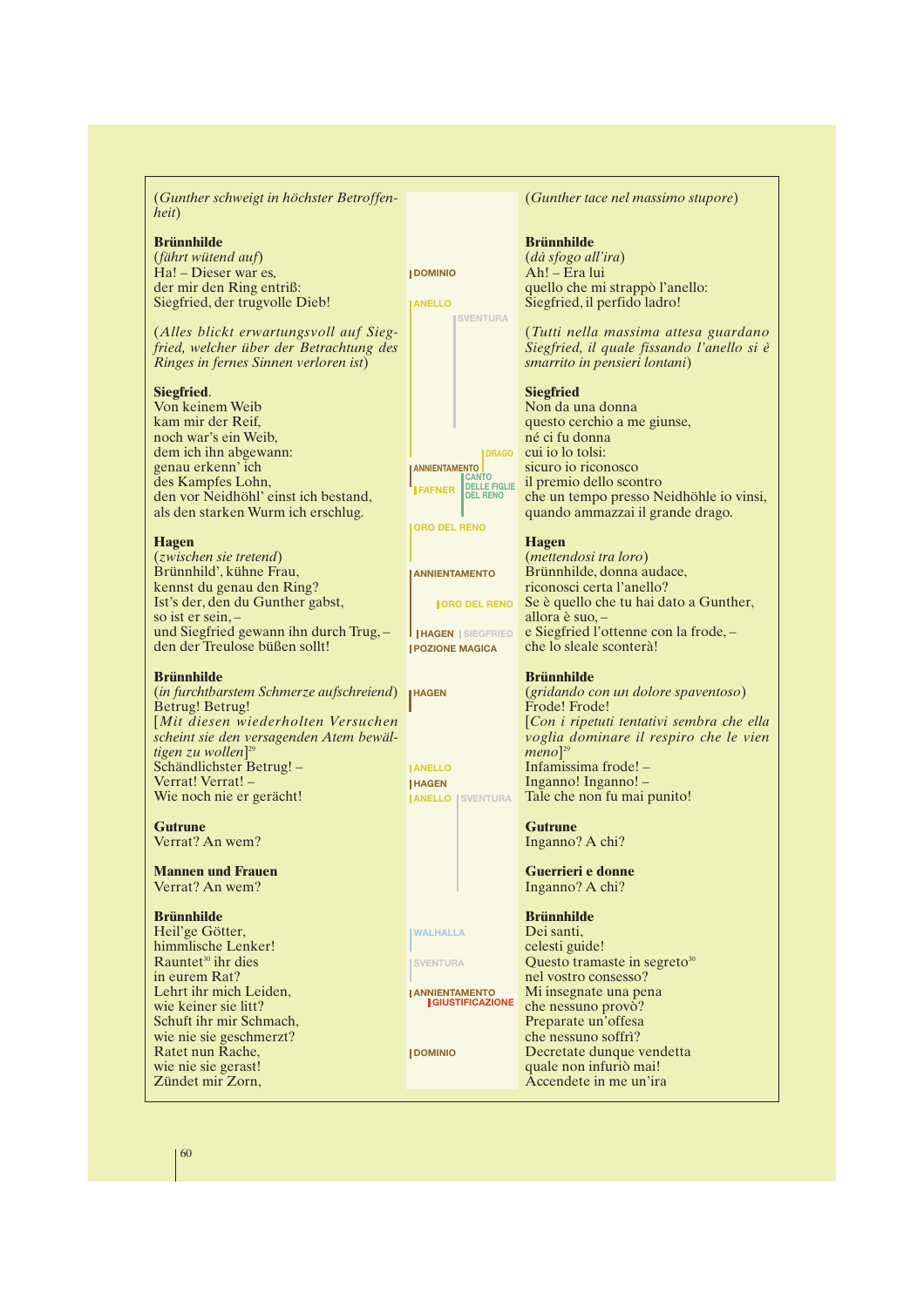(*Gunther schweigt in höchster Betroffenheit*)

**Brünnhilde**
(*fährt wütend auf*)
Ha! – Dieser war es,
der mir den Ring entriß:
Siegfried, der trugvolle Dieb!

(*Alles blickt erwartungsvoll auf Siegfried, welcher über der Betrachtung des Ringes in fernes Sinnen verloren ist*)

**Siegfried**.
Von keinem Weib
kam mir der Reif,
noch war's ein Weib,
dem ich ihn abgewann:
genau erkenn' ich
des Kampfes Lohn,
den vor Neidhöhl' einst ich bestand,
als den starken Wurm ich erschlug.

**Hagen**
(*zwischen sie tretend*)
Brünnhild', kühne Frau,
kennst du genau den Ring?
Ist's der, den du Gunther gabst,
so ist er sein, –
und Siegfried gewann ihn durch Trug, –
den der Treulose büßen sollt!

**Brünnhilde**
(*in furchtbarstem Schmerze aufschreiend*)
Betrug! Betrug!
[*Mit diesen wiederholten Versuchen scheint sie den versagenden Atem bewältigen zu wollen*][29]
Schändlichster Betrug! –
Verrat! Verrat! –
Wie noch nie er gerächt!

**Gutrune**
Verrat? An wem?

**Mannen und Frauen**
Verrat? An wem?

**Brünnhilde**
Heil'ge Götter,
himmlische Lenker!
Rauntet[30] ihr dies
in eurem Rat?
Lehrt ihr mich Leiden,
wie keiner sie litt?
Schuft ihr mir Schmach,
wie nie sie geschmerzt?
Ratet nun Rache,
wie nie sie gerast!
Zündet mir Zorn,

DOMINIO
ANELLO
SVENTURA
DRAGO
ANNIENTAMENTO
CANTO DELLE FIGLIE DEL RENO
FAFNER
ORO DEL RENO
ANNIENTAMENTO
ORO DEL RENO
HAGEN
SIEGFRIED
POZIONE MAGICA
HAGEN
ANELLO
HAGEN
ANELLO
SVENTURA
WALHALLA
SVENTURA
ANNIENTAMENTO
GIUSTIFICAZIONE
DOMINIO

(*Gunther tace nel massimo stupore*)

**Brünnhilde**
(*dà sfogo all'ira*)
Ah! – Era lui
quello che mi strappò l'anello:
Siegfried, il perfido ladro!

(*Tutti nella massima attesa guardano Siegfried, il quale fissando l'anello si è smarrito in pensieri lontani*)

**Siegfried**
Non da una donna
questo cerchio a me giunse,
né ci fu donna
cui io lo tolsi:
sicuro io riconosco
il premio dello scontro
che un tempo presso Neidhöhle io vinsi,
quando ammazzai il grande drago.

**Hagen**
(*mettendosi tra loro*)
Brünnhilde, donna audace,
riconosci certa l'anello?
Se è quello che tu hai dato a Gunther,
allora è suo, –
e Siegfried l'ottenne con la frode, –
che lo sleale sconterà!

**Brünnhilde**
(*gridando con un dolore spaventoso*)
Frode! Frode!
[*Con i ripetuti tentativi sembra che ella voglia dominare il respiro che le vien meno*][29]
Infamissima frode! –
Inganno! Inganno! –
Tale che non fu mai punito!

**Gutrune**
Inganno? A chi?

**Guerrieri e donne**
Inganno? A chi?

**Brünnhilde**
Dei santi,
celesti guide!
Questo tramaste in segreto[30]
nel vostro consesso?
Mi insegnate una pena
che nessuno provò?
Preparate un'offesa
che nessuno soffrì?
Decretate dunque vendetta
quale non infuriò mai!
Accendete in me un'ira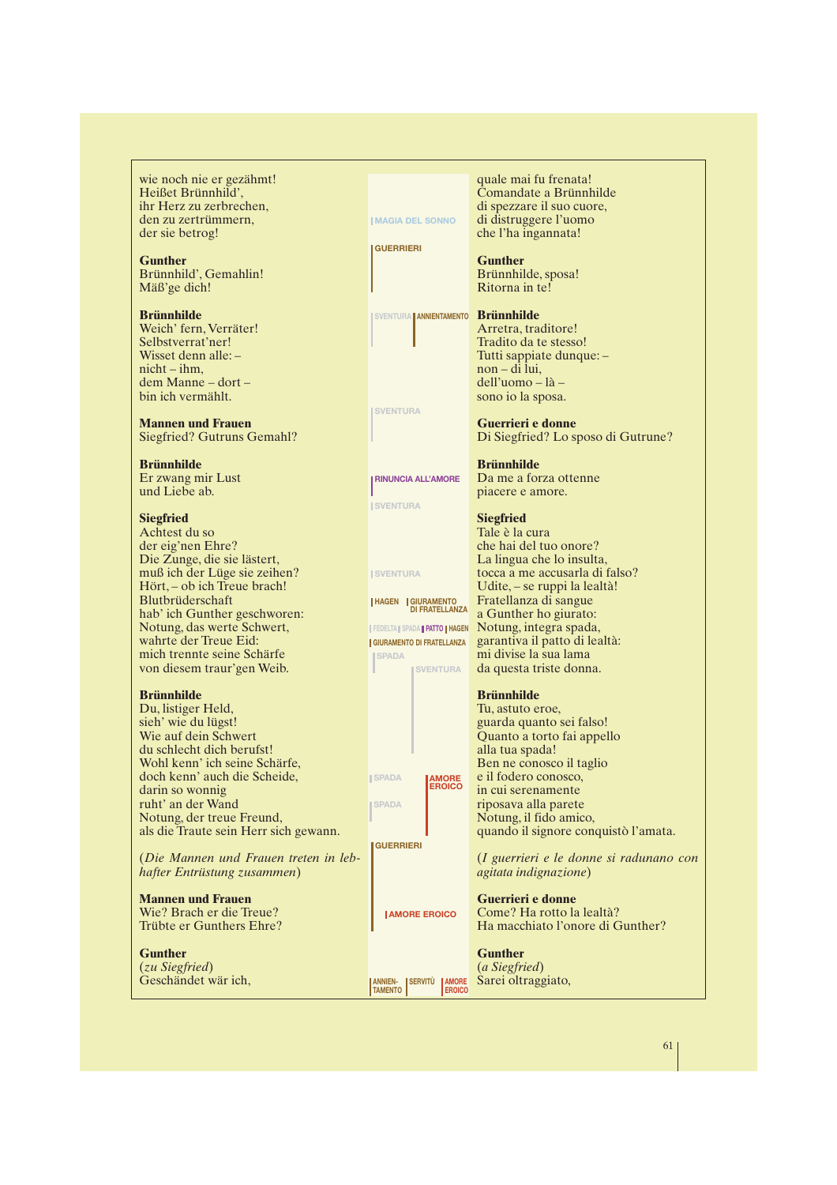| | | |
|---|---|---|
| wie noch nie er gezähmt!<br>Heißet Brünnhild',<br>ihr Herz zu zerbrechen,<br>den zu zertrümmern,<br>der sie betrog! | MAGIA DEL SONNO<br>GUERRIERI | quale mai fu frenata!<br>Comandate a Brünnhilde<br>di spezzare il suo cuore,<br>di distruggere l'uomo<br>che l'ha ingannata! |
| **Gunther**<br>Brünnhild', Gemahlin!<br>Mäß'ge dich! | | **Gunther**<br>Brünnhilde, sposa!<br>Ritorna in te! |
| **Brünnhilde**<br>Weich' fern, Verräter!<br>Selbstverrat'ner!<br>Wisset denn alle: –<br>nicht – ihm,<br>dem Manne – dort –<br>bin ich vermählt. | SVENTURA ANNIENTAMENTO | **Brünnhilde**<br>Arretra, traditore!<br>Tradito da te stesso!<br>Tutti sappiate dunque: –<br>non – di lui,<br>dell'uomo – là –<br>sono io la sposa. |
| **Mannen und Frauen**<br>Siegfried? Gutruns Gemahl? | SVENTURA | **Guerrieri e donne**<br>Di Siegfried? Lo sposo di Gutrune? |
| **Brünnhilde**<br>Er zwang mir Lust<br>und Liebe ab. | RINUNCIA ALL'AMORE<br>SVENTURA | **Brünnhilde**<br>Da me a forza ottenne<br>piacere e amore. |
| **Siegfried**<br>Achtest du so<br>der eig'nen Ehre?<br>Die Zunge, die sie lästert,<br>muß ich der Lüge sie zeihen?<br>Hört, – ob ich Treue brach!<br>Blutbrüderschaft<br>hab' ich Gunther geschworen:<br>Notung, das werte Schwert,<br>wahrte der Treue Eid:<br>mich trennte seine Schärfe<br>von diesem traur'gen Weib. | SVENTURA<br>HAGEN GIURAMENTO DI FRATELLANZA<br>FEDELTÀ SPADA PATTO HAGEN<br>GIURAMENTO DI FRATELLANZA<br>SPADA<br>SVENTURA | **Siegfried**<br>Tale è la cura<br>che hai del tuo onore?<br>La lingua che lo insulta,<br>tocca a me accusarla di falso?<br>Udite, – se ruppi la lealtà!<br>Fratellanza di sangue<br>a Gunther ho giurato:<br>Notung, integra spada,<br>garantiva il patto di lealtà:<br>mi divise la sua lama<br>da questa triste donna. |
| **Brünnhilde**<br>Du, listiger Held,<br>sieh' wie du lügst!<br>Wie auf dein Schwert<br>du schlecht dich berufst!<br>Wohl kenn' ich seine Schärfe,<br>doch kenn' auch die Scheide,<br>darin so wonnig<br>ruht' an der Wand<br>Notung, der treue Freund,<br>als die Traute sein Herr sich gewann. | SPADA AMORE EROICO<br>SPADA | **Brünnhilde**<br>Tu, astuto eroe,<br>guarda quanto sei falso!<br>Quanto a torto fai appello<br>alla tua spada!<br>Ben ne conosco il taglio<br>e il fodero conosco,<br>in cui serenamente<br>riposava alla parete<br>Notung, il fido amico,<br>quando il signore conquistò l'amata. |
| (*Die Mannen und Frauen treten in lebhafter Entrüstung zusammen*) | GUERRIERI | (*I guerrieri e le donne si radunano con agitata indignazione*) |
| **Mannen und Frauen**<br>Wie? Brach er die Treue?<br>Trübte er Gunthers Ehre? | AMORE EROICO | **Guerrieri e donne**<br>Come? Ha rotto la lealtà?<br>Ha macchiato l'onore di Gunther? |
| **Gunther**<br>(*zu Siegfried*)<br>Geschändet wär ich, | ANNIENTAMENTO SERVITÙ AMORE EROICO | **Gunther**<br>(*a Siegfried*)<br>Sarei oltraggiato, |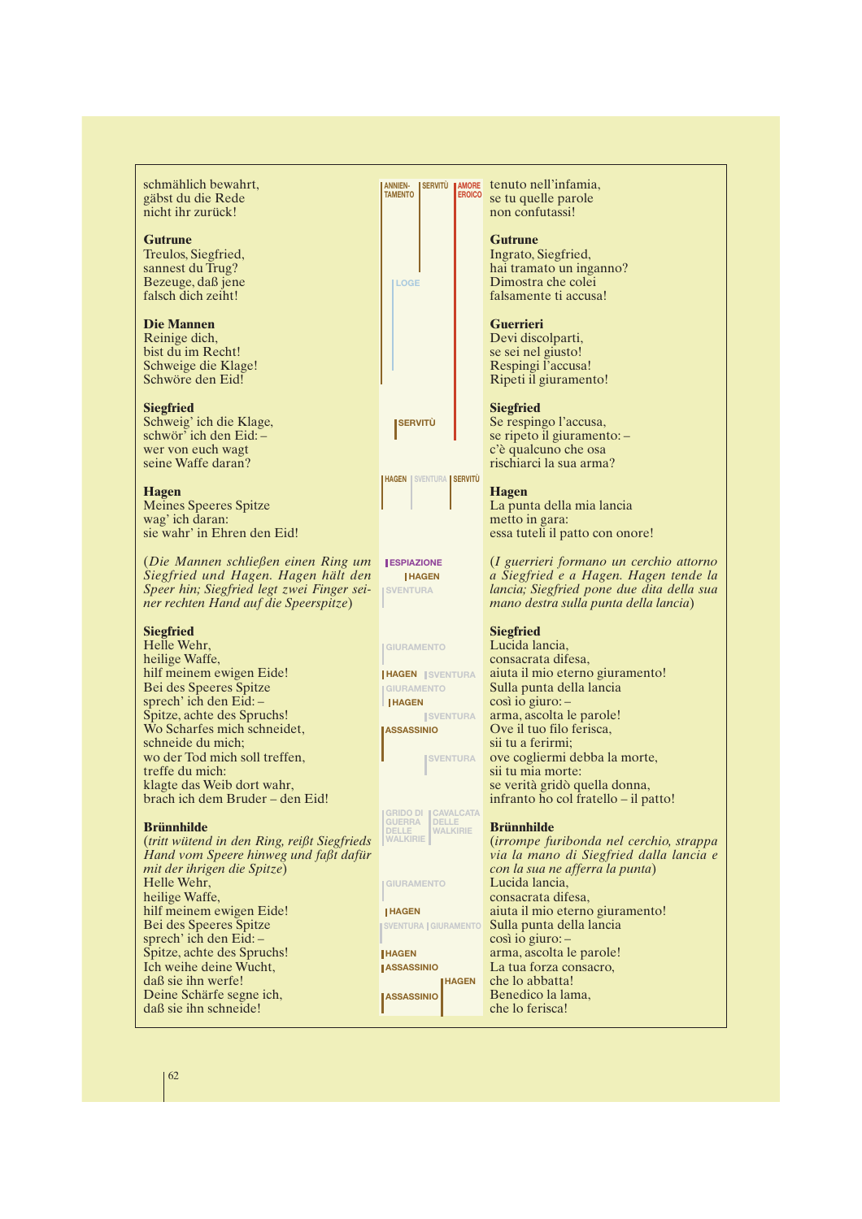schmählich bewahrt,
gäbst du die Rede
nicht ihr zurück!

**Gutrune**
Treulos, Siegfried,
sannest du Trug?
Bezeuge, daß jene
falsch dich zeiht!

**Die Mannen**
Reinige dich,
bist du im Recht!
Schweige die Klage!
Schwöre den Eid!

**Siegfried**
Schweig' ich die Klage,
schwör' ich den Eid: –
wer von euch wagt
seine Waffe daran?

**Hagen**
Meines Speeres Spitze
wag' ich daran:
sie wahr' in Ehren den Eid!

(*Die Mannen schließen einen Ring um Siegfried und Hagen. Hagen hält den Speer hin; Siegfried legt zwei Finger seiner rechten Hand auf die Speerspitze*)

**Siegfried**
Helle Wehr,
heilige Waffe,
hilf meinem ewigen Eide!
Bei des Speeres Spitze
sprech' ich den Eid: –
Spitze, achte des Spruchs!
Wo Scharfes mich schneidet,
schneide du mich;
wo der Tod mich soll treffen,
treffe du mich:
klagte das Weib dort wahr,
brach ich dem Bruder – den Eid!

**Brünnhilde**
(*tritt wütend in den Ring, reißt Siegfrieds Hand vom Speere hinweg und faßt dafür mit der ihrigen die Spitze*)
Helle Wehr,
heilige Waffe,
hilf meinem ewigen Eide!
Bei des Speeres Spitze
sprech' ich den Eid: –
Spitze, achte des Spruchs!
Ich weihe deine Wucht,
daß sie ihn werfe!
Deine Schärfe segne ich,
daß sie ihn schneide!

ANNIENTAMENTO | SERVITÙ | AMORE EROICO
LOGE
SERVITÙ
HAGEN | SVENTURA | SERVITÙ
ESPIAZIONE
HAGEN
SVENTURA
GIURAMENTO
HAGEN | SVENTURA
GIURAMENTO
HAGEN
SVENTURA
ASSASSINIO
SVENTURA
GRIDO DI GUERRA DELLE WALKIRIE | CAVALCATA DELLE WALKIRIE
GIURAMENTO
HAGEN
SVENTURA | GIURAMENTO
HAGEN
ASSASSINIO
HAGEN
ASSASSINIO

tenuto nell'infamia,
se tu quelle parole
non confutassi!

**Gutrune**
Ingrato, Siegfried,
hai tramato un inganno?
Dimostra che colei
falsamente ti accusa!

**Guerrieri**
Devi discolparti,
se sei nel giusto!
Respingi l'accusa!
Ripeti il giuramento!

**Siegfried**
Se respingo l'accusa,
se ripeto il giuramento: –
c'è qualcuno che osa
rischiarci la sua arma?

**Hagen**
La punta della mia lancia
metto in gara:
essa tuteli il patto con onore!

(*I guerrieri formano un cerchio attorno a Siegfried e a Hagen. Hagen tende la lancia; Siegfried pone due dita della sua mano destra sulla punta della lancia*)

**Siegfried**
Lucida lancia,
consacrata difesa,
aiuta il mio eterno giuramento!
Sulla punta della lancia
così io giuro: –
arma, ascolta le parole!
Ove il tuo filo ferisca,
sii tu a ferirmi;
ove cogliermi debba la morte,
sii tu mia morte:
se verità gridò quella donna,
infranto ho col fratello – il patto!

**Brünnhilde**
(*irrompe furibonda nel cerchio, strappa via la mano di Siegfried dalla lancia e con la sua ne afferra la punta*)
Lucida lancia,
consacrata difesa,
aiuta il mio eterno giuramento!
Sulla punta della lancia
così io giuro: –
arma, ascolta le parole!
La tua forza consacro,
che lo abbatta!
Benedico la lama,
che lo ferisca!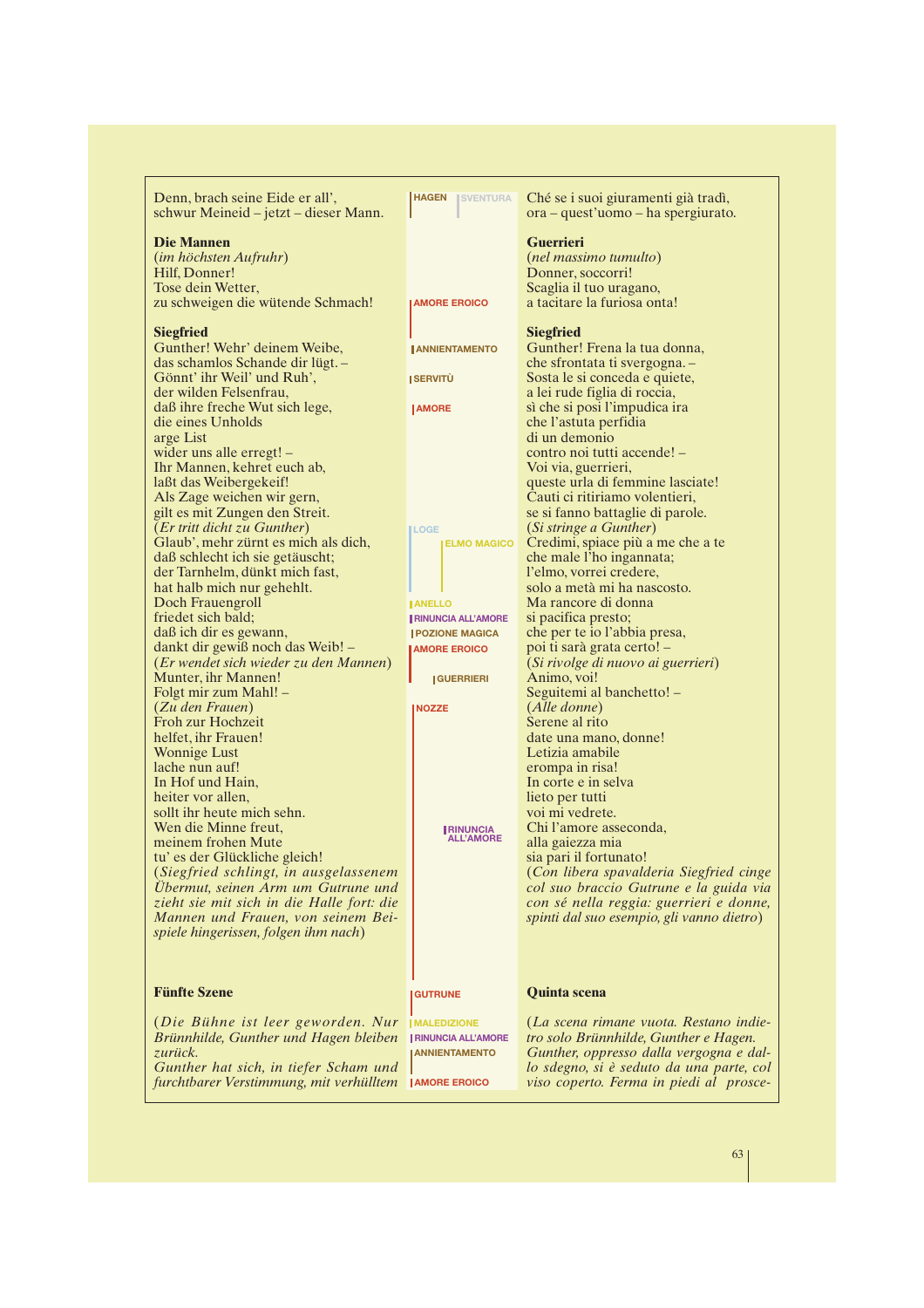Denn, brach seine Eide er all',
schwur Meineid – jetzt – dieser Mann.

Ché se i suoi giuramenti già tradì,
ora – quest'uomo – ha spergiurato.

**Die Mannen**
(*im höchsten Aufruhr*)
Hilf, Donner!
Tose dein Wetter,
zu schweigen die wütende Schmach!

**Guerrieri**
(*nel massimo tumulto*)
Donner, soccorri!
Scaglia il tuo uragano,
a tacitare la furiosa onta!

**Siegfried**
Gunther! Wehr' deinem Weibe,
das schamlos Schande dir lügt. –
Gönnt' ihr Weil' und Ruh',
der wilden Felsenfrau,
daß ihre freche Wut sich lege,
die eines Unholds
arge List
wider uns alle erregt! –
Ihr Mannen, kehret euch ab,
laßt das Weibergekeif!
Als Zage weichen wir gern,
gilt es mit Zungen den Streit.
(*Er tritt dicht zu Gunther*)
Glaub', mehr zürnt es mich als dich,
daß schlecht ich sie getäuscht;
der Tarnhelm, dünkt mich fast,
hat halb mich nur gehehlt.
Doch Frauengroll
friedet sich bald;
daß ich dir es gewann,
dankt dir gewiß noch das Weib! –
(*Er wendet sich wieder zu den Mannen*)
Munter, ihr Mannen!
Folgt mir zum Mahl! –
(*Zu den Frauen*)
Froh zur Hochzeit
helfet, ihr Frauen!
Wonnige Lust
lache nun auf!
In Hof und Hain,
heiter vor allen,
sollt ihr heute mich sehn.
Wen die Minne freut,
meinem frohen Mute
tu' es der Glückliche gleich!
(*Siegfried schlingt, in ausgelassenem Übermut, seinen Arm um Gutrune und zieht sie mit sich in die Halle fort: die Mannen und Frauen, von seinem Beispiele hingerissen, folgen ihm nach*)

**Siegfried**
Gunther! Frena la tua donna,
che sfrontata ti svergogna. –
Sosta le si conceda e quiete,
a lei rude figlia di roccia,
sì che si posi l'impudica ira
che l'astuta perfidia
di un demonio
contro noi tutti accende! –
Voi via, guerrieri,
queste urla di femmine lasciate!
Cauti ci ritiriamo volentieri,
se si fanno battaglie di parole.
(*Si stringe a Gunther*)
Credimi, spiace più a me che a te
che male l'ho ingannata;
l'elmo, vorrei credere,
solo a metà mi ha nascosto.
Ma rancore di donna
si pacifica presto;
che per te io l'abbia presa,
poi ti sarà grata certo! –
(*Si rivolge di nuovo ai guerrieri*)
Animo, voi!
Seguitemi al banchetto! –
(*Alle donne*)
Serene al rito
date una mano, donne!
Letizia amabile
erompa in risa!
In corte e in selva
lieto per tutti
voi mi vedrete.
Chi l'amore asseconda,
alla gaiezza mia
sia pari il fortunato!
(*Con libera spavalderia Siegfried cinge col suo braccio Gutrune e la guida via con sé nella reggia: guerrieri e donne, spinti dal suo esempio, gli vanno dietro*)

HAGEN · SVENTURA · AMORE EROICO · ANNIENTAMENTO · SERVITÙ · AMORE · LOGE · ELMO MAGICO · ANELLO · RINUNCIA ALL'AMORE · POZIONE MAGICA · AMORE EROICO · GUERRIERI · NOZZE · RINUNCIA ALL'AMORE

## Fünfte Szene

(*Die Bühne ist leer geworden. Nur Brünnhilde, Gunther und Hagen bleiben zurück.*
*Gunther hat sich, in tiefer Scham und furchtbarer Verstimmung, mit verhülltem*

## Quinta scena

(*La scena rimane vuota. Restano indietro solo Brünnhilde, Gunther e Hagen.*
*Gunther, oppresso dalla vergogna e dallo sdegno, si è seduto da una parte, col viso coperto. Ferma in piedi al prosce-*

GUTRUNE · MALEDIZIONE · RINUNCIA ALL'AMORE · ANNIENTAMENTO · AMORE EROICO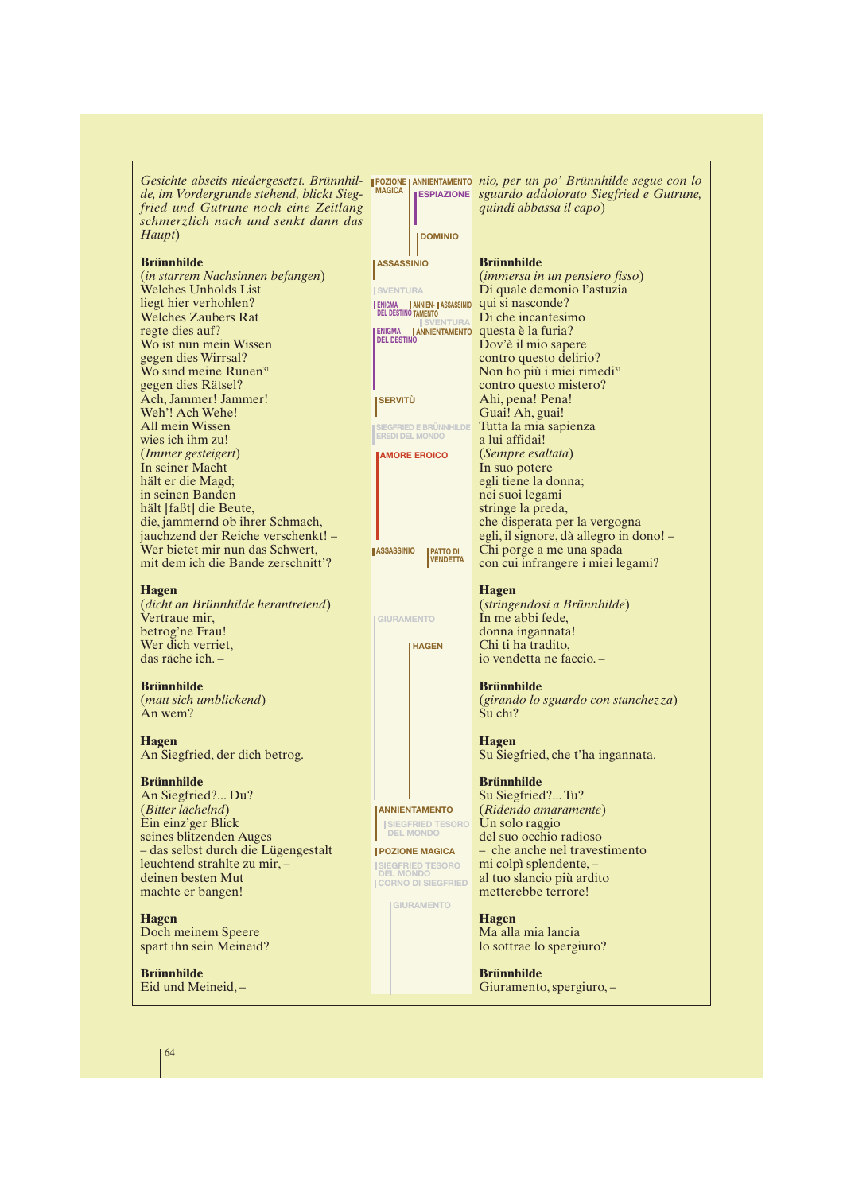*Gesichte abseits niedergesetzt. Brünnhilde, im Vordergrunde stehend, blickt Siegfried und Gutrune noch eine Zeitlang schmerzlich nach und senkt dann das Haupt)*

**Brünnhilde**
(*in starrem Nachsinnen befangen*)
Welches Unholds List
liegt hier verhohlen?
Welches Zaubers Rat
regte dies auf?
Wo ist nun mein Wissen
gegen dies Wirrsal?
Wo sind meine Runen[31]
gegen dies Rätsel?
Ach, Jammer! Jammer!
Weh'! Ach Wehe!
All mein Wissen
wies ich ihm zu!
(*Immer gesteigert*)
In seiner Macht
hält er die Magd;
in seinen Banden
hält [faßt] die Beute,
die, jammernd ob ihrer Schmach,
jauchzend der Reiche verschenkt! –
Wer bietet mir nun das Schwert,
mit dem ich die Bande zerschnitt'?

**Hagen**
(*dicht an Brünnhilde herantretend*)
Vertraue mir,
betrog'ne Frau!
Wer dich verriet,
das räche ich. –

**Brünnhilde**
(*matt sich umblickend*)
An wem?

**Hagen**
An Siegfried, der dich betrog.

**Brünnhilde**
An Siegfried?... Du?
(*Bitter lächelnd*)
Ein einz'ger Blick
seines blitzenden Auges
– das selbst durch die Lügengestalt
leuchtend strahlte zu mir, –
deinen besten Mut
machte er bangen!

**Hagen**
Doch meinem Speere
spart ihn sein Meineid?

**Brünnhilde**
Eid und Meineid, –

POZIONE MAGICA · ANNIENTAMENTO · ESPIAZIONE · DOMINIO · ASSASSINIO · SVENTURA · ENIGMA DEL DESTINO · ANNIENTAMENTO · ASSASSINIO · SVENTURA · ENIGMA DEL DESTINO · ANNIENTAMENTO · SERVITÙ · SIEGFRIED E BRÜNNHILDE EREDI DEL MONDO · AMORE EROICO · ASSASSINIO · PATTO DI VENDETTA · GIURAMENTO · HAGEN · ANNIENTAMENTO · SIEGFRIED TESORO DEL MONDO · POZIONE MAGICA · SIEGFRIED TESORO DEL MONDO · CORNO DI SIEGFRIED · GIURAMENTO

*nio, per un po' Brünnhilde segue con lo sguardo addolorato Siegfried e Gutrune, quindi abbassa il capo)*

**Brünnhilde**
(*immersa in un pensiero fisso*)
Di quale demonio l'astuzia
qui si nasconde?
Di che incantesimo
questa è la furia?
Dov'è il mio sapere
contro questo delirio?
Non ho più i miei rimedi[31]
contro questo mistero?
Ahi, pena! Pena!
Guai! Ah, guai!
Tutta la mia sapienza
a lui affidai!
(*Sempre esaltata*)
In suo potere
egli tiene la donna;
nei suoi legami
stringe la preda,
che disperata per la vergogna
egli, il signore, dà allegro in dono! –
Chi porge a me una spada
con cui infrangere i miei legami?

**Hagen**
(*stringendosi a Brünnhilde*)
In me abbi fede,
donna ingannata!
Chi ti ha tradito,
io vendetta ne faccio. –

**Brünnhilde**
(*girando lo sguardo con stanchezza*)
Su chi?

**Hagen**
Su Siegfried, che t'ha ingannata.

**Brünnhilde**
Su Siegfried?... Tu?
(*Ridendo amaramente*)
Un solo raggio
del suo occhio radioso
– che anche nel travestimento
mi colpì splendente, –
al tuo slancio più ardito
metterebbe terrore!

**Hagen**
Ma alla mia lancia
lo sottrae lo spergiuro?

**Brünnhilde**
Giuramento, spergiuro, –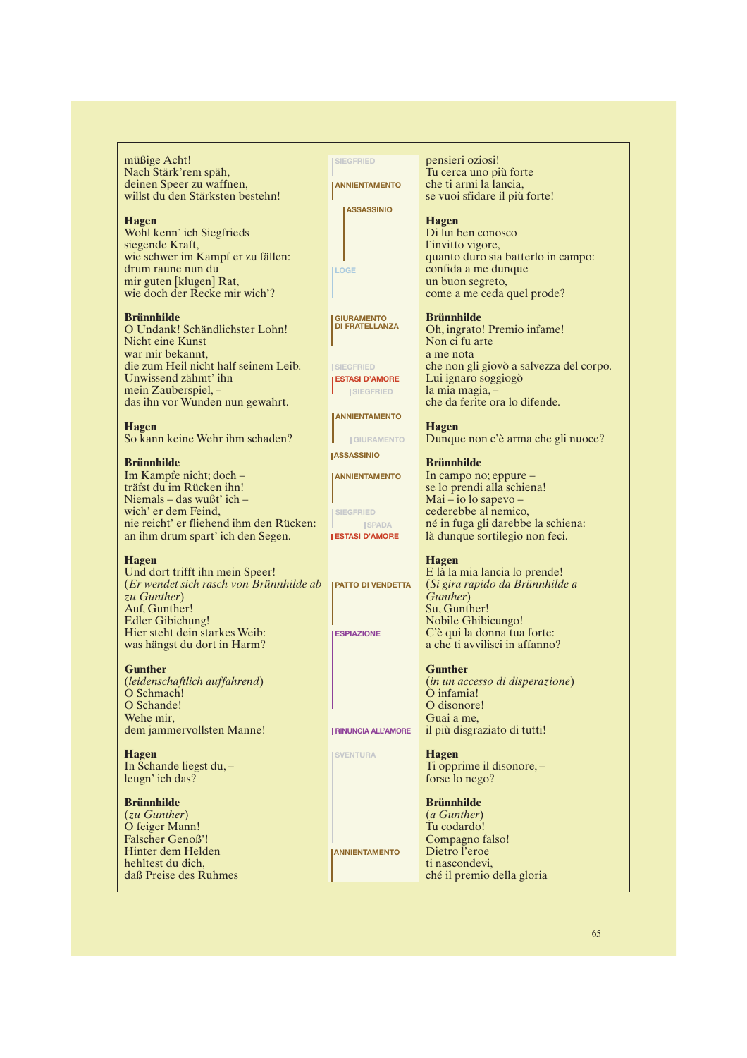| | | |
|---|---|---|
| müßige Acht!<br>Nach Stärk'rem späh,<br>deinen Speer zu waffnen,<br>willst du den Stärksten bestehn! | SIEGFRIED<br>ANNIENTAMENTO<br>ASSASSINIO | pensieri oziosi!<br>Tu cerca uno più forte<br>che ti armi la lancia,<br>se vuoi sfidare il più forte! |
| **Hagen**<br>Wohl kenn' ich Siegfrieds<br>siegende Kraft,<br>wie schwer im Kampf er zu fällen:<br>drum raune nun du<br>mir guten [klugen] Rat,<br>wie doch der Recke mir wich'? | LOGE | **Hagen**<br>Di lui ben conosco<br>l'invitto vigore,<br>quanto duro sia batterlo in campo:<br>confida a me dunque<br>un buon segreto,<br>come a me ceda quel prode? |
| **Brünnhilde**<br>O Undank! Schändlichster Lohn!<br>Nicht eine Kunst<br>war mir bekannt,<br>die zum Heil nicht half seinem Leib.<br>Unwissend zähmt' ihn<br>mein Zauberspiel, –<br>das ihn vor Wunden nun gewahrt. | GIURAMENTO DI FRATELLANZA<br>SIEGFRIED<br>ESTASI D'AMORE<br>SIEGFRIED<br>ANNIENTAMENTO | **Brünnhilde**<br>Oh, ingrato! Premio infame!<br>Non ci fu arte<br>a me nota<br>che non gli giovò a salvezza del corpo.<br>Lui ignaro soggiogò<br>la mia magia, –<br>che da ferite ora lo difende. |
| **Hagen**<br>So kann keine Wehr ihm schaden? | GIURAMENTO<br>ASSASSINIO | **Hagen**<br>Dunque non c'è arma che gli nuoce? |
| **Brünnhilde**<br>Im Kampfe nicht; doch –<br>träfst du im Rücken ihn!<br>Niemals – das wußt' ich –<br>wich' er dem Feind,<br>nie reicht' er fliehend ihm den Rücken:<br>an ihm drum spart' ich den Segen. | ANNIENTAMENTO<br>SIEGFRIED<br>SPADA<br>ESTASI D'AMORE | **Brünnhilde**<br>In campo no; eppure –<br>se lo prendi alla schiena!<br>Mai – io lo sapevo –<br>cederebbe al nemico,<br>né in fuga gli darebbe la schiena:<br>là dunque sortilegio non feci. |
| **Hagen**<br>Und dort trifft ihn mein Speer!<br>(*Er wendet sich rasch von Brünnhilde ab zu Gunther*)<br>Auf, Gunther!<br>Edler Gibichung!<br>Hier steht dein starkes Weib:<br>was hängst du dort in Harm? | PATTO DI VENDETTA<br>ESPIAZIONE | **Hagen**<br>E là la mia lancia lo prende!<br>(*Si gira rapido da Brünnhilde a Gunther*)<br>Su, Gunther!<br>Nobile Ghibicungo!<br>C'è qui la donna tua forte:<br>a che ti avvilisci in affanno? |
| **Gunther**<br>(*leidenschaftlich auffahrend*)<br>O Schmach!<br>O Schande!<br>Wehe mir,<br>dem jammervollsten Manne! | RINUNCIA ALL'AMORE | **Gunther**<br>(*in un accesso di disperazione*)<br>O infamia!<br>O disonore!<br>Guai a me,<br>il più disgraziato di tutti! |
| **Hagen**<br>In Schande liegst du, –<br>leugn' ich das? | SVENTURA | **Hagen**<br>Ti opprime il disonore, –<br>forse lo nego? |
| **Brünnhilde**<br>(*zu Gunther*)<br>O feiger Mann!<br>Falscher Genoß'!<br>Hinter dem Helden<br>hehltest du dich,<br>daß Preise des Ruhmes | ANNIENTAMENTO | **Brünnhilde**<br>(*a Gunther*)<br>Tu codardo!<br>Compagno falso!<br>Dietro l'eroe<br>ti nascondevi,<br>ché il premio della gloria |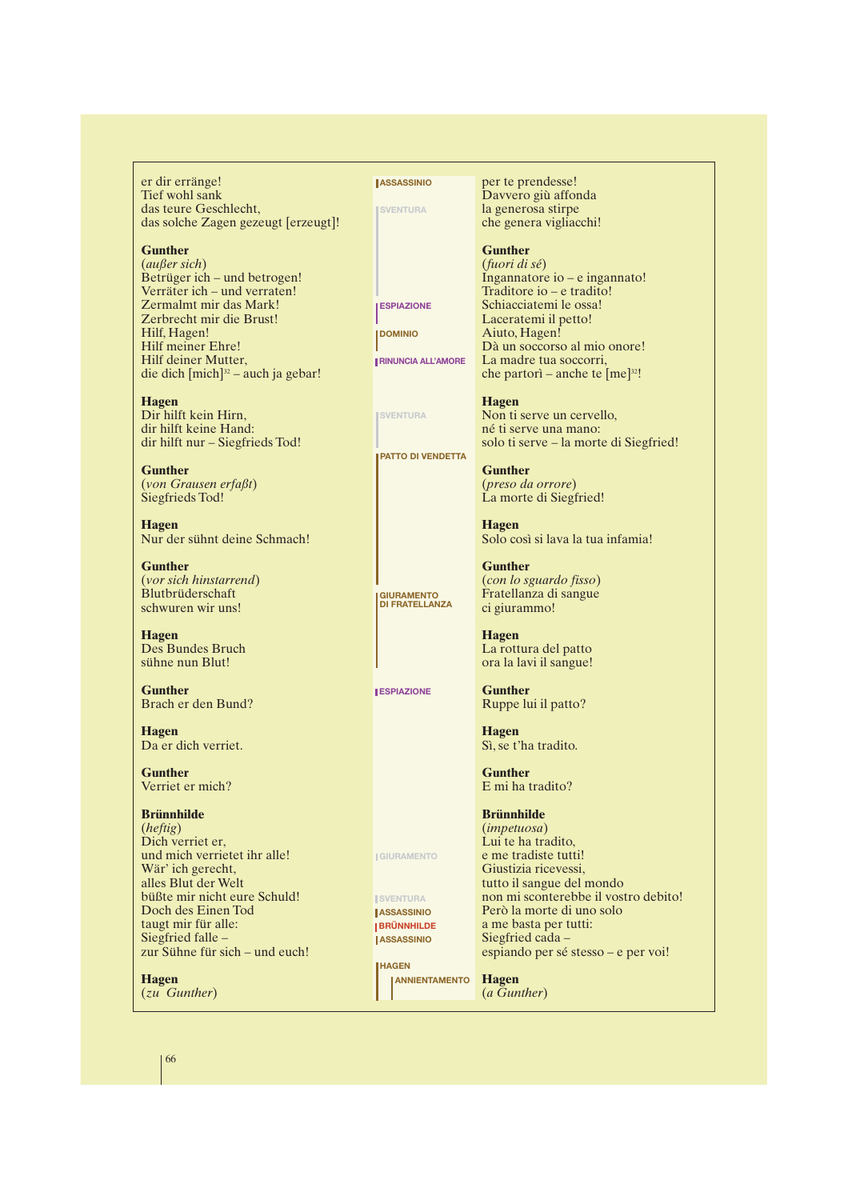| German | Leitmotive | Italiano |
|---|---|---|
| er dir erränge!<br>Tief wohl sank<br>das teure Geschlecht,<br>das solche Zagen gezeugt [erzeugt]! | ASSASSINIO<br>SVENTURA | per te prendesse!<br>Davvero giù affonda<br>la generosa stirpe<br>che genera vigliacchi! |
| **Gunther**<br>(*außer sich*)<br>Betrüger ich – und betrogen!<br>Verräter ich – und verraten!<br>Zermalmt mir das Mark!<br>Zerbrecht mir die Brust!<br>Hilf, Hagen!<br>Hilf meiner Ehre!<br>Hilf deiner Mutter,<br>die dich [mich][32] – auch ja gebar! | ESPIAZIONE<br>DOMINIO<br>RINUNCIA ALL'AMORE | **Gunther**<br>(*fuori di sé*)<br>Ingannatore io – e ingannato!<br>Traditore io – e tradito!<br>Schiacciatemi le ossa!<br>Laceratemi il petto!<br>Aiuto, Hagen!<br>Dà un soccorso al mio onore!<br>La madre tua soccorri,<br>che partorì – anche te [me][32]! |
| **Hagen**<br>Dir hilft kein Hirn,<br>dir hilft keine Hand:<br>dir hilft nur – Siegfrieds Tod! | SVENTURA<br>PATTO DI VENDETTA | **Hagen**<br>Non ti serve un cervello,<br>né ti serve una mano:<br>solo ti serve – la morte di Siegfried! |
| **Gunther**<br>(*von Grausen erfaßt*)<br>Siegfrieds Tod! | | **Gunther**<br>(*preso da orrore*)<br>La morte di Siegfried! |
| **Hagen**<br>Nur der sühnt deine Schmach! | | **Hagen**<br>Solo così si lava la tua infamia! |
| **Gunther**<br>(*vor sich hinstarrend*)<br>Blutbrüderschaft<br>schwuren wir uns! | GIURAMENTO DI FRATELLANZA | **Gunther**<br>(*con lo sguardo fisso*)<br>Fratellanza di sangue<br>ci giurammo! |
| **Hagen**<br>Des Bundes Bruch<br>sühne nun Blut! | | **Hagen**<br>La rottura del patto<br>ora la lavi il sangue! |
| **Gunther**<br>Brach er den Bund? | ESPIAZIONE | **Gunther**<br>Ruppe lui il patto? |
| **Hagen**<br>Da er dich verriet. | | **Hagen**<br>Sì, se t'ha tradito. |
| **Gunther**<br>Verriet er mich? | | **Gunther**<br>E mi ha tradito? |
| **Brünnhilde**<br>(*heftig*)<br>Dich verriet er,<br>und mich verrietet ihr alle!<br>Wär' ich gerecht,<br>alles Blut der Welt<br>büßte mir nicht eure Schuld!<br>Doch des Einen Tod<br>taugt mir für alle:<br>Siegfried falle –<br>zur Sühne für sich – und euch! | GIURAMENTO<br>SVENTURA<br>ASSASSINIO<br>BRÜNNHILDE<br>ASSASSINIO<br>HAGEN | **Brünnhilde**<br>(*impetuosa*)<br>Lui te ha tradito,<br>e me tradiste tutti!<br>Giustizia ricevessi,<br>tutto il sangue del mondo<br>non mi sconterebbe il vostro debito!<br>Però la morte di uno solo<br>a me basta per tutti:<br>Siegfried cada –<br>espiando per sé stesso – e per voi! |
| **Hagen**<br>(*zu Gunther*) | ANNIENTAMENTO | **Hagen**<br>(*a Gunther*) |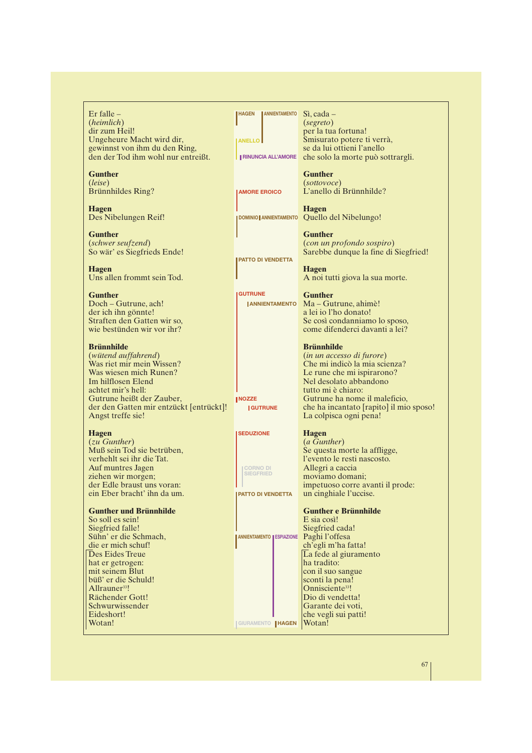| German | Leitmotive | Italiano |
|---|---|---|
| Er falle –<br>*(heimlich)*<br>dir zum Heil!<br>Ungeheure Macht wird dir,<br>gewinnst von ihm du den Ring,<br>den der Tod ihm wohl nur entreißt. | HAGEN · ANNIENTAMENTO<br>ANELLO<br>RINUNCIA ALL'AMORE | Sì, cada –<br>*(segreto)*<br>per la tua fortuna!<br>Smisurato potere ti verrà,<br>se da lui ottieni l'anello<br>che solo la morte può sottrargli. |
| **Gunther**<br>*(leise)*<br>Brünnhildes Ring? | AMORE EROICO | **Gunther**<br>*(sottovoce)*<br>L'anello di Brünnhilde? |
| **Hagen**<br>Des Nibelungen Reif! | DOMINIO · ANNIENTAMENTO | **Hagen**<br>Quello del Nibelungo! |
| **Gunther**<br>*(schwer seufzend)*<br>So wär' es Siegfrieds Ende! | PATTO DI VENDETTA | **Gunther**<br>*(con un profondo sospiro)*<br>Sarebbe dunque la fine di Siegfried! |
| **Hagen**<br>Uns allen frommt sein Tod. | | **Hagen**<br>A noi tutti giova la sua morte. |
| **Gunther**<br>Doch – Gutrune, ach!<br>der ich ihn gönnte!<br>Straften den Gatten wir so,<br>wie bestünden wir vor ihr? | GUTRUNE<br>ANNIENTAMENTO | **Gunther**<br>Ma – Gutrune, ahimè!<br>a lei io l'ho donato!<br>Se così condanniamo lo sposo,<br>come difenderci davanti a lei? |
| **Brünnhilde**<br>*(wütend auffahrend)*<br>Was riet mir mein Wissen?<br>Was wiesen mich Runen?<br>Im hilflosen Elend<br>achtet mir's hell:<br>Gutrune heißt der Zauber,<br>der den Gatten mir entzückt [entrückt]!<br>Angst treffe sie! | NOZZE<br>GUTRUNE | **Brünnhilde**<br>*(in un accesso di furore)*<br>Che mi indicò la mia scienza?<br>Le rune che mi ispirarono?<br>Nel desolato abbandono<br>tutto mi è chiaro:<br>Gutrune ha nome il maleficio,<br>che ha incantato [rapito] il mio sposo!<br>La colpisca ogni pena! |
| **Hagen**<br>*(zu Gunther)*<br>Muß sein Tod sie betrüben,<br>verhehlt sei ihr die Tat.<br>Auf muntres Jagen<br>ziehen wir morgen;<br>der Edle braust uns voran:<br>ein Eber bracht' ihn da um. | SEDUZIONE<br>CORNO DI SIEGFRIED<br>PATTO DI VENDETTA | **Hagen**<br>*(a Gunther)*<br>Se questa morte la affligge,<br>l'evento le resti nascosto.<br>Allegri a caccia<br>moviamo domani;<br>impetuoso corre avanti il prode:<br>un cinghiale l'uccise. |
| **Gunther und Brünnhilde**<br>So soll es sein!<br>Siegfried falle!<br>Sühn' er die Schmach,<br>die er mich schuf!<br>Des Eides Treue<br>hat er getrogen:<br>mit seinem Blut<br>büß' er die Schuld!<br>Allrauner[33]!<br>Rächender Gott!<br>Schwurwissender<br>Eideshort!<br>Wotan! | ANNIENTAMENTO · ESPIAZIONE<br>GIURAMENTO · HAGEN | **Gunther e Brünnhilde**<br>E sia così!<br>Siegfried cada!<br>Paghi l'offesa<br>ch'egli m'ha fatta!<br>La fede al giuramento<br>ha tradito:<br>con il suo sangue<br>sconti la pena!<br>Onnisciente[33]!<br>Dio di vendetta!<br>Garante dei voti,<br>che vegli sui patti!<br>Wotan! |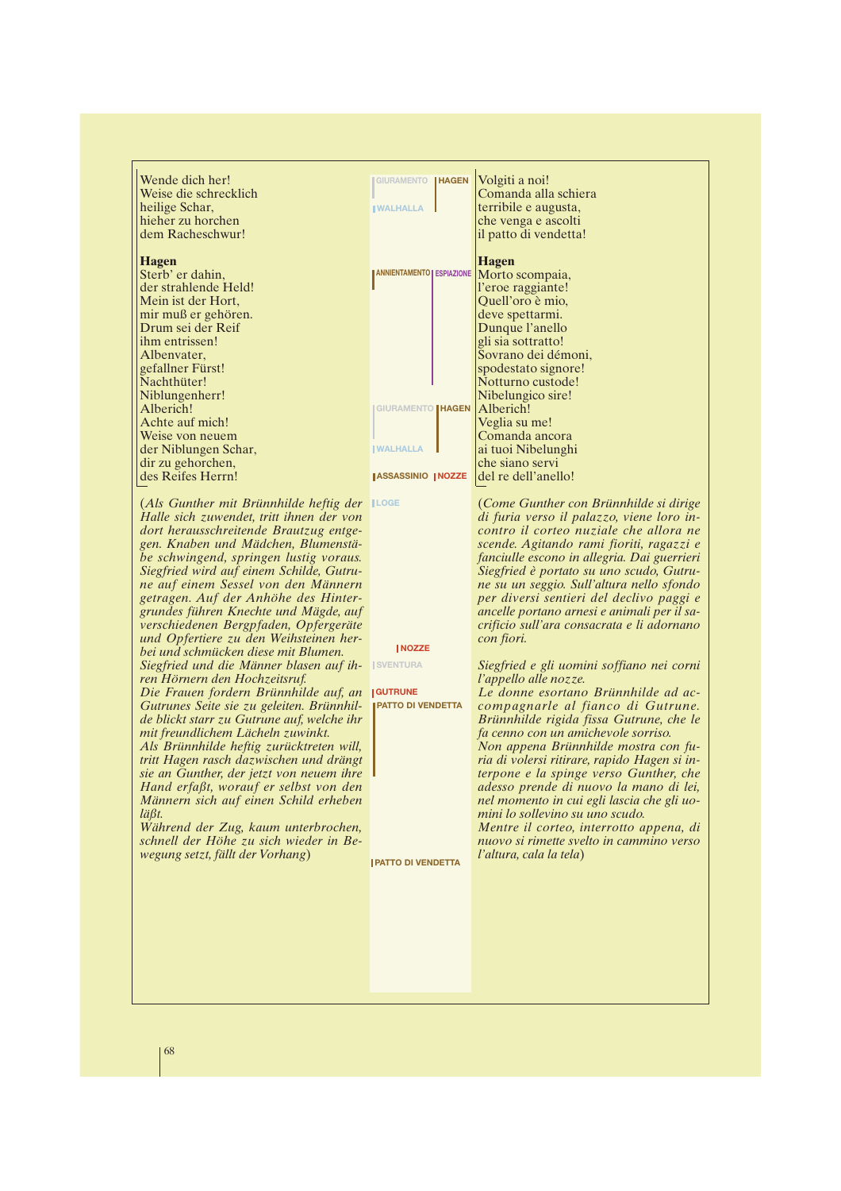Wende dich her!
Weise die schrecklich
heilige Schar,
hieher zu horchen
dem Racheschwur!

**Hagen**
Sterb' er dahin,
der strahlende Held!
Mein ist der Hort,
mir muß er gehören.
Drum sei der Reif
ihm entrissen!
Albenvater,
gefallner Fürst!
Nachthüter!
Niblungenherr!
Alberich!
Achte auf mich!
Weise von neuem
der Niblungen Schar,
dir zu gehorchen,
des Reifes Herrn!

(*Als Gunther mit Brünnhilde heftig der Halle sich zuwendet, tritt ihnen der von dort herausschreitende Brautzug entgegen. Knaben und Mädchen, Blumenstäbe schwingend, springen lustig voraus. Siegfried wird auf einem Schilde, Gutrune auf einem Sessel von den Männern getragen. Auf der Anhöhe des Hintergrundes führen Knechte und Mägde, auf verschiedenen Bergpfaden, Opfergeräte und Opfertiere zu den Weihsteinen herbei und schmücken diese mit Blumen. Siegfried und die Männer blasen auf ihren Hörnern den Hochzeitsruf. Die Frauen fordern Brünnhilde auf, an Gutrunes Seite sie zu geleiten. Brünnhilde blickt starr zu Gutrune auf, welche ihr mit freundlichem Lächeln zuwinkt. Als Brünnhilde heftig zurücktreten will, tritt Hagen rasch dazwischen und drängt sie an Gunther, der jetzt von neuem ihre Hand erfaßt, worauf er selbst von den Männern sich auf einen Schild erheben läßt. Während der Zug, kaum unterbrochen, schnell der Höhe zu sich wieder in Bewegung setzt, fällt der Vorhang*)

GIURAMENTO | HAGEN | WALHALLA | ANNIENTAMENTO | ESPIAZIONE | GIURAMENTO | HAGEN | WALHALLA | ASSASSINIO | NOZZE | LOGE | NOZZE | SVENTURA | GUTRUNE | PATTO DI VENDETTA | PATTO DI VENDETTA

Volgiti a noi!
Comanda alla schiera
terribile e augusta,
che venga e ascolti
il patto di vendetta!

**Hagen**
Morto scompaia,
l'eroe raggiante!
Quell'oro è mio,
deve spettarmi.
Dunque l'anello
gli sia sottratto!
Sovrano dei démoni,
spodestato signore!
Notturno custode!
Nibelungico sire!
Alberich!
Veglia su me!
Comanda ancora
ai tuoi Nibelunghi
che siano servi
del re dell'anello!

(*Come Gunther con Brünnhilde si dirige di furia verso il palazzo, viene loro incontro il corteo nuziale che allora ne scende. Agitando rami fioriti, ragazzi e fanciulle escono in allegria. Dai guerrieri Siegfried è portato su uno scudo, Gutrune su un seggio. Sull'altura nello sfondo per diversi sentieri del declivo paggi e ancelle portano arnesi e animali per il sacrificio sull'ara consacrata e li adornano con fiori.*

*Siegfried e gli uomini soffiano nei corni l'appello alle nozze.*
*Le donne esortano Brünnhilde ad accompagnarle al fianco di Gutrune. Brünnhilde rigida fissa Gutrune, che le fa cenno con un amichevole sorriso.*
*Non appena Brünnhilde mostra con furia di volersi ritirare, rapido Hagen si interpone e la spinge verso Gunther, che adesso prende di nuovo la mano di lei, nel momento in cui egli lascia che gli uomini lo sollevino su uno scudo.*
*Mentre il corteo, interrotto appena, di nuovo si rimette svelto in cammino verso l'altura, cala la tela*)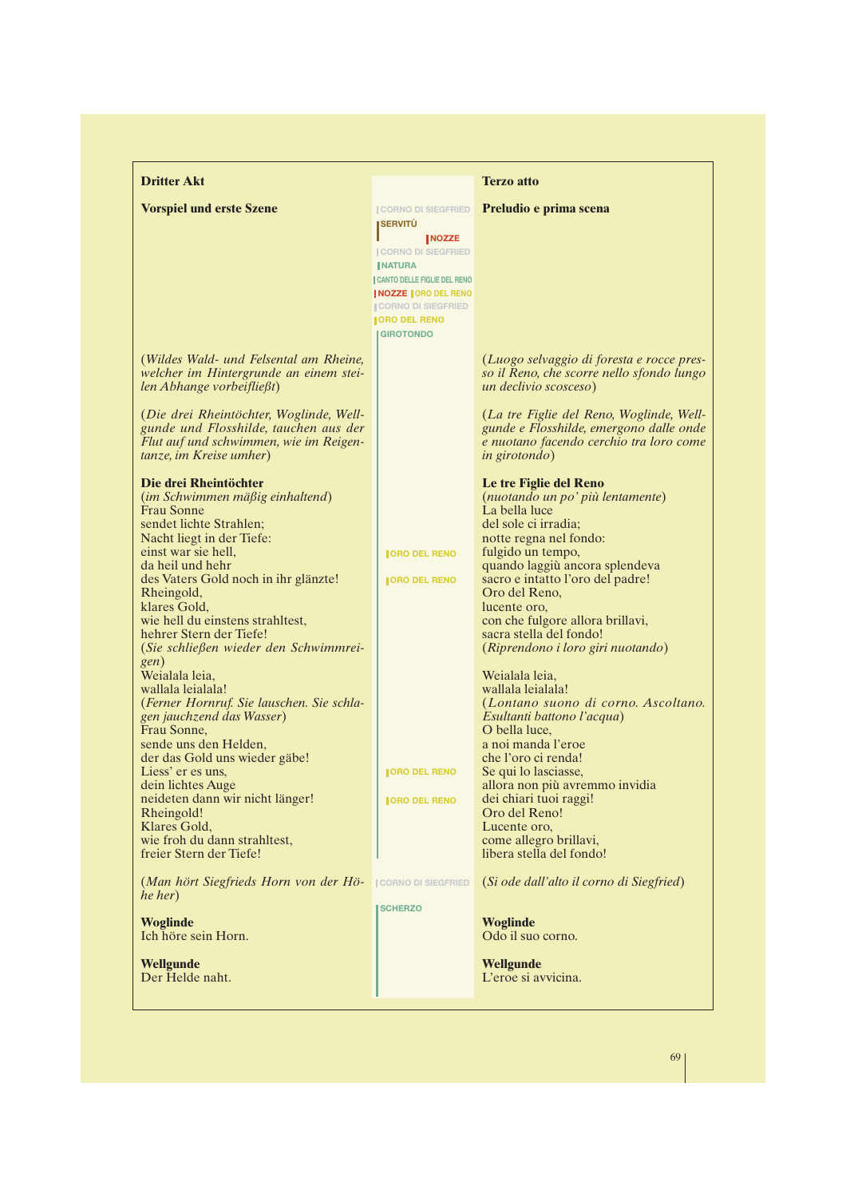| Dritter Akt | | Terzo atto |
|---|---|---|
| **Vorspiel und erste Szene** | CORNO DI SIEGFRIED<br>SERVITÙ<br>NOZZE<br>CORNO DI SIEGFRIED<br>NATURA<br>CANTO DELLE FIGLIE DEL RENO<br>NOZZE · ORO DEL RENO<br>CORNO DI SIEGFRIED<br>ORO DEL RENO<br>GIROTONDO | **Preludio e prima scena** |
| (*Wildes Wald- und Felsental am Rheine, welcher im Hintergrunde an einem steilen Abhange vorbeifließt*) | | (*Luogo selvaggio di foresta e rocce presso il Reno, che scorre nello sfondo lungo un declivio scosceso*) |
| (*Die drei Rheintöchter, Woglinde, Wellgunde und Flosshilde, tauchen aus der Flut auf und schwimmen, wie im Reigentanze, im Kreise umher*) | | (*La tre Figlie del Reno, Woglinde, Wellgunde e Flosshilde, emergono dalle onde e nuotano facendo cerchio tra loro come in girotondo*) |
| **Die drei Rheintöchter**<br>(*im Schwimmen mäßig einhaltend*)<br>Frau Sonne<br>sendet lichte Strahlen;<br>Nacht liegt in der Tiefe:<br>einst war sie hell,<br>da heil und hehr<br>des Vaters Gold noch in ihr glänzte!<br>Rheingold,<br>klares Gold,<br>wie hell du einstens strahltest,<br>hehrer Stern der Tiefe!<br>(*Sie schließen wieder den Schwimmreigen*)<br>Weialala leia,<br>wallala leialala!<br>(*Ferner Hornruf. Sie lauschen. Sie schlagen jauchzend das Wasser*)<br>Frau Sonne,<br>sende uns den Helden,<br>der das Gold uns wieder gäbe!<br>Liess' er es uns,<br>dein lichtes Auge<br>neideten dann wir nicht länger!<br>Rheingold!<br>Klares Gold,<br>wie froh du dann strahltest,<br>freier Stern der Tiefe! | ORO DEL RENO<br>ORO DEL RENO<br>ORO DEL RENO<br>ORO DEL RENO | **Le tre Figlie del Reno**<br>(*nuotando un po' più lentamente*)<br>La bella luce<br>del sole ci irradia;<br>notte regna nel fondo:<br>fulgido un tempo,<br>quando laggiù ancora splendeva<br>sacro e intatto l'oro del padre!<br>Oro del Reno,<br>lucente oro,<br>con che fulgore allora brillavi,<br>sacra stella del fondo!<br>(*Riprendono i loro giri nuotando*)<br>Weialala leia,<br>wallala leialala!<br>(*Lontano suono di corno. Ascoltano. Esultanti battono l'acqua*)<br>O bella luce,<br>a noi manda l'eroe<br>che l'oro ci renda!<br>Se qui lo lasciasse,<br>allora non più avremmo invidia<br>dei chiari tuoi raggi!<br>Oro del Reno!<br>Lucente oro,<br>come allegro brillavi,<br>libera stella del fondo! |
| (*Man hört Siegfrieds Horn von der Höhe her*) | CORNO DI SIEGFRIED | (*Si ode dall'alto il corno di Siegfried*) |
| **Woglinde**<br>Ich höre sein Horn. | SCHERZO | **Woglinde**<br>Odo il suo corno. |
| **Wellgunde**<br>Der Helde naht. | | **Wellgunde**<br>L'eroe si avvicina. |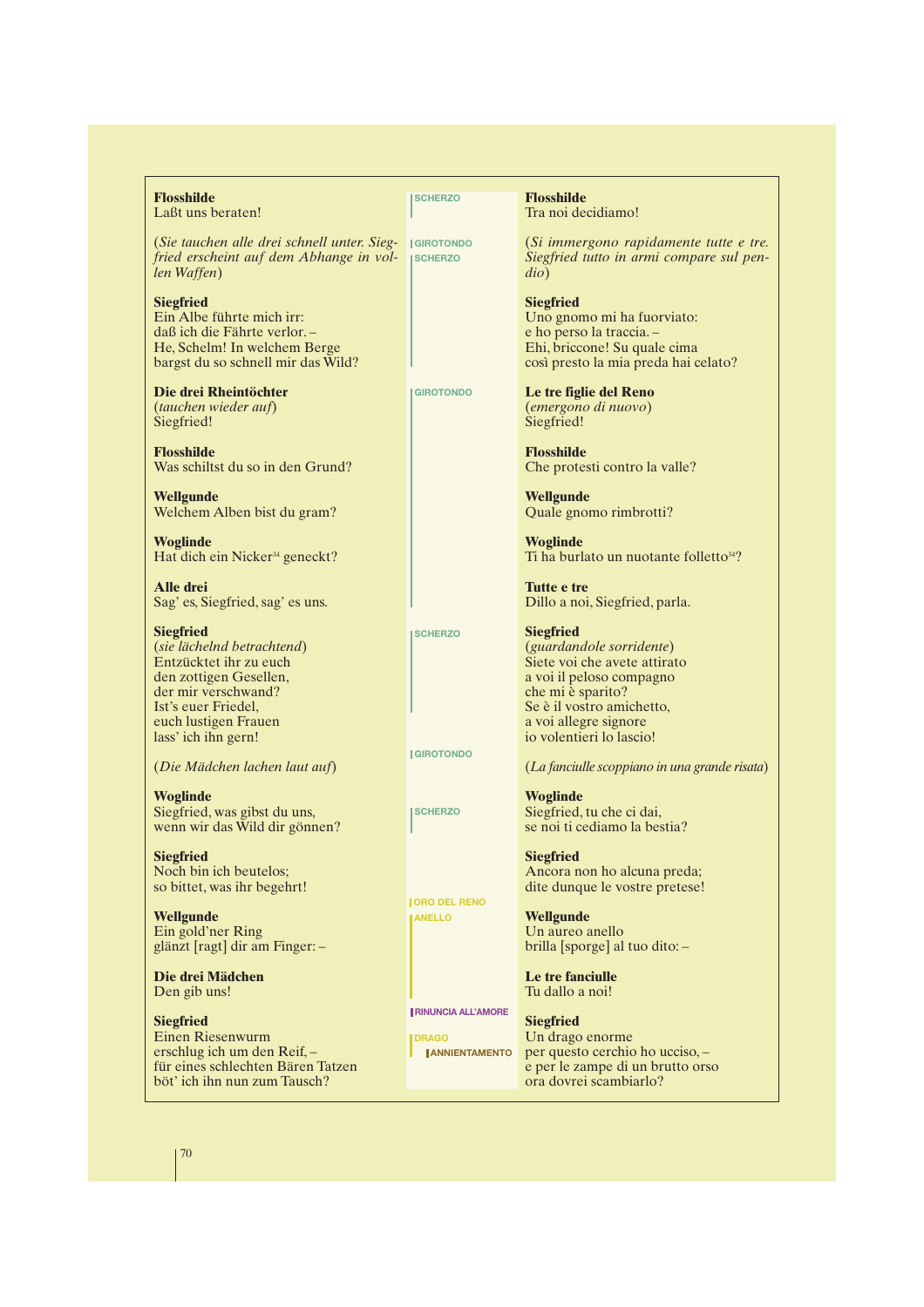| Tedesco | Leitmotiv | Italiano |
|---|---|---|
| **Flosshilde**<br>Laßt uns beraten! | SCHERZO | **Flosshilde**<br>Tra noi decidiamo! |
| (*Sie tauchen alle drei schnell unter. Siegfried erscheint auf dem Abhange in vollen Waffen*) | GIROTONDO<br>SCHERZO | (*Si immergono rapidamente tutte e tre. Siegfried tutto in armi compare sul pendio*) |
| **Siegfried**<br>Ein Albe führte mich irr:<br>daß ich die Fährte verlor. –<br>He, Schelm! In welchem Berge<br>bargst du so schnell mir das Wild? | | **Siegfried**<br>Uno gnomo mi ha fuorviato:<br>e ho perso la traccia. –<br>Ehi, briccone! Su quale cima<br>così presto la mia preda hai celato? |
| **Die drei Rheintöchter**<br>(*tauchen wieder auf*)<br>Siegfried! | GIROTONDO | **Le tre figlie del Reno**<br>(*emergono di nuovo*)<br>Siegfried! |
| **Flosshilde**<br>Was schiltst du so in den Grund? | | **Flosshilde**<br>Che protesti contro la valle? |
| **Wellgunde**<br>Welchem Alben bist du gram? | | **Wellgunde**<br>Quale gnomo rimbrotti? |
| **Woglinde**<br>Hat dich ein Nicker[34] geneckt? | | **Woglinde**<br>Ti ha burlato un nuotante folletto[34]? |
| **Alle drei**<br>Sag' es, Siegfried, sag' es uns. | | **Tutte e tre**<br>Dillo a noi, Siegfried, parla. |
| **Siegfried**<br>(*sie lächelnd betrachtend*)<br>Entzücktet ihr zu euch<br>den zottigen Gesellen,<br>der mir verschwand?<br>Ist's euer Friedel,<br>euch lustigen Frauen<br>lass' ich ihn gern! | SCHERZO | **Siegfried**<br>(*guardandole sorridente*)<br>Siete voi che avete attirato<br>a voi il peloso compagno<br>che mi è sparito?<br>Se è il vostro amichetto,<br>a voi allegre signore<br>io volentieri lo lascio! |
| (*Die Mädchen lachen laut auf*) | GIROTONDO | (*La fanciulle scoppiano in una grande risata*) |
| **Woglinde**<br>Siegfried, was gibst du uns,<br>wenn wir das Wild dir gönnen? | SCHERZO | **Woglinde**<br>Siegfried, tu che ci dai,<br>se noi ti cediamo la bestia? |
| **Siegfried**<br>Noch bin ich beutelos;<br>so bittet, was ihr begehrt! | | **Siegfried**<br>Ancora non ho alcuna preda;<br>dite dunque le vostre pretese! |
| **Wellgunde**<br>Ein gold'ner Ring<br>glänzt [ragt] dir am Finger: – | ORO DEL RENO<br>ANELLO | **Wellgunde**<br>Un aureo anello<br>brilla [sporge] al tuo dito: – |
| **Die drei Mädchen**<br>Den gib uns! | | **Le tre fanciulle**<br>Tu dallo a noi! |
| **Siegfried**<br>Einen Riesenwurm<br>erschlug ich um den Reif, –<br>für eines schlechten Bären Tatzen<br>böt' ich ihn nun zum Tausch? | RINUNCIA ALL'AMORE<br>DRAGO<br>ANNIENTAMENTO | **Siegfried**<br>Un drago enorme<br>per questo cerchio ho ucciso, –<br>e per le zampe di un brutto orso<br>ora dovrei scambiarlo? |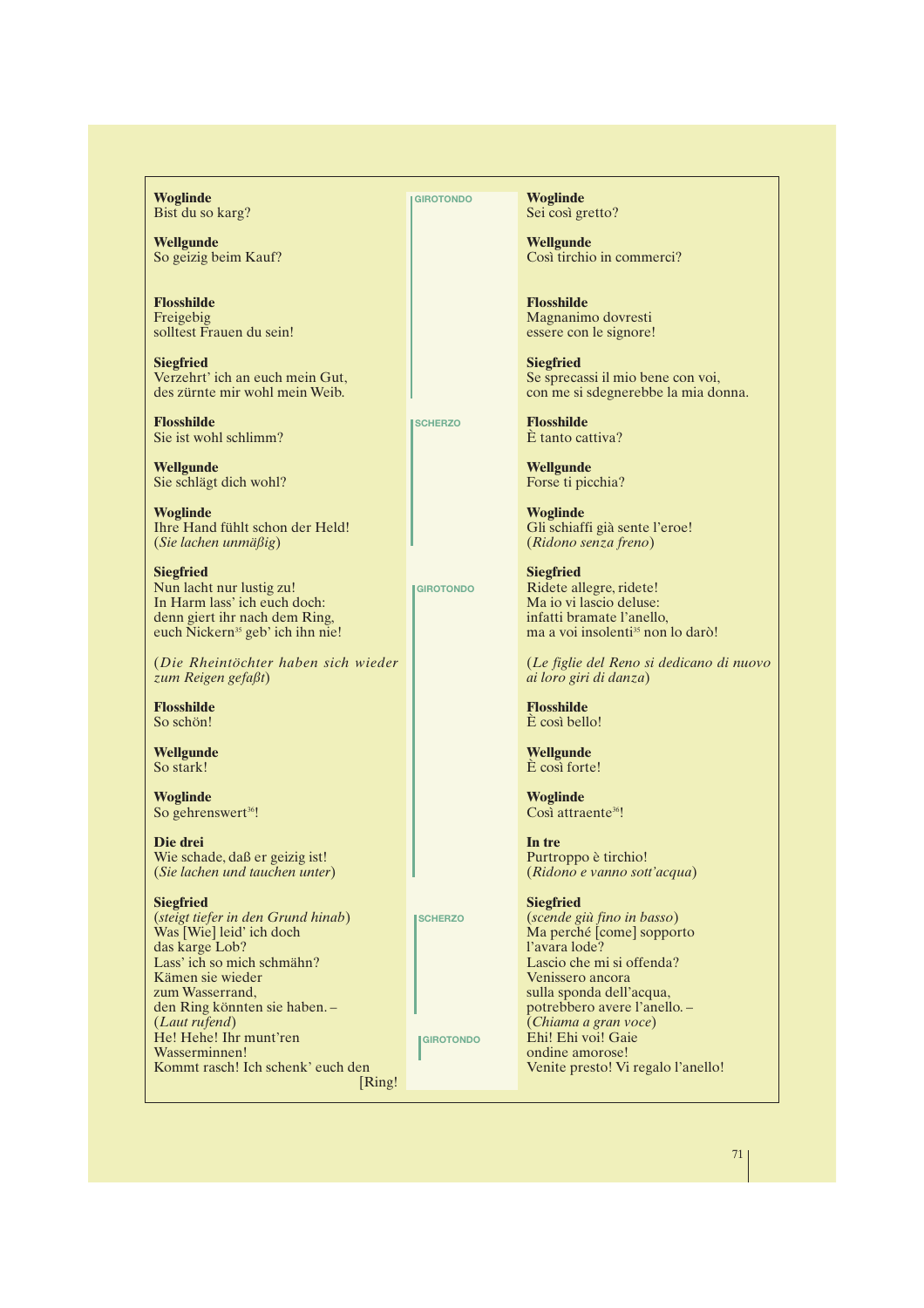**Woglinde**
Bist du so karg?

**Wellgunde**
So geizig beim Kauf?

**Flosshilde**
Freigebig
solltest Frauen du sein!

**Siegfried**
Verzehrt' ich an euch mein Gut,
des zürnte mir wohl mein Weib.

**Flosshilde**
Sie ist wohl schlimm?

**Wellgunde**
Sie schlägt dich wohl?

**Woglinde**
Ihre Hand fühlt schon der Held!
(*Sie lachen unmäßig*)

**Siegfried**
Nun lacht nur lustig zu!
In Harm lass' ich euch doch:
denn giert ihr nach dem Ring,
euch Nickern[35] geb' ich ihn nie!

(*Die Rheintöchter haben sich wieder zum Reigen gefaßt*)

**Flosshilde**
So schön!

**Wellgunde**
So stark!

**Woglinde**
So gehrenswert[36]!

**Die drei**
Wie schade, daß er geizig ist!
(*Sie lachen und tauchen unter*)

**Siegfried**
(*steigt tiefer in den Grund hinab*)
Was [Wie] leid' ich doch
das karge Lob?
Lass' ich so mich schmähn?
Kämen sie wieder
zum Wasserrand,
den Ring könnten sie haben. –
(*Laut rufend*)
He! Hehe! Ihr munt'ren
Wasserminnen!
Kommt rasch! Ich schenk' euch den [Ring!

GIROTONDO

SCHERZO

GIROTONDO

SCHERZO

GIROTONDO

**Woglinde**
Sei così gretto?

**Wellgunde**
Così tirchio in commerci?

**Flosshilde**
Magnanimo dovresti
essere con le signore!

**Siegfried**
Se sprecassi il mio bene con voi,
con me si sdegnerebbe la mia donna.

**Flosshilde**
È tanto cattiva?

**Wellgunde**
Forse ti picchia?

**Woglinde**
Gli schiaffi già sente l'eroe!
(*Ridono senza freno*)

**Siegfried**
Ridete allegre, ridete!
Ma io vi lascio deluse:
infatti bramate l'anello,
ma a voi insolenti[35] non lo darò!

(*Le figlie del Reno si dedicano di nuovo ai loro giri di danza*)

**Flosshilde**
È così bello!

**Wellgunde**
È così forte!

**Woglinde**
Così attraente[36]!

**In tre**
Purtroppo è tirchio!
(*Ridono e vanno sott'acqua*)

**Siegfried**
(*scende giù fino in basso*)
Ma perché [come] sopporto
l'avara lode?
Lascio che mi si offenda?
Venissero ancora
sulla sponda dell'acqua,
potrebbero avere l'anello. –
(*Chiama a gran voce*)
Ehi! Ehi voi! Gaie
ondine amorose!
Venite presto! Vi regalo l'anello!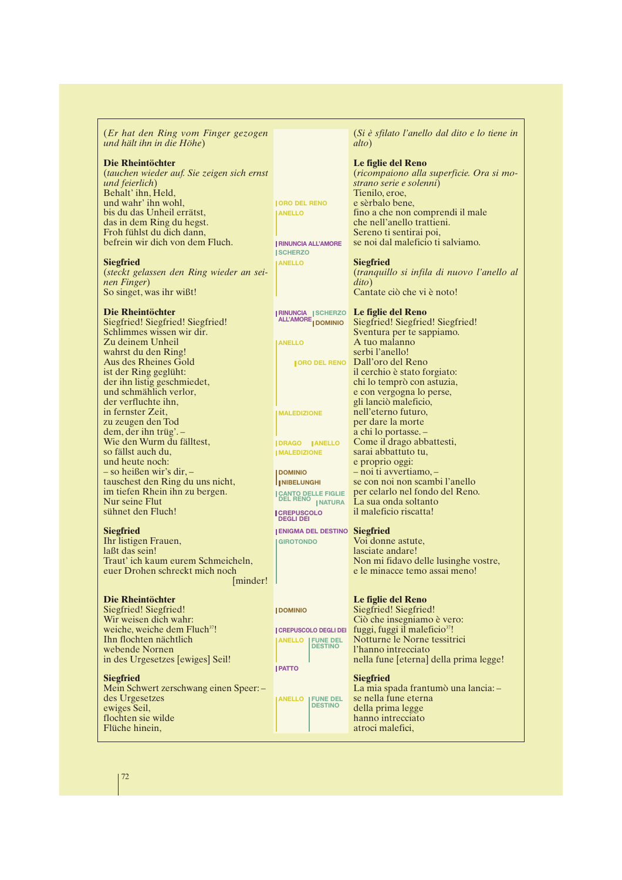(*Er hat den Ring vom Finger gezogen und hält ihn in die Höhe*)

(*Si è sfilato l'anello dal dito e lo tiene in alto*)

**Die Rheintöchter**
(*tauchen wieder auf. Sie zeigen sich ernst und feierlich*)
Behalt' ihn, Held,
und wahr' ihn wohl,
bis du das Unheil errätst,
das in dem Ring du hegst.
Froh fühlst du dich dann,
befrein wir dich von dem Fluch.

ORO DEL RENO · ANELLO · RINUNCIA ALL'AMORE · SCHERZO

**Le figlie del Reno**
(*ricompaiono alla superficie. Ora si mostrano serie e solenni*)
Tienilo, eroe,
e sèrbalo bene,
fino a che non comprendi il male
che nell'anello trattieni.
Sereno ti sentirai poi,
se noi dal maleficio ti salviamo.

**Siegfried**
(*steckt gelassen den Ring wieder an seinen Finger*)
So singet, was ihr wißt!

ANELLO

**Siegfried**
(*tranquillo si infila di nuovo l'anello al dito*)
Cantate ciò che vi è noto!

**Die Rheintöchter**
Siegfried! Siegfried! Siegfried!
Schlimmes wissen wir dir.
Zu deinem Unheil
wahrst du den Ring!
Aus des Rheines Gold
ist der Ring geglüht:
der ihn listig geschmiedet,
und schmählich verlor,
der verfluchte ihn,
in fernster Zeit,
zu zeugen den Tod
dem, der ihn trüg'. –
Wie den Wurm du fälltest,
so fällst auch du,
und heute noch:
– so heißen wir's dir, –
tauschest den Ring du uns nicht,
im tiefen Rhein ihn zu bergen.
Nur seine Flut
sühnet den Fluch!

RINUNCIA ALL'AMORE · SCHERZO · DOMINIO · ANELLO · ORO DEL RENO · MALEDIZIONE · DRAGO · ANELLO · MALEDIZIONE · DOMINIO · NIBELUNGHI · CANTO DELLE FIGLIE DEL RENO · NATURA · CREPUSCOLO DEGLI DEI

**Le figlie del Reno**
Siegfried! Siegfried! Siegfried!
Sventura per te sappiamo.
A tuo malanno
serbi l'anello!
Dall'oro del Reno
il cerchio è stato forgiato:
chi lo temprò con astuzia,
e con vergogna lo perse,
gli lanciò maleficio,
nell'eterno futuro,
per dare la morte
a chi lo portasse. –
Come il drago abbattesti,
sarai abbattuto tu,
e proprio oggi:
– noi ti avvertiamo, –
se con noi non scambi l'anello
per celarlo nel fondo del Reno.
La sua onda soltanto
il maleficio riscatta!

**Siegfried**
Ihr listigen Frauen,
laßt das sein!
Traut' ich kaum eurem Schmeicheln,
euer Drohen schreckt mich noch [minder!

ENIGMA DEL DESTINO · GIROTONDO

**Siegfried**
Voi donne astute,
lasciate andare!
Non mi fidavo delle lusinghe vostre,
e le minacce temo assai meno!

**Die Rheintöchter**
Siegfried! Siegfried!
Wir weisen dich wahr:
weiche, weiche dem Fluch[37]!
Ihn flochten nächtlich
webende Nornen
in des Urgesetzes [ewiges] Seil!

DOMINIO · CREPUSCOLO DEGLI DEI · ANELLO · FUNE DEL DESTINO · PATTO

**Le figlie del Reno**
Siegfried! Siegfried!
Ciò che insegniamo è vero:
fuggi, fuggi il maleficio[37]!
Notturne le Norne tessitrici
l'hanno intrecciato
nella fune [eterna] della prima legge!

**Siegfried**
Mein Schwert zerschwang einen Speer: –
des Urgesetzes
ewiges Seil,
flochten sie wilde
Flüche hinein,

ANELLO · FUNE DEL DESTINO

**Siegfried**
La mia spada frantumò una lancia: –
se nella fune eterna
della prima legge
hanno intrecciato
atroci malefici,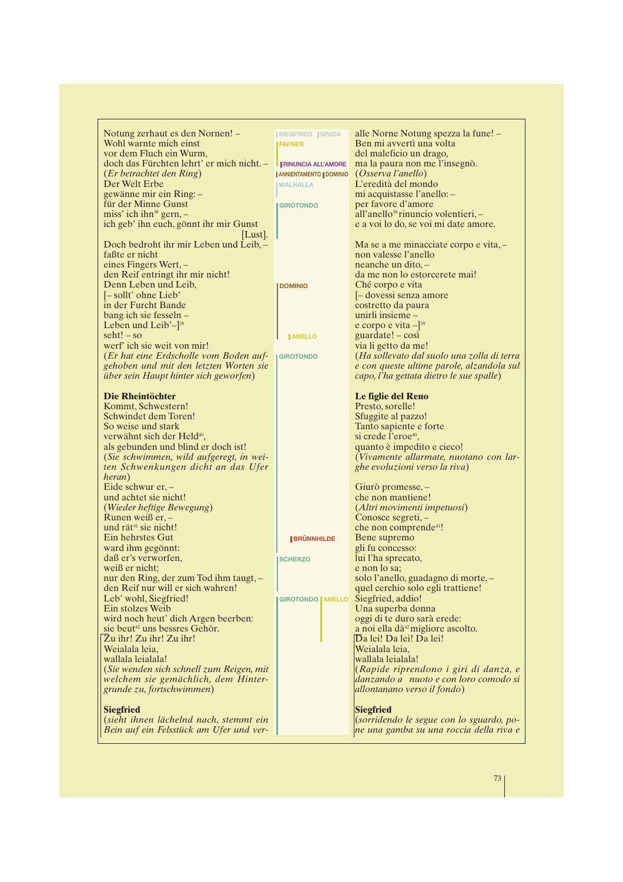Notung zerhaut es den Nornen! –
Wohl warnte mich einst
vor dem Fluch ein Wurm,
doch das Fürchten lehrt' er mich nicht. –
(*Er betrachtet den Ring*)
Der Welt Erbe
gewänne mir ein Ring: –
für der Minne Gunst
miss' ich ihn[38] gern, –
ich geb' ihn euch, gönnt ihr mir Gunst
[Lust].
Doch bedroht ihr mir Leben und Leib, –
faßte er nicht
eines Fingers Wert, –
den Reif entringt ihr mir nicht!
Denn Leben und Leib,
[– sollt' ohne Lieb'
in der Furcht Bande
bang ich sie fesseln –
Leben und Leib'–][39]
seht! – so
werf' ich sie weit von mir!
(*Er hat eine Erdscholle vom Boden aufgehoben und mit den letzten Worten sie über sein Haupt hinter sich geworfen*)

**Die Rheintöchter**
Kommt, Schwestern!
Schwindet dem Toren!
So weise und stark
verwähnt sich der Held[40],
als gebunden und blind er doch ist!
(*Sie schwimmen, wild aufgeregt, in weiten Schwenkungen dicht an das Ufer heran*)
Eide schwur er, –
und achtet sie nicht!
(*Wieder heftige Bewegung*)
Runen weiß er, –
und rät[41] sie nicht!
Ein hehrstes Gut
ward ihm gegönnt:
daß er's verworfen,
weiß er nicht;
nur den Ring, der zum Tod ihm taugt, –
den Reif nur will er sich wahren!
Leb' wohl, Siegfried!
Ein stolzes Weib
wird noch heut' dich Argen beerben:
sie beut[42] uns bessres Gehör.
Zu ihr! Zu ihr! Zu ihr!
Weialala leia,
wallala leialala!
(*Sie wenden sich schnell zum Reigen, mit welchem sie gemächlich, dem Hintergrunde zu, fortschwimmen*)

**Siegfried**
(*sieht ihnen lächelnd nach, stemmt ein Bein auf ein Felsstück am Ufer und ver-*

SIEGFRIED | SPADA
FAFNER
RINUNCIA ALL'AMORE
ANNIENTAMENTO | DOMINIO
WALHALLA
GIROTONDO
DOMINIO
ANELLO
GIROTONDO
BRÜNNHILDE
SCHERZO
GIROTONDO | ANELLO

alle Norne Notung spezza la fune! –
Ben mi avvertì una volta
del maleficio un drago,
ma la paura non me l'insegnò.
(*Osserva l'anello*)
L'eredità del mondo
mi acquistasse l'anello: –
per favore d'amore
all'anello[38] rinuncio volentieri, –
e a voi lo do, se voi mi date amore.

Ma se a me minacciate corpo e vita, –
non valesse l'anello
neanche un dito, –
da me non lo estorcerete mai!
Ché corpo e vita
[– dovessi senza amore
costretto da paura
unirli insieme –
e corpo e vita –][39]
guardate! – così
via li getto da me!
(*Ha sollevato dal suolo una zolla di terra e con queste ultime parole, alzandola sul capo, l'ha gettata dietro le sue spalle*)

**Le figlie del Reno**
Presto, sorelle!
Sfuggite al pazzo!
Tanto sapiente e forte
si crede l'eroe[40],
quanto è impedito e cieco!
(*Vivamente allarmate, nuotano con larghe evoluzioni verso la riva*)

Giurò promesse, –
che non mantiene!
(*Altri movimenti impetuosi*)
Conosce segreti, –
che non comprende[41]!
Bene supremo
gli fu concesso:
lui l'ha sprecato,
e non lo sa;
solo l'anello, guadagno di morte, –
quel cerchio solo egli trattiene!
Siegfried, addio!
Una superba donna
oggi di te duro sarà erede:
a noi ella dà[42] migliore ascolto.
Da lei! Da lei! Da lei!
Weialala leia,
wallala leialala!
(*Rapide riprendono i giri di danza, e danzando a nuoto e con loro comodo si allontanano verso il fondo*)

**Siegfried**
(*sorridendo le segue con lo sguardo, pone una gamba su una roccia della riva e*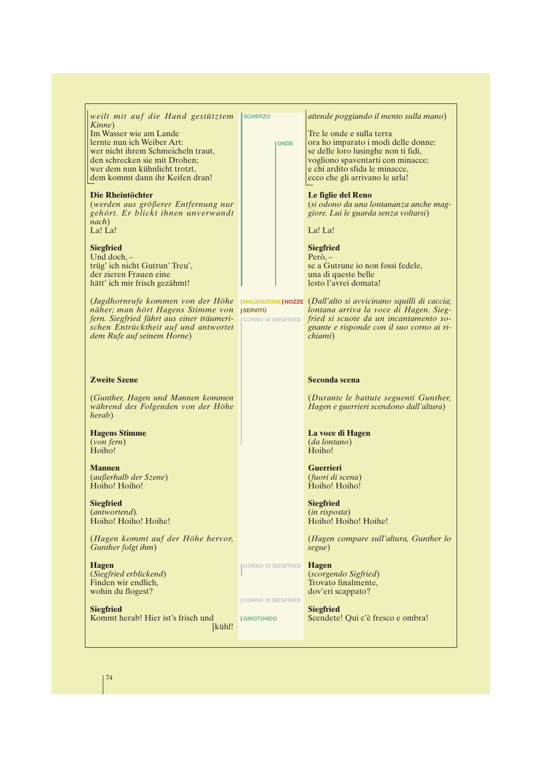*weilt mit auf die Hand gestütztem Kinne*)
Im Wasser wie am Lande
lernte nun ich Weiber Art:
wer nicht ihrem Schmeicheln traut,
den schrecken sie mit Drohen;
wer dem nun kühnlicht trotzt,
dem kommt dann ihr Keifen dran!

SCHERZO
ONDE

*attende poggiando il mento sulla mano*)

Tre le onde e sulla terra
ora ho imparato i modi delle donne:
se delle loro lusinghe non ti fidi,
vogliono spaventarti con minacce;
e chi ardito sfida le minacce,
ecco che gli arrivano le urla!

**Die Rheintöchter**
(*werden aus größerer Entfernung nur gehört. Er blickt ihnen unverwandt nach*)
La! La!

**Le figlie del Reno**
(*si odono da una lontananza anche maggiore. Lui le guarda senza voltarsi*)

La! La!

**Siegfried**
Und doch, –
trüg' ich nicht Gutrun' Treu',
der zieren Frauen eine
hätt' ich mir frisch gezähmt!

**Siegfried**
Però, –
se a Gutrune io non fossi fedele,
una di queste belle
lesto l'avrei domata!

(*Jagdhornrufe kommen von der Höhe näher; man hört Hagens Stimme von fern. Siegfried fährt aus einer träumerischen Entrücktheit auf und antwortet dem Rufe auf seinem Horne*)

MALEDIZIONE | NOZZE
SERVITÙ
CORNO DI SIEGFRIED

(*Dall'alto si avvicinano squilli di caccia; lontana arriva la voce di Hagen. Siegfried si scuote da un incantamento sognante e risponde con il suo corno ai richiami*)

**Zweite Szene**

**Seconda scena**

(*Gunther, Hagen und Mannen kommen während des Folgenden von der Höhe herab*)

(*Durante le battute seguenti Gunther, Hagen e guerrieri scendono dall'altura*)

**Hagens Stimme**
(*von fern*)
Hoiho!

**La voce di Hagen**
(*da lontano*)
Hoiho!

**Mannen**
(*außerhalb der Szene*)
Hoiho! Hoiho!

**Guerrieri**
(*fuori di scena*)
Hoiho! Hoiho!

**Siegfried**
(*antwortend*).
Hoiho! Hoiho! Hoihe!

**Siegfried**
(*in risposta*)
Hoiho! Hoiho! Hoihe!

(*Hagen kommt auf der Höhe hervor, Gunther folgt ihm*)

(*Hagen compare sull'altura, Gunther lo segue*)

CORNO DI SIEGFRIED

**Hagen**
(*Siegfried erblickend*)
Finden wir endlich,
wohin du flogest?

**Hagen**
(*scorgendo Sigfried*)
Trovato finalmente,
dov'eri scappato?

CORNO DI SIEGFRIED

GIROTONDO

**Siegfried**
Kommt herab! Hier ist's frisch und kühl!

**Siegfried**
Scendete! Qui c'è fresco e ombra!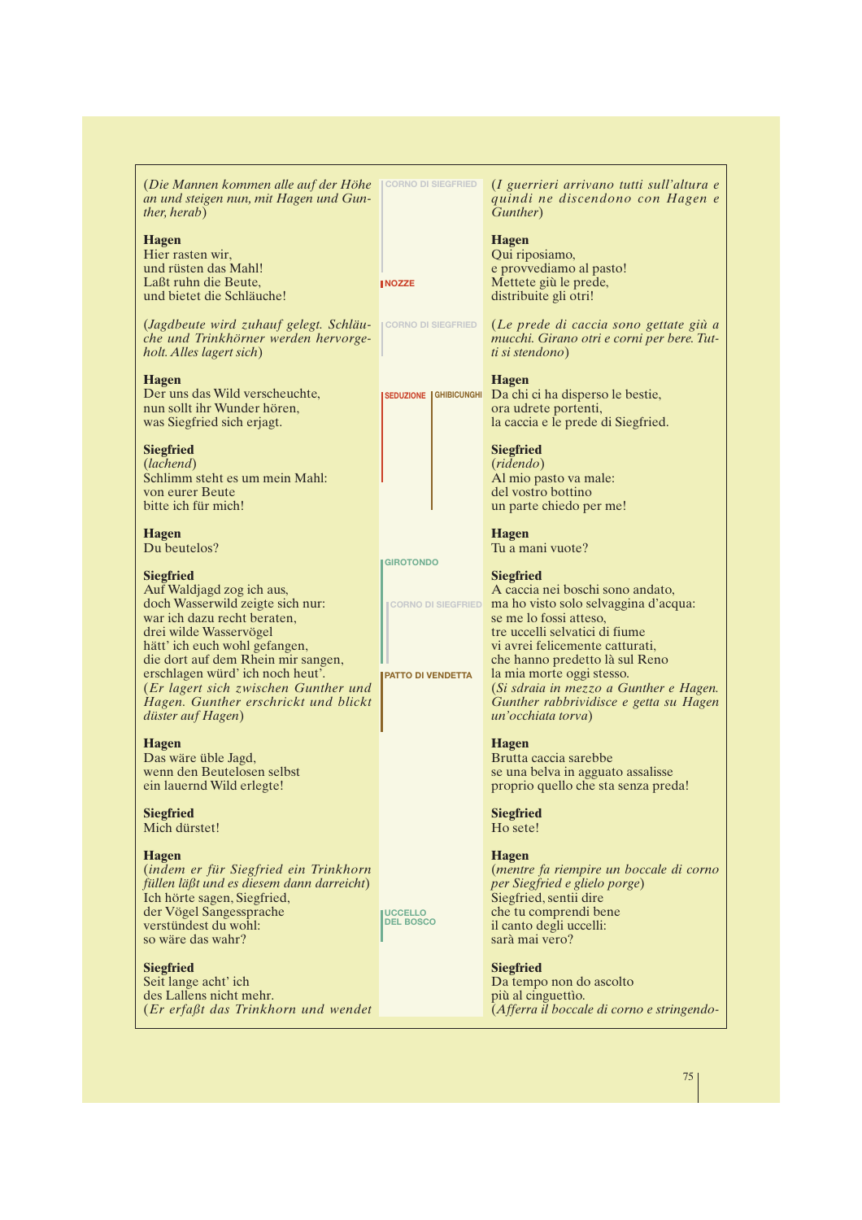(*Die Mannen kommen alle auf der Höhe an und steigen nun, mit Hagen und Gunther, herab*)

**Hagen**
Hier rasten wir,
und rüsten das Mahl!
Laßt ruhn die Beute,
und bietet die Schläuche!

(*Jagdbeute wird zuhauf gelegt. Schläuche und Trinkhörner werden hervorgeholt. Alles lagert sich*)

**Hagen**
Der uns das Wild verscheuchte,
nun sollt ihr Wunder hören,
was Siegfried sich erjagt.

**Siegfried**
(*lachend*)
Schlimm steht es um mein Mahl:
von eurer Beute
bitte ich für mich!

**Hagen**
Du beutelos?

**Siegfried**
Auf Waldjagd zog ich aus,
doch Wasserwild zeigte sich nur:
war ich dazu recht beraten,
drei wilde Wasservögel
hätt' ich euch wohl gefangen,
die dort auf dem Rhein mir sangen,
erschlagen würd' ich noch heut'.
(*Er lagert sich zwischen Gunther und Hagen. Gunther erschrickt und blickt düster auf Hagen*)

**Hagen**
Das wäre üble Jagd,
wenn den Beutelosen selbst
ein lauernd Wild erlegte!

**Siegfried**
Mich dürstet!

**Hagen**
(*indem er für Siegfried ein Trinkhorn füllen läßt und es diesem dann darreicht*)
Ich hörte sagen, Siegfried,
der Vögel Sangessprache
verstündest du wohl:
so wäre das wahr?

**Siegfried**
Seit lange acht' ich
des Lallens nicht mehr.
(*Er erfaßt das Trinkhorn und wendet*

CORNO DI SIEGFRIED
NOZZE
CORNO DI SIEGFRIED
SEDUZIONE
GHIBICUNGHI
GIROTONDO
CORNO DI SIEGFRIED
PATTO DI VENDETTA
UCCELLO DEL BOSCO

(*I guerrieri arrivano tutti sull'altura e quindi ne discendono con Hagen e Gunther*)

**Hagen**
Qui riposiamo,
e provvediamo al pasto!
Mettete giù le prede,
distribuite gli otri!

(*Le prede di caccia sono gettate giù a mucchi. Girano otri e corni per bere. Tutti si stendono*)

**Hagen**
Da chi ci ha disperso le bestie,
ora udrete portenti,
la caccia e le prede di Siegfried.

**Siegfried**
(*ridendo*)
Al mio pasto va male:
del vostro bottino
un parte chiedo per me!

**Hagen**
Tu a mani vuote?

**Siegfried**
A caccia nei boschi sono andato,
ma ho visto solo selvaggina d'acqua:
se me lo fossi atteso,
tre uccelli selvatici di fiume
vi avrei felicemente catturati,
che hanno predetto là sul Reno
la mia morte oggi stesso.
(*Si sdraia in mezzo a Gunther e Hagen. Gunther rabbrividisce e getta su Hagen un'occhiata torva*)

**Hagen**
Brutta caccia sarebbe
se una belva in agguato assalisse
proprio quello che sta senza preda!

**Siegfried**
Ho sete!

**Hagen**
(*mentre fa riempire un boccale di corno per Siegfried e glielo porge*)
Siegfried, sentii dire
che tu comprendi bene
il canto degli uccelli:
sarà mai vero?

**Siegfried**
Da tempo non do ascolto
più al cinguettìo.
(*Afferra il boccale di corno e stringendo-*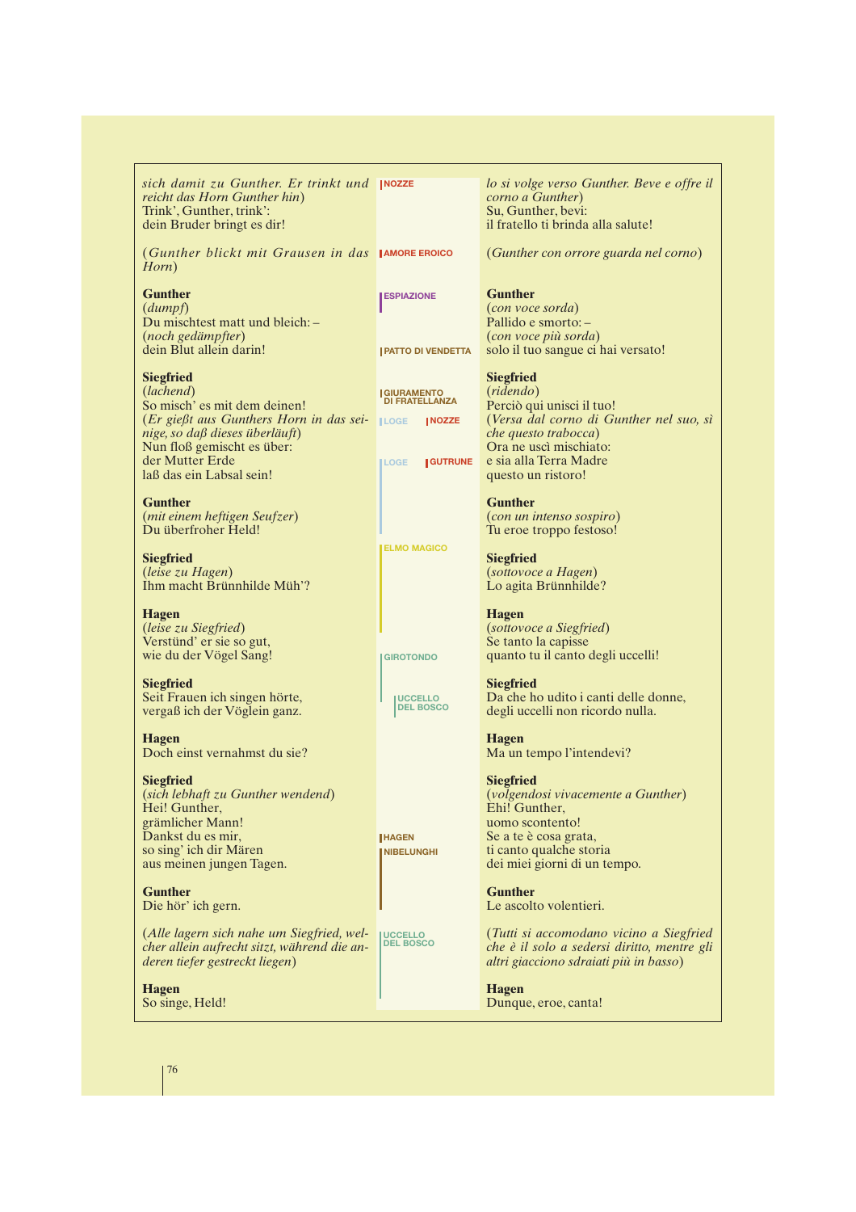| German | Leitmotive | Italiano |
|---|---|---|
| *sich damit zu Gunther. Er trinkt und reicht das Horn Gunther hin*)<br>Trink', Gunther, trink':<br>dein Bruder bringt es dir! | NOZZE | *lo si volge verso Gunther. Beve e offre il corno a Gunther*)<br>Su, Gunther, bevi:<br>il fratello ti brinda alla salute! |
| (*Gunther blickt mit Grausen in das Horn*) | AMORE EROICO | (*Gunther con orrore guarda nel corno*) |
| **Gunther**<br>(*dumpf*)<br>Du mischtest matt und bleich: –<br>(*noch gedämpfter*)<br>dein Blut allein darin! | ESPIAZIONE<br>PATTO DI VENDETTA | **Gunther**<br>(*con voce sorda*)<br>Pallido e smorto: –<br>(*con voce più sorda*)<br>solo il tuo sangue ci hai versato! |
| **Siegfried**<br>(*lachend*)<br>So misch' es mit dem deinen!<br>(*Er gießt aus Gunthers Horn in das seinige, so daß dieses überläuft*)<br>Nun floß gemischt es über:<br>der Mutter Erde<br>laß das ein Labsal sein! | GIURAMENTO DI FRATELLANZA<br>LOGE / NOZZE<br>LOGE / GUTRUNE | **Siegfried**<br>(*ridendo*)<br>Perciò qui unisci il tuo!<br>(*Versa dal corno di Gunther nel suo, sì che questo trabocca*)<br>Ora ne uscì mischiato:<br>e sia alla Terra Madre<br>questo un ristoro! |
| **Gunther**<br>(*mit einem heftigen Seufzer*)<br>Du überfroher Held! | | **Gunther**<br>(*con un intenso sospiro*)<br>Tu eroe troppo festoso! |
| **Siegfried**<br>(*leise zu Hagen*)<br>Ihm macht Brünnhilde Müh'? | ELMO MAGICO | **Siegfried**<br>(*sottovoce a Hagen*)<br>Lo agita Brünnhilde? |
| **Hagen**<br>(*leise zu Siegfried*)<br>Verstünd' er sie so gut,<br>wie du der Vögel Sang! | GIROTONDO | **Hagen**<br>(*sottovoce a Siegfried*)<br>Se tanto la capisse<br>quanto tu il canto degli uccelli! |
| **Siegfried**<br>Seit Frauen ich singen hörte,<br>vergaß ich der Vöglein ganz. | UCCELLO DEL BOSCO | **Siegfried**<br>Da che ho udito i canti delle donne,<br>degli uccelli non ricordo nulla. |
| **Hagen**<br>Doch einst vernahmst du sie? | | **Hagen**<br>Ma un tempo l'intendevi? |
| **Siegfried**<br>(*sich lebhaft zu Gunther wendend*)<br>Hei! Gunther,<br>grämlicher Mann!<br>Dankst du es mir,<br>so sing' ich dir Mären<br>aus meinen jungen Tagen. | HAGEN<br>NIBELUNGHI | **Siegfried**<br>(*volgendosi vivacemente a Gunther*)<br>Ehi! Gunther,<br>uomo scontento!<br>Se a te è cosa grata,<br>ti canto qualche storia<br>dei miei giorni di un tempo. |
| **Gunther**<br>Die hör' ich gern. | | **Gunther**<br>Le ascolto volentieri. |
| (*Alle lagern sich nahe um Siegfried, welcher allein aufrecht sitzt, während die anderen tiefer gestreckt liegen*) | UCCELLO DEL BOSCO | (*Tutti si accomodano vicino a Siegfried che è il solo a sedersi diritto, mentre gli altri giacciono sdraiati più in basso*) |
| **Hagen**<br>So singe, Held! | | **Hagen**<br>Dunque, eroe, canta! |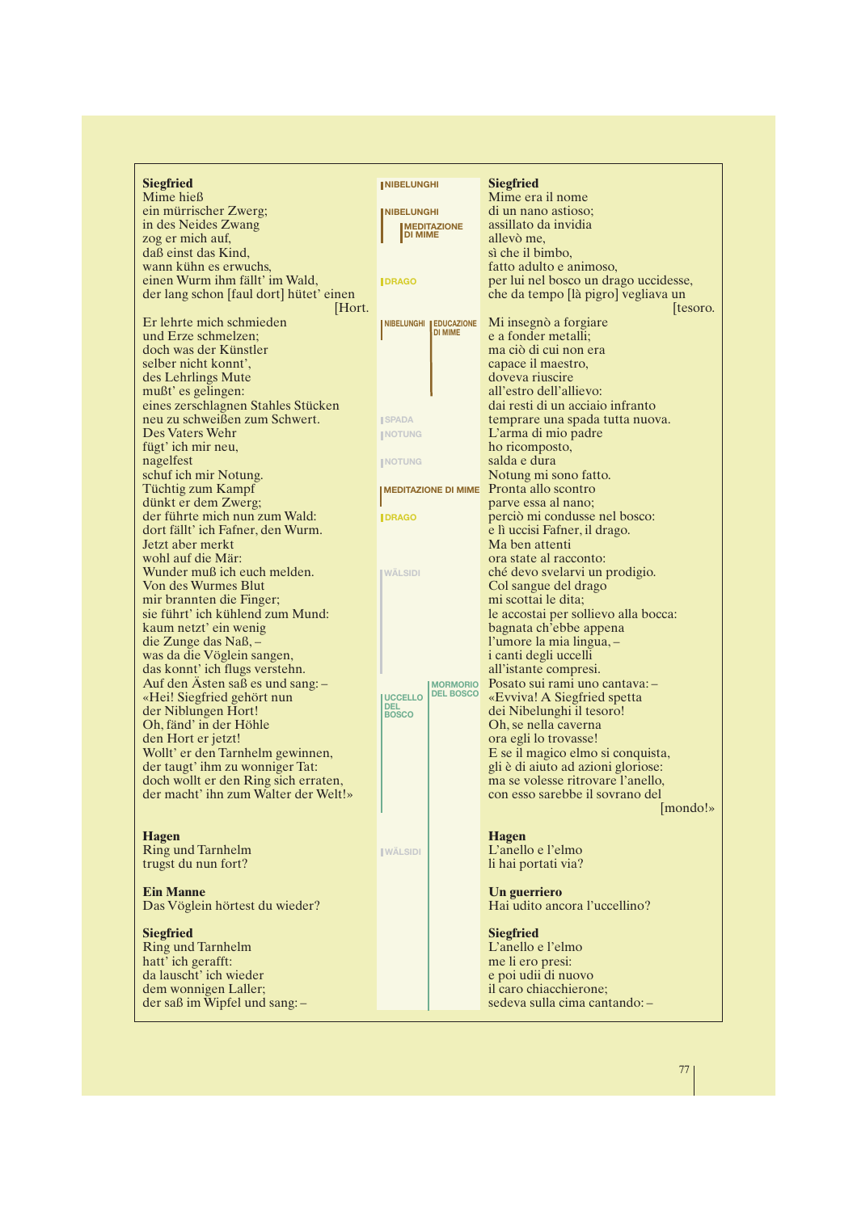**Siegfried**
Mime hieß
ein mürrischer Zwerg;
in des Neides Zwang
zog er mich auf,
daß einst das Kind,
wann kühn es erwuchs,
einen Wurm ihm fällt' im Wald,
der lang schon [faul dort] hütet' einen [Hort.
Er lehrte mich schmieden
und Erze schmelzen;
doch was der Künstler
selber nicht konnt',
des Lehrlings Mute
mußt' es gelingen:
eines zerschlagnen Stahles Stücken
neu zu schweißen zum Schwert.
Des Vaters Wehr
fügt' ich mir neu,
nagelfest
schuf ich mir Notung.
Tüchtig zum Kampf
dünkt er dem Zwerg;
der führte mich nun zum Wald:
dort fällt' ich Fafner, den Wurm.
Jetzt aber merkt
wohl auf die Mär:
Wunder muß ich euch melden.
Von des Wurmes Blut
mir brannten die Finger;
sie führt' ich kühlend zum Mund:
kaum netzt' ein wenig
die Zunge das Naß, –
was da die Vöglein sangen,
das konnt' ich flugs verstehn.
Auf den Ästen saß es und sang: –
«Hei! Siegfried gehört nun
der Niblungen Hort!
Oh, fänd' in der Höhle
den Hort er jetzt!
Wollt' er den Tarnhelm gewinnen,
der taugt' ihm zu wonniger Tat:
doch wollt er den Ring sich erraten,
der macht' ihn zum Walter der Welt!»

**Hagen**
Ring und Tarnhelm
trugst du nun fort?

**Ein Manne**
Das Vöglein hörtest du wieder?

**Siegfried**
Ring und Tarnhelm
hatt' ich gerafft:
da lauscht' ich wieder
dem wonnigen Laller;
der saß im Wipfel und sang: –

NIBELUNGHI
NIBELUNGHI
MEDITAZIONE DI MIME
DRAGO
NIBELUNGHI
EDUCAZIONE DI MIME
SPADA
NOTUNG
NOTUNG
MEDITAZIONE DI MIME
DRAGO
WÄLSIDI
UCCELLO DEL BOSCO
MORMORIO DEL BOSCO
WÄLSIDI

**Siegfried**
Mime era il nome
di un nano astioso;
assillato da invidia
allevò me,
sì che il bimbo,
fatto adulto e animoso,
per lui nel bosco un drago uccidesse,
che da tempo [là pigro] vegliava un [tesoro.
Mi insegnò a forgiare
e a fonder metalli;
ma ciò di cui non era
capace il maestro,
doveva riuscire
all'estro dell'allievo:
dai resti di un acciaio infranto
temprare una spada tutta nuova.
L'arma di mio padre
ho ricomposto,
salda e dura
Notung mi sono fatto.
Pronta allo scontro
parve essa al nano;
perciò mi condusse nel bosco:
e lì uccisi Fafner, il drago.
Ma ben attenti
ora state al racconto:
ché devo svelarvi un prodigio.
Col sangue del drago
mi scottai le dita;
le accostai per sollievo alla bocca:
bagnata ch'ebbe appena
l'umore la mia lingua, –
i canti degli uccelli
all'istante compresi.
Posato sui rami uno cantava: –
«Evviva! A Siegfried spetta
dei Nibelunghi il tesoro!
Oh, se nella caverna
ora egli lo trovasse!
E se il magico elmo si conquista,
gli è di aiuto ad azioni gloriose:
ma se volesse ritrovare l'anello,
con esso sarebbe il sovrano del [mondo!»

**Hagen**
L'anello e l'elmo
li hai portati via?

**Un guerriero**
Hai udito ancora l'uccellino?

**Siegfried**
L'anello e l'elmo
me li ero presi:
e poi udii di nuovo
il caro chiacchierone;
sedeva sulla cima cantando: –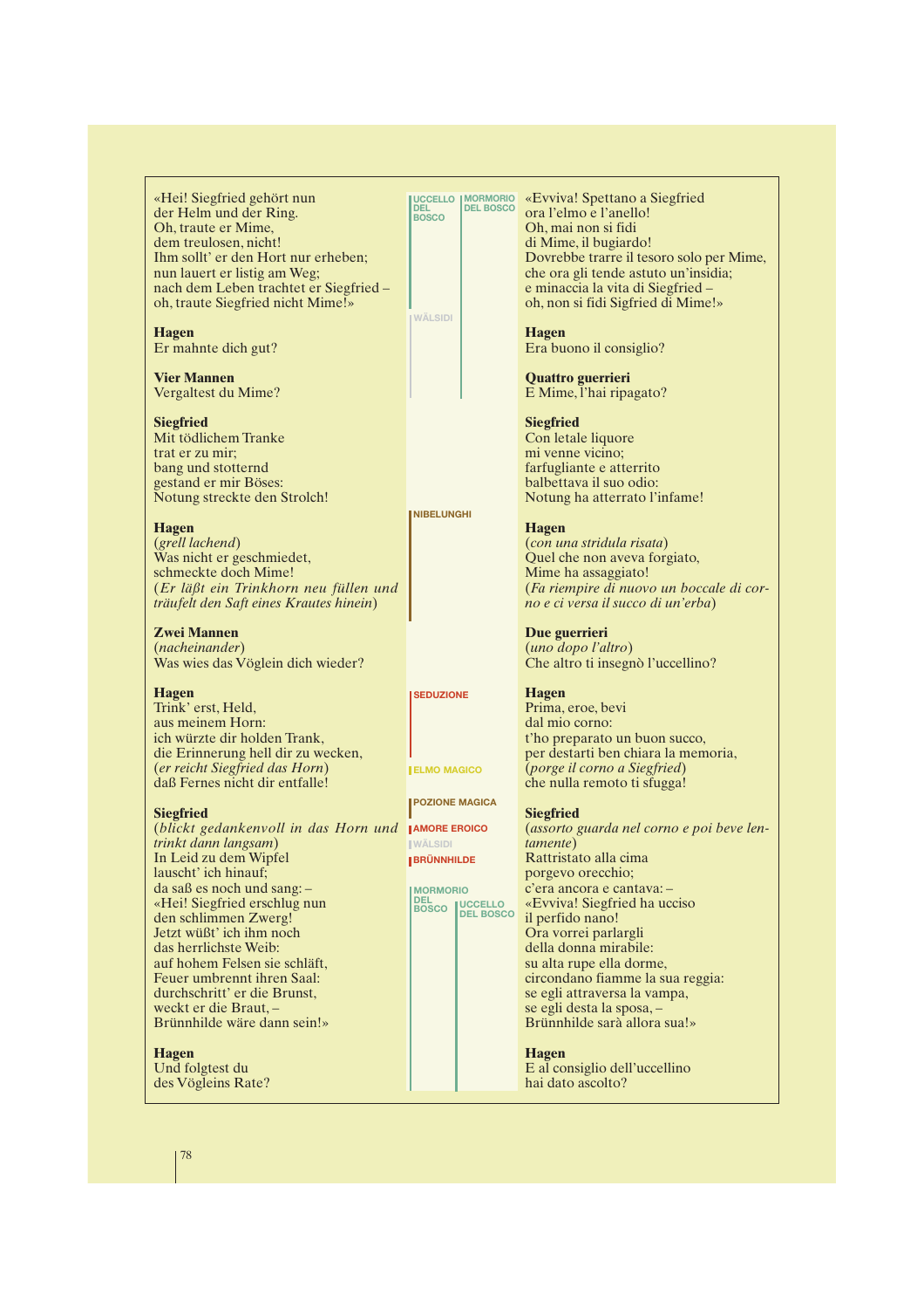«Hei! Siegfried gehört nun
der Helm und der Ring.
Oh, traute er Mime,
dem treulosen, nicht!
Ihm sollt' er den Hort nur erheben;
nun lauert er listig am Weg;
nach dem Leben trachtet er Siegfried –
oh, traute Siegfried nicht Mime!»

**Hagen**
Er mahnte dich gut?

**Vier Mannen**
Vergaltest du Mime?

**Siegfried**
Mit tödlichem Tranke
trat er zu mir;
bang und stotternd
gestand er mir Böses:
Notung streckte den Strolch!

**Hagen**
(*grell lachend*)
Was nicht er geschmiedet,
schmeckte doch Mime!
(*Er läßt ein Trinkhorn neu füllen und träufelt den Saft eines Krautes hinein*)

**Zwei Mannen**
(*nacheinander*)
Was wies das Vöglein dich wieder?

**Hagen**
Trink' erst, Held,
aus meinem Horn:
ich würzte dir holden Trank,
die Erinnerung hell dir zu wecken,
(*er reicht Siegfried das Horn*)
daß Fernes nicht dir entfalle!

**Siegfried**
(*blickt gedankenvoll in das Horn und trinkt dann langsam*)
In Leid zu dem Wipfel
lauscht' ich hinauf;
da saß es noch und sang: –
«Hei! Siegfried erschlug nun
den schlimmen Zwerg!
Jetzt wüßt' ich ihm noch
das herrlichste Weib:
auf hohem Felsen sie schläft,
Feuer umbrennt ihren Saal:
durchschritt' er die Brunst,
weckt er die Braut, –
Brünnhilde wäre dann sein!»

**Hagen**
Und folgtest du
des Vögleins Rate?

UCCELLO DEL BOSCO | MORMORIO DEL BOSCO | WÄLSIDI | NIBELUNGHI | SEDUZIONE | ELMO MAGICO | POZIONE MAGICA | AMORE EROICO | WÄLSIDI | BRÜNNHILDE | MORMORIO DEL BOSCO | UCCELLO DEL BOSCO

«Evviva! Spettano a Siegfried
ora l'elmo e l'anello!
Oh, mai non si fidi
di Mime, il bugiardo!
Dovrebbe trarre il tesoro solo per Mime,
che ora gli tende astuto un'insidia;
e minaccia la vita di Siegfried –
oh, non si fidi Sigfried di Mime!»

**Hagen**
Era buono il consiglio?

**Quattro guerrieri**
E Mime, l'hai ripagato?

**Siegfried**
Con letale liquore
mi venne vicino;
farfugliante e atterrito
balbettava il suo odio:
Notung ha atterrato l'infame!

**Hagen**
(*con una stridula risata*)
Quel che non aveva forgiato,
Mime ha assaggiato!
(*Fa riempire di nuovo un boccale di corno e ci versa il succo di un'erba*)

**Due guerrieri**
(*uno dopo l'altro*)
Che altro ti insegnò l'uccellino?

**Hagen**
Prima, eroe, bevi
dal mio corno:
t'ho preparato un buon succo,
per destarti ben chiara la memoria,
(*porge il corno a Siegfried*)
che nulla remoto ti sfugga!

**Siegfried**
(*assorto guarda nel corno e poi beve lentamente*)
Rattristato alla cima
porgevo orecchio;
c'era ancora e cantava: –
«Evviva! Siegfried ha ucciso
il perfido nano!
Ora vorrei parlargli
della donna mirabile:
su alta rupe ella dorme,
circondano fiamme la sua reggia:
se egli attraversa la vampa,
se egli desta la sposa, –
Brünnhilde sarà allora sua!»

**Hagen**
E al consiglio dell'uccellino
hai dato ascolto?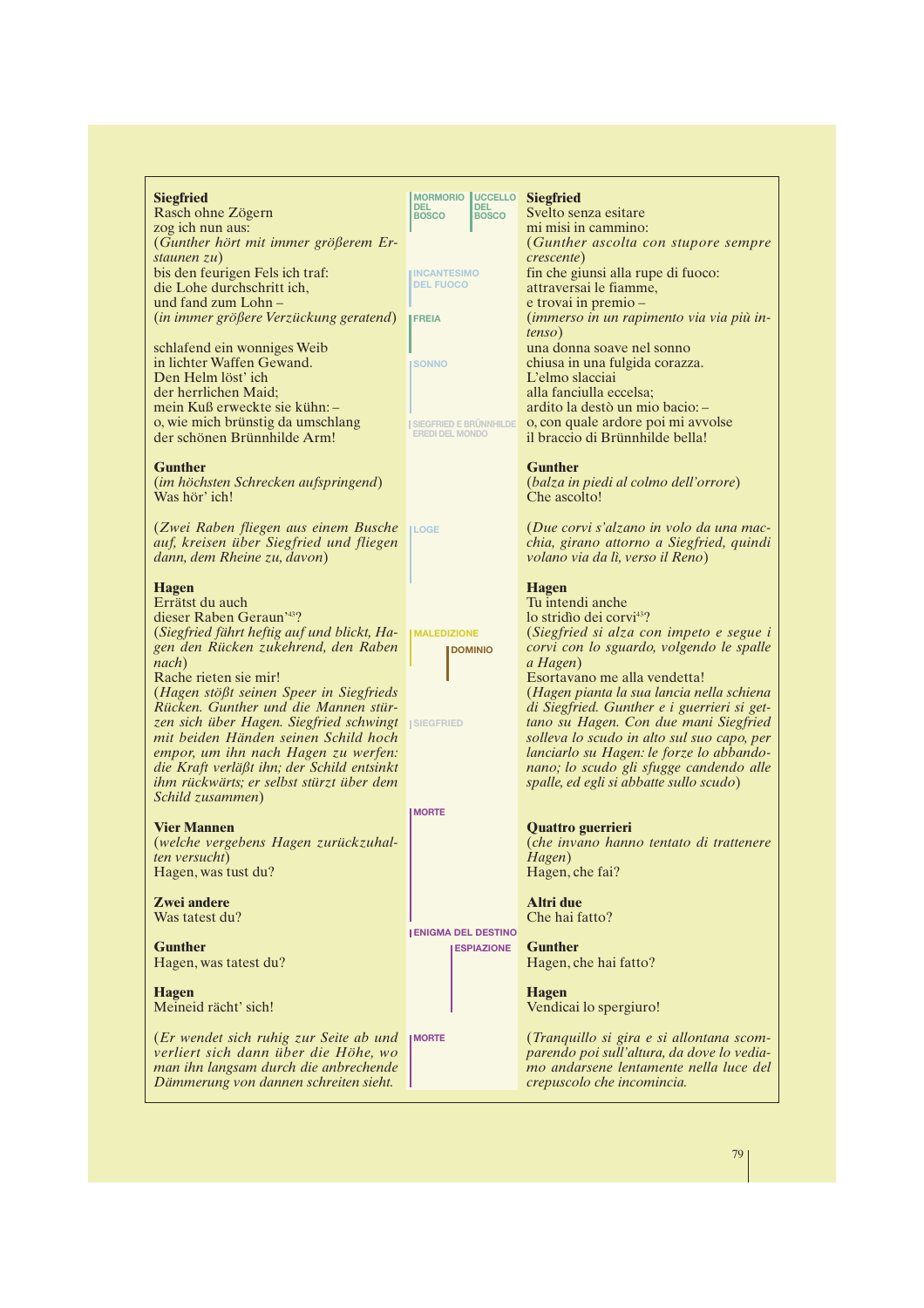**Siegfried**
Rasch ohne Zögern
zog ich nun aus:
(*Gunther hört mit immer größerem Erstaunen zu*)
bis den feurigen Fels ich traf:
die Lohe durchschritt ich,
und fand zum Lohn –
(*in immer größere Verzückung geratend*)

schlafend ein wonniges Weib
in lichter Waffen Gewand.
Den Helm löst' ich
der herrlichen Maid;
mein Kuß erweckte sie kühn: –
o, wie mich brünstig da umschlang
der schönen Brünnhilde Arm!

**Gunther**
(*im höchsten Schrecken aufspringend*)
Was hör' ich!

(*Zwei Raben fliegen aus einem Busche auf, kreisen über Siegfried und fliegen dann, dem Rheine zu, davon*)

**Hagen**
Errätst du auch
dieser Raben Geraun'[43]?
(*Siegfried fährt heftig auf und blickt, Hagen den Rücken zukehrend, den Raben nach*)
Rache rieten sie mir!
(*Hagen stößt seinen Speer in Siegfrieds Rücken. Gunther und die Mannen stürzen sich über Hagen. Siegfried schwingt mit beiden Händen seinen Schild hoch empor, um ihn nach Hagen zu werfen: die Kraft verläßt ihn; der Schild entsinkt ihm rückwärts; er selbst stürzt über dem Schild zusammen*)

**Vier Mannen**
(*welche vergebens Hagen zurückzuhalten versucht*)
Hagen, was tust du?

**Zwei andere**
Was tatest du?

**Gunther**
Hagen, was tatest du?

**Hagen**
Meineid rächt' sich!

(*Er wendet sich ruhig zur Seite ab und verliert sich dann über die Höhe, wo man ihn langsam durch die anbrechende Dämmerung von dannen schreiten sieht.*)

---

MORMORIO DEL BOSCO · UCCELLO DEL BOSCO · INCANTESIMO DEL FUOCO · FREIA · SONNO · SIEGFRIED E BRÜNNHILDE EREDI DEL MONDO · LOGE · MALEDIZIONE · DOMINIO · SIEGFRIED · MORTE · ENIGMA DEL DESTINO · ESPIAZIONE · MORTE

---

**Siegfried**
Svelto senza esitare
mi misi in cammino:
(*Gunther ascolta con stupore sempre crescente*)
fin che giunsi alla rupe di fuoco:
attraversai le fiamme,
e trovai in premio –
(*immerso in un rapimento via via più intenso*)
una donna soave nel sonno
chiusa in una fulgida corazza.
L'elmo slacciai
alla fanciulla eccelsa;
ardito la destò un mio bacio: –
o, con quale ardore poi mi avvolse
il braccio di Brünnhilde bella!

**Gunther**
(*balza in piedi al colmo dell'orrore*)
Che ascolto!

(*Due corvi s'alzano in volo da una macchia, girano attorno a Siegfried, quindi volano via da lì, verso il Reno*)

**Hagen**
Tu intendi anche
lo stridìo dei corvi[43]?
(*Siegfried si alza con impeto e segue i corvi con lo sguardo, volgendo le spalle a Hagen*)
Esortavano me alla vendetta!
(*Hagen pianta la sua lancia nella schiena di Siegfried. Gunther e i guerrieri si gettano su Hagen. Con due mani Siegfried solleva lo scudo in alto sul suo capo, per lanciarlo su Hagen: le forze lo abbandonano; lo scudo gli sfugge candendo alle spalle, ed egli si abbatte sullo scudo*)

**Quattro guerrieri**
(*che invano hanno tentato di trattenere Hagen*)
Hagen, che fai?

**Altri due**
Che hai fatto?

**Gunther**
Hagen, che hai fatto?

**Hagen**
Vendicai lo spergiuro!

(*Tranquillo si gira e si allontana scomparendo poi sull'altura, da dove lo vediamo andarsene lentamente nella luce del crepuscolo che incomincia.*)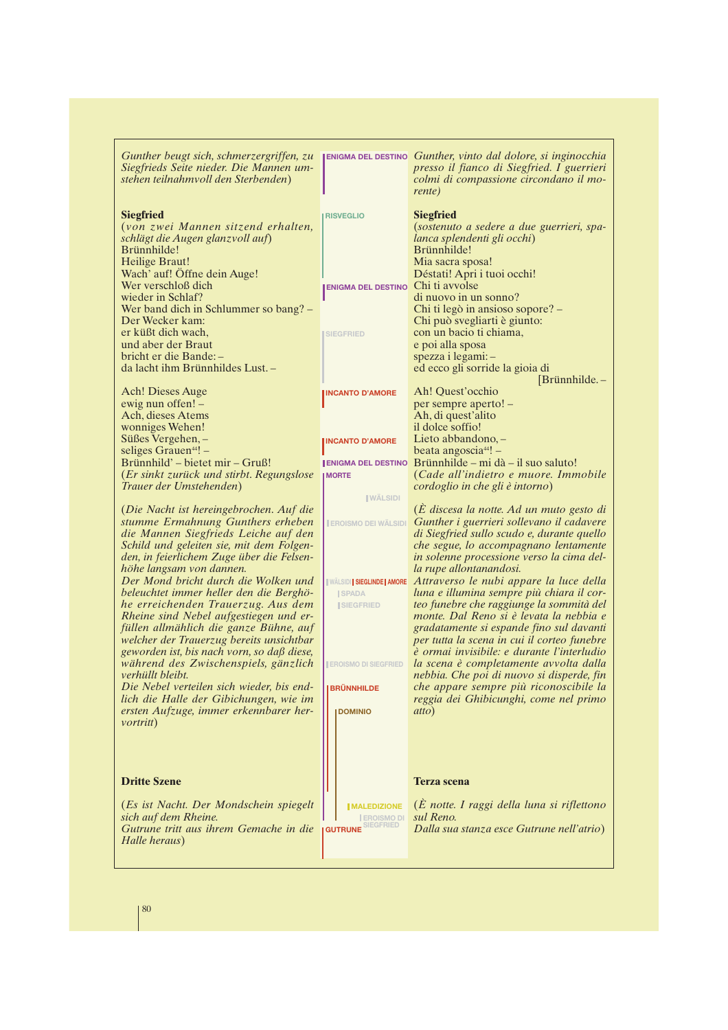*Gunther beugt sich, schmerzergriffen, zu Siegfrieds Seite nieder. Die Mannen umstehen teilnahmvoll den Sterbenden*)

ENIGMA DEL DESTINO

*Gunther, vinto dal dolore, si inginocchia presso il fianco di Siegfried. I guerrieri colmi di compassione circondano il morente)*

**Siegfried**
(*von zwei Mannen sitzend erhalten, schlägt die Augen glanzvoll auf*)
Brünnhilde!
Heilige Braut!
Wach' auf! Öffne dein Auge!
Wer verschloß dich
wieder in Schlaf?
Wer band dich in Schlummer so bang? –
Der Wecker kam:
er küßt dich wach,
und aber der Braut
bricht er die Bande: –
da lacht ihm Brünnhildes Lust. –

RISVEGLIO
ENIGMA DEL DESTINO
SIEGFRIED

**Siegfried**
(*sostenuto a sedere a due guerrieri, spalanca splendenti gli occhi*)
Brünnhilde!
Mia sacra sposa!
Déstati! Apri i tuoi occhi!
Chi ti avvolse
di nuovo in un sonno?
Chi ti legò in ansioso sopore? –
Chi può svegliarti è giunto:
con un bacio ti chiama,
e poi alla sposa
spezza i legami: –
ed ecco gli sorride la gioia di [Brünnhilde. –

Ach! Dieses Auge
ewig nun offen! –
Ach, dieses Atems
wonniges Wehen!
Süßes Vergehen, –
seliges Grauen[44]! –
Brünnhild' – bietet mir – Gruß!
(*Er sinkt zurück und stirbt. Regungslose Trauer der Umstehenden*)

INCANTO D'AMORE
INCANTO D'AMORE
ENIGMA DEL DESTINO
MORTE
WÄLSIDI

Ah! Quest'occhio
per sempre aperto! –
Ah, di quest'alito
il dolce soffio!
Lieto abbandono, –
beata angoscia[44]! –
Brünnhilde – mi dà – il suo saluto!
(*Cade all'indietro e muore. Immobile cordoglio in che gli è intorno*)

(*Die Nacht ist hereingebrochen. Auf die stumme Ermahnung Gunthers erheben die Mannen Siegfrieds Leiche auf den Schild und geleiten sie, mit dem Folgenden, in feierlichem Zuge über die Felsenhöhe langsam von dannen.
Der Mond bricht durch die Wolken und beleuchtet immer heller den die Berghöhe erreichenden Trauerzug. Aus dem Rheine sind Nebel aufgestiegen und erfüllen allmählich die ganze Bühne, auf welcher der Trauerzug bereits unsichtbar geworden ist, bis nach vorn, so daß diese, während des Zwischenspiels, gänzlich verhüllt bleibt.
Die Nebel verteilen sich wieder, bis endlich die Halle der Gibichungen, wie im ersten Aufzuge, immer erkennbarer hervortritt*)

EROISMO DEI WÄLSIDI
WÄLSIDI | SIEGLINDE | AMORE
SPADA
SIEGFRIED
EROISMO DI SIEGFRIED
BRÜNNHILDE
DOMINIO

(*È discesa la notte. Ad un muto gesto di Gunther i guerrieri sollevano il cadavere di Siegfried sullo scudo e, durante quello che segue, lo accompagnano lentamente in solenne processione verso la cima della rupe allontanandosi.
Attraverso le nubi appare la luce della luna e illumina sempre più chiara il corteo funebre che raggiunge la sommità del monte. Dal Reno si è levata la nebbia e gradatamente si espande fino sul davanti per tutta la scena in cui il corteo funebre è ormai invisibile: e durante l'interludio la scena è completamente avvolta dalla nebbia. Che poi di nuovo si disperde, fin che appare sempre più riconoscibile la reggia dei Ghibicunghi, come nel primo atto*)

### Dritte Szene

(*Es ist Nacht. Der Mondschein spiegelt sich auf dem Rheine.
Gutrune tritt aus ihrem Gemache in die Halle heraus*)

MALEDIZIONE
EROISMO DI SIEGFRIED
GUTRUNE

### Terza scena

(*È notte. I raggi della luna si riflettono sul Reno.
Dalla sua stanza esce Gutrune nell'atrio*)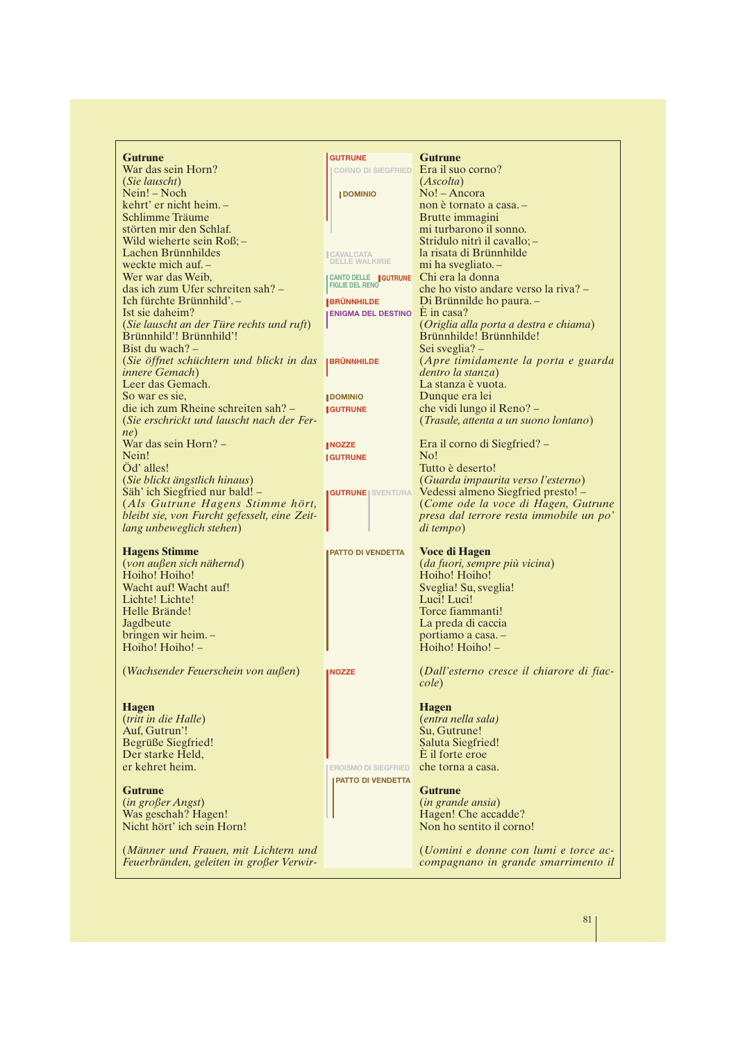| Gutrune | | Gutrune |
|---|---|---|
| War das sein Horn? | GUTRUNE | Era il suo corno? |
| (*Sie lauscht*) | CORNO DI SIEGFRIED | (*Ascolta*) |
| Nein! – Noch | DOMINIO | No! – Ancora |
| kehrt' er nicht heim. – | | non è tornato a casa. – |
| Schlimme Träume | | Brutte immagini |
| störten mir den Schlaf. | | mi turbarono il sonno. |
| Wild wieherte sein Roß; – | | Stridulo nitrì il cavallo; – |
| Lachen Brünnhildes | CAVALCATA DELLE WALKIRIE | la risata di Brünnhilde |
| weckte mich auf. – | | mi ha svegliato. – |
| Wer war das Weib, | CANTO DELLE FIGLIE DEL RENO / GUTRUNE | Chi era la donna |
| das ich zum Ufer schreiten sah? – | | che ho visto andare verso la riva? – |
| Ich fürchte Brünnhild'. – | BRÜNNHILDE | Di Brünnilde ho paura. – |
| Ist sie daheim? | ENIGMA DEL DESTINO | È in casa? |
| (*Sie lauscht an der Türe rechts und ruft*) | | (*Origlia alla porta a destra e chiama*) |
| Brünnhild'! Brünnhild'! | | Brünnhilde! Brünnhilde! |
| Bist du wach? – | | Sei sveglia? – |
| (*Sie öffnet schüchtern und blickt in das innere Gemach*) | BRÜNNHILDE | (*Apre timidamente la porta e guarda dentro la stanza*) |
| Leer das Gemach. | | La stanza è vuota. |
| So war es sie, | DOMINIO | Dunque era lei |
| die ich zum Rheine schreiten sah? – | GUTRUNE | che vidi lungo il Reno? – |
| (*Sie erschrickt und lauscht nach der Ferne*) | | (*Trasale, attenta a un suono lontano*) |
| War das sein Horn? – | NOZZE | Era il corno di Siegfried? – |
| Nein! | GUTRUNE | No! |
| Öd' alles! | | Tutto è deserto! |
| (*Sie blickt ängstlich hinaus*) | | (*Guarda impaurita verso l'esterno*) |
| Säh' ich Siegfried nur bald! – | GUTRUNE / SVENTURA | Vedessi almeno Siegfried presto! – |
| (*Als Gutrune Hagens Stimme hört, bleibt sie, von Furcht gefesselt, eine Zeitlang unbeweglich stehen*) | | (*Come ode la voce di Hagen, Gutrune presa dal terrore resta immobile un po' di tempo*) |
| **Hagens Stimme** | PATTO DI VENDETTA | **Voce di Hagen** |
| (*von außen sich nähernd*) | | (*da fuori, sempre più vicina*) |
| Hoiho! Hoiho! | | Hoiho! Hoiho! |
| Wacht auf! Wacht auf! | | Sveglia! Su, sveglia! |
| Lichte! Lichte! | | Luci! Luci! |
| Helle Brände! | | Torce fiammanti! |
| Jagdbeute | | La preda di caccia |
| bringen wir heim. – | | portiamo a casa. – |
| Hoiho! Hoiho! – | | Hoiho! Hoiho! – |
| (*Wachsender Feuerschein von außen*) | NOZZE | (*Dall'esterno cresce il chiarore di fiaccole*) |
| **Hagen** | | **Hagen** |
| (*tritt in die Halle*) | | (*entra nella sala*) |
| Auf, Gutrun'! | | Su, Gutrune! |
| Begrüße Siegfried! | | Saluta Siegfried! |
| Der starke Held, | | È il forte eroe |
| er kehret heim. | EROISMO DI SIEGFRIED | che torna a casa. |
| **Gutrune** | PATTO DI VENDETTA | **Gutrune** |
| (*in großer Angst*) | | (*in grande ansia*) |
| Was geschah? Hagen! | | Hagen! Che accadde? |
| Nicht hört' ich sein Horn! | | Non ho sentito il corno! |
| (*Männer und Frauen, mit Lichtern und Feuerbränden, geleiten in großer Verwir-* | | (*Uomini e donne con lumi e torce accompagnano in grande smarrimento il* |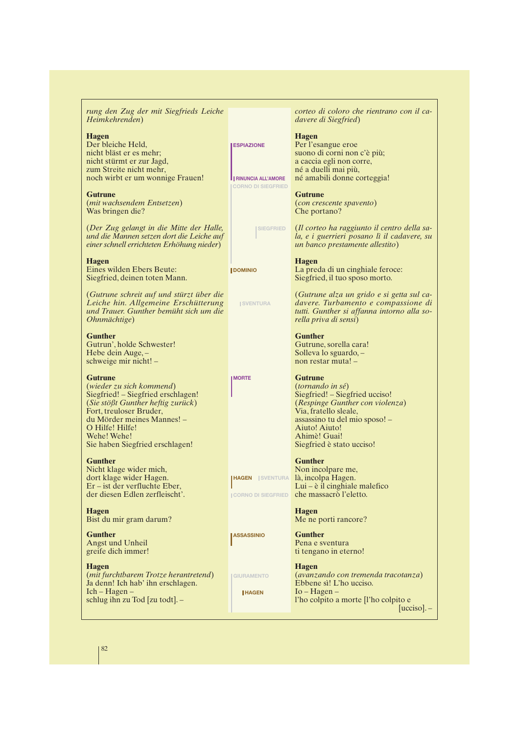*rung den Zug der mit Siegfrieds Leiche Heimkehrenden*)

**Hagen**
Der bleiche Held,
nicht bläst er es mehr;
nicht stürmt er zur Jagd,
zum Streite nicht mehr,
noch wirbt er um wonnige Frauen!

**Gutrune**
(*mit wachsendem Entsetzen*)
Was bringen die?

(*Der Zug gelangt in die Mitte der Halle, und die Mannen setzen dort die Leiche auf einer schnell errichteten Erhöhung nieder*)

**Hagen**
Eines wilden Ebers Beute:
Siegfried, deinen toten Mann.

(*Gutrune schreit auf und stürzt über die Leiche hin. Allgemeine Erschütterung und Trauer. Gunther bemüht sich um die Ohnmächtige*)

**Gunther**
Gutrun', holde Schwester!
Hebe dein Auge, –
schweige mir nicht! –

**Gutrune**
(*wieder zu sich kommend*)
Siegfried! – Siegfried erschlagen!
(*Sie stößt Gunther heftig zurück*)
Fort, treuloser Bruder,
du Mörder meines Mannes! –
O Hilfe! Hilfe!
Wehe! Wehe!
Sie haben Siegfried erschlagen!

**Gunther**
Nicht klage wider mich,
dort klage wider Hagen.
Er – ist der verfluchte Eber,
der diesen Edlen zerfleischt'.

**Hagen**
Bist du mir gram darum?

**Gunther**
Angst und Unheil
greife dich immer!

**Hagen**
(*mit furchtbarem Trotze herantretend*)
Ja denn! Ich hab' ihn erschlagen.
Ich – Hagen –
schlug ihn zu Tod [zu todt]. –

ESPIAZIONE | RINUNCIA ALL'AMORE | CORNO DI SIEGFRIED | SIEGFRIED | DOMINIO | SVENTURA | MORTE | HAGEN | SVENTURA | CORNO DI SIEGFRIED | ASSASSINIO | GIURAMENTO | HAGEN

*corteo di coloro che rientrano con il cadavere di Siegfried*)

**Hagen**
Per l'esangue eroe
suono di corni non c'è più;
a caccia egli non corre,
né a duelli mai più,
né amabili donne corteggia!

**Gutrune**
(*con crescente spavento*)
Che portano?

(*Il corteo ha raggiunto il centro della sala, e i guerrieri posano lì il cadavere, su un banco prestamente allestito*)

**Hagen**
La preda di un cinghiale feroce:
Siegfried, il tuo sposo morto.

(*Gutrune alza un grido e si getta sul cadavere. Turbamento e compassione di tutti. Gunther si affanna intorno alla sorella priva di sensi*)

**Gunther**
Gutrune, sorella cara!
Solleva lo sguardo, –
non restar muta! –

**Gutrune**
(*tornando in sé*)
Siegfried! – Siegfried ucciso!
(*Respinge Gunther con violenza*)
Via, fratello sleale,
assassino tu del mio sposo! –
Aiuto! Aiuto!
Ahimè! Guai!
Siegfried è stato ucciso!

**Gunther**
Non incolpare me,
là, incolpa Hagen.
Lui – è il cinghiale malefico
che massacrò l'eletto.

**Hagen**
Me ne porti rancore?

**Gunther**
Pena e sventura
ti tengano in eterno!

**Hagen**
(*avanzando con tremenda tracotanza*)
Ebbene sì! L'ho ucciso.
Io – Hagen –
l'ho colpito a morte [l'ho colpito e ucciso]. –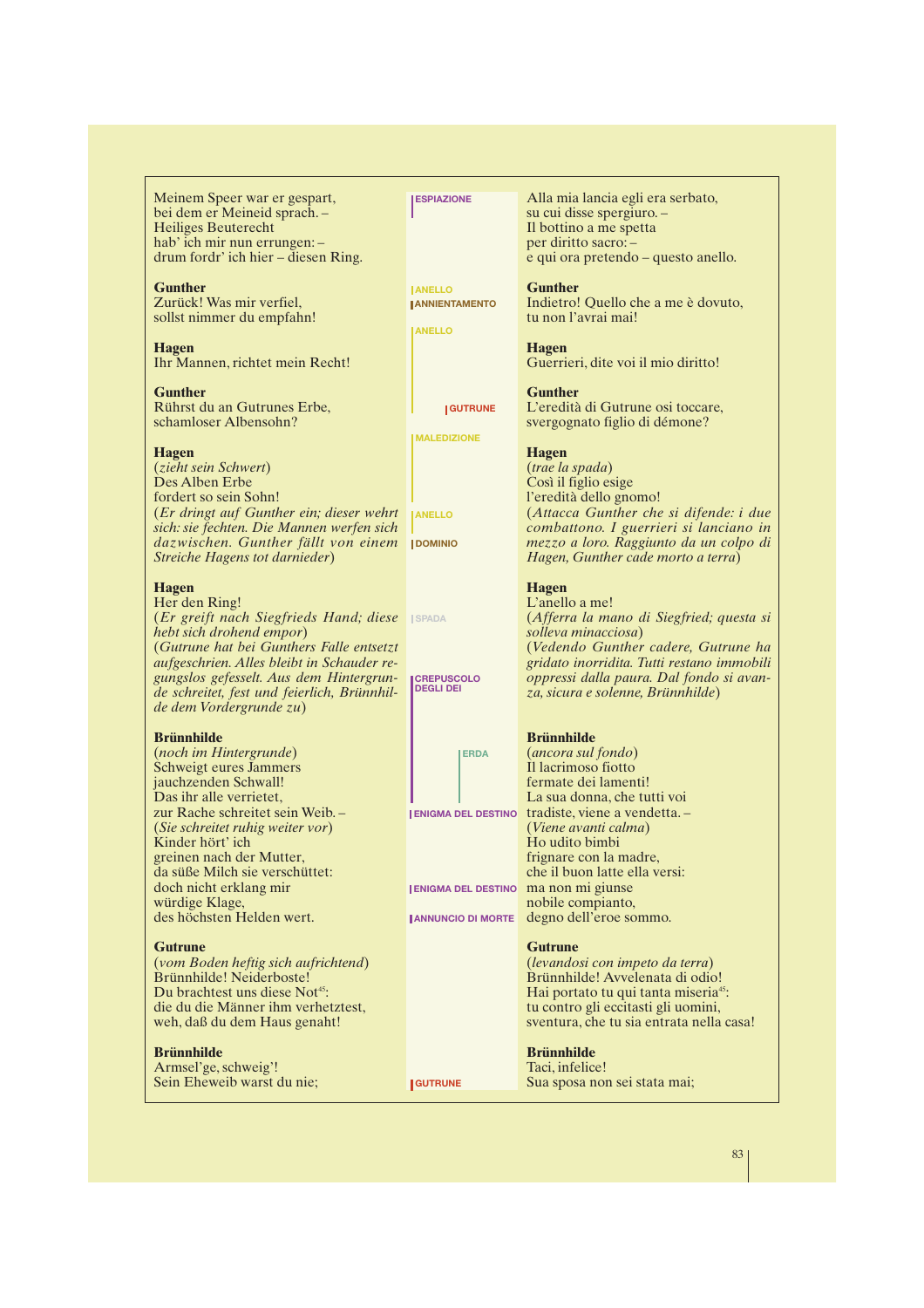Meinem Speer war er gespart,
bei dem er Meineid sprach. –
Heiliges Beuterecht
hab' ich mir nun errungen: –
drum fordr' ich hier – diesen Ring.

ESPIAZIONE

Alla mia lancia egli era serbato,
su cui disse spergiuro. –
Il bottino a me spetta
per diritto sacro: –
e qui ora pretendo – questo anello.

**Gunther**
Zurück! Was mir verfiel,
sollst nimmer du empfahn!

ANELLO
ANNIENTAMENTO
ANELLO

**Gunther**
Indietro! Quello che a me è dovuto,
tu non l'avrai mai!

**Hagen**
Ihr Mannen, richtet mein Recht!

**Hagen**
Guerrieri, dite voi il mio diritto!

**Gunther**
Rührst du an Gutrunes Erbe,
schamloser Albensohn?

GUTRUNE

**Gunther**
L'eredità di Gutrune osi toccare,
svergognato figlio di démone?

MALEDIZIONE

**Hagen**
(*zieht sein Schwert*)
Des Alben Erbe
fordert so sein Sohn!
(*Er dringt auf Gunther ein; dieser wehrt sich: sie fechten. Die Mannen werfen sich dazwischen. Gunther fällt von einem Streiche Hagens tot darnieder*)

ANELLO
DOMINIO

**Hagen**
(*trae la spada*)
Così il figlio esige
l'eredità dello gnomo!
(*Attacca Gunther che si difende: i due combattono. I guerrieri si lanciano in mezzo a loro. Raggiunto da un colpo di Hagen, Gunther cade morto a terra*)

**Hagen**
Her den Ring!
(*Er greift nach Siegfrieds Hand; diese hebt sich drohend empor*)
(*Gutrune hat bei Gunthers Falle entsetzt aufgeschrien. Alles bleibt in Schauder regungslos gefesselt. Aus dem Hintergrunde schreitet, fest und feierlich, Brünnhilde dem Vordergrunde zu*)

SPADA
CREPUSCOLO DEGLI DEI

**Hagen**
L'anello a me!
(*Afferra la mano di Siegfried; questa si solleva minacciosa*)
(*Vedendo Gunther cadere, Gutrune ha gridato inorridita. Tutti restano immobili oppressi dalla paura. Dal fondo si avanza, sicura e solenne, Brünnhilde*)

**Brünnhilde**
(*noch im Hintergrunde*)
Schweigt eures Jammers
jauchzenden Schwall!
Das ihr alle verrietet,
zur Rache schreitet sein Weib. –
(*Sie schreitet ruhig weiter vor*)
Kinder hört' ich
greinen nach der Mutter,
da süße Milch sie verschüttet:
doch nicht erklang mir
würdige Klage,
des höchsten Helden wert.

ERDA
ENIGMA DEL DESTINO
ENIGMA DEL DESTINO
ANNUNCIO DI MORTE

**Brünnhilde**
(*ancora sul fondo*)
Il lacrimoso fiotto
fermate dei lamenti!
La sua donna, che tutti voi
tradiste, viene a vendetta. –
(*Viene avanti calma*)
Ho udito bimbi
frignare con la madre,
che il buon latte ella versi:
ma non mi giunse
nobile compianto,
degno dell'eroe sommo.

**Gutrune**
(*vom Boden heftig sich aufrichtend*)
Brünnhilde! Neiderboste!
Du brachtest uns diese Not[45]:
die du die Männer ihm verhetztest,
weh, daß du dem Haus genaht!

**Gutrune**
(*levandosi con impeto da terra*)
Brünnhilde! Avvelenata di odio!
Hai portato tu qui tanta miseria[45]:
tu contro gli eccitasti gli uomini,
sventura, che tu sia entrata nella casa!

**Brünnhilde**
Armsel'ge, schweig'!
Sein Eheweib warst du nie;

GUTRUNE

**Brünnhilde**
Taci, infelice!
Sua sposa non sei stata mai;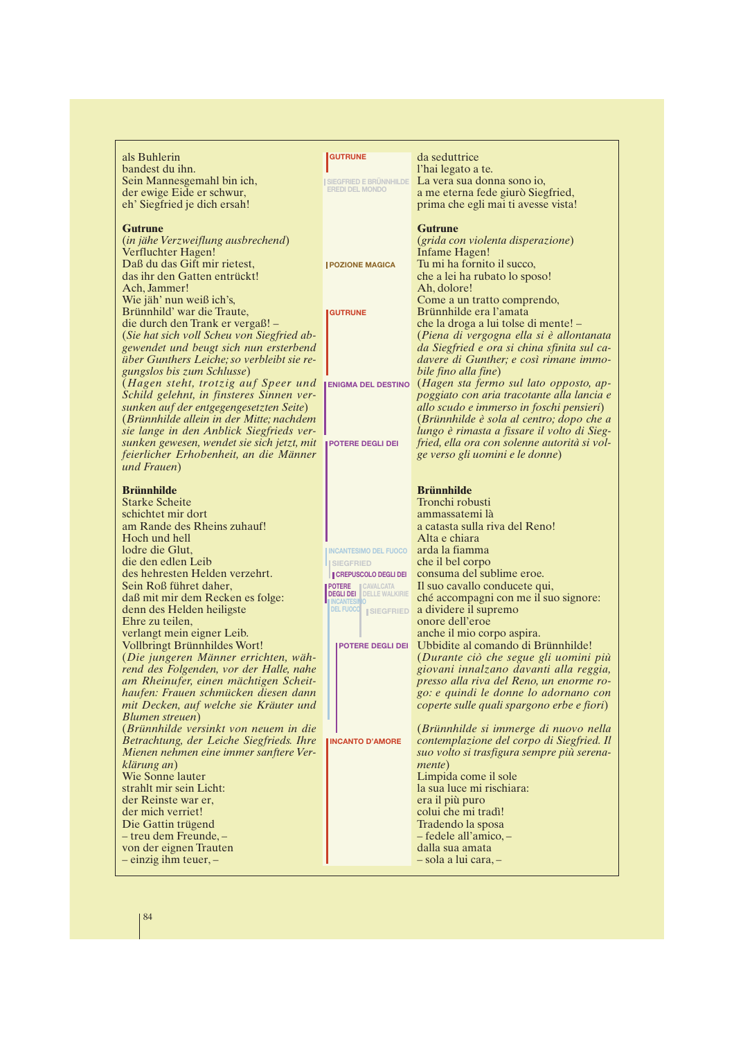als Buhlerin
bandest du ihn.
Sein Mannesgemahl bin ich,
der ewige Eide er schwur,
eh' Siegfried je dich ersah!

**Gutrune**
(*in jähe Verzweiflung ausbrechend*)
Verfluchter Hagen!
Daß du das Gift mir rietest,
das ihr den Gatten entrückt!
Ach, Jammer!
Wie jäh' nun weiß ich's,
Brünnhild' war die Traute,
die durch den Trank er vergaß! –
(*Sie hat sich voll Scheu von Siegfried abgewendet und beugt sich nun ersterbend über Gunthers Leiche; so verbleibt sie regungslos bis zum Schlusse*)
(*Hagen steht, trotzig auf Speer und Schild gelehnt, in finsteres Sinnen versunken auf der entgegengesetzten Seite*)
(*Brünnhilde allein in der Mitte; nachdem sie lange in den Anblick Siegfrieds versunken gewesen, wendet sie sich jetzt, mit feierlicher Erhobenheit, an die Männer und Frauen*)

**Brünnhilde**
Starke Scheite
schichtet mir dort
am Rande des Rheins zuhauf!
Hoch und hell
lodre die Glut,
die den edlen Leib
des hehresten Helden verzehrt.
Sein Roß führet daher,
daß mit mir dem Recken es folge:
denn des Helden heiligste
Ehre zu teilen,
verlangt mein eigner Leib.
Vollbringt Brünnhildes Wort!
(*Die jungeren Männer errichten, während des Folgenden, vor der Halle, nahe am Rheinufer, einen mächtigen Scheithaufen: Frauen schmücken diesen dann mit Decken, auf welche sie Kräuter und Blumen streuen*)
(*Brünnhilde versinkt von neuem in die Betrachtung, der Leiche Siegfrieds. Ihre Mienen nehmen eine immer sanftere Verklärung an*)
Wie Sonne lauter
strahlt mir sein Licht:
der Reinste war er,
der mich verriet!
Die Gattin trügend
– treu dem Freunde, –
von der eignen Trauten
– einzig ihm teuer, –

GUTRUNE
SIEGFRIED E BRÜNNHILDE EREDI DEL MONDO
POZIONE MAGICA
GUTRUNE
ENIGMA DEL DESTINO
POTERE DEGLI DEI
INCANTESIMO DEL FUOCO
SIEGFRIED
CREPUSCOLO DEGLI DEI
POTERE DEGLI DEI
CAVALCATA DELLE WALKIRIE
INCANTESIMO DEL FUOCO
SIEGFRIED
POTERE DEGLI DEI
INCANTO D'AMORE

da seduttrice
l'hai legato a te.
La vera sua donna sono io,
a me eterna fede giurò Siegfried,
prima che egli mai ti avesse vista!

**Gutrune**
(*grida con violenta disperazione*)
Infame Hagen!
Tu mi ha fornito il succo,
che a lei ha rubato lo sposo!
Ah, dolore!
Come a un tratto comprendo,
Brünnhilde era l'amata
che la droga a lui tolse di mente! –
(*Piena di vergogna ella si è allontanata da Siegfried e ora si china sfinita sul cadavere di Gunther; e così rimane immobile fino alla fine*)
(*Hagen sta fermo sul lato opposto, appoggiato con aria tracotante alla lancia e allo scudo e immerso in foschi pensieri*)
(*Brünnhilde è sola al centro; dopo che a lungo è rimasta a fissare il volto di Siegfried, ella ora con solenne autorità si volge verso gli uomini e le donne*)

**Brünnhilde**
Tronchi robusti
ammassatemi là
a catasta sulla riva del Reno!
Alta e chiara
arda la fiamma
che il bel corpo
consuma del sublime eroe.
Il suo cavallo conducete qui,
ché accompagni con me il suo signore:
a dividere il supremo
onore dell'eroe
anche il mio corpo aspira.
Ubbidite al comando di Brünnhilde!
(*Durante ciò che segue gli uomini più giovani innalzano davanti alla reggia, presso alla riva del Reno, un enorme rogo: e quindi le donne lo adornano con coperte sulle quali spargono erbe e fiori*)

(*Brünnhilde si immerge di nuovo nella contemplazione del corpo di Siegfried. Il suo volto si trasfigura sempre più serenamente*)
Limpida come il sole
la sua luce mi rischiara:
era il più puro
colui che mi tradì!
Tradendo la sposa
– fedele all'amico, –
dalla sua amata
– sola a lui cara, –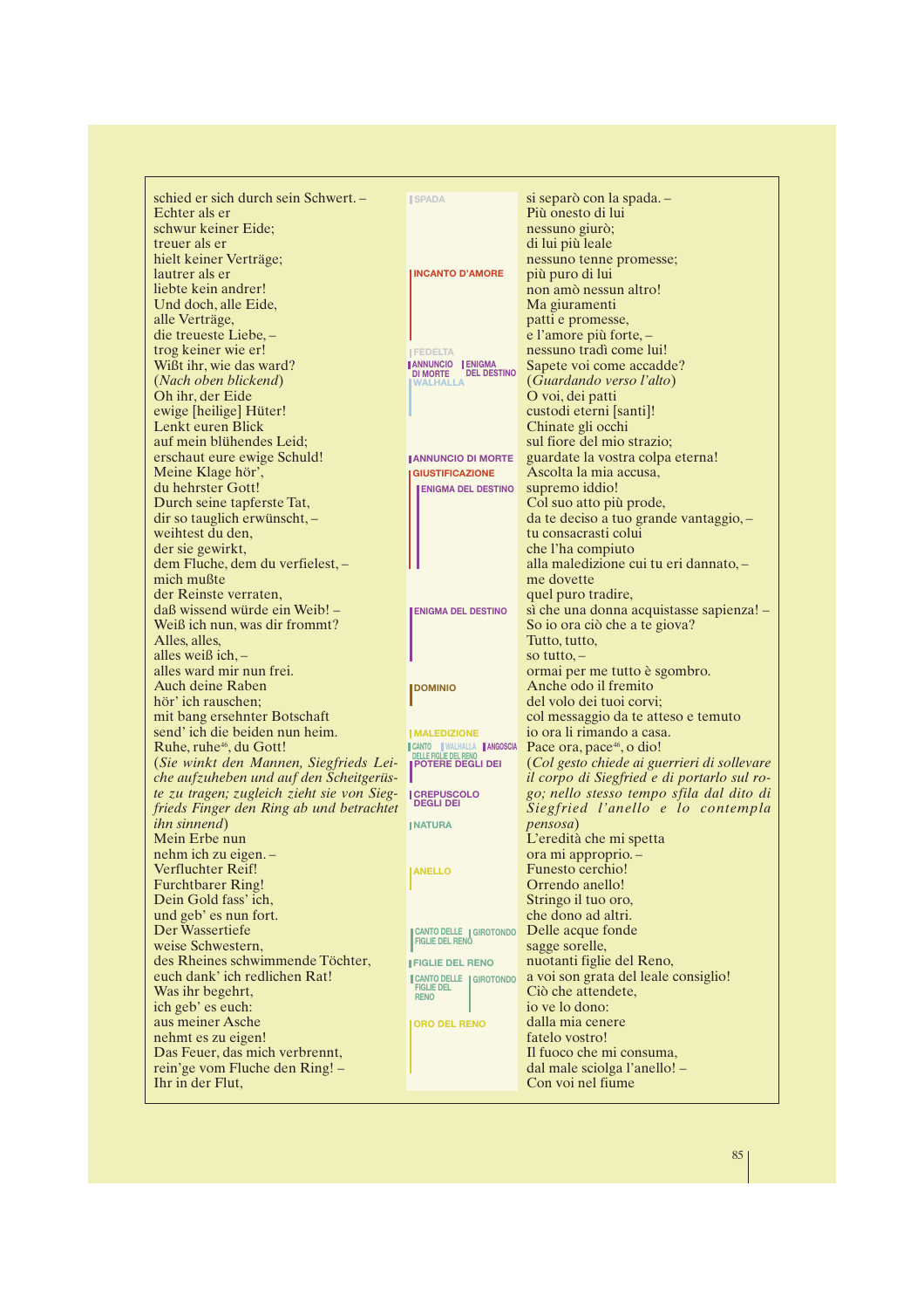| German | Leitmotive | Italiano |
|---|---|---|
| schied er sich durch sein Schwert. – | SPADA | si separò con la spada. – |
| Echter als er | | Più onesto di lui |
| schwur keiner Eide; | | nessuno giurò; |
| treuer als er | | di lui più leale |
| hielt keiner Verträge; | | nessuno tenne promesse; |
| lautrer als er | INCANTO D'AMORE | più puro di lui |
| liebte kein andrer! | | non amò nessun altro! |
| Und doch, alle Eide, | | Ma giuramenti |
| alle Verträge, | | patti e promesse, |
| die treueste Liebe, – | | e l'amore più forte, – |
| trog keiner wie er! | FEDELTA | nessuno tradì come lui! |
| Wißt ihr, wie das ward? | ANNUNCIO DI MORTE / ENIGMA DEL DESTINO | Sapete voi come accadde? |
| (*Nach oben blickend*) | WALHALLA | (*Guardando verso l'alto*) |
| Oh ihr, der Eide | | O voi, dei patti |
| ewige [heilige] Hüter! | | custodi eterni [santi]! |
| Lenkt euren Blick | | Chinate gli occhi |
| auf mein blühendes Leid; | | sul fiore del mio strazio; |
| erschaut eure ewige Schuld! | ANNUNCIO DI MORTE | guardate la vostra colpa eterna! |
| Meine Klage hör', | GIUSTIFICAZIONE | Ascolta la mia accusa, |
| du hehrster Gott! | ENIGMA DEL DESTINO | supremo iddio! |
| Durch seine tapferste Tat, | | Col suo atto più prode, |
| dir so tauglich erwünscht, – | | da te deciso a tuo grande vantaggio, – |
| weihtest du den, | | tu consacrasti colui |
| der sie gewirkt, | | che l'ha compiuto |
| dem Fluche, dem du verfielest, – | | alla maledizione cui tu eri dannato, – |
| mich mußte | | me dovette |
| der Reinste verraten, | | quel puro tradire, |
| daß wissend würde ein Weib! – | ENIGMA DEL DESTINO | sì che una donna acquistasse sapienza! – |
| Weiß ich nun, was dir frommt? | | So io ora ciò che a te giova? |
| Alles, alles, | | Tutto, tutto, |
| alles weiß ich, – | | so tutto, – |
| alles ward mir nun frei. | | ormai per me tutto è sgombro. |
| Auch deine Raben | DOMINIO | Anche odo il fremito |
| hör' ich rauschen; | | del volo dei tuoi corvi; |
| mit bang ersehnter Botschaft | | col messaggio da te atteso e temuto |
| send' ich die beiden nun heim. | MALEDIZIONE | io ora li rimando a casa. |
| Ruhe, ruhe[46], du Gott! | CANTO DELLE FIGLIE DEL RENO / WALHALLA / ANGOSCIA | Pace ora, pace[46], o dio! |
| (*Sie winkt den Mannen, Siegfrieds Leiche aufzuheben und auf den Scheitgerüste zu tragen; zugleich zieht sie von Siegfrieds Finger den Ring ab und betrachtet ihn sinnend*) | POTERE DEGLI DEI / CREPUSCOLO DEGLI DEI / NATURA | (*Col gesto chiede ai guerrieri di sollevare il corpo di Siegfried e di portarlo sul rogo; nello stesso tempo sfila dal dito di Siegfried l'anello e lo contempla pensosa*) |
| Mein Erbe nun | | L'eredità che mi spetta |
| nehm ich zu eigen. – | | ora mi approprio. – |
| Verfluchter Reif! | ANELLO | Funesto cerchio! |
| Furchtbarer Ring! | | Orrendo anello! |
| Dein Gold fass' ich, | | Stringo il tuo oro, |
| und geb' es nun fort. | | che dono ad altri. |
| Der Wassertiefe | CANTO DELLE FIGLIE DEL RENO / GIROTONDO | Delle acque fonde |
| weise Schwestern, | | sagge sorelle, |
| des Rheines schwimmende Töchter, | FIGLIE DEL RENO | nuotanti figlie del Reno, |
| euch dank' ich redlichen Rat! | CANTO DELLE FIGLIE DEL RENO / GIROTONDO | a voi son grata del leale consiglio! |
| Was ihr begehrt, | | Ciò che attendete, |
| ich geb' es euch: | | io ve lo dono: |
| aus meiner Asche | ORO DEL RENO | dalla mia cenere |
| nehmt es zu eigen! | | fatelo vostro! |
| Das Feuer, das mich verbrennt, | | Il fuoco che mi consuma, |
| rein'ge vom Fluche den Ring! – | | dal male sciolga l'anello! – |
| Ihr in der Flut, | | Con voi nel fiume |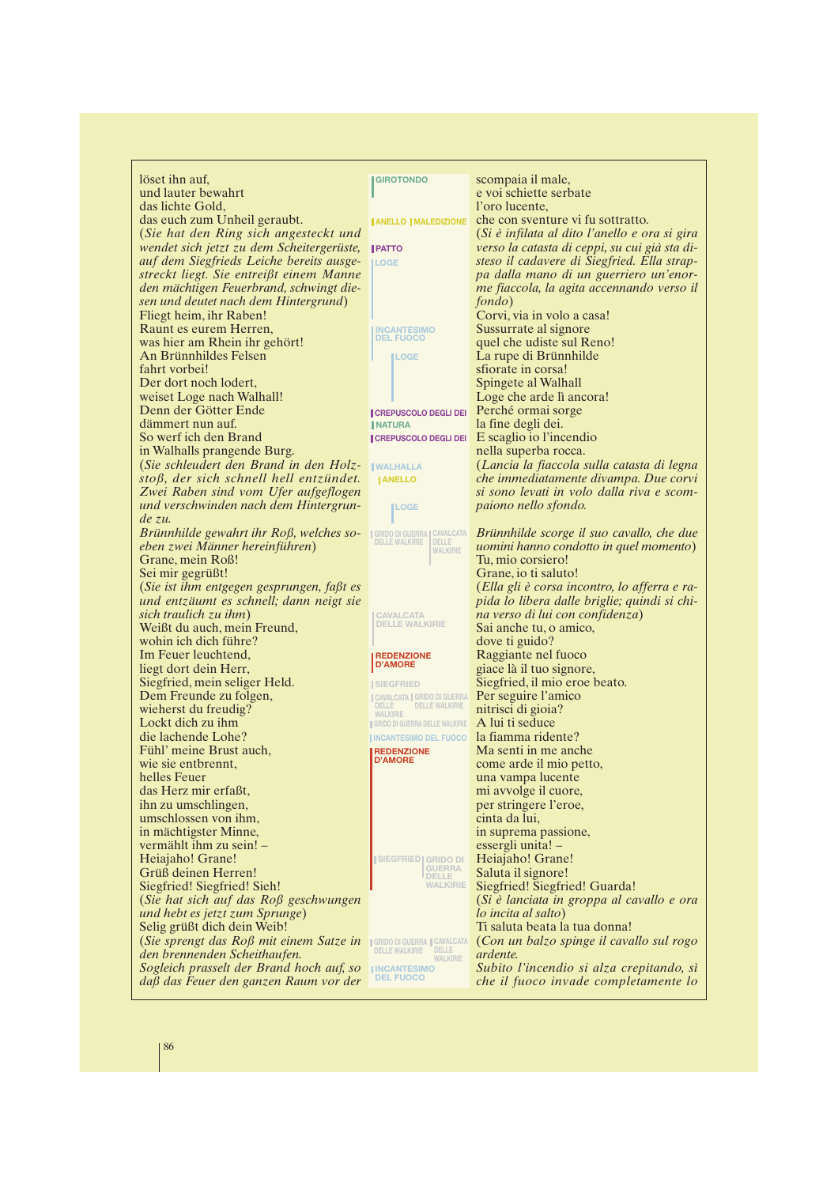| Tedesco | Motivi | Italiano |
|---|---|---|
| löset ihn auf,<br>und lauter bewahrt<br>das lichte Gold,<br>das euch zum Unheil geraubt. | GIROTONDO<br><br>ANELLO / MALEDIZIONE | scompaia il male,<br>e voi schiette serbate<br>l'oro lucente,<br>che con sventure vi fu sottratto. |
| (*Sie hat den Ring sich angesteckt und wendet sich jetzt zu dem Scheitergerüste, auf dem Siegfrieds Leiche bereits ausgestreckt liegt. Sie entreißt einem Manne den mächtigen Feuerbrand, schwingt diesen und deutet nach dem Hintergrund*) | PATTO<br>LOGE | (*Si è infilata al dito l'anello e ora si gira verso la catasta di ceppi, su cui già sta disteso il cadavere di Siegfried. Ella strappa dalla mano di un guerriero un'enorme fiaccola, la agita accennando verso il fondo*) |
| Fliegt heim, ihr Raben!<br>Raunt es eurem Herren,<br>was hier am Rhein ihr gehört!<br>An Brünnhildes Felsen<br>fahrt vorbei!<br>Der dort noch lodert,<br>weiset Loge nach Walhall! | INCANTESIMO DEL FUOCO<br>LOGE | Corvi, via in volo a casa!<br>Sussurrate al signore<br>quel che udiste sul Reno!<br>La rupe di Brünnhilde<br>sfiorate in corsa!<br>Spingete al Walhall<br>Loge che arde lì ancora! |
| Denn der Götter Ende<br>dämmert nun auf.<br>So werf ich den Brand<br>in Walhalls prangende Burg. | CREPUSCOLO DEGLI DEI<br>NATURA<br>CREPUSCOLO DEGLI DEI | Perché ormai sorge<br>la fine degli dei.<br>E scaglio io l'incendio<br>nella superba rocca. |
| (*Sie schleudert den Brand in den Holzstoß, der sich schnell hell entzündet. Zwei Raben sind vom Ufer aufgeflogen und verschwinden nach dem Hintergrunde zu.* | WALHALLA<br>ANELLO<br>LOGE | (*Lancia la fiaccola sulla catasta di legna che immediatamente divampa. Due corvi si sono levati in volo dalla riva e scompaiono nello sfondo.* |
| *Brünnhilde gewahrt ihr Roß, welches soeben zwei Männer hereinführen*)<br>Grane, mein Roß!<br>Sei mir gegrüßt! | GRIDO DI GUERRA DELLE WALKIRIE / CAVALCATA DELLE WALKIRIE | *Brünnhilde scorge il suo cavallo, che due uomini hanno condotto in quel momento*)<br>Tu, mio corsiero!<br>Grane, io ti saluto! |
| (*Sie ist ihm entgegen gesprungen, faßt es und entzäumt es schnell; dann neigt sie sich traulich zu ihm*)<br>Weißt du auch, mein Freund,<br>wohin ich dich führe? | CAVALCATA DELLE WALKIRIE | (*Ella gli è corsa incontro, lo afferra e rapida lo libera dalle briglie; quindi si china verso di lui con confidenza*)<br>Sai anche tu, o amico,<br>dove ti guido? |
| Im Feuer leuchtend,<br>liegt dort dein Herr,<br>Siegfried, mein seliger Held.<br>Dem Freunde zu folgen,<br>wieherst du freudig?<br>Lockt dich zu ihm<br>die lachende Lohe? | REDENZIONE D'AMORE<br>SIEGFRIED<br>CAVALCATA DELLE WALKIRIE / GRIDO DI GUERRA DELLE WALKIRIE<br>GRIDO DI GUERRA DELLE WALKIRIE<br>INCANTESIMO DEL FUOCO | Raggiante nel fuoco<br>giace là il tuo signore,<br>Siegfried, il mio eroe beato.<br>Per seguire l'amico<br>nitrisci di gioia?<br>A lui ti seduce<br>la fiamma ridente? |
| Fühl' meine Brust auch,<br>wie sie entbrennt,<br>helles Feuer<br>das Herz mir erfaßt,<br>ihn zu umschlingen,<br>umschlossen von ihm,<br>in mächtigster Minne,<br>vermählt ihm zu sein! – | REDENZIONE D'AMORE | Ma senti in me anche<br>come arde il mio petto,<br>una vampa lucente<br>mi avvolge il cuore,<br>per stringere l'eroe,<br>cinta da lui,<br>in suprema passione,<br>essergli unita! – |
| Heiajaho! Grane!<br>Grüß deinen Herren!<br>Siegfried! Siegfried! Sieh! | SIEGFRIED / GRIDO DI GUERRA DELLE WALKIRIE | Heiajaho! Grane!<br>Saluta il signore!<br>Siegfried! Siegfried! Guarda! |
| (*Sie hat sich auf das Roß geschwungen und hebt es jetzt zum Sprunge*)<br>Selig grüßt dich dein Weib! | | (*Si è lanciata in groppa al cavallo e ora lo incita al salto*)<br>Ti saluta beata la tua donna! |
| (*Sie sprengt das Roß mit einem Satze in den brennenden Scheithaufen.*<br>*Sogleich prasselt der Brand hoch auf, so daß das Feuer den ganzen Raum vor der* | GRIDO DI GUERRA DELLE WALKIRIE / CAVALCATA DELLE WALKIRIE<br>INCANTESIMO DEL FUOCO | (*Con un balzo spinge il cavallo sul rogo ardente.*<br>*Subito l'incendio si alza crepitando, sì che il fuoco invade completamente lo* |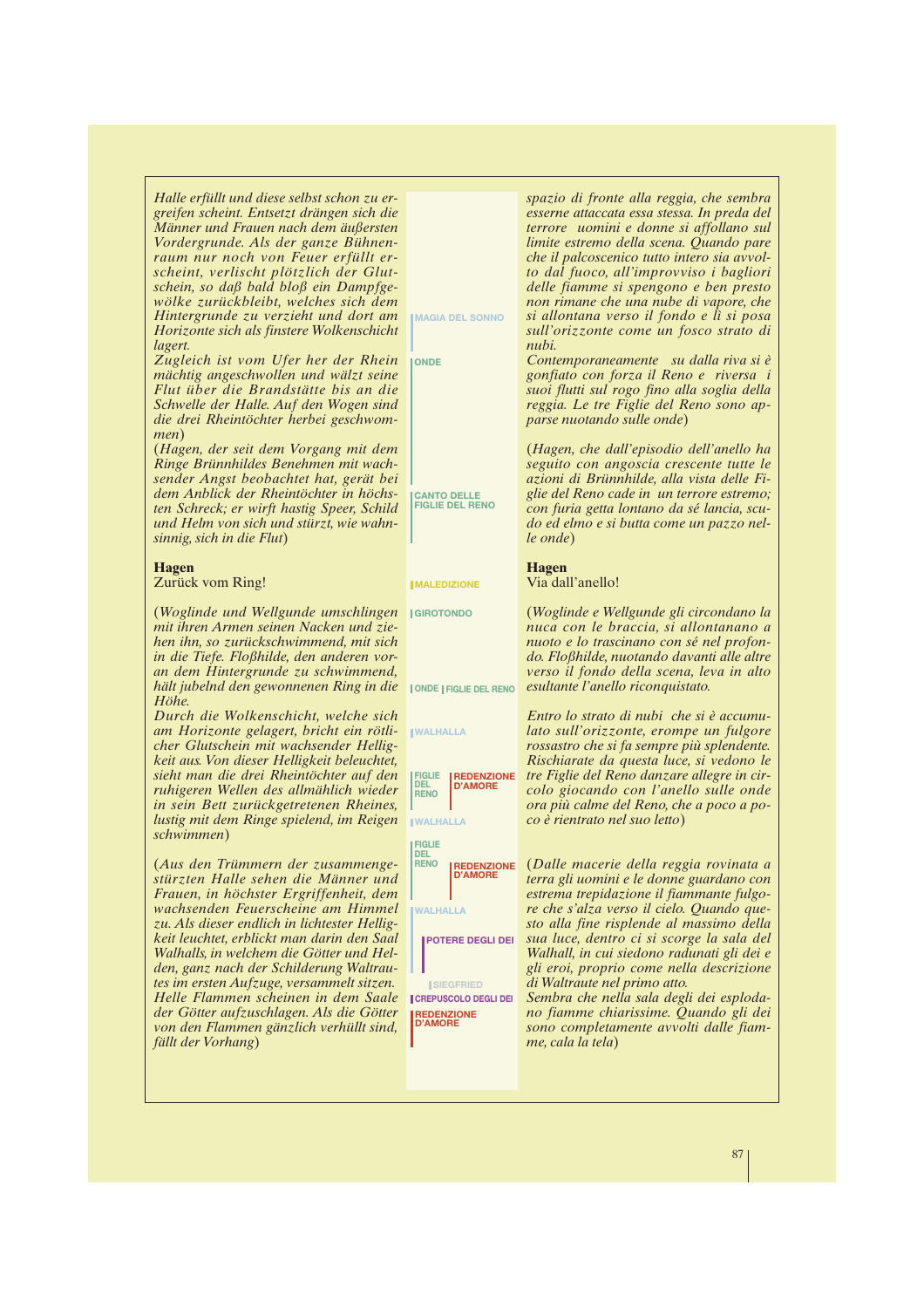*Halle erfüllt und diese selbst schon zu ergreifen scheint. Entsetzt drängen sich die Männer und Frauen nach dem äußersten Vordergrunde. Als der ganze Bühnenraum nur noch von Feuer erfüllt erscheint, verlischt plötzlich der Glutschein, so daß bald bloß ein Dampfgewölke zurückbleibt, welches sich dem Hintergrunde zu verzieht und dort am Horizonte sich als finstere Wolkenschicht lagert.*
*Zugleich ist vom Ufer her der Rhein mächtig angeschwollen und wälzt seine Flut über die Brandstätte bis an die Schwelle der Halle. Auf den Wogen sind die drei Rheintöchter herbei geschwommen*)

(*Hagen, der seit dem Vorgang mit dem Ringe Brünnhildes Benehmen mit wachsender Angst beobachtet hat, gerät bei dem Anblick der Rheintöchter in höchsten Schreck; er wirft hastig Speer, Schild und Helm von sich und stürzt, wie wahnsinnig, sich in die Flut*)

**Hagen**
Zurück vom Ring!

(*Woglinde und Wellgunde umschlingen mit ihren Armen seinen Nacken und ziehen ihn, so zurückschwimmend, mit sich in die Tiefe. Floßhilde, den anderen voran dem Hintergrunde zu schwimmend, hält jubelnd den gewonnenen Ring in die Höhe.*
*Durch die Wolkenschicht, welche sich am Horizonte gelagert, bricht ein rötlicher Glutschein mit wachsender Helligkeit aus. Von dieser Helligkeit beleuchtet, sieht man die drei Rheintöchter auf den ruhigeren Wellen des allmählich wieder in sein Bett zurückgetretenen Rheines, lustig mit dem Ringe spielend, im Reigen schwimmen*)

(*Aus den Trümmern der zusammengestürzten Halle sehen die Männer und Frauen, in höchster Ergriffenheit, dem wachsenden Feuerscheine am Himmel zu. Als dieser endlich in lichtester Helligkeit leuchtet, erblickt man darin den Saal Walhalls, in welchem die Götter und Helden, ganz nach der Schilderung Waltrautes im ersten Aufzuge, versammelt sitzen. Helle Flammen scheinen in dem Saale der Götter aufzuschlagen. Als die Götter von den Flammen gänzlich verhüllt sind, fällt der Vorhang*)

MAGIA DEL SONNO
ONDE
CANTO DELLE FIGLIE DEL RENO
MALEDIZIONE
GIROTONDO
ONDE | FIGLIE DEL RENO
WALHALLA
FIGLIE DEL RENO | REDENZIONE D'AMORE
WALHALLA
FIGLIE DEL RENO | REDENZIONE D'AMORE
WALHALLA
POTERE DEGLI DEI
SIEGFRIED
CREPUSCOLO DEGLI DEI
REDENZIONE D'AMORE

*spazio di fronte alla reggia, che sembra esserne attaccata essa stessa. In preda del terrore uomini e donne si affollano sul limite estremo della scena. Quando pare che il palcoscenico tutto intero sia avvolto dal fuoco, all'improvviso i bagliori delle fiamme si spengono e ben presto non rimane che una nube di vapore, che si allontana verso il fondo e lì si posa sull'orizzonte come un fosco strato di nubi.*
*Contemporaneamente su dalla riva si è gonfiato con forza il Reno e riversa i suoi flutti sul rogo fino alla soglia della reggia. Le tre Figlie del Reno sono apparse nuotando sulle onde*)

(*Hagen, che dall'episodio dell'anello ha seguito con angoscia crescente tutte le azioni di Brünnhilde, alla vista delle Figlie del Reno cade in un terrore estremo; con furia getta lontano da sé lancia, scudo ed elmo e si butta come un pazzo nelle onde*)

**Hagen**
Via dall'anello!

(*Woglinde e Wellgunde gli circondano la nuca con le braccia, si allontanano a nuoto e lo trascinano con sé nel profondo. Floßhilde, nuotando davanti alle altre verso il fondo della scena, leva in alto esultante l'anello riconquistato.*

*Entro lo strato di nubi che si è accumulato sull'orizzonte, erompe un fulgore rossastro che si fa sempre più splendente. Rischiarate da questa luce, si vedono le tre Figlie del Reno danzare allegre in circolo giocando con l'anello sulle onde ora più calme del Reno, che a poco a poco è rientrato nel suo letto*)

(*Dalle macerie della reggia rovinata a terra gli uomini e le donne guardano con estrema trepidazione il fiammante fulgore che s'alza verso il cielo. Quando questo alla fine risplende al massimo della sua luce, dentro ci si scorge la sala del Walhall, in cui siedono radunati gli dei e gli eroi, proprio come nella descrizione di Waltraute nel primo atto.*
*Sembra che nella sala degli dei esplodano fiamme chiarissime. Quando gli dei sono completamente avvolti dalle fiamme, cala la tela*)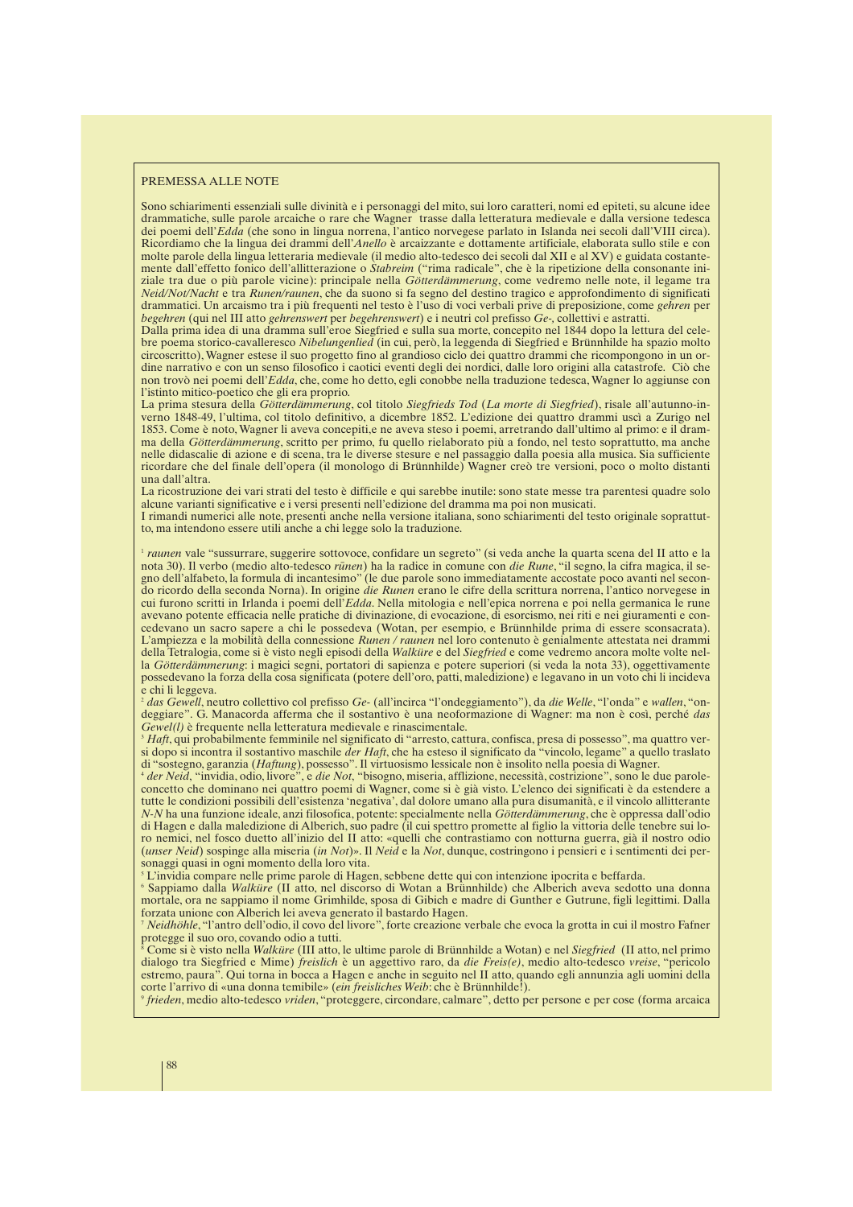PREMESSA ALLE NOTE

Sono schiarimenti essenziali sulle divinità e i personaggi del mito, sui loro caratteri, nomi ed epiteti, su alcune idee drammatiche, sulle parole arcaiche o rare che Wagner trasse dalla letteratura medievale e dalla versione tedesca dei poemi dell'*Edda* (che sono in lingua norrena, l'antico norvegese parlato in Islanda nei secoli dall'VIII circa). Ricordiamo che la lingua dei drammi dell'*Anello* è arcaizzante e dottamente artificiale, elaborata sullo stile e con molte parole della lingua letteraria medievale (il medio alto-tedesco dei secoli dal XII e al XV) e guidata costantemente dall'effetto fonico dell'allitterazione o *Stabreim* ("rima radicale", che è la ripetizione della consonante iniziale tra due o più parole vicine): principale nella *Götterdämmerung*, come vedremo nelle note, il legame tra *Neid/Not/Nacht* e tra *Runen/raunen*, che da suono si fa segno del destino tragico e approfondimento di significati drammatici. Un arcaismo tra i più frequenti nel testo è l'uso di voci verbali prive di preposizione, come *gehren* per *begehren* (qui nel III atto *gehrenswert* per *begehrenswert*) e i neutri col prefisso *Ge-*, collettivi e astratti.

Dalla prima idea di una dramma sull'eroe Siegfried e sulla sua morte, concepito nel 1844 dopo la lettura del celebre poema storico-cavalleresco *Nibelungenlied* (in cui, però, la leggenda di Siegfried e Brünnhilde ha spazio molto circoscritto), Wagner estese il suo progetto fino al grandioso ciclo dei quattro drammi che ricompongono in un ordine narrativo e con un senso filosofico i caotici eventi degli dei nordici, dalle loro origini alla catastrofe. Ciò che non trovò nei poemi dell'*Edda*, che, come ho detto, egli conobbe nella traduzione tedesca, Wagner lo aggiunse con l'istinto mitico-poetico che gli era proprio.

La prima stesura della *Götterdämmerung*, col titolo *Siegfrieds Tod* (*La morte di Siegfried*), risale all'autunno-inverno 1848-49, l'ultima, col titolo definitivo, a dicembre 1852. L'edizione dei quattro drammi uscì a Zurigo nel 1853. Come è noto, Wagner li aveva concepiti,e ne aveva steso i poemi, arretrando dall'ultimo al primo: e il dramma della *Götterdämmerung*, scritto per primo, fu quello rielaborato più a fondo, nel testo soprattutto, ma anche nelle didascalie di azione e di scena, tra le diverse stesure e nel passaggio dalla poesia alla musica. Sia sufficiente ricordare che del finale dell'opera (il monologo di Brünnhilde) Wagner creò tre versioni, poco o molto distanti una dall'altra.

La ricostruzione dei vari strati del testo è difficile e qui sarebbe inutile: sono state messe tra parentesi quadre solo alcune varianti significative e i versi presenti nell'edizione del dramma ma poi non musicati.

I rimandi numerici alle note, presenti anche nella versione italiana, sono schiarimenti del testo originale soprattutto, ma intendono essere utili anche a chi legge solo la traduzione.

[1] *raunen* vale "sussurrare, suggerire sottovoce, confidare un segreto" (si veda anche la quarta scena del II atto e la nota 30). Il verbo (medio alto-tedesco *rūnen*) ha la radice in comune con *die Rune*, "il segno, la cifra magica, il segno dell'alfabeto, la formula di incantesimo" (le due parole sono immediatamente accostate poco avanti nel secondo ricordo della seconda Norna). In origine *die Runen* erano le cifre della scrittura norrena, l'antico norvegese in cui furono scritti in Irlanda i poemi dell'*Edda*. Nella mitologia e nell'epica norrena e poi nella germanica le rune avevano potente efficacia nelle pratiche di divinazione, di evocazione, di esorcismo, nei riti e nei giuramenti e concedevano un sacro sapere a chi le possedeva (Wotan, per esempio, e Brünnhilde prima di essere sconsacrata). L'ampiezza e la mobilità della connessione *Runen / raunen* nel loro contenuto è genialmente attestata nei drammi della Tetralogia, come si è visto negli episodi della *Walküre* e del *Siegfried* e come vedremo ancora molte volte nella *Götterdämmerung*: i magici segni, portatori di sapienza e potere superiori (si veda la nota 33), oggettivamente possedevano la forza della cosa significata (per esempio dell'oro, patti, maledizione) e legavano in un voto chi li incideva e chi li leggeva.

[2] *das Gewell*, neutro collettivo col prefisso *Ge-* (all'incirca "l'ondeggiamento"), da *die Welle*, "l'onda" e *wallen*, "ondeggiare". G. Manacorda afferma che il sostantivo è una neoformazione di Wagner: ma non è così, perché *das Gewel(l)* è frequente nella letteratura medievale e rinascimentale.

[3] *Haft*, qui probabilmente femminile nel significato di "arresto, cattura, confisca, presa di possesso", ma quattro versi dopo si incontra il sostantivo maschile *der Haft*, che ha esteso il significato da "vincolo, legame" a quello traslato di "sostegno, garanzia (*Haftung*), possesso". Il virtuosismo lessicale non è insolito nella poesia di Wagner.

[4] *der Neid*, "invidia, odio, livore", e *die Not*, "bisogno, miseria, afflizione, necessità, costrizione", sono le due parole-concetto che dominano nei quattro poemi di Wagner, come si è già visto. L'elenco dei significati è da estendere a tutte le condizioni possibili dell'esistenza 'negativa', dal dolore umano alla pura disumanità, e il vincolo allitterante *N-N* ha una funzione ideale, anzi filosofica, potente: specialmente nella *Götterdämmerung*, che è oppressa dall'odio di Hagen e dalla maledizione di Alberich, suo padre (il cui spettro promette al figlio la vittoria delle tenebre sui loro nemici, nel fosco duetto all'inizio del II atto: «quelli che contrastiamo con notturna guerra, già il nostro odio (*unser Neid*) sospinge alla miseria (*in Not*)». Il *Neid* e la *Not*, dunque, costringono i pensieri e i sentimenti dei personaggi quasi in ogni momento della loro vita.

[5] L'invidia compare nelle prime parole di Hagen, sebbene dette qui con intenzione ipocrita e beffarda.

[6] Sappiamo dalla *Walküre* (II atto, nel discorso di Wotan a Brünnhilde) che Alberich aveva sedotto una donna mortale, ora ne sappiamo il nome Grimhilde, sposa di Gibich e madre di Gunther e Gutrune, figli legittimi. Dalla forzata unione con Alberich lei aveva generato il bastardo Hagen.

[7] *Neidhöhle*, "l'antro dell'odio, il covo del livore", forte creazione verbale che evoca la grotta in cui il mostro Fafner protegge il suo oro, covando odio a tutti.

[8] Come si è visto nella *Walküre* (III atto, le ultime parole di Brünnhilde a Wotan) e nel *Siegfried* (II atto, nel primo dialogo tra Siegfried e Mime) *freislich* è un aggettivo raro, da *die Freis(e)*, medio alto-tedesco *vreise*, "pericolo estremo, paura". Qui torna in bocca a Hagen e anche in seguito nel II atto, quando egli annunzia agli uomini della corte l'arrivo di «una donna temibile» (*ein freisliches Weib*: che è Brünnhilde!).

[9] *frieden*, medio alto-tedesco *vriden*, "proteggere, circondare, calmare", detto per persone e per cose (forma arcaica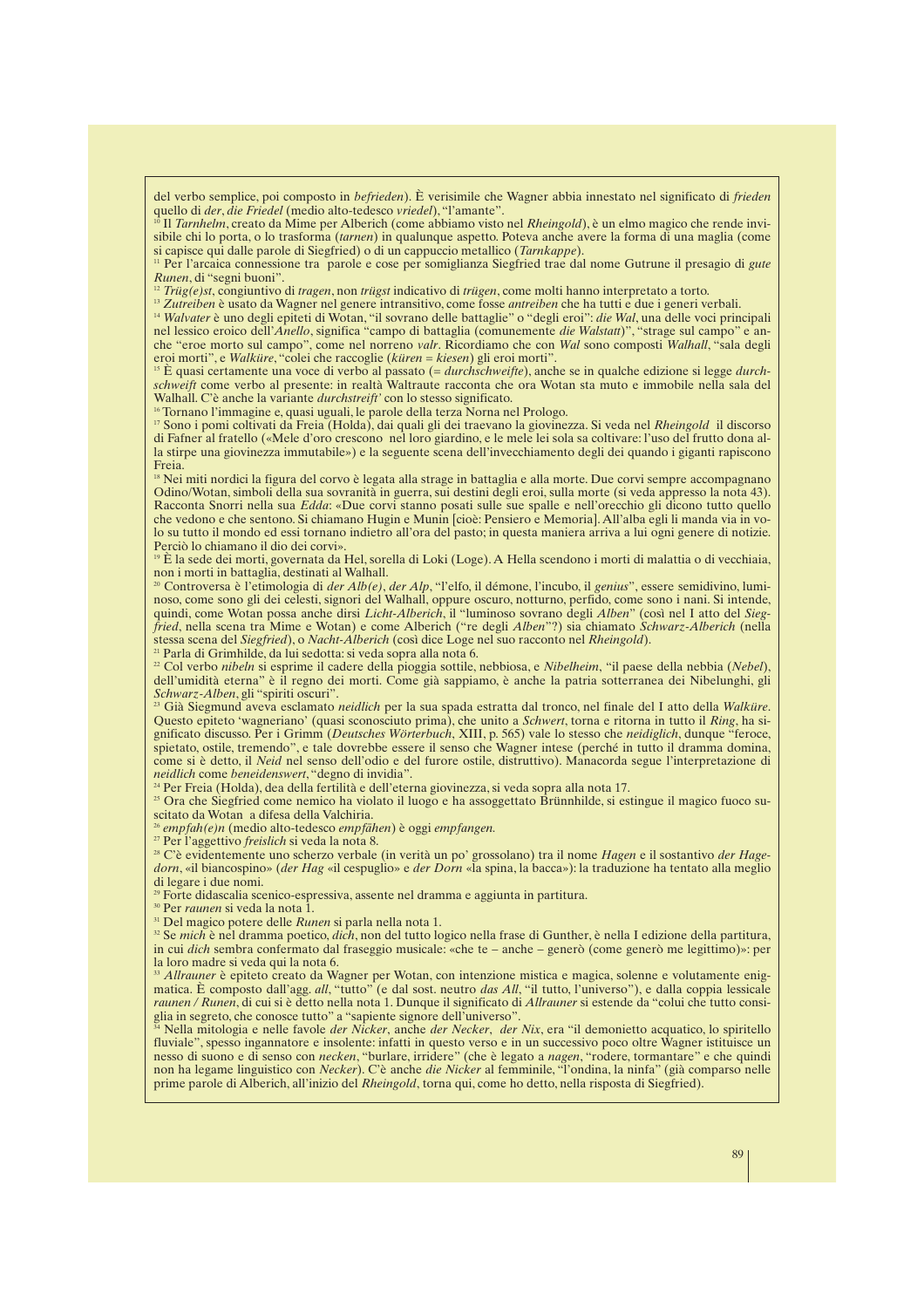del verbo semplice, poi composto in *befrieden*). È verisimile che Wagner abbia innestato nel significato di *frieden* quello di *der*, *die Friedel* (medio alto-tedesco *vriedel*), "l'amante".

[10] Il *Tarnhelm*, creato da Mime per Alberich (come abbiamo visto nel *Rheingold*), è un elmo magico che rende invisibile chi lo porta, o lo trasforma (*tarnen*) in qualunque aspetto. Poteva anche avere la forma di una maglia (come si capisce qui dalle parole di Siegfried) o di un cappuccio metallico (*Tarnkappe*).

[11] Per l'arcaica connessione tra parole e cose per somiglianza Siegfried trae dal nome Gutrune il presagio di *gute Runen*, di "segni buoni".

[12] *Trüg(e)st*, congiuntivo di *tragen*, non *trügst* indicativo di *trügen*, come molti hanno interpretato a torto.

[13] *Zutreiben* è usato da Wagner nel genere intransitivo, come fosse *antreiben* che ha tutti e due i generi verbali.

[14] *Walvater* è uno degli epiteti di Wotan, "il sovrano delle battaglie" o "degli eroi": *die Wal*, una delle voci principali nel lessico eroico dell'*Anello*, significa "campo di battaglia (comunemente *die Walstatt*)", "strage sul campo" e anche "eroe morto sul campo", come nel norreno *valr*. Ricordiamo che con *Wal* sono composti *Walhall*, "sala degli eroi morti", e *Walküre*, "colei che raccoglie (*küren* = *kiesen*) gli eroi morti".

[15] È quasi certamente una voce di verbo al passato (= *durchschweifte*), anche se in qualche edizione si legge *durchschweift* come verbo al presente: in realtà Waltraute racconta che ora Wotan sta muto e immobile nella sala del Walhall. C'è anche la variante *durchstreift'* con lo stesso significato.

[16] Tornano l'immagine e, quasi uguali, le parole della terza Norna nel Prologo.

[17] Sono i pomi coltivati da Freia (Holda), dai quali gli dei traevano la giovinezza. Si veda nel *Rheingold* il discorso di Fafner al fratello («Mele d'oro crescono nel loro giardino, e le mele lei sola sa coltivare: l'uso del frutto dona alla stirpe una giovinezza immutabile») e la seguente scena dell'invecchiamento degli dei quando i giganti rapiscono Freia.

[18] Nei miti nordici la figura del corvo è legata alla strage in battaglia e alla morte. Due corvi sempre accompagnano Odino/Wotan, simboli della sua sovranità in guerra, sui destini degli eroi, sulla morte (si veda appresso la nota 43). Racconta Snorri nella sua *Edda*: «Due corvi stanno posati sulle sue spalle e nell'orecchio gli dicono tutto quello che vedono e che sentono. Si chiamano Hugin e Munin [cioè: Pensiero e Memoria]. All'alba egli li manda via in volo su tutto il mondo ed essi tornano indietro all'ora del pasto; in questa maniera arriva a lui ogni genere di notizie. Perciò lo chiamano il dio dei corvi».

[19] È la sede dei morti, governata da Hel, sorella di Loki (Loge). A Hella scendono i morti di malattia o di vecchiaia, non i morti in battaglia, destinati al Walhall.

[20] Controversa è l'etimologia di *der Alb(e)*, *der Alp*, "l'elfo, il démone, l'incubo, il *genius*", essere semidivino, luminoso, come sono gli dei celesti, signori del Walhall, oppure oscuro, notturno, perfido, come sono i nani. Si intende, quindi, come Wotan possa anche dirsi *Licht-Alberich*, il "luminoso sovrano degli *Alben*" (così nel I atto del *Siegfried*, nella scena tra Mime e Wotan) e come Alberich ("re degli *Alben*"?) sia chiamato *Schwarz-Alberich* (nella stessa scena del *Siegfried*), o *Nacht-Alberich* (così dice Loge nel suo racconto nel *Rheingold*).

[21] Parla di Grimhilde, da lui sedotta: si veda sopra alla nota 6.

[22] Col verbo *nibeln* si esprime il cadere della pioggia sottile, nebbiosa, e *Nibelheim*, "il paese della nebbia (*Nebel*), dell'umidità eterna" è il regno dei morti. Come già sappiamo, è anche la patria sotterranea dei Nibelunghi, gli *Schwarz-Alben*, gli "spiriti oscuri".

[23] Già Siegmund aveva esclamato *neidlich* per la sua spada estratta dal tronco, nel finale del I atto della *Walküre*. Questo epiteto 'wagneriano' (quasi sconosciuto prima), che unito a *Schwert*, torna e ritorna in tutto il *Ring*, ha significato discusso. Per i Grimm (*Deutsches Wörterbuch*, XIII, p. 565) vale lo stesso che *neidiglich*, dunque "feroce, spietato, ostile, tremendo", e tale dovrebbe essere il senso che Wagner intese (perché in tutto il dramma domina, come si è detto, il *Neid* nel senso dell'odio e del furore ostile, distruttivo). Manacorda segue l'interpretazione di *neidlich* come *beneidenswert*, "degno di invidia".

[24] Per Freia (Holda), dea della fertilità e dell'eterna giovinezza, si veda sopra alla nota 17.

[25] Ora che Siegfried come nemico ha violato il luogo e ha assoggettato Brünnhilde, si estingue il magico fuoco suscitato da Wotan a difesa della Valchiria.

[26] *empfah(e)n* (medio alto-tedesco *empfähen*) è oggi *empfangen.*

[27] Per l'aggettivo *freislich* si veda la nota 8.

[28] C'è evidentemente uno scherzo verbale (in verità un po' grossolano) tra il nome *Hagen* e il sostantivo *der Hagedorn*, «il biancospino» (*der Hag* «il cespuglio» e *der Dorn* «la spina, la bacca»): la traduzione ha tentato alla meglio di legare i due nomi.

[29] Forte didascalia scenico-espressiva, assente nel dramma e aggiunta in partitura.

[30] Per *raunen* si veda la nota 1.

[31] Del magico potere delle *Runen* si parla nella nota 1.

[32] Se *mich* è nel dramma poetico, *dich*, non del tutto logico nella frase di Gunther, è nella I edizione della partitura, in cui *dich* sembra confermato dal fraseggio musicale: «che te – anche – generò (come generò me legittimo)»: per la loro madre si veda qui la nota 6.

[33] *Allrauner* è epiteto creato da Wagner per Wotan, con intenzione mistica e magica, solenne e volutamente enigmatica. È composto dall'agg. *all*, "tutto" (e dal sost. neutro *das All*, "il tutto, l'universo"), e dalla coppia lessicale *raunen / Runen*, di cui si è detto nella nota 1. Dunque il significato di *Allrauner* si estende da "colui che tutto consiglia in segreto, che conosce tutto" a "sapiente signore dell'universo".

[34] Nella mitologia e nelle favole *der Nicker*, anche *der Necker*, *der Nix*, era "il demonietto acquatico, lo spiritello fluviale", spesso ingannatore e insolente: infatti in questo verso e in un successivo poco oltre Wagner istituisce un nesso di suono e di senso con *necken*, "burlare, irridere" (che è legato a *nagen*, "rodere, tormantare" e che quindi non ha legame linguistico con *Necker*). C'è anche *die Nicker* al femminile, "l'ondina, la ninfa" (già comparso nelle prime parole di Alberich, all'inizio del *Rheingold*, torna qui, come ho detto, nella risposta di Siegfried).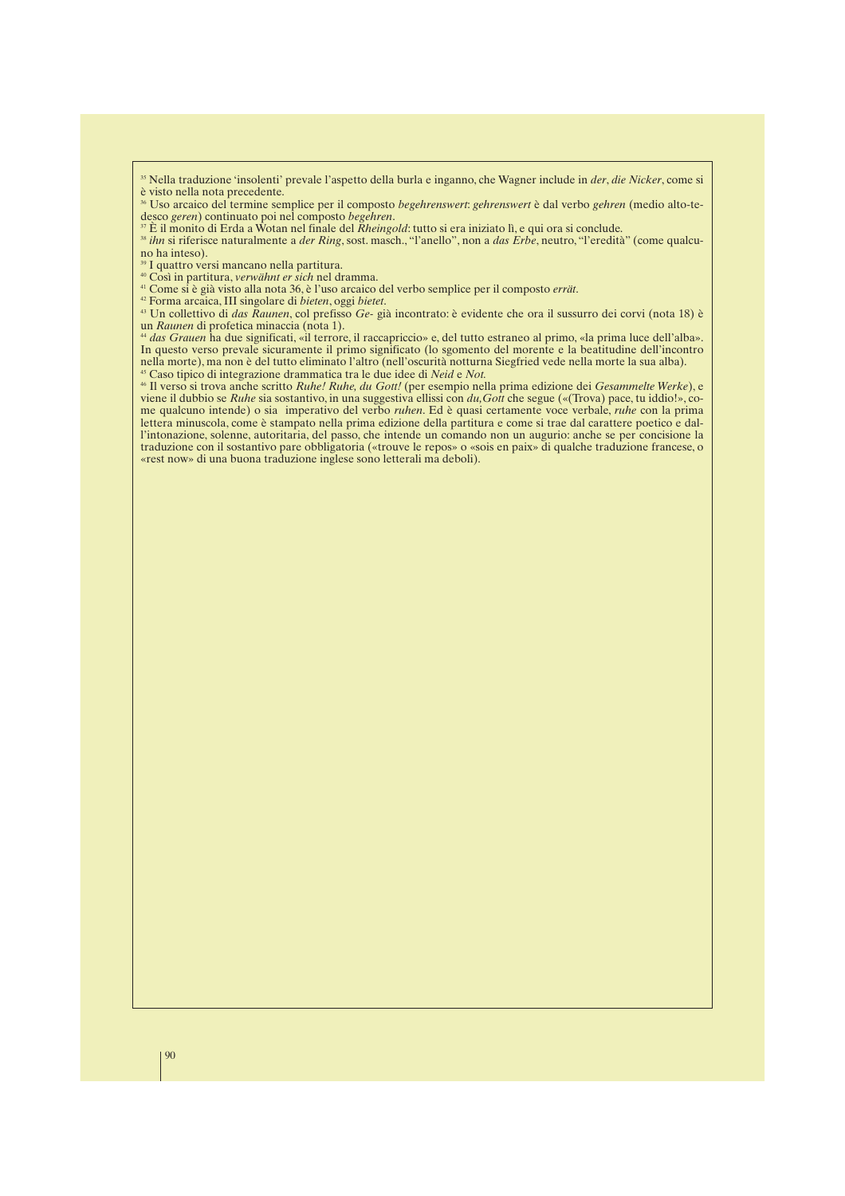[35] Nella traduzione 'insolenti' prevale l'aspetto della burla e inganno, che Wagner include in *der*, *die Nicker*, come si è visto nella nota precedente.
[36] Uso arcaico del termine semplice per il composto *begehrenswert*: *gehrenswert* è dal verbo *gehren* (medio alto-tedesco *geren*) continuato poi nel composto *begehren*.
[37] È il monito di Erda a Wotan nel finale del *Rheingold*: tutto si era iniziato lì, e qui ora si conclude.
[38] *ihn* si riferisce naturalmente a *der Ring*, sost. masch., "l'anello", non a *das Erbe*, neutro, "l'eredità" (come qualcuno ha inteso).
[39] I quattro versi mancano nella partitura.
[40] Così in partitura, *verwähnt er sich* nel dramma.
[41] Come si è già visto alla nota 36, è l'uso arcaico del verbo semplice per il composto *errät*.
[42] Forma arcaica, III singolare di *bieten*, oggi *bietet*.
[43] Un collettivo di *das Raunen*, col prefisso *Ge-* già incontrato: è evidente che ora il sussurro dei corvi (nota 18) è un *Raunen* di profetica minaccia (nota 1).
[44] *das Grauen* ha due significati, «il terrore, il raccapriccio» e, del tutto estraneo al primo, «la prima luce dell'alba». In questo verso prevale sicuramente il primo significato (lo sgomento del morente e la beatitudine dell'incontro nella morte), ma non è del tutto eliminato l'altro (nell'oscurità notturna Siegfried vede nella morte la sua alba).
[45] Caso tipico di integrazione drammatica tra le due idee di *Neid* e *Not*.
[46] Il verso si trova anche scritto *Ruhe! Ruhe, du Gott!* (per esempio nella prima edizione dei *Gesammelte Werke*), e viene il dubbio se *Ruhe* sia sostantivo, in una suggestiva ellissi con *du,Gott* che segue («(Trova) pace, tu iddio!», come qualcuno intende) o sia imperativo del verbo *ruhen*. Ed è quasi certamente voce verbale, *ruhe* con la prima lettera minuscola, come è stampato nella prima edizione della partitura e come si trae dal carattere poetico e dall'intonazione, solenne, autoritaria, del passo, che intende un comando non un augurio: anche se per concisione la traduzione con il sostantivo pare obbligatoria («trouve le repos» o «sois en paix» di qualche traduzione francese, o «rest now» di una buona traduzione inglese sono letterali ma deboli).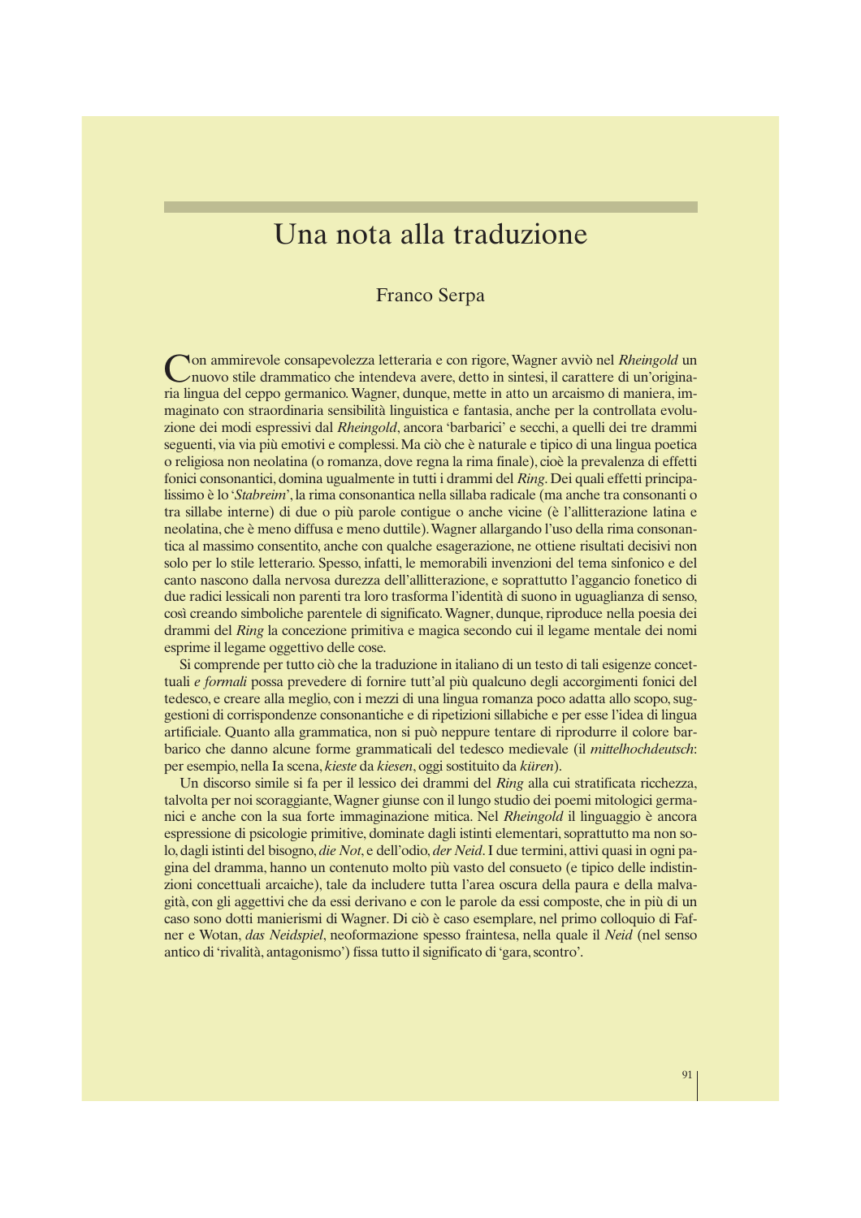# Una nota alla traduzione

Franco Serpa

Con ammirevole consapevolezza letteraria e con rigore, Wagner avviò nel *Rheingold* un nuovo stile drammatico che intendeva avere, detto in sintesi, il carattere di un'originaria lingua del ceppo germanico. Wagner, dunque, mette in atto un arcaismo di maniera, immaginato con straordinaria sensibilità linguistica e fantasia, anche per la controllata evoluzione dei modi espressivi dal *Rheingold*, ancora 'barbarici' e secchi, a quelli dei tre drammi seguenti, via via più emotivi e complessi. Ma ciò che è naturale e tipico di una lingua poetica o religiosa non neolatina (o romanza, dove regna la rima finale), cioè la prevalenza di effetti fonici consonantici, domina ugualmente in tutti i drammi del *Ring*. Dei quali effetti principalissimo è lo '*Stabreim*', la rima consonantica nella sillaba radicale (ma anche tra consonanti o tra sillabe interne) di due o più parole contigue o anche vicine (è l'allitterazione latina e neolatina, che è meno diffusa e meno duttile). Wagner allargando l'uso della rima consonantica al massimo consentito, anche con qualche esagerazione, ne ottiene risultati decisivi non solo per lo stile letterario. Spesso, infatti, le memorabili invenzioni del tema sinfonico e del canto nascono dalla nervosa durezza dell'allitterazione, e soprattutto l'aggancio fonetico di due radici lessicali non parenti tra loro trasforma l'identità di suono in uguaglianza di senso, così creando simboliche parentele di significato. Wagner, dunque, riproduce nella poesia dei drammi del *Ring* la concezione primitiva e magica secondo cui il legame mentale dei nomi esprime il legame oggettivo delle cose.

Si comprende per tutto ciò che la traduzione in italiano di un testo di tali esigenze concettuali *e formali* possa prevedere di fornire tutt'al più qualcuno degli accorgimenti fonici del tedesco, e creare alla meglio, con i mezzi di una lingua romanza poco adatta allo scopo, suggestioni di corrispondenze consonantiche e di ripetizioni sillabiche e per esse l'idea di lingua artificiale. Quanto alla grammatica, non si può neppure tentare di riprodurre il colore barbarico che danno alcune forme grammaticali del tedesco medievale (il *mittelhochdeutsch*: per esempio, nella Ia scena, *kieste* da *kiesen*, oggi sostituito da *küren*).

Un discorso simile si fa per il lessico dei drammi del *Ring* alla cui stratificata ricchezza, talvolta per noi scoraggiante, Wagner giunse con il lungo studio dei poemi mitologici germanici e anche con la sua forte immaginazione mitica. Nel *Rheingold* il linguaggio è ancora espressione di psicologie primitive, dominate dagli istinti elementari, soprattutto ma non solo, dagli istinti del bisogno, *die Not*, e dell'odio, *der Neid*. I due termini, attivi quasi in ogni pagina del dramma, hanno un contenuto molto più vasto del consueto (e tipico delle indistinzioni concettuali arcaiche), tale da includere tutta l'area oscura della paura e della malvagità, con gli aggettivi che da essi derivano e con le parole da essi composte, che in più di un caso sono dotti manierismi di Wagner. Di ciò è caso esemplare, nel primo colloquio di Fafner e Wotan, *das Neidspiel*, neoformazione spesso fraintesa, nella quale il *Neid* (nel senso antico di 'rivalità, antagonismo') fissa tutto il significato di 'gara, scontro'.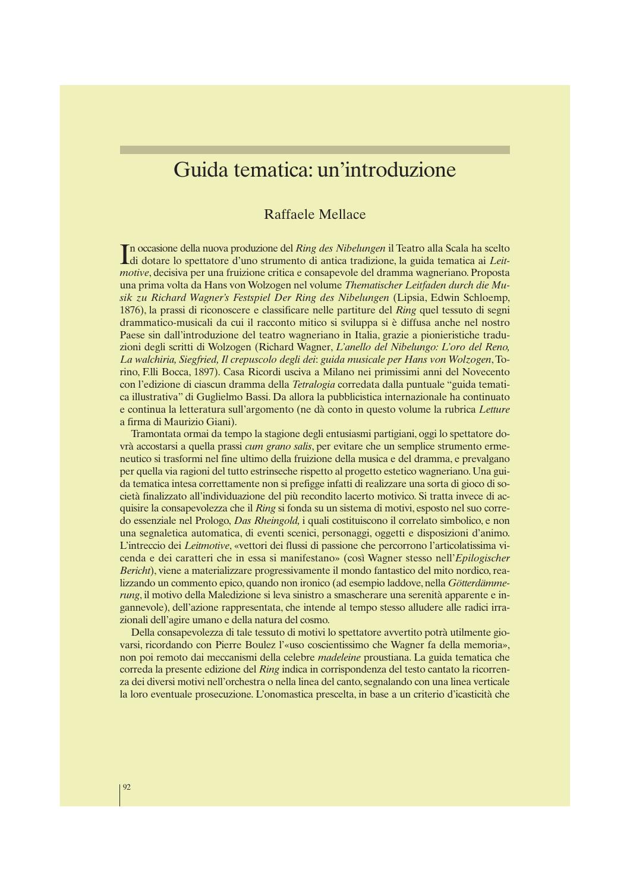# Guida tematica: un'introduzione

Raffaele Mellace

In occasione della nuova produzione del *Ring des Nibelungen* il Teatro alla Scala ha scelto di dotare lo spettatore d'uno strumento di antica tradizione, la guida tematica ai *Leitmotive*, decisiva per una fruizione critica e consapevole del dramma wagneriano. Proposta una prima volta da Hans von Wolzogen nel volume *Thematischer Leitfaden durch die Musik zu Richard Wagner's Festspiel Der Ring des Nibelungen* (Lipsia, Edwin Schloemp, 1876), la prassi di riconoscere e classificare nelle partiture del *Ring* quel tessuto di segni drammatico-musicali da cui il racconto mitico si sviluppa si è diffusa anche nel nostro Paese sin dall'introduzione del teatro wagneriano in Italia, grazie a pionieristiche traduzioni degli scritti di Wolzogen (Richard Wagner, *L'anello del Nibelungo: L'oro del Reno, La walchiria, Siegfried, Il crepuscolo degli dei*: *guida musicale per Hans von Wolzogen*, Torino, F.lli Bocca, 1897). Casa Ricordi usciva a Milano nei primissimi anni del Novecento con l'edizione di ciascun dramma della *Tetralogia* corredata dalla puntuale "guida tematica illustrativa" di Guglielmo Bassi. Da allora la pubblicistica internazionale ha continuato e continua la letteratura sull'argomento (ne dà conto in questo volume la rubrica *Letture* a firma di Maurizio Giani).

Tramontata ormai da tempo la stagione degli entusiasmi partigiani, oggi lo spettatore dovrà accostarsi a quella prassi *cum grano salis*, per evitare che un semplice strumento ermeneutico si trasformi nel fine ultimo della fruizione della musica e del dramma, e prevalgano per quella via ragioni del tutto estrinseche rispetto al progetto estetico wagneriano. Una guida tematica intesa correttamente non si prefigge infatti di realizzare una sorta di gioco di società finalizzato all'individuazione del più recondito lacerto motivico. Si tratta invece di acquisire la consapevolezza che il *Ring* si fonda su un sistema di motivi, esposto nel suo corredo essenziale nel Prologo, *Das Rheingold,* i quali costituiscono il correlato simbolico, e non una segnaletica automatica, di eventi scenici, personaggi, oggetti e disposizioni d'animo. L'intreccio dei *Leitmotive*, «vettori dei flussi di passione che percorrono l'articolatissima vicenda e dei caratteri che in essa si manifestano» (così Wagner stesso nell'*Epilogischer Bericht*), viene a materializzare progressivamente il mondo fantastico del mito nordico, realizzando un commento epico, quando non ironico (ad esempio laddove, nella *Götterdämmerung*, il motivo della Maledizione si leva sinistro a smascherare una serenità apparente e ingannevole), dell'azione rappresentata, che intende al tempo stesso alludere alle radici irrazionali dell'agire umano e della natura del cosmo.

Della consapevolezza di tale tessuto di motivi lo spettatore avvertito potrà utilmente giovarsi, ricordando con Pierre Boulez l'«uso coscientissimo che Wagner fa della memoria», non poi remoto dai meccanismi della celebre *madeleine* proustiana. La guida tematica che correda la presente edizione del *Ring* indica in corrispondenza del testo cantato la ricorrenza dei diversi motivi nell'orchestra o nella linea del canto, segnalando con una linea verticale la loro eventuale prosecuzione. L'onomastica prescelta, in base a un criterio d'icasticità che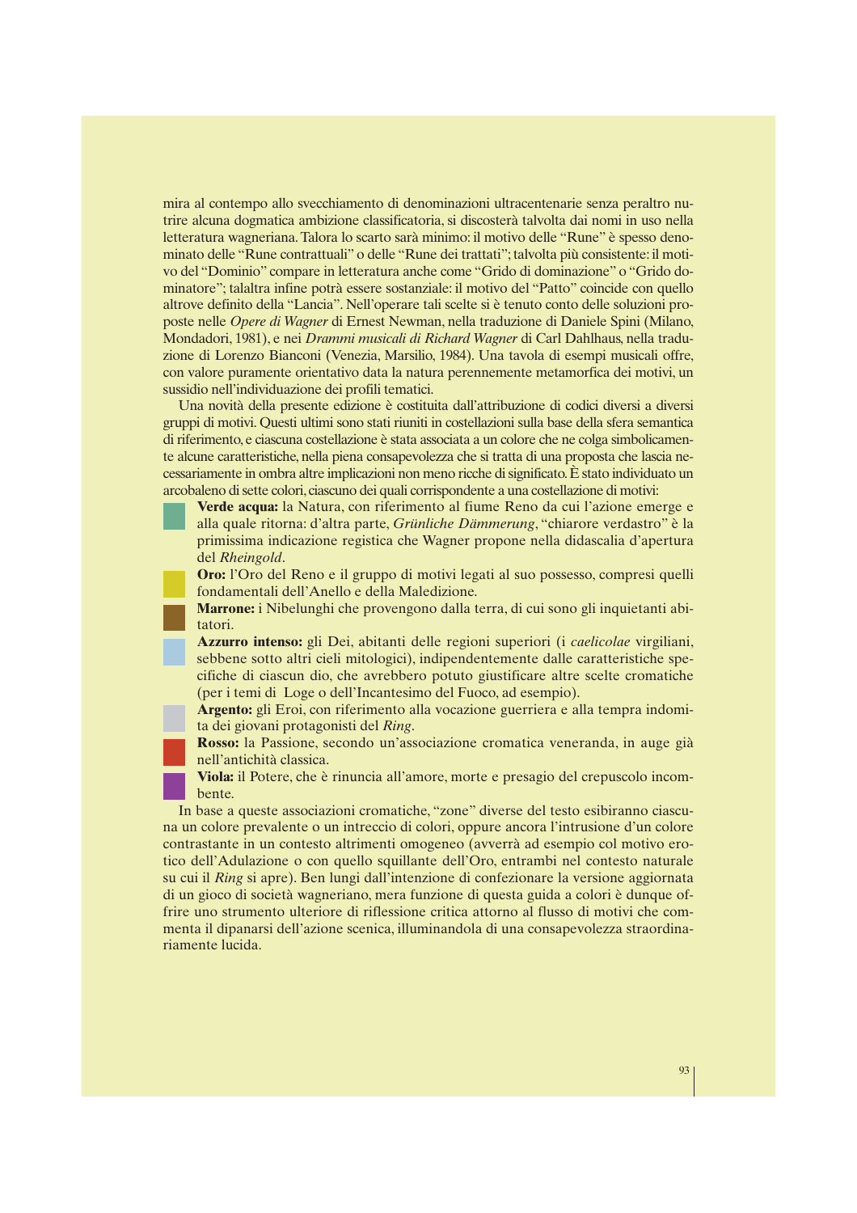mira al contempo allo svecchiamento di denominazioni ultracentenarie senza peraltro nutrire alcuna dogmatica ambizione classificatoria, si discosterà talvolta dai nomi in uso nella letteratura wagneriana. Talora lo scarto sarà minimo: il motivo delle "Rune" è spesso denominato delle "Rune contrattuali" o delle "Rune dei trattati"; talvolta più consistente: il motivo del "Dominio" compare in letteratura anche come "Grido di dominazione" o "Grido dominatore"; talaltra infine potrà essere sostanziale: il motivo del "Patto" coincide con quello altrove definito della "Lancia". Nell'operare tali scelte si è tenuto conto delle soluzioni proposte nelle *Opere di Wagner* di Ernest Newman, nella traduzione di Daniele Spini (Milano, Mondadori, 1981), e nei *Drammi musicali di Richard Wagner* di Carl Dahlhaus, nella traduzione di Lorenzo Bianconi (Venezia, Marsilio, 1984). Una tavola di esempi musicali offre, con valore puramente orientativo data la natura perennemente metamorfica dei motivi, un sussidio nell'individuazione dei profili tematici.

Una novità della presente edizione è costituita dall'attribuzione di codici diversi a diversi gruppi di motivi. Questi ultimi sono stati riuniti in costellazioni sulla base della sfera semantica di riferimento, e ciascuna costellazione è stata associata a un colore che ne colga simbolicamente alcune caratteristiche, nella piena consapevolezza che si tratta di una proposta che lascia necessariamente in ombra altre implicazioni non meno ricche di significato. È stato individuato un arcobaleno di sette colori, ciascuno dei quali corrispondente a una costellazione di motivi:

- **Verde acqua:** la Natura, con riferimento al fiume Reno da cui l'azione emerge e alla quale ritorna: d'altra parte, *Grünliche Dämmerung*, "chiarore verdastro" è la primissima indicazione registica che Wagner propone nella didascalia d'apertura del *Rheingold*.
- **Oro:** l'Oro del Reno e il gruppo di motivi legati al suo possesso, compresi quelli fondamentali dell'Anello e della Maledizione.
- **Marrone:** i Nibelunghi che provengono dalla terra, di cui sono gli inquietanti abitatori.
- **Azzurro intenso:** gli Dei, abitanti delle regioni superiori (i *caelicolae* virgiliani, sebbene sotto altri cieli mitologici), indipendentemente dalle caratteristiche specifiche di ciascun dio, che avrebbero potuto giustificare altre scelte cromatiche (per i temi di Loge o dell'Incantesimo del Fuoco, ad esempio).
- **Argento:** gli Eroi, con riferimento alla vocazione guerriera e alla tempra indomita dei giovani protagonisti del *Ring*.
- **Rosso:** la Passione, secondo un'associazione cromatica veneranda, in auge già nell'antichità classica.
- **Viola:** il Potere, che è rinuncia all'amore, morte e presagio del crepuscolo incombente.

In base a queste associazioni cromatiche, "zone" diverse del testo esibiranno ciascuna un colore prevalente o un intreccio di colori, oppure ancora l'intrusione d'un colore contrastante in un contesto altrimenti omogeneo (avverrà ad esempio col motivo erotico dell'Adulazione o con quello squillante dell'Oro, entrambi nel contesto naturale su cui il *Ring* si apre). Ben lungi dall'intenzione di confezionare la versione aggiornata di un gioco di società wagneriano, mera funzione di questa guida a colori è dunque offrire uno strumento ulteriore di riflessione critica attorno al flusso di motivi che commenta il dipanarsi dell'azione scenica, illuminandola di una consapevolezza straordinariamente lucida.